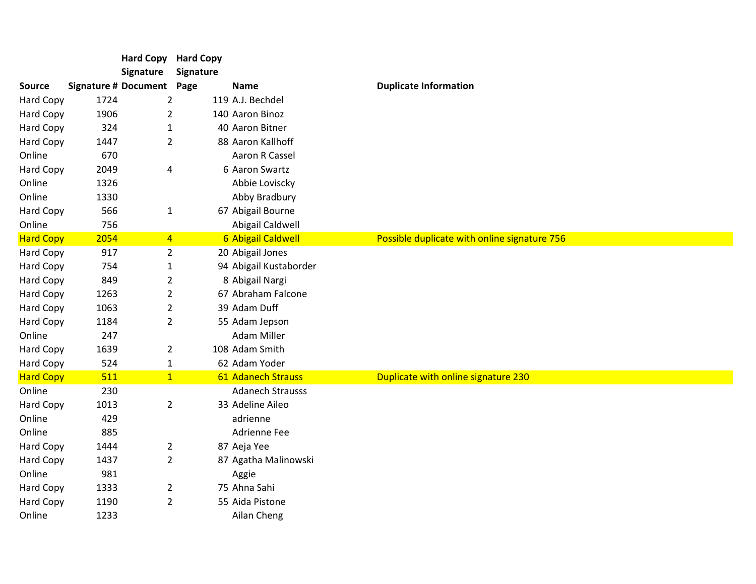| Source | Signature # | Hard Copy Signature Document | Hard Copy Signature Page | Name | Duplicate Information |
|---|---|---|---|---|---|
| Hard Copy | 1724 | 2 | 119 | A.J. Bechdel | |
| Hard Copy | 1906 | 2 | 140 | Aaron Binoz | |
| Hard Copy | 324 | 1 | 40 | Aaron Bitner | |
| Hard Copy | 1447 | 2 | 88 | Aaron Kallhoff | |
| Online | 670 | | | Aaron R Cassel | |
| Hard Copy | 2049 | 4 | 6 | Aaron Swartz | |
| Online | 1326 | | | Abbie Loviscky | |
| Online | 1330 | | | Abby Bradbury | |
| Hard Copy | 566 | 1 | 67 | Abigail Bourne | |
| Online | 756 | | | Abigail Caldwell | |
| Hard Copy | 2054 | 4 | 6 | Abigail Caldwell | Possible duplicate with online signature 756 |
| Hard Copy | 917 | 2 | 20 | Abigail Jones | |
| Hard Copy | 754 | 1 | 94 | Abigail Kustaborder | |
| Hard Copy | 849 | 2 | 8 | Abigail Nargi | |
| Hard Copy | 1263 | 2 | 67 | Abraham Falcone | |
| Hard Copy | 1063 | 2 | 39 | Adam Duff | |
| Hard Copy | 1184 | 2 | 55 | Adam Jepson | |
| Online | 247 | | | Adam Miller | |
| Hard Copy | 1639 | 2 | 108 | Adam Smith | |
| Hard Copy | 524 | 1 | 62 | Adam Yoder | |
| Hard Copy | 511 | 1 | 61 | Adanech Strauss | Duplicate with online signature 230 |
| Online | 230 | | | Adanech Strausss | |
| Hard Copy | 1013 | 2 | 33 | Adeline Aileo | |
| Online | 429 | | | adrienne | |
| Online | 885 | | | Adrienne Fee | |
| Hard Copy | 1444 | 2 | 87 | Aeja Yee | |
| Hard Copy | 1437 | 2 | 87 | Agatha Malinowski | |
| Online | 981 | | | Aggie | |
| Hard Copy | 1333 | 2 | 75 | Ahna Sahi | |
| Hard Copy | 1190 | 2 | 55 | Aida Pistone | |
| Online | 1233 | | | Ailan Cheng | |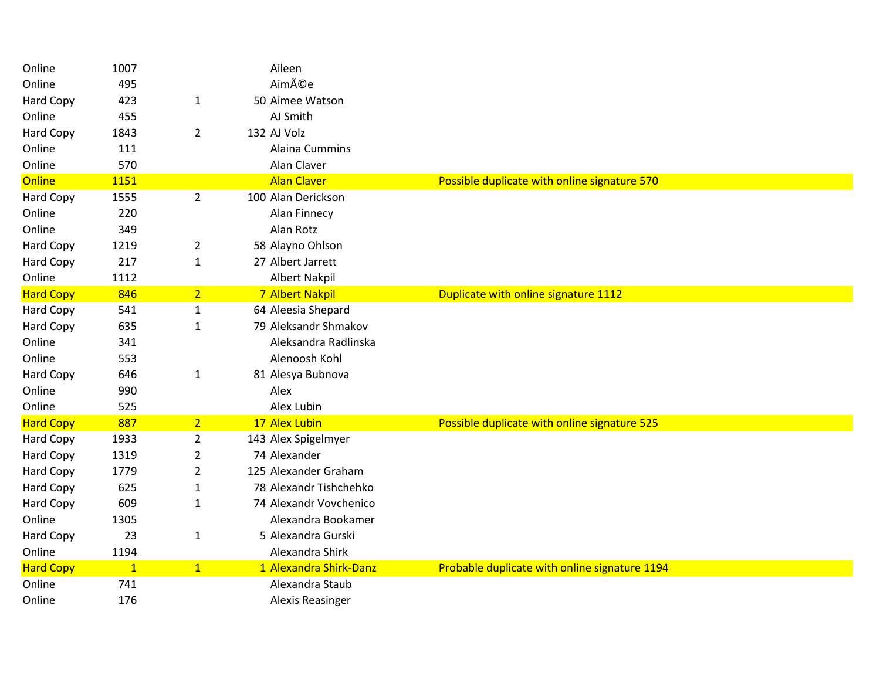| | | | | | |
|---|---|---|---|---|---|
| Online | 1007 | | | Aileen | |
| Online | 495 | | | AimÃ©e | |
| Hard Copy | 423 | 1 | 50 | Aimee Watson | |
| Online | 455 | | | AJ Smith | |
| Hard Copy | 1843 | 2 | 132 | AJ Volz | |
| Online | 111 | | | Alaina Cummins | |
| Online | 570 | | | Alan Claver | |
| Online | 1151 | | | Alan Claver | Possible duplicate with online signature 570 |
| Hard Copy | 1555 | 2 | 100 | Alan Derickson | |
| Online | 220 | | | Alan Finnecy | |
| Online | 349 | | | Alan Rotz | |
| Hard Copy | 1219 | 2 | 58 | Alayno Ohlson | |
| Hard Copy | 217 | 1 | 27 | Albert Jarrett | |
| Online | 1112 | | | Albert Nakpil | |
| Hard Copy | 846 | 2 | 7 | Albert Nakpil | Duplicate with online signature 1112 |
| Hard Copy | 541 | 1 | 64 | Aleesia Shepard | |
| Hard Copy | 635 | 1 | 79 | Aleksandr Shmakov | |
| Online | 341 | | | Aleksandra Radlinska | |
| Online | 553 | | | Alenoosh Kohl | |
| Hard Copy | 646 | 1 | 81 | Alesya Bubnova | |
| Online | 990 | | | Alex | |
| Online | 525 | | | Alex Lubin | |
| Hard Copy | 887 | 2 | 17 | Alex Lubin | Possible duplicate with online signature 525 |
| Hard Copy | 1933 | 2 | 143 | Alex Spigelmyer | |
| Hard Copy | 1319 | 2 | 74 | Alexander | |
| Hard Copy | 1779 | 2 | 125 | Alexander Graham | |
| Hard Copy | 625 | 1 | 78 | Alexandr Tishchehko | |
| Hard Copy | 609 | 1 | 74 | Alexandr Vovchenico | |
| Online | 1305 | | | Alexandra Bookamer | |
| Hard Copy | 23 | 1 | 5 | Alexandra Gurski | |
| Online | 1194 | | | Alexandra Shirk | |
| Hard Copy | 1 | 1 | 1 | Alexandra Shirk-Danz | Probable duplicate with online signature 1194 |
| Online | 741 | | | Alexandra Staub | |
| Online | 176 | | | Alexis Reasinger | |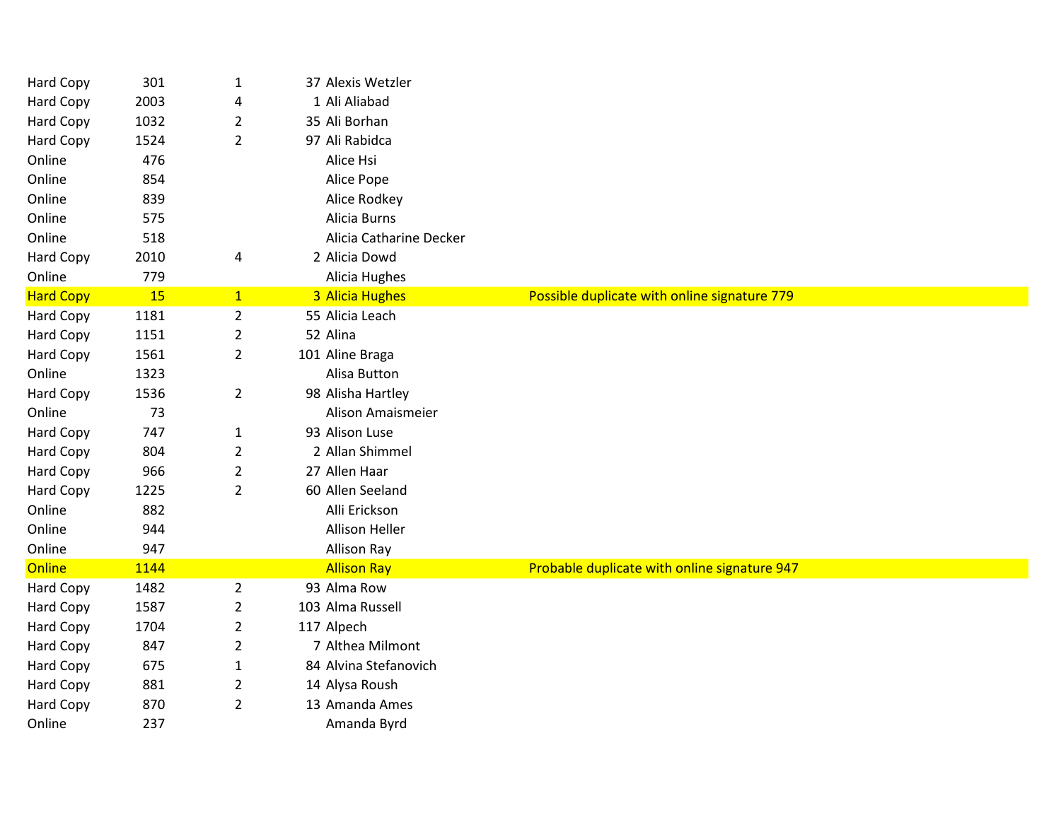| | | | | | |
|---|---|---|---|---|---|
| Hard Copy | 301 | 1 | 37 | Alexis Wetzler | |
| Hard Copy | 2003 | 4 | 1 | Ali Aliabad | |
| Hard Copy | 1032 | 2 | 35 | Ali Borhan | |
| Hard Copy | 1524 | 2 | 97 | Ali Rabidca | |
| Online | 476 | | | Alice Hsi | |
| Online | 854 | | | Alice Pope | |
| Online | 839 | | | Alice Rodkey | |
| Online | 575 | | | Alicia Burns | |
| Online | 518 | | | Alicia Catharine Decker | |
| Hard Copy | 2010 | 4 | 2 | Alicia Dowd | |
| Online | 779 | | | Alicia Hughes | |
| Hard Copy | 15 | 1 | 3 | Alicia Hughes | Possible duplicate with online signature 779 |
| Hard Copy | 1181 | 2 | 55 | Alicia Leach | |
| Hard Copy | 1151 | 2 | 52 | Alina | |
| Hard Copy | 1561 | 2 | 101 | Aline Braga | |
| Online | 1323 | | | Alisa Button | |
| Hard Copy | 1536 | 2 | 98 | Alisha Hartley | |
| Online | 73 | | | Alison Amaismeier | |
| Hard Copy | 747 | 1 | 93 | Alison Luse | |
| Hard Copy | 804 | 2 | 2 | Allan Shimmel | |
| Hard Copy | 966 | 2 | 27 | Allen Haar | |
| Hard Copy | 1225 | 2 | 60 | Allen Seeland | |
| Online | 882 | | | Alli Erickson | |
| Online | 944 | | | Allison Heller | |
| Online | 947 | | | Allison Ray | |
| Online | 1144 | | | Allison Ray | Probable duplicate with online signature 947 |
| Hard Copy | 1482 | 2 | 93 | Alma Row | |
| Hard Copy | 1587 | 2 | 103 | Alma Russell | |
| Hard Copy | 1704 | 2 | 117 | Alpech | |
| Hard Copy | 847 | 2 | 7 | Althea Milmont | |
| Hard Copy | 675 | 1 | 84 | Alvina Stefanovich | |
| Hard Copy | 881 | 2 | 14 | Alysa Roush | |
| Hard Copy | 870 | 2 | 13 | Amanda Ames | |
| Online | 237 | | | Amanda Byrd | |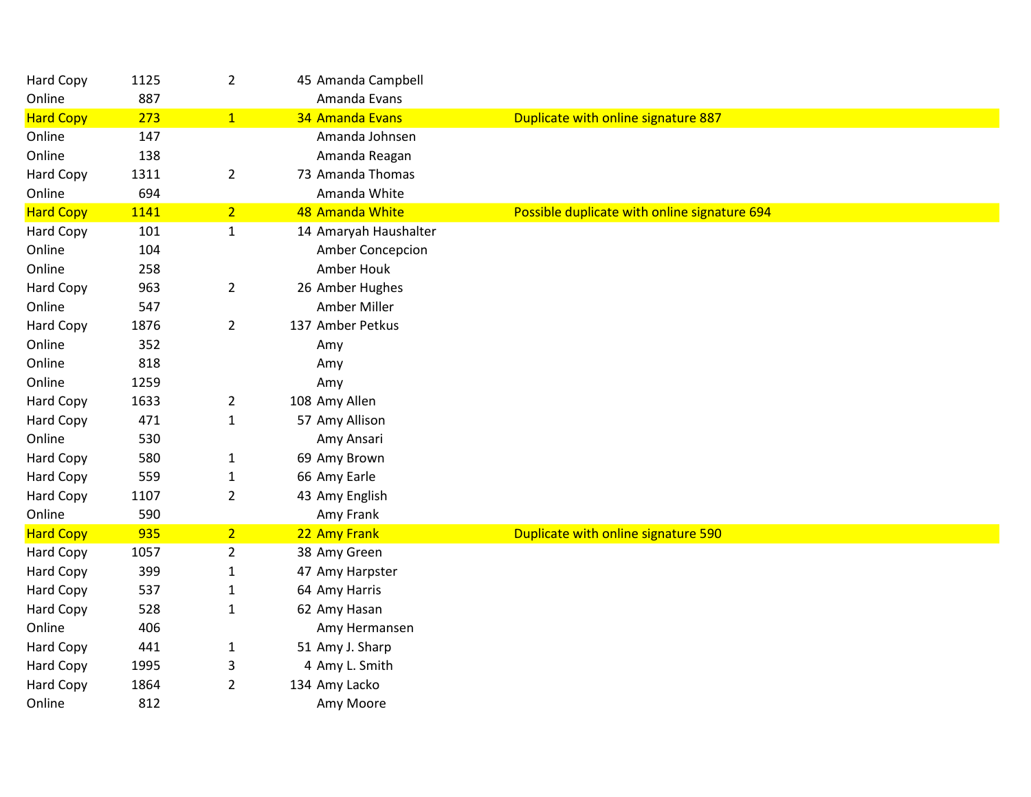| | | | | | |
|---|---|---|---|---|---|
| Hard Copy | 1125 | 2 | 45 | Amanda Campbell | |
| Online | 887 | | | Amanda Evans | |
| Hard Copy | 273 | 1 | 34 | Amanda Evans | Duplicate with online signature 887 |
| Online | 147 | | | Amanda Johnsen | |
| Online | 138 | | | Amanda Reagan | |
| Hard Copy | 1311 | 2 | 73 | Amanda Thomas | |
| Online | 694 | | | Amanda White | |
| Hard Copy | 1141 | 2 | 48 | Amanda White | Possible duplicate with online signature 694 |
| Hard Copy | 101 | 1 | 14 | Amaryah Haushalter | |
| Online | 104 | | | Amber Concepcion | |
| Online | 258 | | | Amber Houk | |
| Hard Copy | 963 | 2 | 26 | Amber Hughes | |
| Online | 547 | | | Amber Miller | |
| Hard Copy | 1876 | 2 | 137 | Amber Petkus | |
| Online | 352 | | | Amy | |
| Online | 818 | | | Amy | |
| Online | 1259 | | | Amy | |
| Hard Copy | 1633 | 2 | 108 | Amy Allen | |
| Hard Copy | 471 | 1 | 57 | Amy Allison | |
| Online | 530 | | | Amy Ansari | |
| Hard Copy | 580 | 1 | 69 | Amy Brown | |
| Hard Copy | 559 | 1 | 66 | Amy Earle | |
| Hard Copy | 1107 | 2 | 43 | Amy English | |
| Online | 590 | | | Amy Frank | |
| Hard Copy | 935 | 2 | 22 | Amy Frank | Duplicate with online signature 590 |
| Hard Copy | 1057 | 2 | 38 | Amy Green | |
| Hard Copy | 399 | 1 | 47 | Amy Harpster | |
| Hard Copy | 537 | 1 | 64 | Amy Harris | |
| Hard Copy | 528 | 1 | 62 | Amy Hasan | |
| Online | 406 | | | Amy Hermansen | |
| Hard Copy | 441 | 1 | 51 | Amy J. Sharp | |
| Hard Copy | 1995 | 3 | 4 | Amy L. Smith | |
| Hard Copy | 1864 | 2 | 134 | Amy Lacko | |
| Online | 812 | | | Amy Moore | |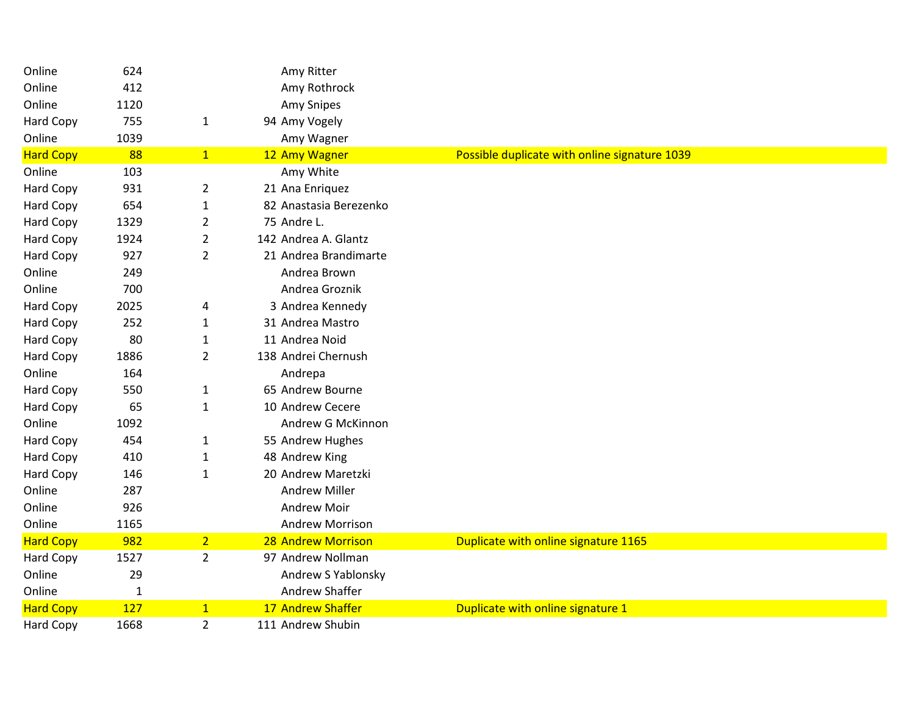| | | | | | |
|---|---|---|---|---|---|
| Online | 624 | | | Amy Ritter | |
| Online | 412 | | | Amy Rothrock | |
| Online | 1120 | | | Amy Snipes | |
| Hard Copy | 755 | 1 | 94 | Amy Vogely | |
| Online | 1039 | | | Amy Wagner | |
| Hard Copy | 88 | 1 | 12 | Amy Wagner | Possible duplicate with online signature 1039 |
| Online | 103 | | | Amy White | |
| Hard Copy | 931 | 2 | 21 | Ana Enriquez | |
| Hard Copy | 654 | 1 | 82 | Anastasia Berezenko | |
| Hard Copy | 1329 | 2 | 75 | Andre L. | |
| Hard Copy | 1924 | 2 | 142 | Andrea A. Glantz | |
| Hard Copy | 927 | 2 | 21 | Andrea Brandimarte | |
| Online | 249 | | | Andrea Brown | |
| Online | 700 | | | Andrea Groznik | |
| Hard Copy | 2025 | 4 | 3 | Andrea Kennedy | |
| Hard Copy | 252 | 1 | 31 | Andrea Mastro | |
| Hard Copy | 80 | 1 | 11 | Andrea Noid | |
| Hard Copy | 1886 | 2 | 138 | Andrei Chernush | |
| Online | 164 | | | Andrepa | |
| Hard Copy | 550 | 1 | 65 | Andrew Bourne | |
| Hard Copy | 65 | 1 | 10 | Andrew Cecere | |
| Online | 1092 | | | Andrew G McKinnon | |
| Hard Copy | 454 | 1 | 55 | Andrew Hughes | |
| Hard Copy | 410 | 1 | 48 | Andrew King | |
| Hard Copy | 146 | 1 | 20 | Andrew Maretzki | |
| Online | 287 | | | Andrew Miller | |
| Online | 926 | | | Andrew Moir | |
| Online | 1165 | | | Andrew Morrison | |
| Hard Copy | 982 | 2 | 28 | Andrew Morrison | Duplicate with online signature 1165 |
| Hard Copy | 1527 | 2 | 97 | Andrew Nollman | |
| Online | 29 | | | Andrew S Yablonsky | |
| Online | 1 | | | Andrew Shaffer | |
| Hard Copy | 127 | 1 | 17 | Andrew Shaffer | Duplicate with online signature 1 |
| Hard Copy | 1668 | 2 | 111 | Andrew Shubin | |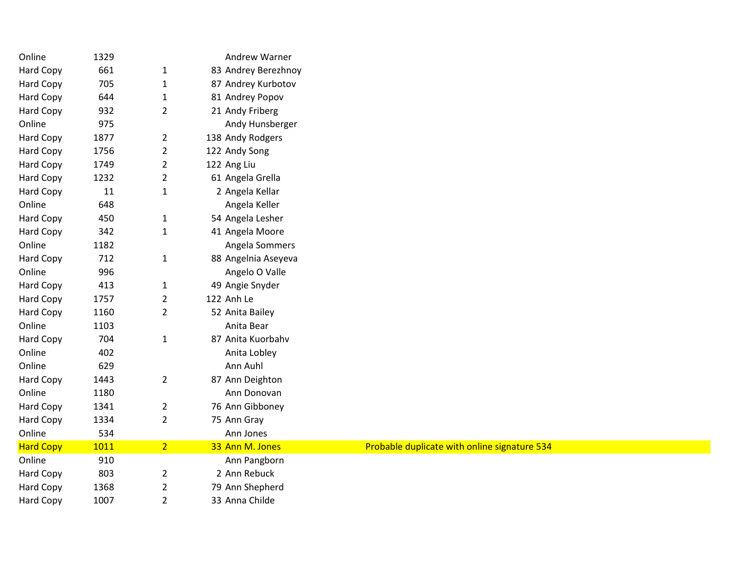| | | | | | |
|---|---|---|---|---|---|
| Online | 1329 | | | Andrew Warner | |
| Hard Copy | 661 | 1 | 83 | Andrey Berezhnoy | |
| Hard Copy | 705 | 1 | 87 | Andrey Kurbotov | |
| Hard Copy | 644 | 1 | 81 | Andrey Popov | |
| Hard Copy | 932 | 2 | 21 | Andy Friberg | |
| Online | 975 | | | Andy Hunsberger | |
| Hard Copy | 1877 | 2 | 138 | Andy Rodgers | |
| Hard Copy | 1756 | 2 | 122 | Andy Song | |
| Hard Copy | 1749 | 2 | 122 | Ang Liu | |
| Hard Copy | 1232 | 2 | 61 | Angela Grella | |
| Hard Copy | 11 | 1 | 2 | Angela Kellar | |
| Online | 648 | | | Angela Keller | |
| Hard Copy | 450 | 1 | 54 | Angela Lesher | |
| Hard Copy | 342 | 1 | 41 | Angela Moore | |
| Online | 1182 | | | Angela Sommers | |
| Hard Copy | 712 | 1 | 88 | Angelnia Aseyeva | |
| Online | 996 | | | Angelo O Valle | |
| Hard Copy | 413 | 1 | 49 | Angie Snyder | |
| Hard Copy | 1757 | 2 | 122 | Anh Le | |
| Hard Copy | 1160 | 2 | 52 | Anita Bailey | |
| Online | 1103 | | | Anita Bear | |
| Hard Copy | 704 | 1 | 87 | Anita Kuorbahv | |
| Online | 402 | | | Anita Lobley | |
| Online | 629 | | | Ann Auhl | |
| Hard Copy | 1443 | 2 | 87 | Ann Deighton | |
| Online | 1180 | | | Ann Donovan | |
| Hard Copy | 1341 | 2 | 76 | Ann Gibboney | |
| Hard Copy | 1334 | 2 | 75 | Ann Gray | |
| Online | 534 | | | Ann Jones | |
| Hard Copy | 1011 | 2 | 33 | Ann M. Jones | Probable duplicate with online signature 534 |
| Online | 910 | | | Ann Pangborn | |
| Hard Copy | 803 | 2 | 2 | Ann Rebuck | |
| Hard Copy | 1368 | 2 | 79 | Ann Shepherd | |
| Hard Copy | 1007 | 2 | 33 | Anna Childe | |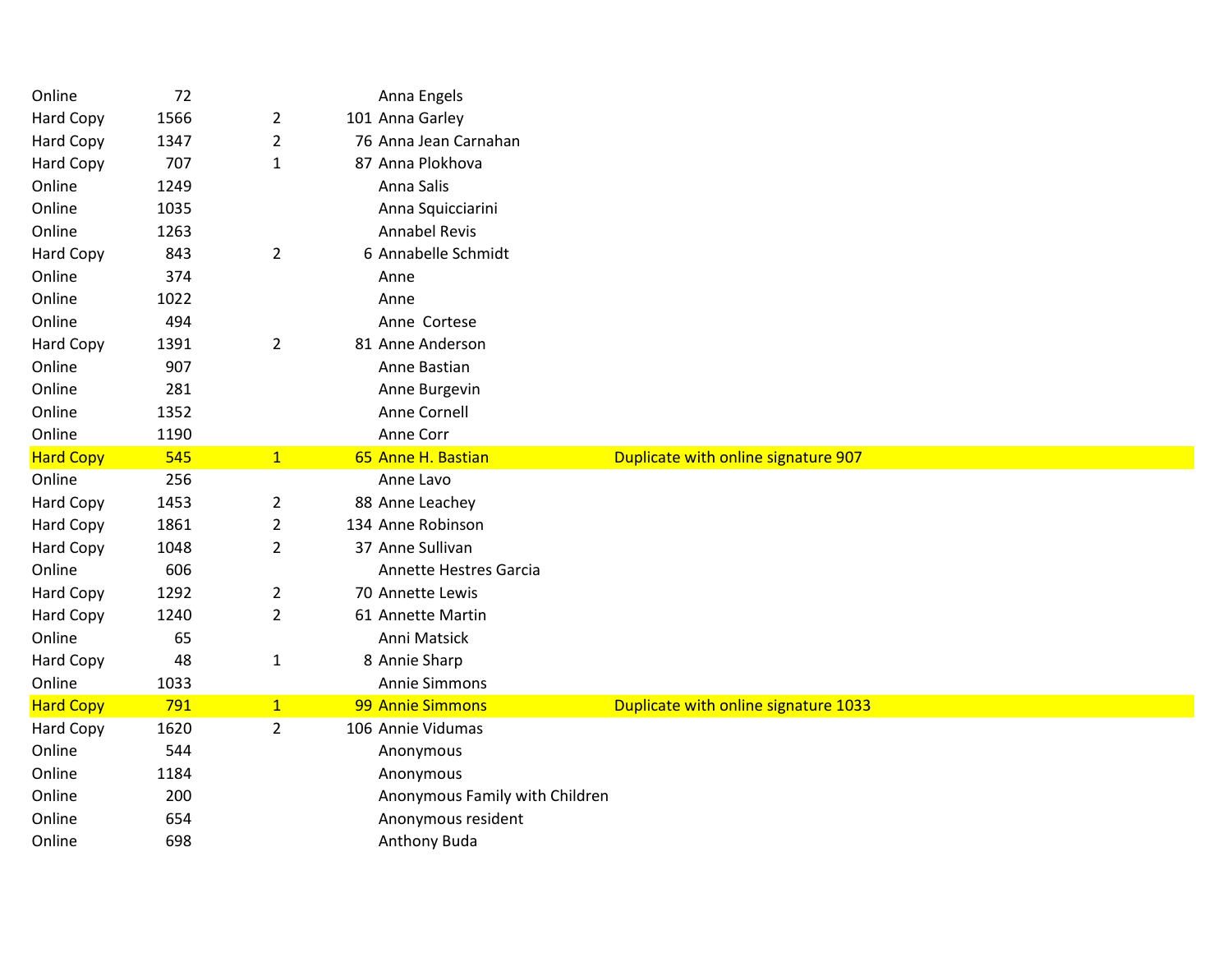| | | | | | |
|---|---|---|---|---|---|
| Online | 72 | | | Anna Engels | |
| Hard Copy | 1566 | 2 | 101 | Anna Garley | |
| Hard Copy | 1347 | 2 | 76 | Anna Jean Carnahan | |
| Hard Copy | 707 | 1 | 87 | Anna Plokhova | |
| Online | 1249 | | | Anna Salis | |
| Online | 1035 | | | Anna Squicciarini | |
| Online | 1263 | | | Annabel Revis | |
| Hard Copy | 843 | 2 | 6 | Annabelle Schmidt | |
| Online | 374 | | | Anne | |
| Online | 1022 | | | Anne | |
| Online | 494 | | | Anne  Cortese | |
| Hard Copy | 1391 | 2 | 81 | Anne Anderson | |
| Online | 907 | | | Anne Bastian | |
| Online | 281 | | | Anne Burgevin | |
| Online | 1352 | | | Anne Cornell | |
| Online | 1190 | | | Anne Corr | |
| Hard Copy | 545 | 1 | 65 | Anne H. Bastian | Duplicate with online signature 907 |
| Online | 256 | | | Anne Lavo | |
| Hard Copy | 1453 | 2 | 88 | Anne Leachey | |
| Hard Copy | 1861 | 2 | 134 | Anne Robinson | |
| Hard Copy | 1048 | 2 | 37 | Anne Sullivan | |
| Online | 606 | | | Annette Hestres Garcia | |
| Hard Copy | 1292 | 2 | 70 | Annette Lewis | |
| Hard Copy | 1240 | 2 | 61 | Annette Martin | |
| Online | 65 | | | Anni Matsick | |
| Hard Copy | 48 | 1 | 8 | Annie Sharp | |
| Online | 1033 | | | Annie Simmons | |
| Hard Copy | 791 | 1 | 99 | Annie Simmons | Duplicate with online signature 1033 |
| Hard Copy | 1620 | 2 | 106 | Annie Vidumas | |
| Online | 544 | | | Anonymous | |
| Online | 1184 | | | Anonymous | |
| Online | 200 | | | Anonymous Family with Children | |
| Online | 654 | | | Anonymous resident | |
| Online | 698 | | | Anthony Buda | |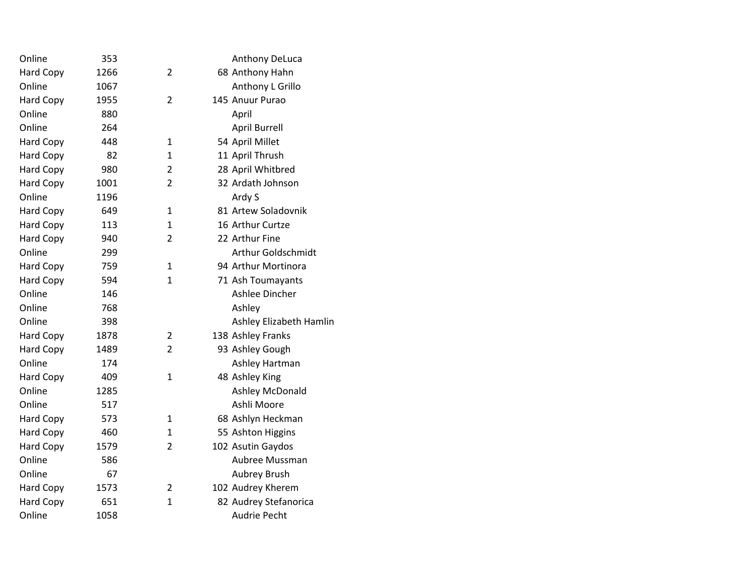| | | | | |
|---|---|---|---|---|
| Online | 353 | | | Anthony DeLuca |
| Hard Copy | 1266 | 2 | 68 | Anthony Hahn |
| Online | 1067 | | | Anthony L Grillo |
| Hard Copy | 1955 | 2 | 145 | Anuur Purao |
| Online | 880 | | | April |
| Online | 264 | | | April Burrell |
| Hard Copy | 448 | 1 | 54 | April Millet |
| Hard Copy | 82 | 1 | 11 | April Thrush |
| Hard Copy | 980 | 2 | 28 | April Whitbred |
| Hard Copy | 1001 | 2 | 32 | Ardath Johnson |
| Online | 1196 | | | Ardy S |
| Hard Copy | 649 | 1 | 81 | Artew Soladovnik |
| Hard Copy | 113 | 1 | 16 | Arthur Curtze |
| Hard Copy | 940 | 2 | 22 | Arthur Fine |
| Online | 299 | | | Arthur Goldschmidt |
| Hard Copy | 759 | 1 | 94 | Arthur Mortinora |
| Hard Copy | 594 | 1 | 71 | Ash Toumayants |
| Online | 146 | | | Ashlee Dincher |
| Online | 768 | | | Ashley |
| Online | 398 | | | Ashley Elizabeth Hamlin |
| Hard Copy | 1878 | 2 | 138 | Ashley Franks |
| Hard Copy | 1489 | 2 | 93 | Ashley Gough |
| Online | 174 | | | Ashley Hartman |
| Hard Copy | 409 | 1 | 48 | Ashley King |
| Online | 1285 | | | Ashley McDonald |
| Online | 517 | | | Ashli Moore |
| Hard Copy | 573 | 1 | 68 | Ashlyn Heckman |
| Hard Copy | 460 | 1 | 55 | Ashton Higgins |
| Hard Copy | 1579 | 2 | 102 | Asutin Gaydos |
| Online | 586 | | | Aubree Mussman |
| Online | 67 | | | Aubrey Brush |
| Hard Copy | 1573 | 2 | 102 | Audrey Kherem |
| Hard Copy | 651 | 1 | 82 | Audrey Stefanorica |
| Online | 1058 | | | Audrie Pecht |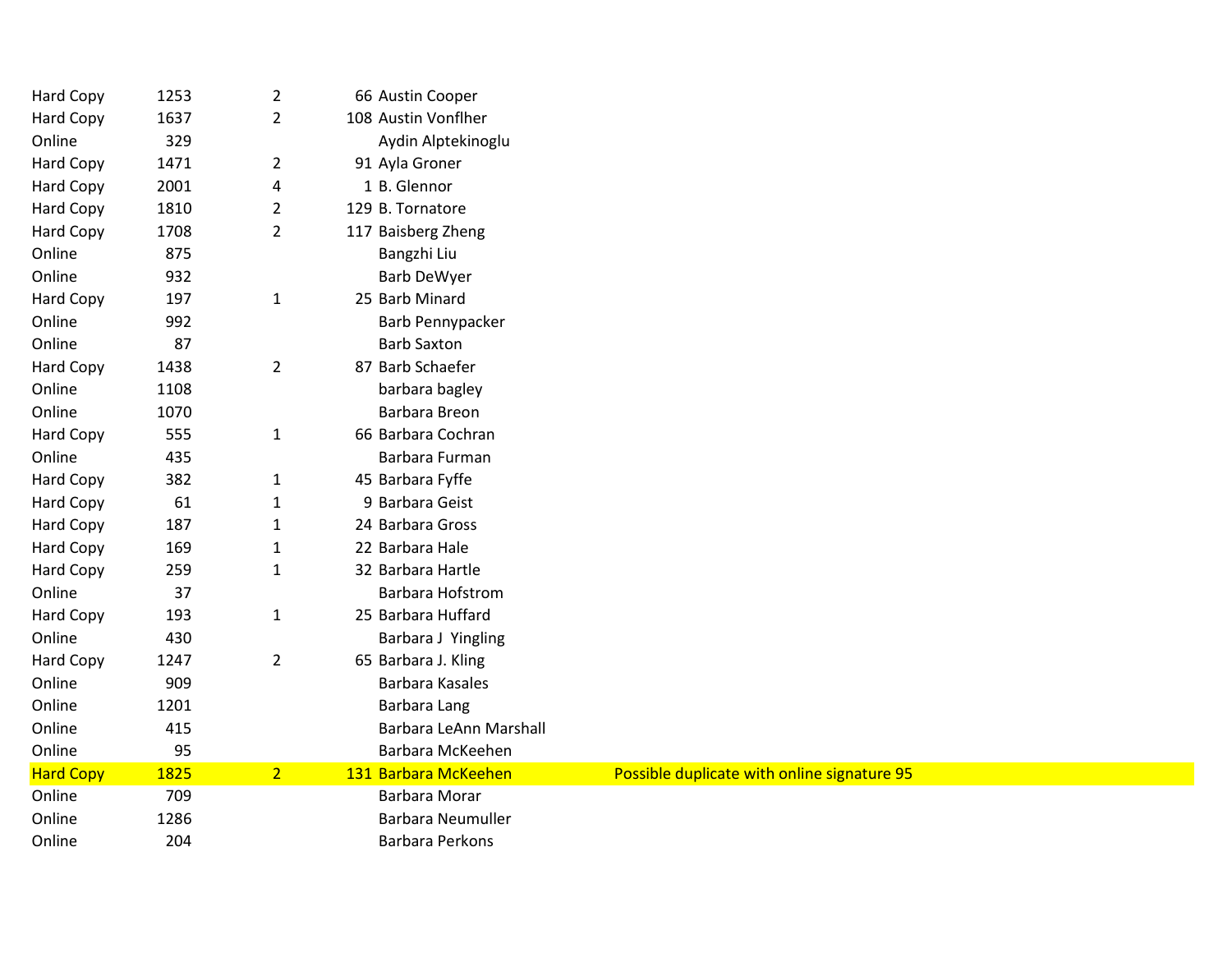| | | | | | |
|---|---|---|---|---|---|
| Hard Copy | 1253 | 2 | 66 | Austin Cooper | |
| Hard Copy | 1637 | 2 | 108 | Austin Vonflher | |
| Online | 329 | | | Aydin Alptekinoglu | |
| Hard Copy | 1471 | 2 | 91 | Ayla Groner | |
| Hard Copy | 2001 | 4 | 1 | B. Glennor | |
| Hard Copy | 1810 | 2 | 129 | B. Tornatore | |
| Hard Copy | 1708 | 2 | 117 | Baisberg Zheng | |
| Online | 875 | | | Bangzhi Liu | |
| Online | 932 | | | Barb DeWyer | |
| Hard Copy | 197 | 1 | 25 | Barb Minard | |
| Online | 992 | | | Barb Pennypacker | |
| Online | 87 | | | Barb Saxton | |
| Hard Copy | 1438 | 2 | 87 | Barb Schaefer | |
| Online | 1108 | | | barbara bagley | |
| Online | 1070 | | | Barbara Breon | |
| Hard Copy | 555 | 1 | 66 | Barbara Cochran | |
| Online | 435 | | | Barbara Furman | |
| Hard Copy | 382 | 1 | 45 | Barbara Fyffe | |
| Hard Copy | 61 | 1 | 9 | Barbara Geist | |
| Hard Copy | 187 | 1 | 24 | Barbara Gross | |
| Hard Copy | 169 | 1 | 22 | Barbara Hale | |
| Hard Copy | 259 | 1 | 32 | Barbara Hartle | |
| Online | 37 | | | Barbara Hofstrom | |
| Hard Copy | 193 | 1 | 25 | Barbara Huffard | |
| Online | 430 | | | Barbara J  Yingling | |
| Hard Copy | 1247 | 2 | 65 | Barbara J. Kling | |
| Online | 909 | | | Barbara Kasales | |
| Online | 1201 | | | Barbara Lang | |
| Online | 415 | | | Barbara LeAnn Marshall | |
| Online | 95 | | | Barbara McKeehen | |
| Hard Copy | 1825 | 2 | 131 | Barbara McKeehen | Possible duplicate with online signature 95 |
| Online | 709 | | | Barbara Morar | |
| Online | 1286 | | | Barbara Neumuller | |
| Online | 204 | | | Barbara Perkons | |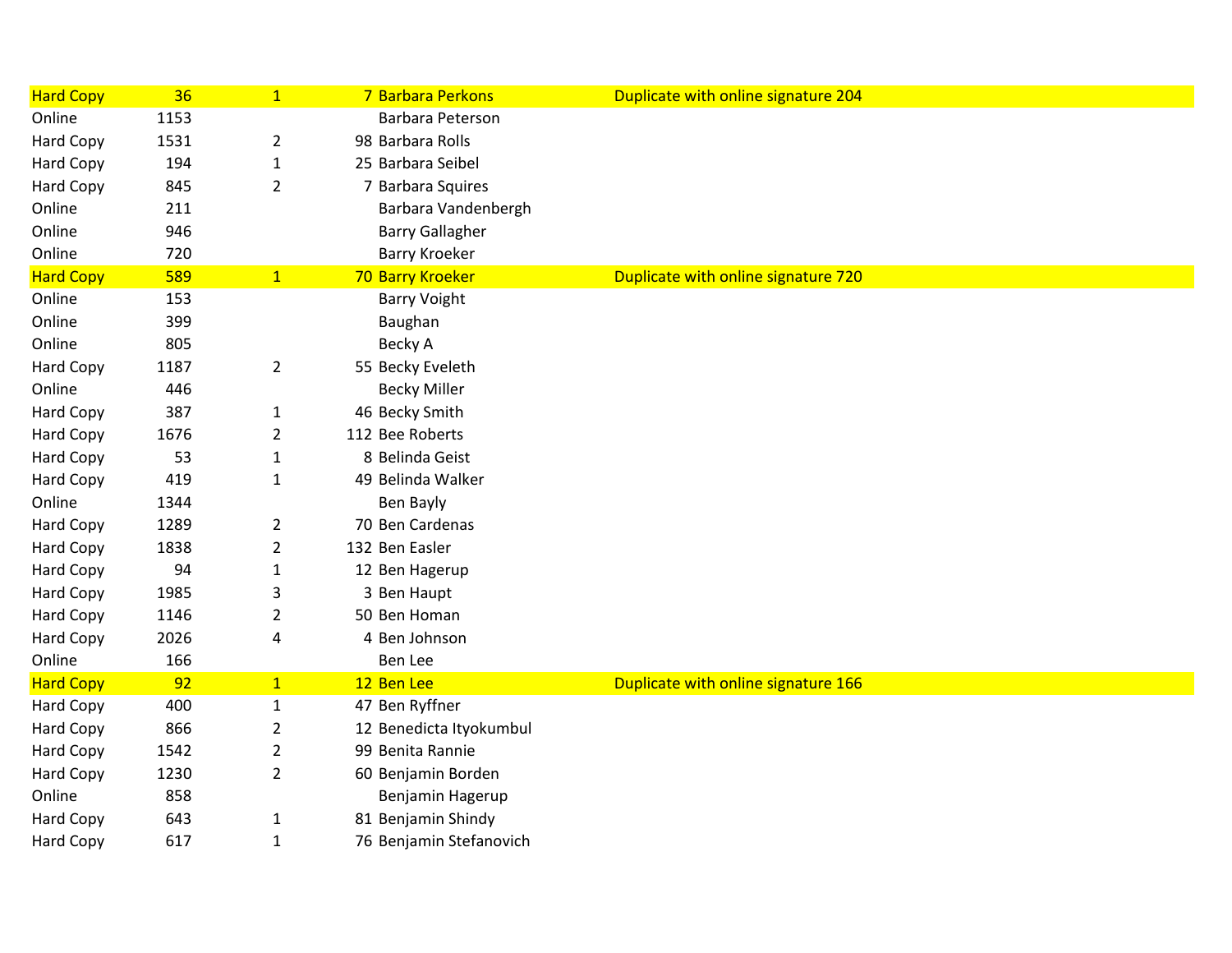| | | | | | |
|---|---|---|---|---|---|
| Hard Copy | 36 | 1 | 7 | Barbara Perkons | Duplicate with online signature 204 |
| Online | 1153 | | | Barbara Peterson | |
| Hard Copy | 1531 | 2 | 98 | Barbara Rolls | |
| Hard Copy | 194 | 1 | 25 | Barbara Seibel | |
| Hard Copy | 845 | 2 | 7 | Barbara Squires | |
| Online | 211 | | | Barbara Vandenbergh | |
| Online | 946 | | | Barry Gallagher | |
| Online | 720 | | | Barry Kroeker | |
| Hard Copy | 589 | 1 | 70 | Barry Kroeker | Duplicate with online signature 720 |
| Online | 153 | | | Barry Voight | |
| Online | 399 | | | Baughan | |
| Online | 805 | | | Becky A | |
| Hard Copy | 1187 | 2 | 55 | Becky Eveleth | |
| Online | 446 | | | Becky Miller | |
| Hard Copy | 387 | 1 | 46 | Becky Smith | |
| Hard Copy | 1676 | 2 | 112 | Bee Roberts | |
| Hard Copy | 53 | 1 | 8 | Belinda Geist | |
| Hard Copy | 419 | 1 | 49 | Belinda Walker | |
| Online | 1344 | | | Ben Bayly | |
| Hard Copy | 1289 | 2 | 70 | Ben Cardenas | |
| Hard Copy | 1838 | 2 | 132 | Ben Easler | |
| Hard Copy | 94 | 1 | 12 | Ben Hagerup | |
| Hard Copy | 1985 | 3 | 3 | Ben Haupt | |
| Hard Copy | 1146 | 2 | 50 | Ben Homan | |
| Hard Copy | 2026 | 4 | 4 | Ben Johnson | |
| Online | 166 | | | Ben Lee | |
| Hard Copy | 92 | 1 | 12 | Ben Lee | Duplicate with online signature 166 |
| Hard Copy | 400 | 1 | 47 | Ben Ryffner | |
| Hard Copy | 866 | 2 | 12 | Benedicta Ityokumbul | |
| Hard Copy | 1542 | 2 | 99 | Benita Rannie | |
| Hard Copy | 1230 | 2 | 60 | Benjamin Borden | |
| Online | 858 | | | Benjamin Hagerup | |
| Hard Copy | 643 | 1 | 81 | Benjamin Shindy | |
| Hard Copy | 617 | 1 | 76 | Benjamin Stefanovich | |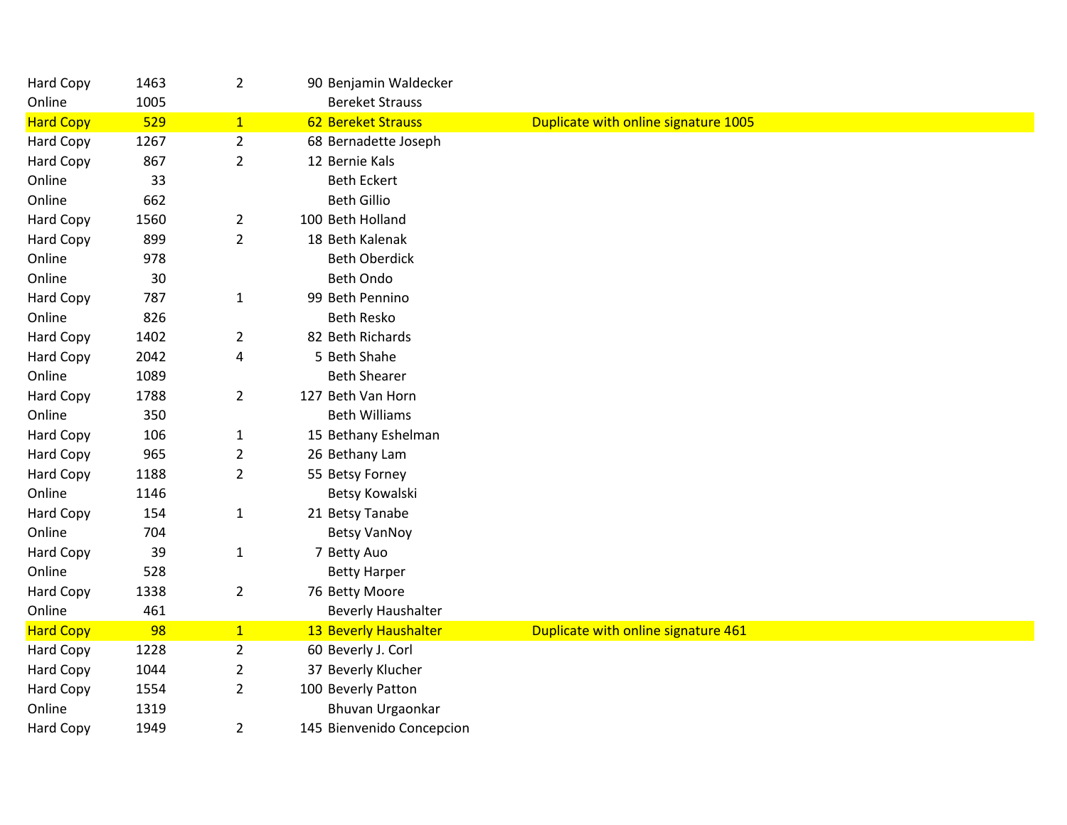| | | | | | |
|---|---|---|---|---|---|
| Hard Copy | 1463 | 2 | 90 | Benjamin Waldecker | |
| Online | 1005 | | | Bereket Strauss | |
| Hard Copy | 529 | 1 | 62 | Bereket Strauss | Duplicate with online signature 1005 |
| Hard Copy | 1267 | 2 | 68 | Bernadette Joseph | |
| Hard Copy | 867 | 2 | 12 | Bernie Kals | |
| Online | 33 | | | Beth Eckert | |
| Online | 662 | | | Beth Gillio | |
| Hard Copy | 1560 | 2 | 100 | Beth Holland | |
| Hard Copy | 899 | 2 | 18 | Beth Kalenak | |
| Online | 978 | | | Beth Oberdick | |
| Online | 30 | | | Beth Ondo | |
| Hard Copy | 787 | 1 | 99 | Beth Pennino | |
| Online | 826 | | | Beth Resko | |
| Hard Copy | 1402 | 2 | 82 | Beth Richards | |
| Hard Copy | 2042 | 4 | 5 | Beth Shahe | |
| Online | 1089 | | | Beth Shearer | |
| Hard Copy | 1788 | 2 | 127 | Beth Van Horn | |
| Online | 350 | | | Beth Williams | |
| Hard Copy | 106 | 1 | 15 | Bethany Eshelman | |
| Hard Copy | 965 | 2 | 26 | Bethany Lam | |
| Hard Copy | 1188 | 2 | 55 | Betsy Forney | |
| Online | 1146 | | | Betsy Kowalski | |
| Hard Copy | 154 | 1 | 21 | Betsy Tanabe | |
| Online | 704 | | | Betsy VanNoy | |
| Hard Copy | 39 | 1 | 7 | Betty Auo | |
| Online | 528 | | | Betty Harper | |
| Hard Copy | 1338 | 2 | 76 | Betty Moore | |
| Online | 461 | | | Beverly Haushalter | |
| Hard Copy | 98 | 1 | 13 | Beverly Haushalter | Duplicate with online signature 461 |
| Hard Copy | 1228 | 2 | 60 | Beverly J. Corl | |
| Hard Copy | 1044 | 2 | 37 | Beverly Klucher | |
| Hard Copy | 1554 | 2 | 100 | Beverly Patton | |
| Online | 1319 | | | Bhuvan Urgaonkar | |
| Hard Copy | 1949 | 2 | 145 | Bienvenido Concepcion | |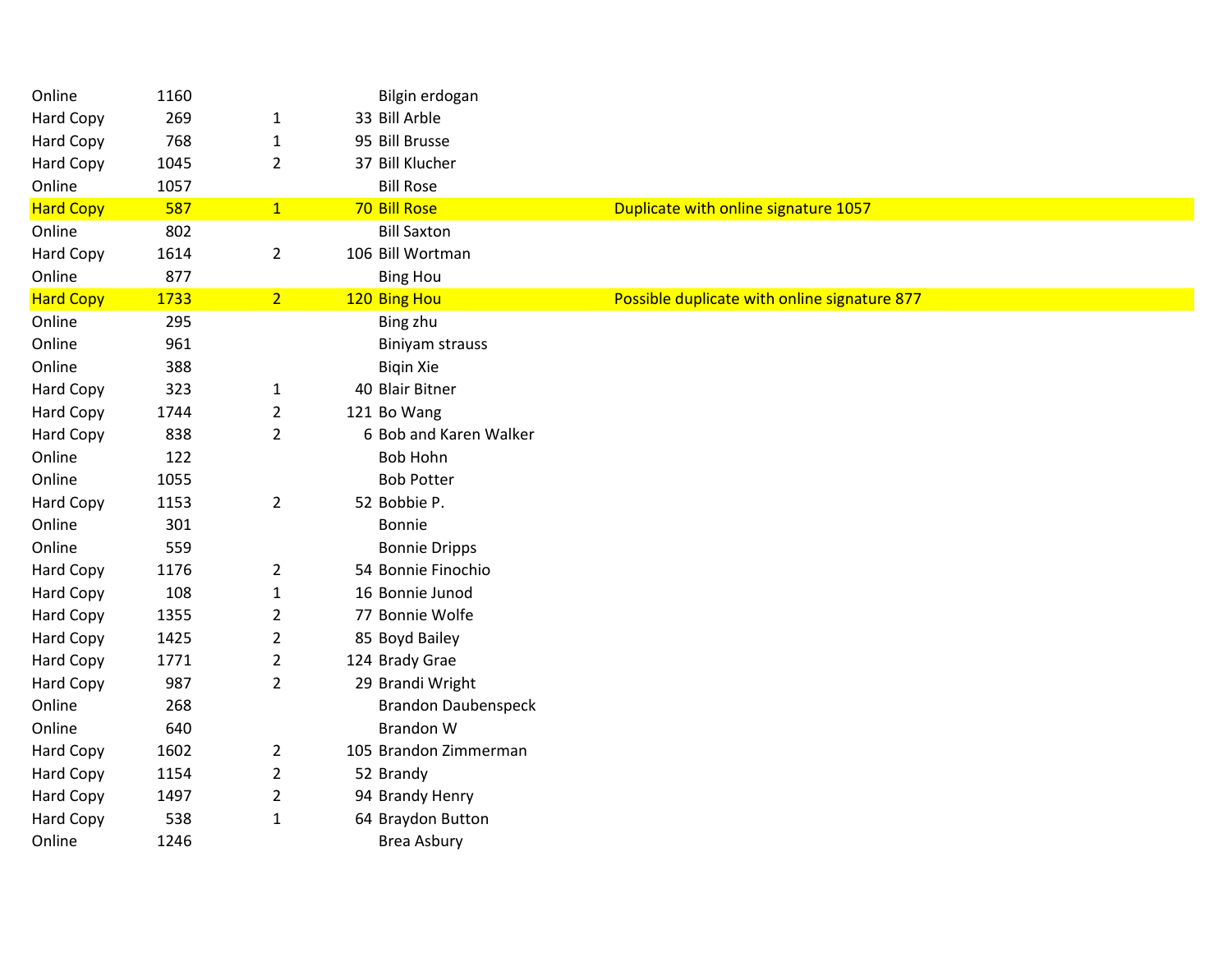| | | | | | |
|---|---|---|---|---|---|
| Online | 1160 | | | Bilgin erdogan | |
| Hard Copy | 269 | 1 | 33 | Bill Arble | |
| Hard Copy | 768 | 1 | 95 | Bill Brusse | |
| Hard Copy | 1045 | 2 | 37 | Bill Klucher | |
| Online | 1057 | | | Bill Rose | |
| Hard Copy | 587 | 1 | 70 | Bill Rose | Duplicate with online signature 1057 |
| Online | 802 | | | Bill Saxton | |
| Hard Copy | 1614 | 2 | 106 | Bill Wortman | |
| Online | 877 | | | Bing Hou | |
| Hard Copy | 1733 | 2 | 120 | Bing Hou | Possible duplicate with online signature 877 |
| Online | 295 | | | Bing zhu | |
| Online | 961 | | | Biniyam strauss | |
| Online | 388 | | | Biqin Xie | |
| Hard Copy | 323 | 1 | 40 | Blair Bitner | |
| Hard Copy | 1744 | 2 | 121 | Bo Wang | |
| Hard Copy | 838 | 2 | 6 | Bob and Karen Walker | |
| Online | 122 | | | Bob Hohn | |
| Online | 1055 | | | Bob Potter | |
| Hard Copy | 1153 | 2 | 52 | Bobbie P. | |
| Online | 301 | | | Bonnie | |
| Online | 559 | | | Bonnie Dripps | |
| Hard Copy | 1176 | 2 | 54 | Bonnie Finochio | |
| Hard Copy | 108 | 1 | 16 | Bonnie Junod | |
| Hard Copy | 1355 | 2 | 77 | Bonnie Wolfe | |
| Hard Copy | 1425 | 2 | 85 | Boyd Bailey | |
| Hard Copy | 1771 | 2 | 124 | Brady Grae | |
| Hard Copy | 987 | 2 | 29 | Brandi Wright | |
| Online | 268 | | | Brandon Daubenspeck | |
| Online | 640 | | | Brandon W | |
| Hard Copy | 1602 | 2 | 105 | Brandon Zimmerman | |
| Hard Copy | 1154 | 2 | 52 | Brandy | |
| Hard Copy | 1497 | 2 | 94 | Brandy Henry | |
| Hard Copy | 538 | 1 | 64 | Braydon Button | |
| Online | 1246 | | | Brea Asbury | |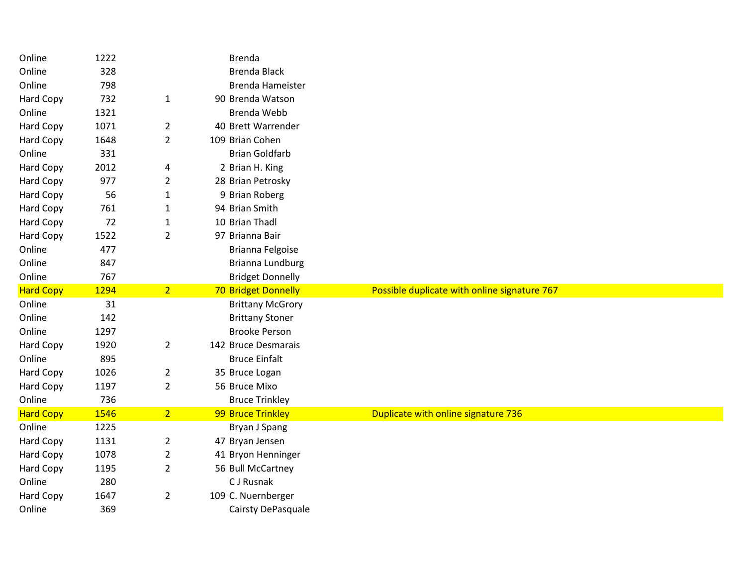| | | | | | |
|---|---|---|---|---|---|
| Online | 1222 | | | Brenda | |
| Online | 328 | | | Brenda Black | |
| Online | 798 | | | Brenda Hameister | |
| Hard Copy | 732 | 1 | 90 | Brenda Watson | |
| Online | 1321 | | | Brenda Webb | |
| Hard Copy | 1071 | 2 | 40 | Brett Warrender | |
| Hard Copy | 1648 | 2 | 109 | Brian Cohen | |
| Online | 331 | | | Brian Goldfarb | |
| Hard Copy | 2012 | 4 | 2 | Brian H. King | |
| Hard Copy | 977 | 2 | 28 | Brian Petrosky | |
| Hard Copy | 56 | 1 | 9 | Brian Roberg | |
| Hard Copy | 761 | 1 | 94 | Brian Smith | |
| Hard Copy | 72 | 1 | 10 | Brian Thadl | |
| Hard Copy | 1522 | 2 | 97 | Brianna Bair | |
| Online | 477 | | | Brianna Felgoise | |
| Online | 847 | | | Brianna Lundburg | |
| Online | 767 | | | Bridget Donnelly | |
| Hard Copy | 1294 | 2 | 70 | Bridget Donnelly | Possible duplicate with online signature 767 |
| Online | 31 | | | Brittany McGrory | |
| Online | 142 | | | Brittany Stoner | |
| Online | 1297 | | | Brooke Person | |
| Hard Copy | 1920 | 2 | 142 | Bruce Desmarais | |
| Online | 895 | | | Bruce Einfalt | |
| Hard Copy | 1026 | 2 | 35 | Bruce Logan | |
| Hard Copy | 1197 | 2 | 56 | Bruce Mixo | |
| Online | 736 | | | Bruce Trinkley | |
| Hard Copy | 1546 | 2 | 99 | Bruce Trinkley | Duplicate with online signature 736 |
| Online | 1225 | | | Bryan J Spang | |
| Hard Copy | 1131 | 2 | 47 | Bryan Jensen | |
| Hard Copy | 1078 | 2 | 41 | Bryon Henninger | |
| Hard Copy | 1195 | 2 | 56 | Bull McCartney | |
| Online | 280 | | | C J Rusnak | |
| Hard Copy | 1647 | 2 | 109 | C. Nuernberger | |
| Online | 369 | | | Cairsty DePasquale | |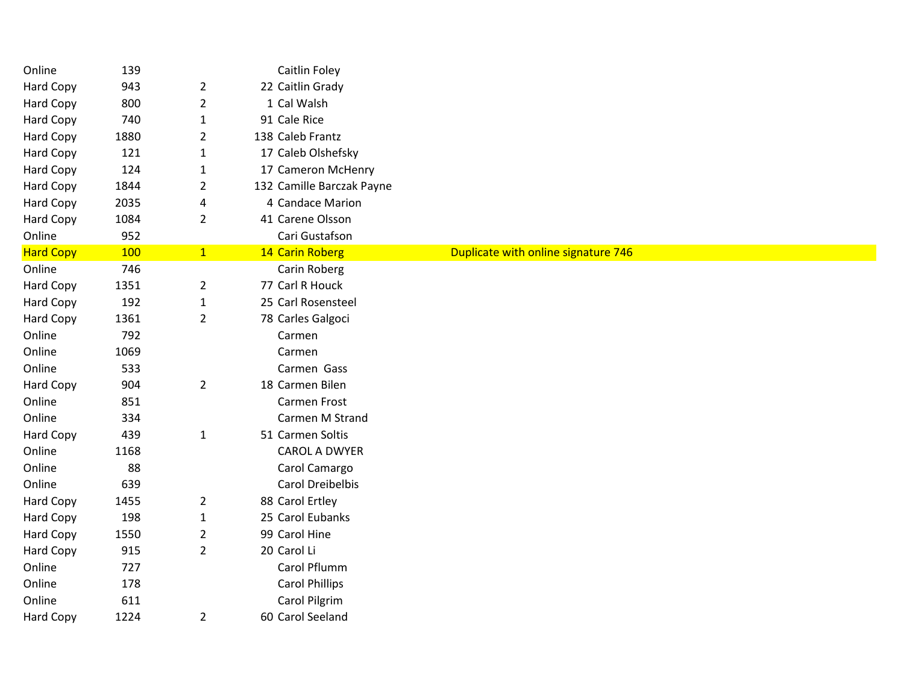| | | | | | |
|---|---|---|---|---|---|
| Online | 139 | | | Caitlin Foley | |
| Hard Copy | 943 | 2 | 22 | Caitlin Grady | |
| Hard Copy | 800 | 2 | 1 | Cal Walsh | |
| Hard Copy | 740 | 1 | 91 | Cale Rice | |
| Hard Copy | 1880 | 2 | 138 | Caleb Frantz | |
| Hard Copy | 121 | 1 | 17 | Caleb Olshefsky | |
| Hard Copy | 124 | 1 | 17 | Cameron McHenry | |
| Hard Copy | 1844 | 2 | 132 | Camille Barczak Payne | |
| Hard Copy | 2035 | 4 | 4 | Candace Marion | |
| Hard Copy | 1084 | 2 | 41 | Carene Olsson | |
| Online | 952 | | | Cari Gustafson | |
| Hard Copy | 100 | 1 | 14 | Carin Roberg | Duplicate with online signature 746 |
| Online | 746 | | | Carin Roberg | |
| Hard Copy | 1351 | 2 | 77 | Carl R Houck | |
| Hard Copy | 192 | 1 | 25 | Carl Rosensteel | |
| Hard Copy | 1361 | 2 | 78 | Carles Galgoci | |
| Online | 792 | | | Carmen | |
| Online | 1069 | | | Carmen | |
| Online | 533 | | | Carmen Gass | |
| Hard Copy | 904 | 2 | 18 | Carmen Bilen | |
| Online | 851 | | | Carmen Frost | |
| Online | 334 | | | Carmen M Strand | |
| Hard Copy | 439 | 1 | 51 | Carmen Soltis | |
| Online | 1168 | | | CAROL A DWYER | |
| Online | 88 | | | Carol Camargo | |
| Online | 639 | | | Carol Dreibelbis | |
| Hard Copy | 1455 | 2 | 88 | Carol Ertley | |
| Hard Copy | 198 | 1 | 25 | Carol Eubanks | |
| Hard Copy | 1550 | 2 | 99 | Carol Hine | |
| Hard Copy | 915 | 2 | 20 | Carol Li | |
| Online | 727 | | | Carol Pflumm | |
| Online | 178 | | | Carol Phillips | |
| Online | 611 | | | Carol Pilgrim | |
| Hard Copy | 1224 | 2 | 60 | Carol Seeland | |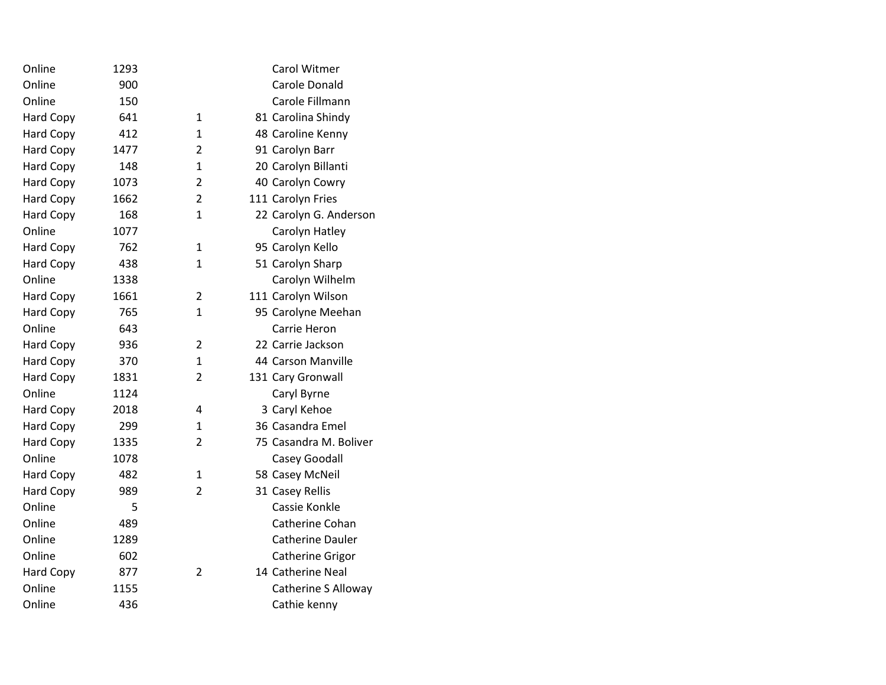| | | | | |
|---|---|---|---|---|
| Online | 1293 | | | Carol Witmer |
| Online | 900 | | | Carole Donald |
| Online | 150 | | | Carole Fillmann |
| Hard Copy | 641 | 1 | 81 | Carolina Shindy |
| Hard Copy | 412 | 1 | 48 | Caroline Kenny |
| Hard Copy | 1477 | 2 | 91 | Carolyn Barr |
| Hard Copy | 148 | 1 | 20 | Carolyn Billanti |
| Hard Copy | 1073 | 2 | 40 | Carolyn Cowry |
| Hard Copy | 1662 | 2 | 111 | Carolyn Fries |
| Hard Copy | 168 | 1 | 22 | Carolyn G. Anderson |
| Online | 1077 | | | Carolyn Hatley |
| Hard Copy | 762 | 1 | 95 | Carolyn Kello |
| Hard Copy | 438 | 1 | 51 | Carolyn Sharp |
| Online | 1338 | | | Carolyn Wilhelm |
| Hard Copy | 1661 | 2 | 111 | Carolyn Wilson |
| Hard Copy | 765 | 1 | 95 | Carolyne Meehan |
| Online | 643 | | | Carrie Heron |
| Hard Copy | 936 | 2 | 22 | Carrie Jackson |
| Hard Copy | 370 | 1 | 44 | Carson Manville |
| Hard Copy | 1831 | 2 | 131 | Cary Gronwall |
| Online | 1124 | | | Caryl Byrne |
| Hard Copy | 2018 | 4 | 3 | Caryl Kehoe |
| Hard Copy | 299 | 1 | 36 | Casandra Emel |
| Hard Copy | 1335 | 2 | 75 | Casandra M. Boliver |
| Online | 1078 | | | Casey Goodall |
| Hard Copy | 482 | 1 | 58 | Casey McNeil |
| Hard Copy | 989 | 2 | 31 | Casey Rellis |
| Online | 5 | | | Cassie Konkle |
| Online | 489 | | | Catherine Cohan |
| Online | 1289 | | | Catherine Dauler |
| Online | 602 | | | Catherine Grigor |
| Hard Copy | 877 | 2 | 14 | Catherine Neal |
| Online | 1155 | | | Catherine S Alloway |
| Online | 436 | | | Cathie kenny |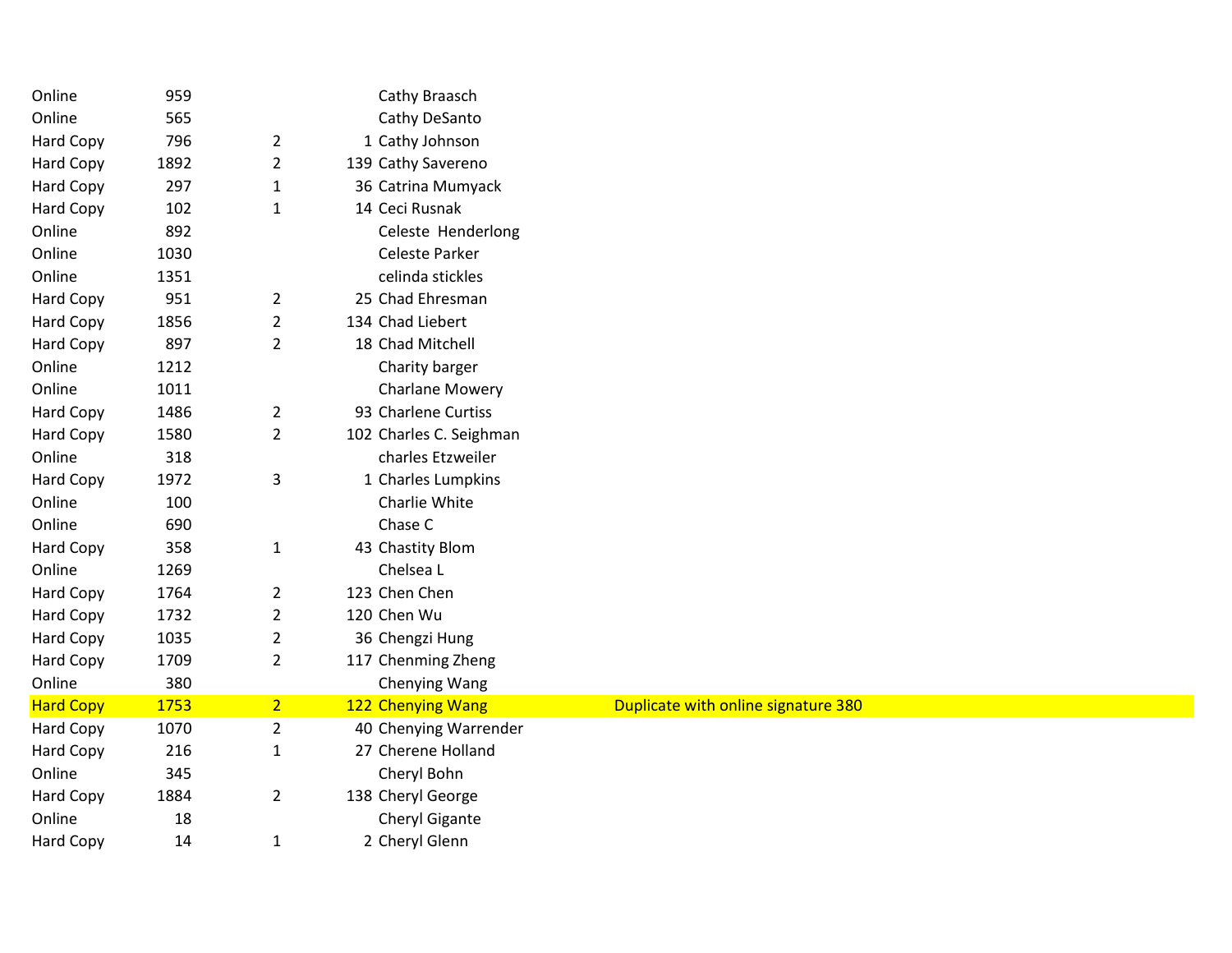| | | | | | |
|---|---|---|---|---|---|
| Online | 959 | | | Cathy Braasch | |
| Online | 565 | | | Cathy DeSanto | |
| Hard Copy | 796 | 2 | 1 | Cathy Johnson | |
| Hard Copy | 1892 | 2 | 139 | Cathy Savereno | |
| Hard Copy | 297 | 1 | 36 | Catrina Mumyack | |
| Hard Copy | 102 | 1 | 14 | Ceci Rusnak | |
| Online | 892 | | | Celeste  Henderlong | |
| Online | 1030 | | | Celeste Parker | |
| Online | 1351 | | | celinda stickles | |
| Hard Copy | 951 | 2 | 25 | Chad Ehresman | |
| Hard Copy | 1856 | 2 | 134 | Chad Liebert | |
| Hard Copy | 897 | 2 | 18 | Chad Mitchell | |
| Online | 1212 | | | Charity barger | |
| Online | 1011 | | | Charlane Mowery | |
| Hard Copy | 1486 | 2 | 93 | Charlene Curtiss | |
| Hard Copy | 1580 | 2 | 102 | Charles C. Seighman | |
| Online | 318 | | | charles Etzweiler | |
| Hard Copy | 1972 | 3 | 1 | Charles Lumpkins | |
| Online | 100 | | | Charlie White | |
| Online | 690 | | | Chase C | |
| Hard Copy | 358 | 1 | 43 | Chastity Blom | |
| Online | 1269 | | | Chelsea L | |
| Hard Copy | 1764 | 2 | 123 | Chen Chen | |
| Hard Copy | 1732 | 2 | 120 | Chen Wu | |
| Hard Copy | 1035 | 2 | 36 | Chengzi Hung | |
| Hard Copy | 1709 | 2 | 117 | Chenming Zheng | |
| Online | 380 | | | Chenying Wang | |
| Hard Copy | 1753 | 2 | 122 | Chenying Wang | Duplicate with online signature 380 |
| Hard Copy | 1070 | 2 | 40 | Chenying Warrender | |
| Hard Copy | 216 | 1 | 27 | Cherene Holland | |
| Online | 345 | | | Cheryl Bohn | |
| Hard Copy | 1884 | 2 | 138 | Cheryl George | |
| Online | 18 | | | Cheryl Gigante | |
| Hard Copy | 14 | 1 | 2 | Cheryl Glenn | |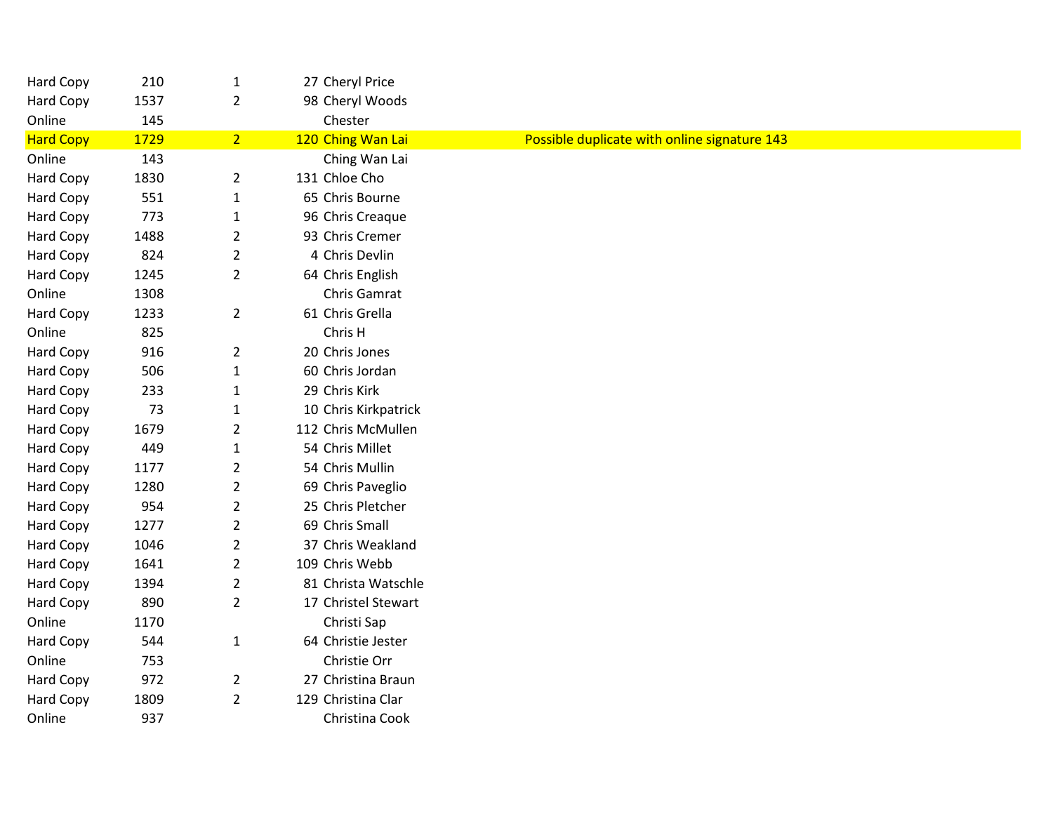| | | | | | |
|---|---|---|---|---|---|
| Hard Copy | 210 | 1 | 27 | Cheryl Price | |
| Hard Copy | 1537 | 2 | 98 | Cheryl Woods | |
| Online | 145 | | | Chester | |
| Hard Copy | 1729 | 2 | 120 | Ching Wan Lai | Possible duplicate with online signature 143 |
| Online | 143 | | | Ching Wan Lai | |
| Hard Copy | 1830 | 2 | 131 | Chloe Cho | |
| Hard Copy | 551 | 1 | 65 | Chris Bourne | |
| Hard Copy | 773 | 1 | 96 | Chris Creaque | |
| Hard Copy | 1488 | 2 | 93 | Chris Cremer | |
| Hard Copy | 824 | 2 | 4 | Chris Devlin | |
| Hard Copy | 1245 | 2 | 64 | Chris English | |
| Online | 1308 | | | Chris Gamrat | |
| Hard Copy | 1233 | 2 | 61 | Chris Grella | |
| Online | 825 | | | Chris H | |
| Hard Copy | 916 | 2 | 20 | Chris Jones | |
| Hard Copy | 506 | 1 | 60 | Chris Jordan | |
| Hard Copy | 233 | 1 | 29 | Chris Kirk | |
| Hard Copy | 73 | 1 | 10 | Chris Kirkpatrick | |
| Hard Copy | 1679 | 2 | 112 | Chris McMullen | |
| Hard Copy | 449 | 1 | 54 | Chris Millet | |
| Hard Copy | 1177 | 2 | 54 | Chris Mullin | |
| Hard Copy | 1280 | 2 | 69 | Chris Paveglio | |
| Hard Copy | 954 | 2 | 25 | Chris Pletcher | |
| Hard Copy | 1277 | 2 | 69 | Chris Small | |
| Hard Copy | 1046 | 2 | 37 | Chris Weakland | |
| Hard Copy | 1641 | 2 | 109 | Chris Webb | |
| Hard Copy | 1394 | 2 | 81 | Christa Watschle | |
| Hard Copy | 890 | 2 | 17 | Christel Stewart | |
| Online | 1170 | | | Christi Sap | |
| Hard Copy | 544 | 1 | 64 | Christie Jester | |
| Online | 753 | | | Christie Orr | |
| Hard Copy | 972 | 2 | 27 | Christina Braun | |
| Hard Copy | 1809 | 2 | 129 | Christina Clar | |
| Online | 937 | | | Christina Cook | |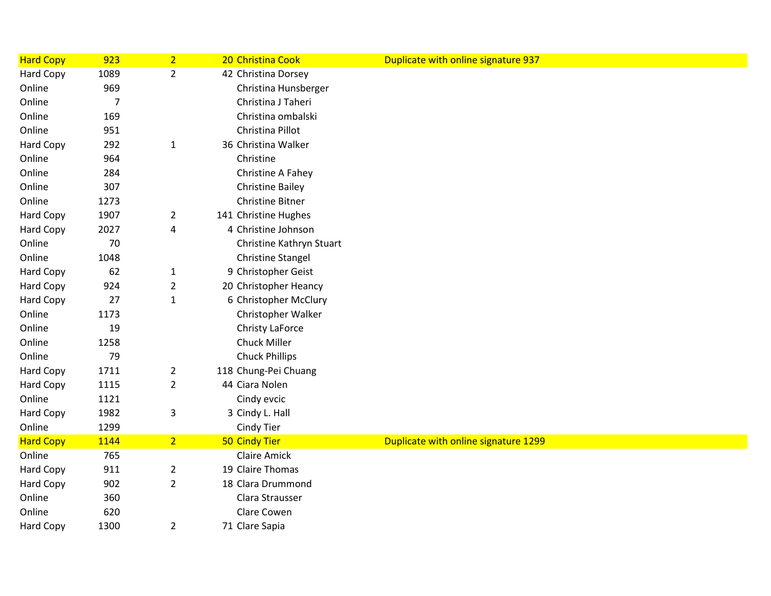| | | | | | |
|---|---|---|---|---|---|
| Hard Copy | 923 | 2 | 20 | Christina Cook | Duplicate with online signature 937 |
| Hard Copy | 1089 | 2 | 42 | Christina Dorsey | |
| Online | 969 | | | Christina Hunsberger | |
| Online | 7 | | | Christina J Taheri | |
| Online | 169 | | | Christina ombalski | |
| Online | 951 | | | Christina Pillot | |
| Hard Copy | 292 | 1 | 36 | Christina Walker | |
| Online | 964 | | | Christine | |
| Online | 284 | | | Christine A Fahey | |
| Online | 307 | | | Christine Bailey | |
| Online | 1273 | | | Christine Bitner | |
| Hard Copy | 1907 | 2 | 141 | Christine Hughes | |
| Hard Copy | 2027 | 4 | 4 | Christine Johnson | |
| Online | 70 | | | Christine Kathryn Stuart | |
| Online | 1048 | | | Christine Stangel | |
| Hard Copy | 62 | 1 | 9 | Christopher Geist | |
| Hard Copy | 924 | 2 | 20 | Christopher Heancy | |
| Hard Copy | 27 | 1 | 6 | Christopher McClury | |
| Online | 1173 | | | Christopher Walker | |
| Online | 19 | | | Christy LaForce | |
| Online | 1258 | | | Chuck Miller | |
| Online | 79 | | | Chuck Phillips | |
| Hard Copy | 1711 | 2 | 118 | Chung-Pei Chuang | |
| Hard Copy | 1115 | 2 | 44 | Ciara Nolen | |
| Online | 1121 | | | Cindy evcic | |
| Hard Copy | 1982 | 3 | 3 | Cindy L. Hall | |
| Online | 1299 | | | Cindy Tier | |
| Hard Copy | 1144 | 2 | 50 | Cindy Tier | Duplicate with online signature 1299 |
| Online | 765 | | | Claire Amick | |
| Hard Copy | 911 | 2 | 19 | Claire Thomas | |
| Hard Copy | 902 | 2 | 18 | Clara Drummond | |
| Online | 360 | | | Clara Strausser | |
| Online | 620 | | | Clare Cowen | |
| Hard Copy | 1300 | 2 | 71 | Clare Sapia | |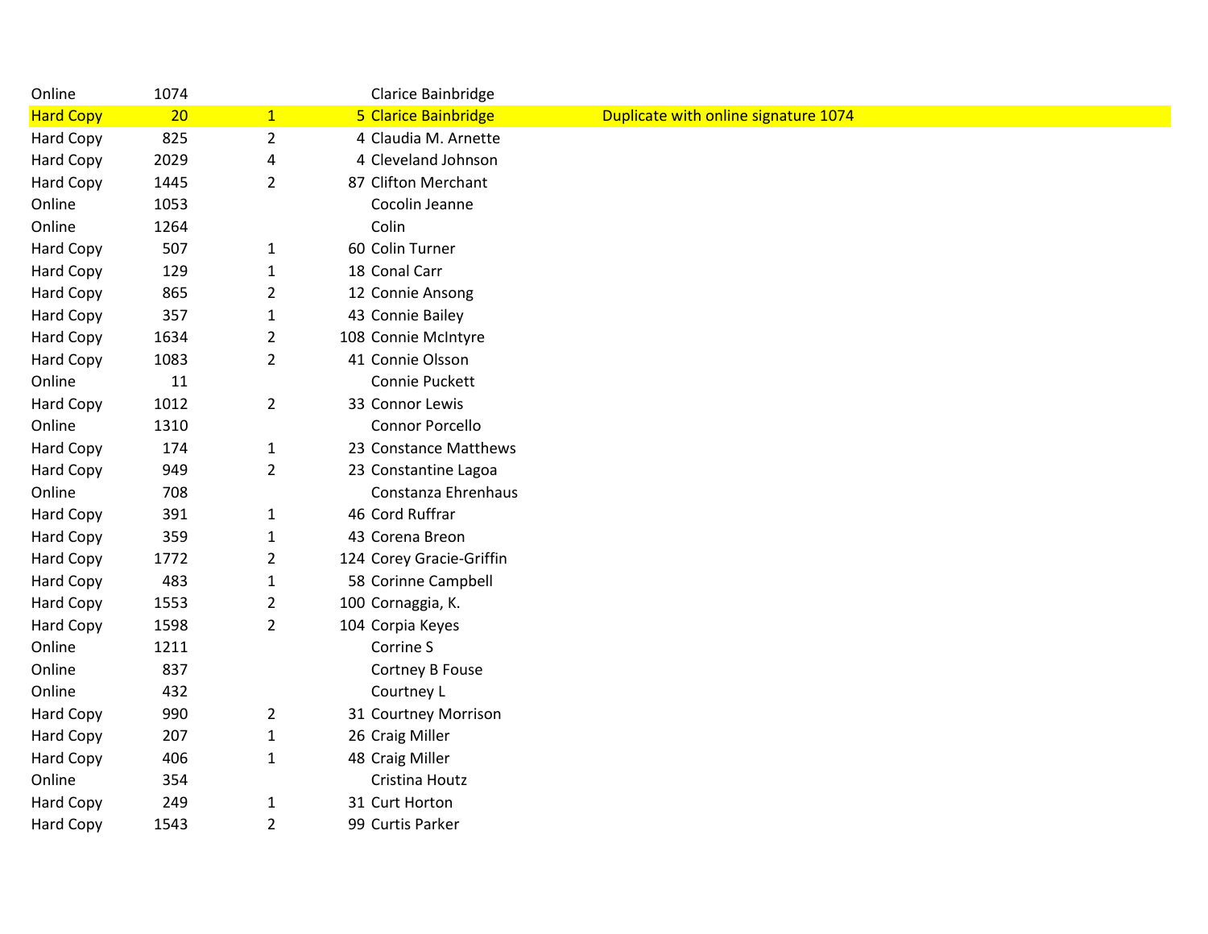| | | | | | |
|---|---|---|---|---|---|
| Online | 1074 | | | Clarice Bainbridge | |
| Hard Copy | 20 | 1 | 5 | Clarice Bainbridge | Duplicate with online signature 1074 |
| Hard Copy | 825 | 2 | 4 | Claudia M. Arnette | |
| Hard Copy | 2029 | 4 | 4 | Cleveland Johnson | |
| Hard Copy | 1445 | 2 | 87 | Clifton Merchant | |
| Online | 1053 | | | Cocolin Jeanne | |
| Online | 1264 | | | Colin | |
| Hard Copy | 507 | 1 | 60 | Colin Turner | |
| Hard Copy | 129 | 1 | 18 | Conal Carr | |
| Hard Copy | 865 | 2 | 12 | Connie Ansong | |
| Hard Copy | 357 | 1 | 43 | Connie Bailey | |
| Hard Copy | 1634 | 2 | 108 | Connie McIntyre | |
| Hard Copy | 1083 | 2 | 41 | Connie Olsson | |
| Online | 11 | | | Connie Puckett | |
| Hard Copy | 1012 | 2 | 33 | Connor Lewis | |
| Online | 1310 | | | Connor Porcello | |
| Hard Copy | 174 | 1 | 23 | Constance Matthews | |
| Hard Copy | 949 | 2 | 23 | Constantine Lagoa | |
| Online | 708 | | | Constanza Ehrenhaus | |
| Hard Copy | 391 | 1 | 46 | Cord Ruffrar | |
| Hard Copy | 359 | 1 | 43 | Corena Breon | |
| Hard Copy | 1772 | 2 | 124 | Corey Gracie-Griffin | |
| Hard Copy | 483 | 1 | 58 | Corinne Campbell | |
| Hard Copy | 1553 | 2 | 100 | Cornaggia, K. | |
| Hard Copy | 1598 | 2 | 104 | Corpia Keyes | |
| Online | 1211 | | | Corrine S | |
| Online | 837 | | | Cortney B Fouse | |
| Online | 432 | | | Courtney L | |
| Hard Copy | 990 | 2 | 31 | Courtney Morrison | |
| Hard Copy | 207 | 1 | 26 | Craig Miller | |
| Hard Copy | 406 | 1 | 48 | Craig Miller | |
| Online | 354 | | | Cristina Houtz | |
| Hard Copy | 249 | 1 | 31 | Curt Horton | |
| Hard Copy | 1543 | 2 | 99 | Curtis Parker | |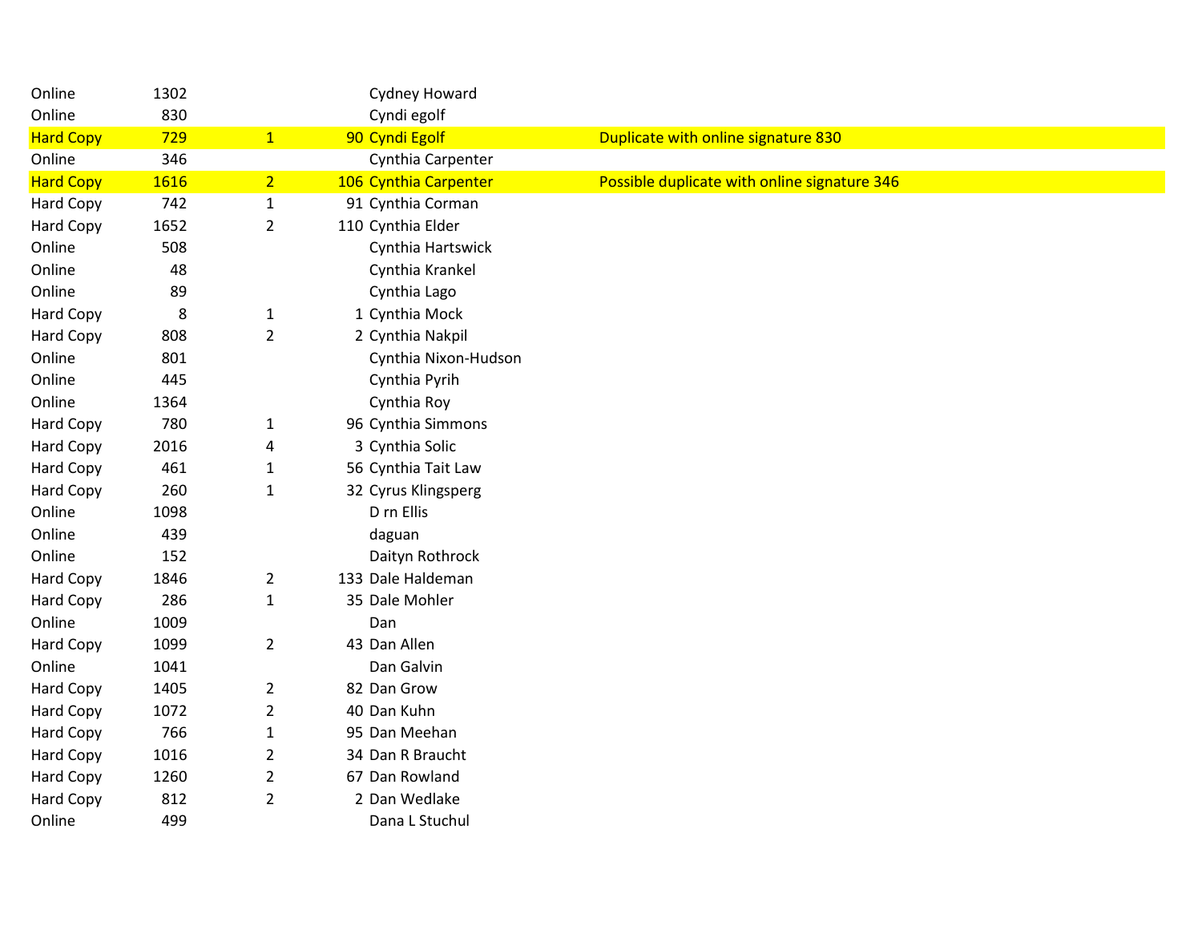| | | | | | |
|---|---|---|---|---|---|
| Online | 1302 | | | Cydney Howard | |
| Online | 830 | | | Cyndi egolf | |
| Hard Copy | 729 | 1 | 90 | Cyndi Egolf | Duplicate with online signature 830 |
| Online | 346 | | | Cynthia Carpenter | |
| Hard Copy | 1616 | 2 | 106 | Cynthia Carpenter | Possible duplicate with online signature 346 |
| Hard Copy | 742 | 1 | 91 | Cynthia Corman | |
| Hard Copy | 1652 | 2 | 110 | Cynthia Elder | |
| Online | 508 | | | Cynthia Hartswick | |
| Online | 48 | | | Cynthia Krankel | |
| Online | 89 | | | Cynthia Lago | |
| Hard Copy | 8 | 1 | 1 | Cynthia Mock | |
| Hard Copy | 808 | 2 | 2 | Cynthia Nakpil | |
| Online | 801 | | | Cynthia Nixon-Hudson | |
| Online | 445 | | | Cynthia Pyrih | |
| Online | 1364 | | | Cynthia Roy | |
| Hard Copy | 780 | 1 | 96 | Cynthia Simmons | |
| Hard Copy | 2016 | 4 | 3 | Cynthia Solic | |
| Hard Copy | 461 | 1 | 56 | Cynthia Tait Law | |
| Hard Copy | 260 | 1 | 32 | Cyrus Klingsperg | |
| Online | 1098 | | | D rn Ellis | |
| Online | 439 | | | daguan | |
| Online | 152 | | | Daityn Rothrock | |
| Hard Copy | 1846 | 2 | 133 | Dale Haldeman | |
| Hard Copy | 286 | 1 | 35 | Dale Mohler | |
| Online | 1009 | | | Dan | |
| Hard Copy | 1099 | 2 | 43 | Dan Allen | |
| Online | 1041 | | | Dan Galvin | |
| Hard Copy | 1405 | 2 | 82 | Dan Grow | |
| Hard Copy | 1072 | 2 | 40 | Dan Kuhn | |
| Hard Copy | 766 | 1 | 95 | Dan Meehan | |
| Hard Copy | 1016 | 2 | 34 | Dan R Braucht | |
| Hard Copy | 1260 | 2 | 67 | Dan Rowland | |
| Hard Copy | 812 | 2 | 2 | Dan Wedlake | |
| Online | 499 | | | Dana L Stuchul | |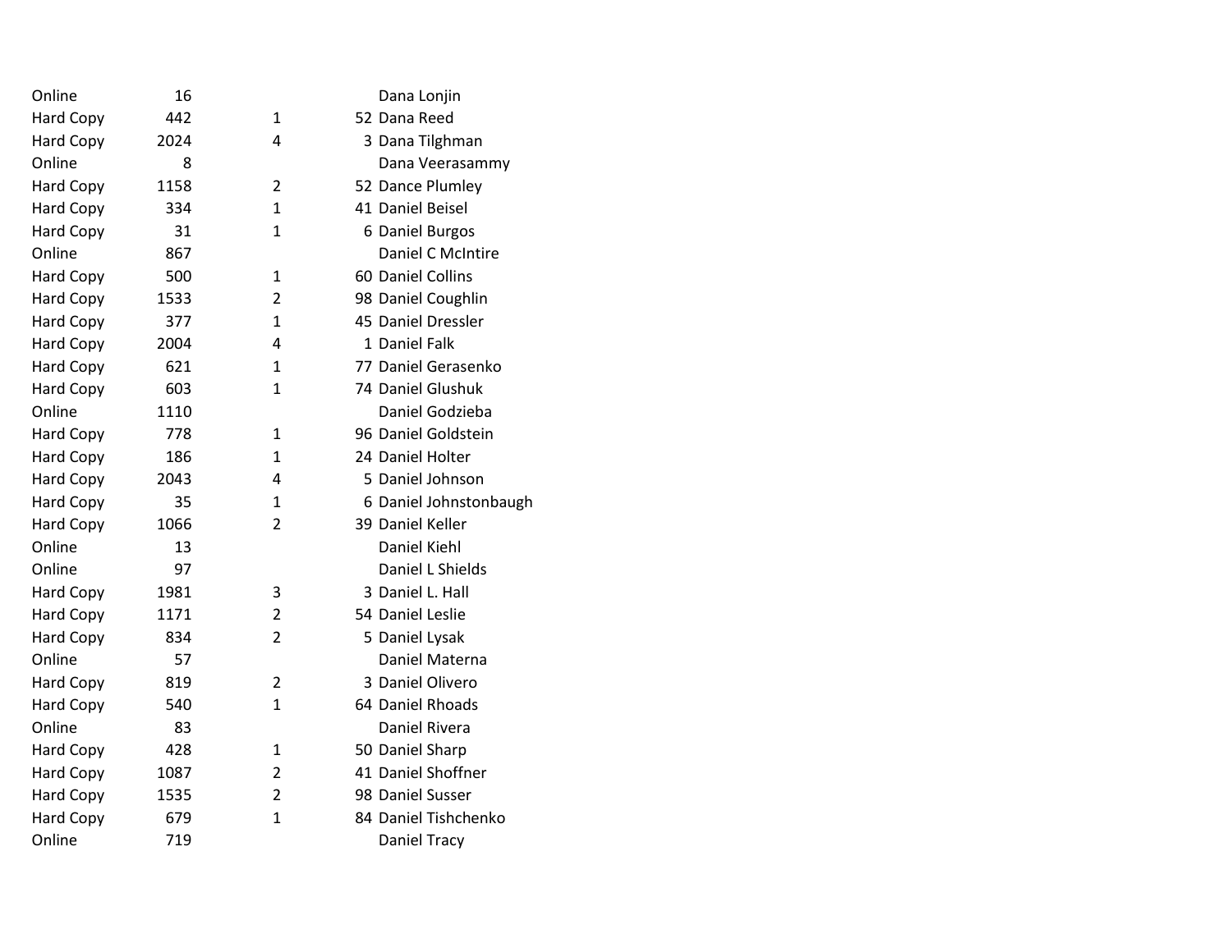| | | | | |
|---|---|---|---|---|
| Online | 16 | | | Dana Lonjin |
| Hard Copy | 442 | 1 | 52 | Dana Reed |
| Hard Copy | 2024 | 4 | 3 | Dana Tilghman |
| Online | 8 | | | Dana Veerasammy |
| Hard Copy | 1158 | 2 | 52 | Dance Plumley |
| Hard Copy | 334 | 1 | 41 | Daniel Beisel |
| Hard Copy | 31 | 1 | 6 | Daniel Burgos |
| Online | 867 | | | Daniel C McIntire |
| Hard Copy | 500 | 1 | 60 | Daniel Collins |
| Hard Copy | 1533 | 2 | 98 | Daniel Coughlin |
| Hard Copy | 377 | 1 | 45 | Daniel Dressler |
| Hard Copy | 2004 | 4 | 1 | Daniel Falk |
| Hard Copy | 621 | 1 | 77 | Daniel Gerasenko |
| Hard Copy | 603 | 1 | 74 | Daniel Glushuk |
| Online | 1110 | | | Daniel Godzieba |
| Hard Copy | 778 | 1 | 96 | Daniel Goldstein |
| Hard Copy | 186 | 1 | 24 | Daniel Holter |
| Hard Copy | 2043 | 4 | 5 | Daniel Johnson |
| Hard Copy | 35 | 1 | 6 | Daniel Johnstonbaugh |
| Hard Copy | 1066 | 2 | 39 | Daniel Keller |
| Online | 13 | | | Daniel Kiehl |
| Online | 97 | | | Daniel L Shields |
| Hard Copy | 1981 | 3 | 3 | Daniel L. Hall |
| Hard Copy | 1171 | 2 | 54 | Daniel Leslie |
| Hard Copy | 834 | 2 | 5 | Daniel Lysak |
| Online | 57 | | | Daniel Materna |
| Hard Copy | 819 | 2 | 3 | Daniel Olivero |
| Hard Copy | 540 | 1 | 64 | Daniel Rhoads |
| Online | 83 | | | Daniel Rivera |
| Hard Copy | 428 | 1 | 50 | Daniel Sharp |
| Hard Copy | 1087 | 2 | 41 | Daniel Shoffner |
| Hard Copy | 1535 | 2 | 98 | Daniel Susser |
| Hard Copy | 679 | 1 | 84 | Daniel Tishchenko |
| Online | 719 | | | Daniel Tracy |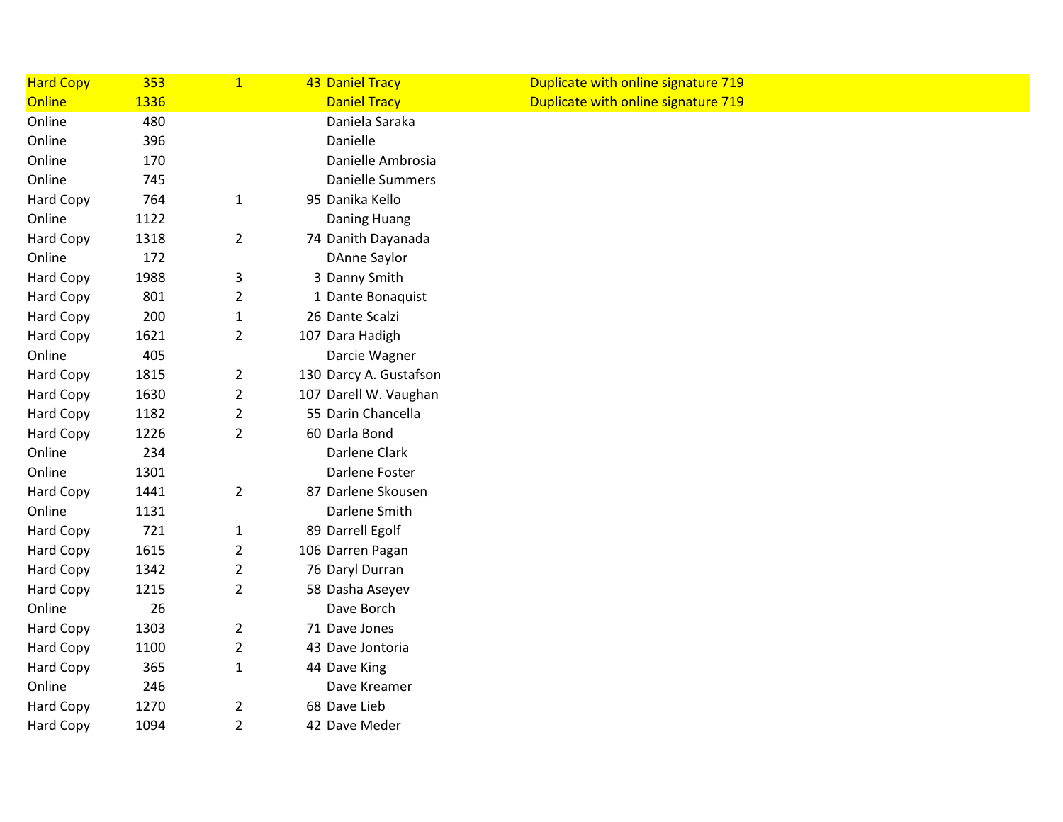| | | | | | |
|---|---|---|---|---|---|
| Hard Copy | 353 | 1 | 43 | Daniel Tracy | Duplicate with online signature 719 |
| Online | 1336 | | | Daniel Tracy | Duplicate with online signature 719 |
| Online | 480 | | | Daniela Saraka | |
| Online | 396 | | | Danielle | |
| Online | 170 | | | Danielle Ambrosia | |
| Online | 745 | | | Danielle Summers | |
| Hard Copy | 764 | 1 | 95 | Danika Kello | |
| Online | 1122 | | | Daning Huang | |
| Hard Copy | 1318 | 2 | 74 | Danith Dayanada | |
| Online | 172 | | | DAnne Saylor | |
| Hard Copy | 1988 | 3 | 3 | Danny Smith | |
| Hard Copy | 801 | 2 | 1 | Dante Bonaquist | |
| Hard Copy | 200 | 1 | 26 | Dante Scalzi | |
| Hard Copy | 1621 | 2 | 107 | Dara Hadigh | |
| Online | 405 | | | Darcie Wagner | |
| Hard Copy | 1815 | 2 | 130 | Darcy A. Gustafson | |
| Hard Copy | 1630 | 2 | 107 | Darell W. Vaughan | |
| Hard Copy | 1182 | 2 | 55 | Darin Chancella | |
| Hard Copy | 1226 | 2 | 60 | Darla Bond | |
| Online | 234 | | | Darlene Clark | |
| Online | 1301 | | | Darlene Foster | |
| Hard Copy | 1441 | 2 | 87 | Darlene Skousen | |
| Online | 1131 | | | Darlene Smith | |
| Hard Copy | 721 | 1 | 89 | Darrell Egolf | |
| Hard Copy | 1615 | 2 | 106 | Darren Pagan | |
| Hard Copy | 1342 | 2 | 76 | Daryl Durran | |
| Hard Copy | 1215 | 2 | 58 | Dasha Aseyev | |
| Online | 26 | | | Dave Borch | |
| Hard Copy | 1303 | 2 | 71 | Dave Jones | |
| Hard Copy | 1100 | 2 | 43 | Dave Jontoria | |
| Hard Copy | 365 | 1 | 44 | Dave King | |
| Online | 246 | | | Dave Kreamer | |
| Hard Copy | 1270 | 2 | 68 | Dave Lieb | |
| Hard Copy | 1094 | 2 | 42 | Dave Meder | |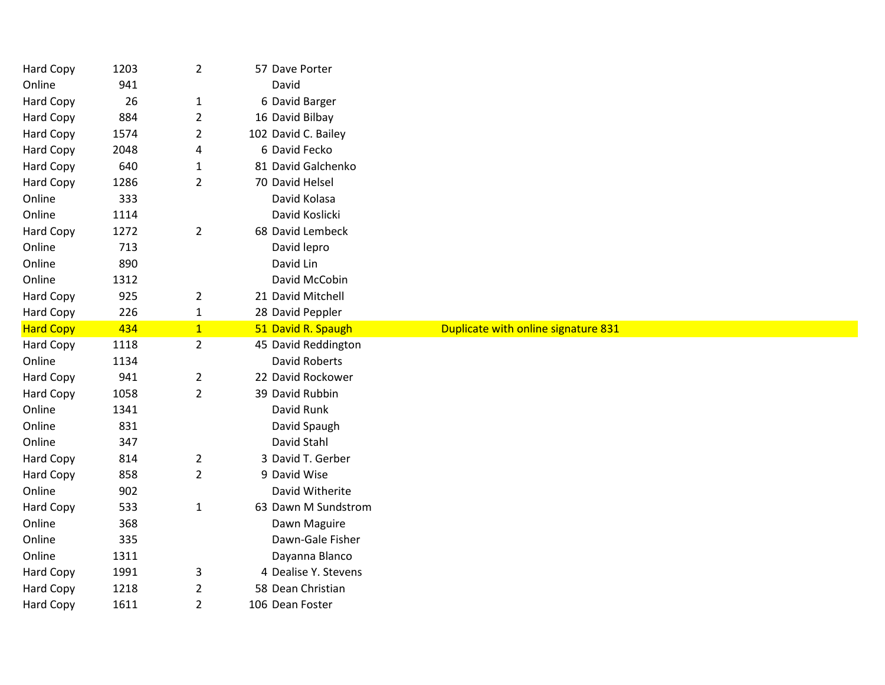| | | | | | |
|---|---|---|---|---|---|
| Hard Copy | 1203 | 2 | 57 | Dave Porter | |
| Online | 941 | | | David | |
| Hard Copy | 26 | 1 | 6 | David Barger | |
| Hard Copy | 884 | 2 | 16 | David Bilbay | |
| Hard Copy | 1574 | 2 | 102 | David C. Bailey | |
| Hard Copy | 2048 | 4 | 6 | David Fecko | |
| Hard Copy | 640 | 1 | 81 | David Galchenko | |
| Hard Copy | 1286 | 2 | 70 | David Helsel | |
| Online | 333 | | | David Kolasa | |
| Online | 1114 | | | David Koslicki | |
| Hard Copy | 1272 | 2 | 68 | David Lembeck | |
| Online | 713 | | | David lepro | |
| Online | 890 | | | David Lin | |
| Online | 1312 | | | David McCobin | |
| Hard Copy | 925 | 2 | 21 | David Mitchell | |
| Hard Copy | 226 | 1 | 28 | David Peppler | |
| Hard Copy | 434 | 1 | 51 | David R. Spaugh | Duplicate with online signature 831 |
| Hard Copy | 1118 | 2 | 45 | David Reddington | |
| Online | 1134 | | | David Roberts | |
| Hard Copy | 941 | 2 | 22 | David Rockower | |
| Hard Copy | 1058 | 2 | 39 | David Rubbin | |
| Online | 1341 | | | David Runk | |
| Online | 831 | | | David Spaugh | |
| Online | 347 | | | David Stahl | |
| Hard Copy | 814 | 2 | 3 | David T. Gerber | |
| Hard Copy | 858 | 2 | 9 | David Wise | |
| Online | 902 | | | David Witherite | |
| Hard Copy | 533 | 1 | 63 | Dawn M Sundstrom | |
| Online | 368 | | | Dawn Maguire | |
| Online | 335 | | | Dawn-Gale Fisher | |
| Online | 1311 | | | Dayanna Blanco | |
| Hard Copy | 1991 | 3 | 4 | Dealise Y. Stevens | |
| Hard Copy | 1218 | 2 | 58 | Dean Christian | |
| Hard Copy | 1611 | 2 | 106 | Dean Foster | |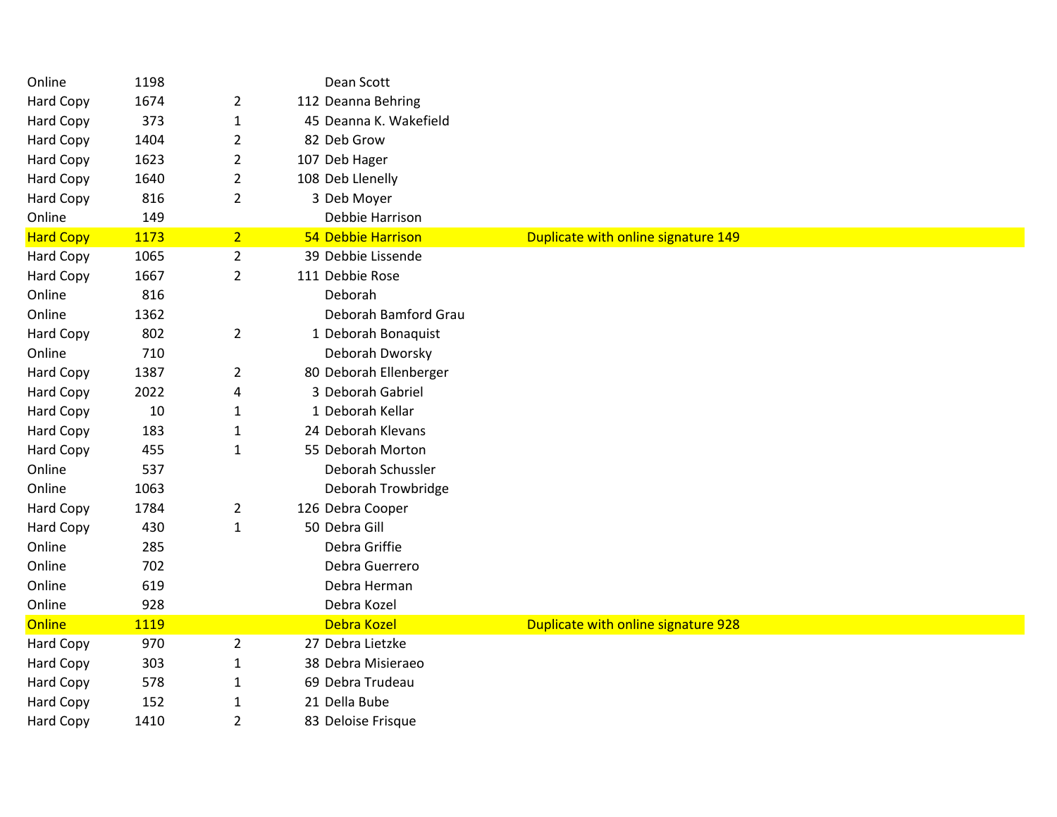| | | | | | |
|---|---|---|---|---|---|
| Online | 1198 | | | Dean Scott | |
| Hard Copy | 1674 | 2 | 112 | Deanna Behring | |
| Hard Copy | 373 | 1 | 45 | Deanna K. Wakefield | |
| Hard Copy | 1404 | 2 | 82 | Deb Grow | |
| Hard Copy | 1623 | 2 | 107 | Deb Hager | |
| Hard Copy | 1640 | 2 | 108 | Deb Llenelly | |
| Hard Copy | 816 | 2 | 3 | Deb Moyer | |
| Online | 149 | | | Debbie Harrison | |
| Hard Copy | 1173 | 2 | 54 | Debbie Harrison | Duplicate with online signature 149 |
| Hard Copy | 1065 | 2 | 39 | Debbie Lissende | |
| Hard Copy | 1667 | 2 | 111 | Debbie Rose | |
| Online | 816 | | | Deborah | |
| Online | 1362 | | | Deborah Bamford Grau | |
| Hard Copy | 802 | 2 | 1 | Deborah Bonaquist | |
| Online | 710 | | | Deborah Dworsky | |
| Hard Copy | 1387 | 2 | 80 | Deborah Ellenberger | |
| Hard Copy | 2022 | 4 | 3 | Deborah Gabriel | |
| Hard Copy | 10 | 1 | 1 | Deborah Kellar | |
| Hard Copy | 183 | 1 | 24 | Deborah Klevans | |
| Hard Copy | 455 | 1 | 55 | Deborah Morton | |
| Online | 537 | | | Deborah Schussler | |
| Online | 1063 | | | Deborah Trowbridge | |
| Hard Copy | 1784 | 2 | 126 | Debra Cooper | |
| Hard Copy | 430 | 1 | 50 | Debra Gill | |
| Online | 285 | | | Debra Griffie | |
| Online | 702 | | | Debra Guerrero | |
| Online | 619 | | | Debra Herman | |
| Online | 928 | | | Debra Kozel | |
| Online | 1119 | | | Debra Kozel | Duplicate with online signature 928 |
| Hard Copy | 970 | 2 | 27 | Debra Lietzke | |
| Hard Copy | 303 | 1 | 38 | Debra Misieraeo | |
| Hard Copy | 578 | 1 | 69 | Debra Trudeau | |
| Hard Copy | 152 | 1 | 21 | Della Bube | |
| Hard Copy | 1410 | 2 | 83 | Deloise Frisque | |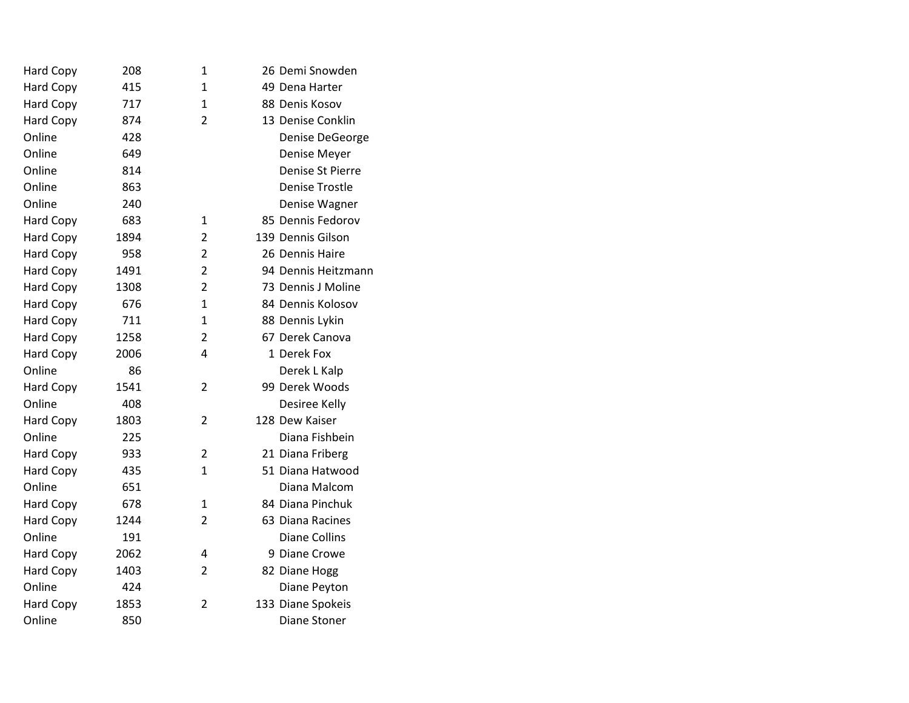| | | | | |
|---|---|---|---|---|
| Hard Copy | 208 | 1 | 26 | Demi Snowden |
| Hard Copy | 415 | 1 | 49 | Dena Harter |
| Hard Copy | 717 | 1 | 88 | Denis Kosov |
| Hard Copy | 874 | 2 | 13 | Denise Conklin |
| Online | 428 | | | Denise DeGeorge |
| Online | 649 | | | Denise Meyer |
| Online | 814 | | | Denise St Pierre |
| Online | 863 | | | Denise Trostle |
| Online | 240 | | | Denise Wagner |
| Hard Copy | 683 | 1 | 85 | Dennis Fedorov |
| Hard Copy | 1894 | 2 | 139 | Dennis Gilson |
| Hard Copy | 958 | 2 | 26 | Dennis Haire |
| Hard Copy | 1491 | 2 | 94 | Dennis Heitzmann |
| Hard Copy | 1308 | 2 | 73 | Dennis J Moline |
| Hard Copy | 676 | 1 | 84 | Dennis Kolosov |
| Hard Copy | 711 | 1 | 88 | Dennis Lykin |
| Hard Copy | 1258 | 2 | 67 | Derek Canova |
| Hard Copy | 2006 | 4 | 1 | Derek Fox |
| Online | 86 | | | Derek L Kalp |
| Hard Copy | 1541 | 2 | 99 | Derek Woods |
| Online | 408 | | | Desiree Kelly |
| Hard Copy | 1803 | 2 | 128 | Dew Kaiser |
| Online | 225 | | | Diana Fishbein |
| Hard Copy | 933 | 2 | 21 | Diana Friberg |
| Hard Copy | 435 | 1 | 51 | Diana Hatwood |
| Online | 651 | | | Diana Malcom |
| Hard Copy | 678 | 1 | 84 | Diana Pinchuk |
| Hard Copy | 1244 | 2 | 63 | Diana Racines |
| Online | 191 | | | Diane Collins |
| Hard Copy | 2062 | 4 | 9 | Diane Crowe |
| Hard Copy | 1403 | 2 | 82 | Diane Hogg |
| Online | 424 | | | Diane Peyton |
| Hard Copy | 1853 | 2 | 133 | Diane Spokeis |
| Online | 850 | | | Diane Stoner |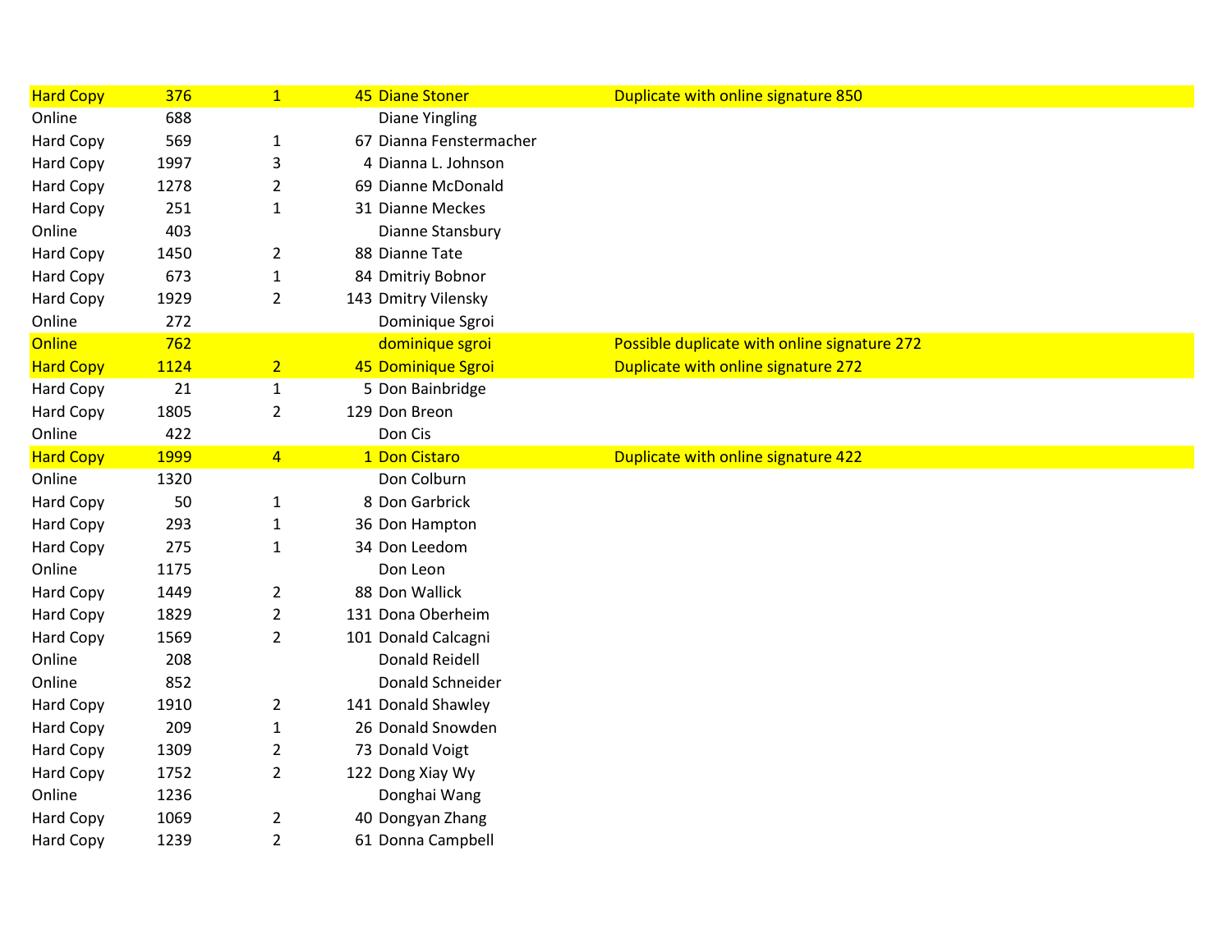| | | | | | |
|---|---|---|---|---|---|
| Hard Copy | 376 | 1 | 45 | Diane Stoner | Duplicate with online signature 850 |
| Online | 688 | | | Diane Yingling | |
| Hard Copy | 569 | 1 | 67 | Dianna Fenstermacher | |
| Hard Copy | 1997 | 3 | 4 | Dianna L. Johnson | |
| Hard Copy | 1278 | 2 | 69 | Dianne McDonald | |
| Hard Copy | 251 | 1 | 31 | Dianne Meckes | |
| Online | 403 | | | Dianne Stansbury | |
| Hard Copy | 1450 | 2 | 88 | Dianne Tate | |
| Hard Copy | 673 | 1 | 84 | Dmitriy Bobnor | |
| Hard Copy | 1929 | 2 | 143 | Dmitry Vilensky | |
| Online | 272 | | | Dominique Sgroi | |
| Online | 762 | | | dominique sgroi | Possible duplicate with online signature 272 |
| Hard Copy | 1124 | 2 | 45 | Dominique Sgroi | Duplicate with online signature 272 |
| Hard Copy | 21 | 1 | 5 | Don Bainbridge | |
| Hard Copy | 1805 | 2 | 129 | Don Breon | |
| Online | 422 | | | Don Cis | |
| Hard Copy | 1999 | 4 | 1 | Don Cistaro | Duplicate with online signature 422 |
| Online | 1320 | | | Don Colburn | |
| Hard Copy | 50 | 1 | 8 | Don Garbrick | |
| Hard Copy | 293 | 1 | 36 | Don Hampton | |
| Hard Copy | 275 | 1 | 34 | Don Leedom | |
| Online | 1175 | | | Don Leon | |
| Hard Copy | 1449 | 2 | 88 | Don Wallick | |
| Hard Copy | 1829 | 2 | 131 | Dona Oberheim | |
| Hard Copy | 1569 | 2 | 101 | Donald Calcagni | |
| Online | 208 | | | Donald Reidell | |
| Online | 852 | | | Donald Schneider | |
| Hard Copy | 1910 | 2 | 141 | Donald Shawley | |
| Hard Copy | 209 | 1 | 26 | Donald Snowden | |
| Hard Copy | 1309 | 2 | 73 | Donald Voigt | |
| Hard Copy | 1752 | 2 | 122 | Dong Xiay Wy | |
| Online | 1236 | | | Donghai Wang | |
| Hard Copy | 1069 | 2 | 40 | Dongyan Zhang | |
| Hard Copy | 1239 | 2 | 61 | Donna Campbell | |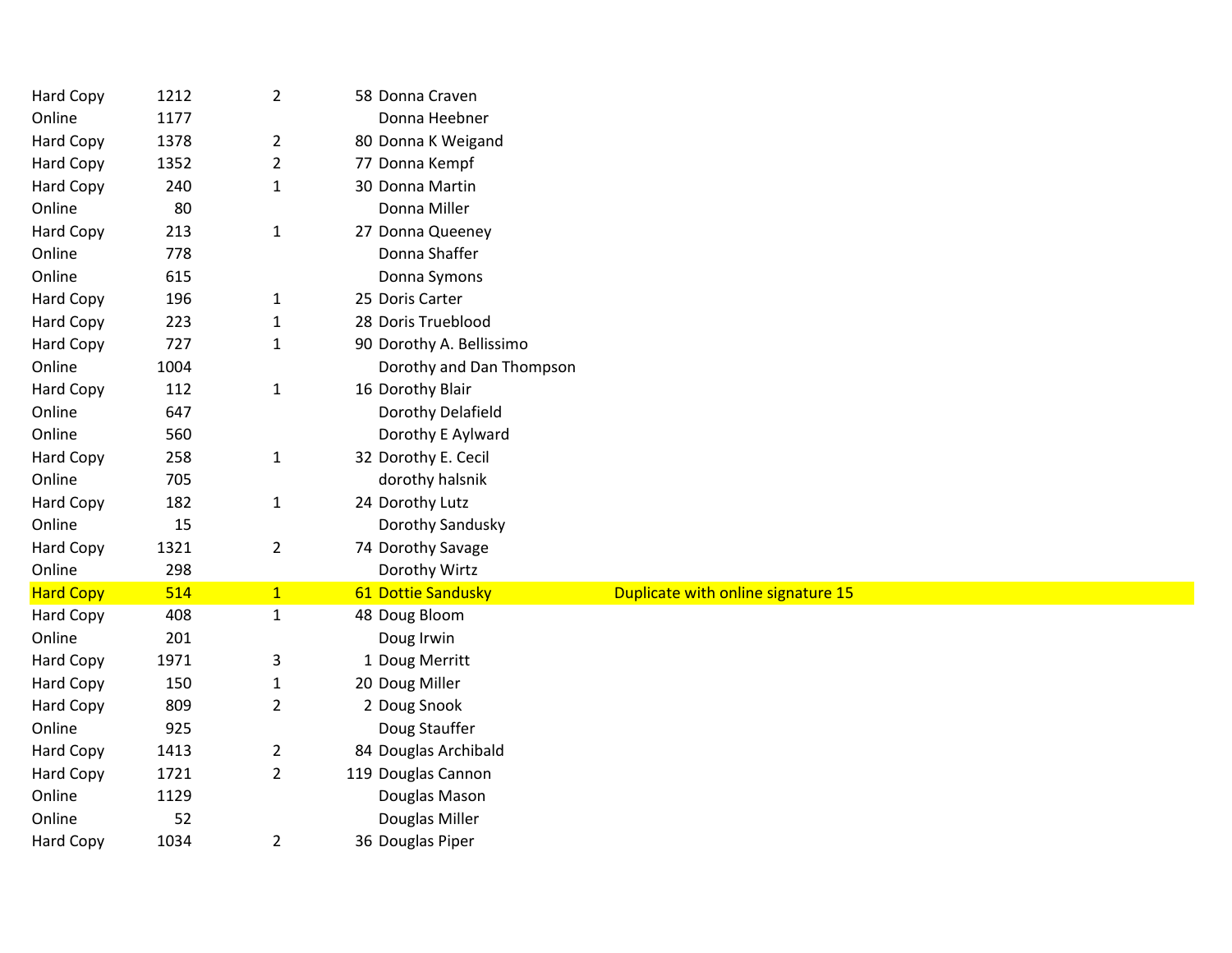| | | | | | |
|---|---|---|---|---|---|
| Hard Copy | 1212 | 2 | 58 | Donna Craven | |
| Online | 1177 | | | Donna Heebner | |
| Hard Copy | 1378 | 2 | 80 | Donna K Weigand | |
| Hard Copy | 1352 | 2 | 77 | Donna Kempf | |
| Hard Copy | 240 | 1 | 30 | Donna Martin | |
| Online | 80 | | | Donna Miller | |
| Hard Copy | 213 | 1 | 27 | Donna Queeney | |
| Online | 778 | | | Donna Shaffer | |
| Online | 615 | | | Donna Symons | |
| Hard Copy | 196 | 1 | 25 | Doris Carter | |
| Hard Copy | 223 | 1 | 28 | Doris Trueblood | |
| Hard Copy | 727 | 1 | 90 | Dorothy A. Bellissimo | |
| Online | 1004 | | | Dorothy and Dan Thompson | |
| Hard Copy | 112 | 1 | 16 | Dorothy Blair | |
| Online | 647 | | | Dorothy Delafield | |
| Online | 560 | | | Dorothy E Aylward | |
| Hard Copy | 258 | 1 | 32 | Dorothy E. Cecil | |
| Online | 705 | | | dorothy halsnik | |
| Hard Copy | 182 | 1 | 24 | Dorothy Lutz | |
| Online | 15 | | | Dorothy Sandusky | |
| Hard Copy | 1321 | 2 | 74 | Dorothy Savage | |
| Online | 298 | | | Dorothy Wirtz | |
| Hard Copy | 514 | 1 | 61 | Dottie Sandusky | Duplicate with online signature 15 |
| Hard Copy | 408 | 1 | 48 | Doug Bloom | |
| Online | 201 | | | Doug Irwin | |
| Hard Copy | 1971 | 3 | 1 | Doug Merritt | |
| Hard Copy | 150 | 1 | 20 | Doug Miller | |
| Hard Copy | 809 | 2 | 2 | Doug Snook | |
| Online | 925 | | | Doug Stauffer | |
| Hard Copy | 1413 | 2 | 84 | Douglas Archibald | |
| Hard Copy | 1721 | 2 | 119 | Douglas Cannon | |
| Online | 1129 | | | Douglas Mason | |
| Online | 52 | | | Douglas Miller | |
| Hard Copy | 1034 | 2 | 36 | Douglas Piper | |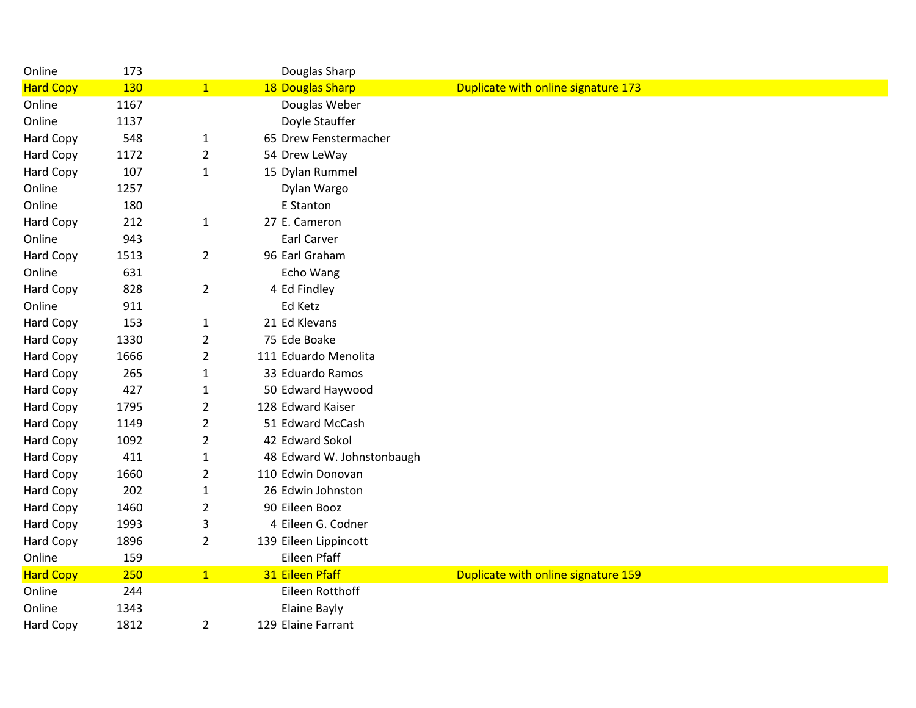| | | | | | |
|---|---|---|---|---|---|
| Online | 173 | | | Douglas Sharp | |
| Hard Copy | 130 | 1 | 18 | Douglas Sharp | Duplicate with online signature 173 |
| Online | 1167 | | | Douglas Weber | |
| Online | 1137 | | | Doyle Stauffer | |
| Hard Copy | 548 | 1 | 65 | Drew Fenstermacher | |
| Hard Copy | 1172 | 2 | 54 | Drew LeWay | |
| Hard Copy | 107 | 1 | 15 | Dylan Rummel | |
| Online | 1257 | | | Dylan Wargo | |
| Online | 180 | | | E Stanton | |
| Hard Copy | 212 | 1 | 27 | E. Cameron | |
| Online | 943 | | | Earl Carver | |
| Hard Copy | 1513 | 2 | 96 | Earl Graham | |
| Online | 631 | | | Echo Wang | |
| Hard Copy | 828 | 2 | 4 | Ed Findley | |
| Online | 911 | | | Ed Ketz | |
| Hard Copy | 153 | 1 | 21 | Ed Klevans | |
| Hard Copy | 1330 | 2 | 75 | Ede Boake | |
| Hard Copy | 1666 | 2 | 111 | Eduardo Menolita | |
| Hard Copy | 265 | 1 | 33 | Eduardo Ramos | |
| Hard Copy | 427 | 1 | 50 | Edward Haywood | |
| Hard Copy | 1795 | 2 | 128 | Edward Kaiser | |
| Hard Copy | 1149 | 2 | 51 | Edward McCash | |
| Hard Copy | 1092 | 2 | 42 | Edward Sokol | |
| Hard Copy | 411 | 1 | 48 | Edward W. Johnstonbaugh | |
| Hard Copy | 1660 | 2 | 110 | Edwin Donovan | |
| Hard Copy | 202 | 1 | 26 | Edwin Johnston | |
| Hard Copy | 1460 | 2 | 90 | Eileen Booz | |
| Hard Copy | 1993 | 3 | 4 | Eileen G. Codner | |
| Hard Copy | 1896 | 2 | 139 | Eileen Lippincott | |
| Online | 159 | | | Eileen Pfaff | |
| Hard Copy | 250 | 1 | 31 | Eileen Pfaff | Duplicate with online signature 159 |
| Online | 244 | | | Eileen Rotthoff | |
| Online | 1343 | | | Elaine Bayly | |
| Hard Copy | 1812 | 2 | 129 | Elaine Farrant | |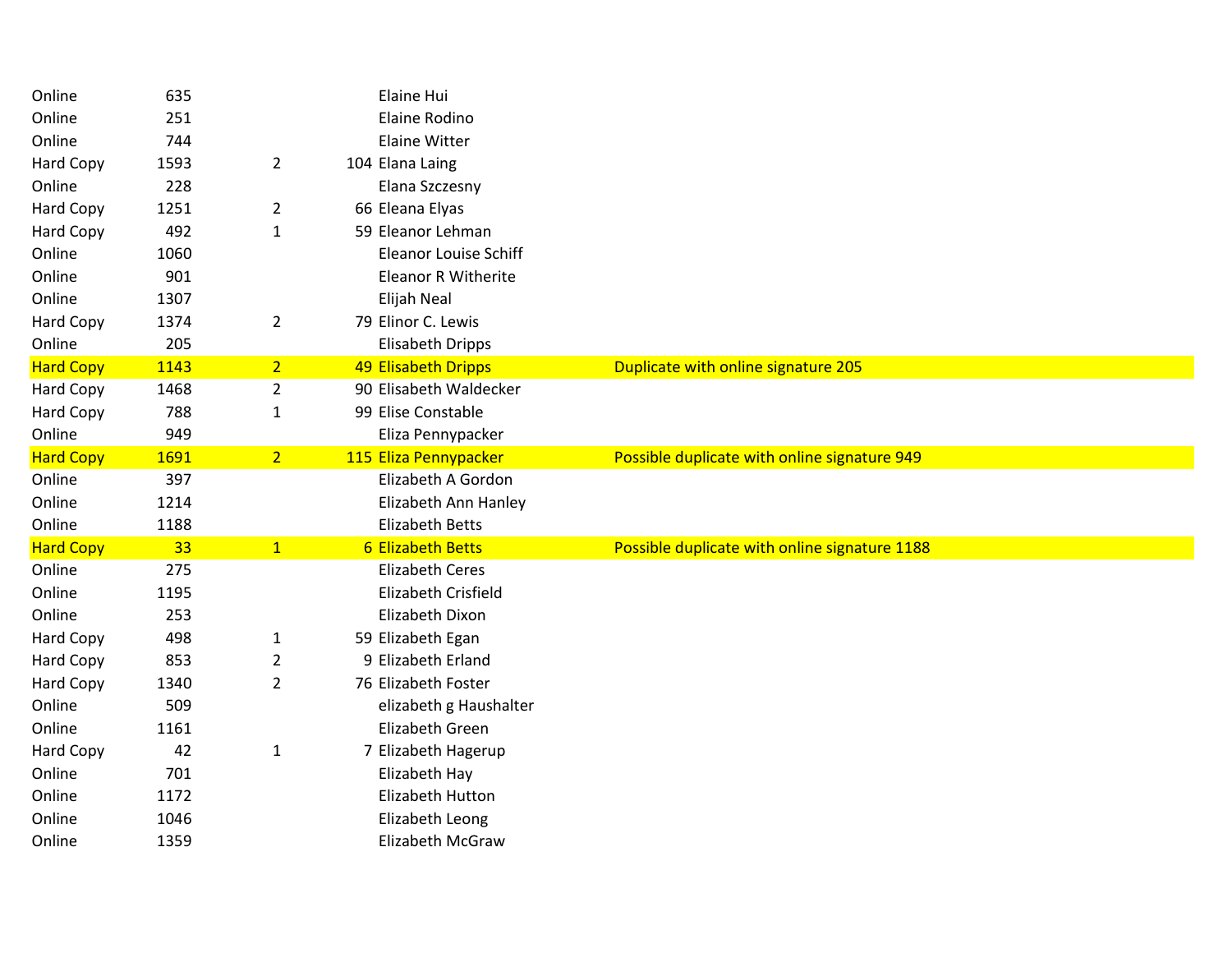| | | | | | |
|---|---|---|---|---|---|
| Online | 635 | | | Elaine Hui | |
| Online | 251 | | | Elaine Rodino | |
| Online | 744 | | | Elaine Witter | |
| Hard Copy | 1593 | 2 | 104 | Elana Laing | |
| Online | 228 | | | Elana Szczesny | |
| Hard Copy | 1251 | 2 | 66 | Eleana Elyas | |
| Hard Copy | 492 | 1 | 59 | Eleanor Lehman | |
| Online | 1060 | | | Eleanor Louise Schiff | |
| Online | 901 | | | Eleanor R Witherite | |
| Online | 1307 | | | Elijah Neal | |
| Hard Copy | 1374 | 2 | 79 | Elinor C. Lewis | |
| Online | 205 | | | Elisabeth Dripps | |
| Hard Copy | 1143 | 2 | 49 | Elisabeth Dripps | Duplicate with online signature 205 |
| Hard Copy | 1468 | 2 | 90 | Elisabeth Waldecker | |
| Hard Copy | 788 | 1 | 99 | Elise Constable | |
| Online | 949 | | | Eliza Pennypacker | |
| Hard Copy | 1691 | 2 | 115 | Eliza Pennypacker | Possible duplicate with online signature 949 |
| Online | 397 | | | Elizabeth A Gordon | |
| Online | 1214 | | | Elizabeth Ann Hanley | |
| Online | 1188 | | | Elizabeth Betts | |
| Hard Copy | 33 | 1 | 6 | Elizabeth Betts | Possible duplicate with online signature 1188 |
| Online | 275 | | | Elizabeth Ceres | |
| Online | 1195 | | | Elizabeth Crisfield | |
| Online | 253 | | | Elizabeth Dixon | |
| Hard Copy | 498 | 1 | 59 | Elizabeth Egan | |
| Hard Copy | 853 | 2 | 9 | Elizabeth Erland | |
| Hard Copy | 1340 | 2 | 76 | Elizabeth Foster | |
| Online | 509 | | | elizabeth g Haushalter | |
| Online | 1161 | | | Elizabeth Green | |
| Hard Copy | 42 | 1 | 7 | Elizabeth Hagerup | |
| Online | 701 | | | Elizabeth Hay | |
| Online | 1172 | | | Elizabeth Hutton | |
| Online | 1046 | | | Elizabeth Leong | |
| Online | 1359 | | | Elizabeth McGraw | |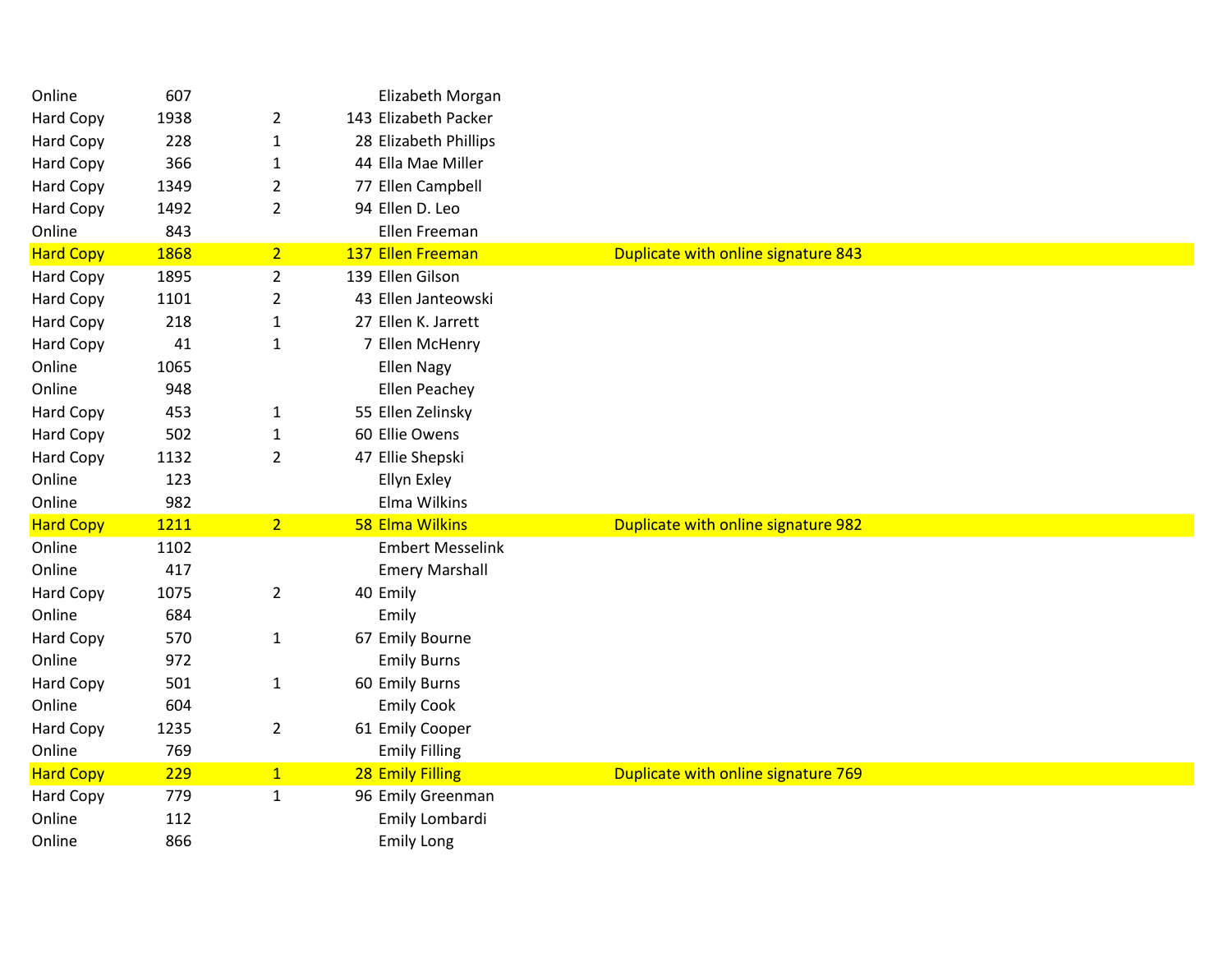| | | | | | |
|---|---|---|---|---|---|
| Online | 607 | | | Elizabeth Morgan | |
| Hard Copy | 1938 | 2 | 143 | Elizabeth Packer | |
| Hard Copy | 228 | 1 | 28 | Elizabeth Phillips | |
| Hard Copy | 366 | 1 | 44 | Ella Mae Miller | |
| Hard Copy | 1349 | 2 | 77 | Ellen Campbell | |
| Hard Copy | 1492 | 2 | 94 | Ellen D. Leo | |
| Online | 843 | | | Ellen Freeman | |
| Hard Copy | 1868 | 2 | 137 | Ellen Freeman | Duplicate with online signature 843 |
| Hard Copy | 1895 | 2 | 139 | Ellen Gilson | |
| Hard Copy | 1101 | 2 | 43 | Ellen Janteowski | |
| Hard Copy | 218 | 1 | 27 | Ellen K. Jarrett | |
| Hard Copy | 41 | 1 | 7 | Ellen McHenry | |
| Online | 1065 | | | Ellen Nagy | |
| Online | 948 | | | Ellen Peachey | |
| Hard Copy | 453 | 1 | 55 | Ellen Zelinsky | |
| Hard Copy | 502 | 1 | 60 | Ellie Owens | |
| Hard Copy | 1132 | 2 | 47 | Ellie Shepski | |
| Online | 123 | | | Ellyn Exley | |
| Online | 982 | | | Elma Wilkins | |
| Hard Copy | 1211 | 2 | 58 | Elma Wilkins | Duplicate with online signature 982 |
| Online | 1102 | | | Embert Messelink | |
| Online | 417 | | | Emery Marshall | |
| Hard Copy | 1075 | 2 | 40 | Emily | |
| Online | 684 | | | Emily | |
| Hard Copy | 570 | 1 | 67 | Emily Bourne | |
| Online | 972 | | | Emily Burns | |
| Hard Copy | 501 | 1 | 60 | Emily Burns | |
| Online | 604 | | | Emily Cook | |
| Hard Copy | 1235 | 2 | 61 | Emily Cooper | |
| Online | 769 | | | Emily Filling | |
| Hard Copy | 229 | 1 | 28 | Emily Filling | Duplicate with online signature 769 |
| Hard Copy | 779 | 1 | 96 | Emily Greenman | |
| Online | 112 | | | Emily Lombardi | |
| Online | 866 | | | Emily Long | |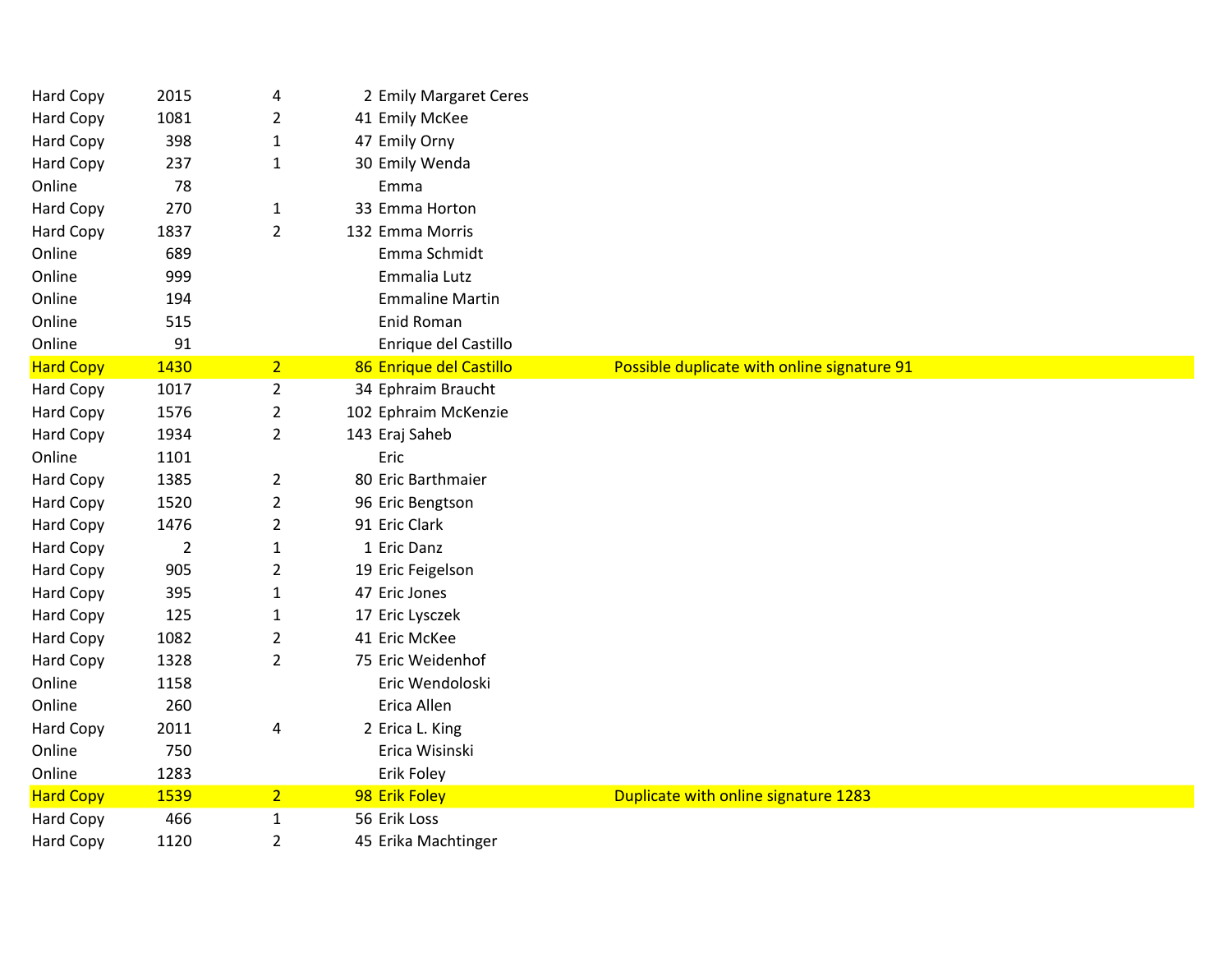| | | | | | |
|---|---|---|---|---|---|
| Hard Copy | 2015 | 4 | 2 | Emily Margaret Ceres | |
| Hard Copy | 1081 | 2 | 41 | Emily McKee | |
| Hard Copy | 398 | 1 | 47 | Emily Orny | |
| Hard Copy | 237 | 1 | 30 | Emily Wenda | |
| Online | 78 | | | Emma | |
| Hard Copy | 270 | 1 | 33 | Emma Horton | |
| Hard Copy | 1837 | 2 | 132 | Emma Morris | |
| Online | 689 | | | Emma Schmidt | |
| Online | 999 | | | Emmalia Lutz | |
| Online | 194 | | | Emmaline Martin | |
| Online | 515 | | | Enid Roman | |
| Online | 91 | | | Enrique del Castillo | |
| Hard Copy | 1430 | 2 | 86 | Enrique del Castillo | Possible duplicate with online signature 91 |
| Hard Copy | 1017 | 2 | 34 | Ephraim Braucht | |
| Hard Copy | 1576 | 2 | 102 | Ephraim McKenzie | |
| Hard Copy | 1934 | 2 | 143 | Eraj Saheb | |
| Online | 1101 | | | Eric | |
| Hard Copy | 1385 | 2 | 80 | Eric Barthmaier | |
| Hard Copy | 1520 | 2 | 96 | Eric Bengtson | |
| Hard Copy | 1476 | 2 | 91 | Eric Clark | |
| Hard Copy | 2 | 1 | 1 | Eric Danz | |
| Hard Copy | 905 | 2 | 19 | Eric Feigelson | |
| Hard Copy | 395 | 1 | 47 | Eric Jones | |
| Hard Copy | 125 | 1 | 17 | Eric Lysczek | |
| Hard Copy | 1082 | 2 | 41 | Eric McKee | |
| Hard Copy | 1328 | 2 | 75 | Eric Weidenhof | |
| Online | 1158 | | | Eric Wendoloski | |
| Online | 260 | | | Erica Allen | |
| Hard Copy | 2011 | 4 | 2 | Erica L. King | |
| Online | 750 | | | Erica Wisinski | |
| Online | 1283 | | | Erik Foley | |
| Hard Copy | 1539 | 2 | 98 | Erik Foley | Duplicate with online signature 1283 |
| Hard Copy | 466 | 1 | 56 | Erik Loss | |
| Hard Copy | 1120 | 2 | 45 | Erika Machtinger | |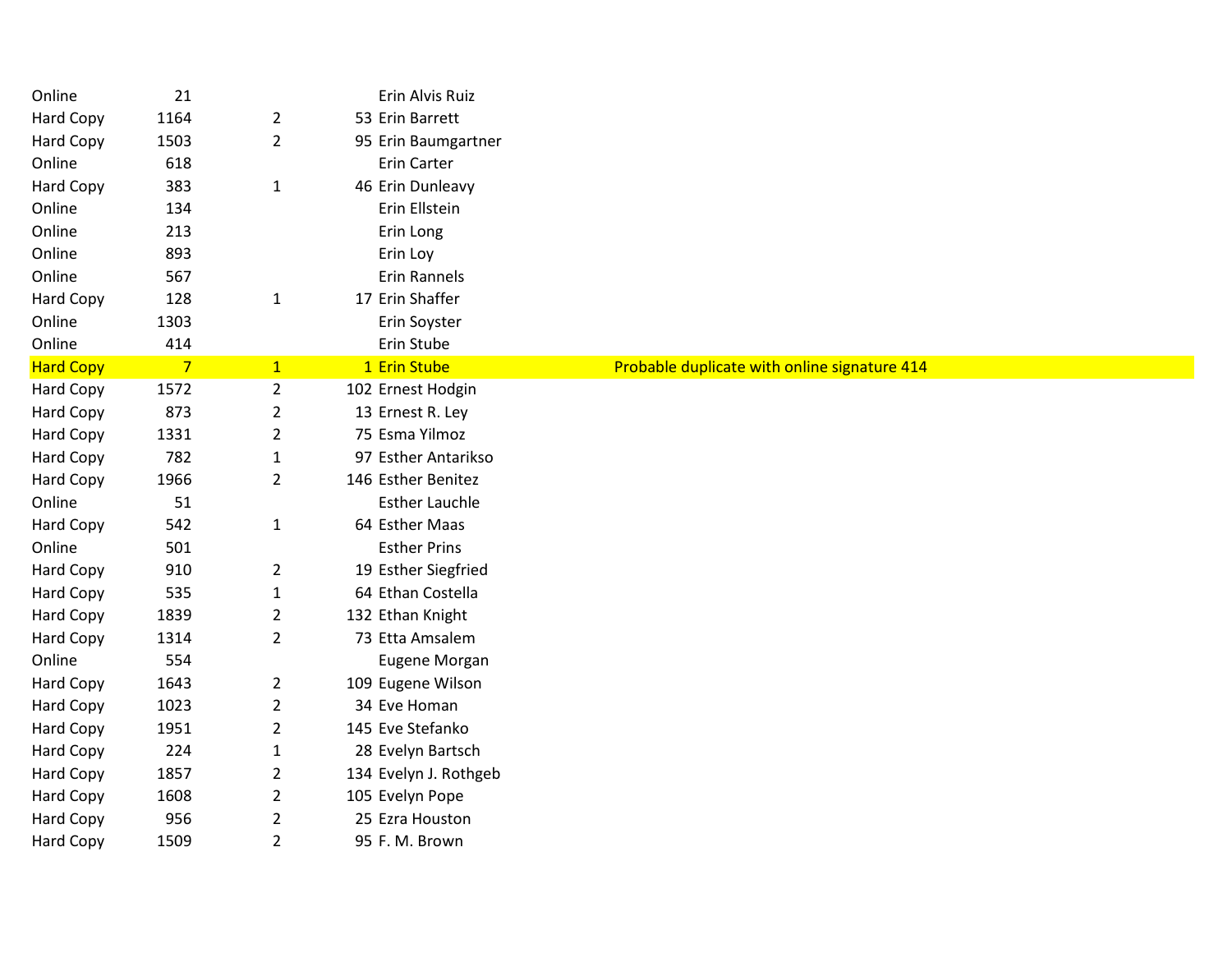| | | | | | |
|---|---|---|---|---|---|
| Online | 21 | | | Erin Alvis Ruiz | |
| Hard Copy | 1164 | 2 | 53 | Erin Barrett | |
| Hard Copy | 1503 | 2 | 95 | Erin Baumgartner | |
| Online | 618 | | | Erin Carter | |
| Hard Copy | 383 | 1 | 46 | Erin Dunleavy | |
| Online | 134 | | | Erin Ellstein | |
| Online | 213 | | | Erin Long | |
| Online | 893 | | | Erin Loy | |
| Online | 567 | | | Erin Rannels | |
| Hard Copy | 128 | 1 | 17 | Erin Shaffer | |
| Online | 1303 | | | Erin Soyster | |
| Online | 414 | | | Erin Stube | |
| Hard Copy | 7 | 1 | 1 | Erin Stube | Probable duplicate with online signature 414 |
| Hard Copy | 1572 | 2 | 102 | Ernest Hodgin | |
| Hard Copy | 873 | 2 | 13 | Ernest R. Ley | |
| Hard Copy | 1331 | 2 | 75 | Esma Yilmoz | |
| Hard Copy | 782 | 1 | 97 | Esther Antarikso | |
| Hard Copy | 1966 | 2 | 146 | Esther Benitez | |
| Online | 51 | | | Esther Lauchle | |
| Hard Copy | 542 | 1 | 64 | Esther Maas | |
| Online | 501 | | | Esther Prins | |
| Hard Copy | 910 | 2 | 19 | Esther Siegfried | |
| Hard Copy | 535 | 1 | 64 | Ethan Costella | |
| Hard Copy | 1839 | 2 | 132 | Ethan Knight | |
| Hard Copy | 1314 | 2 | 73 | Etta Amsalem | |
| Online | 554 | | | Eugene Morgan | |
| Hard Copy | 1643 | 2 | 109 | Eugene Wilson | |
| Hard Copy | 1023 | 2 | 34 | Eve Homan | |
| Hard Copy | 1951 | 2 | 145 | Eve Stefanko | |
| Hard Copy | 224 | 1 | 28 | Evelyn Bartsch | |
| Hard Copy | 1857 | 2 | 134 | Evelyn J. Rothgeb | |
| Hard Copy | 1608 | 2 | 105 | Evelyn Pope | |
| Hard Copy | 956 | 2 | 25 | Ezra Houston | |
| Hard Copy | 1509 | 2 | 95 | F. M. Brown | |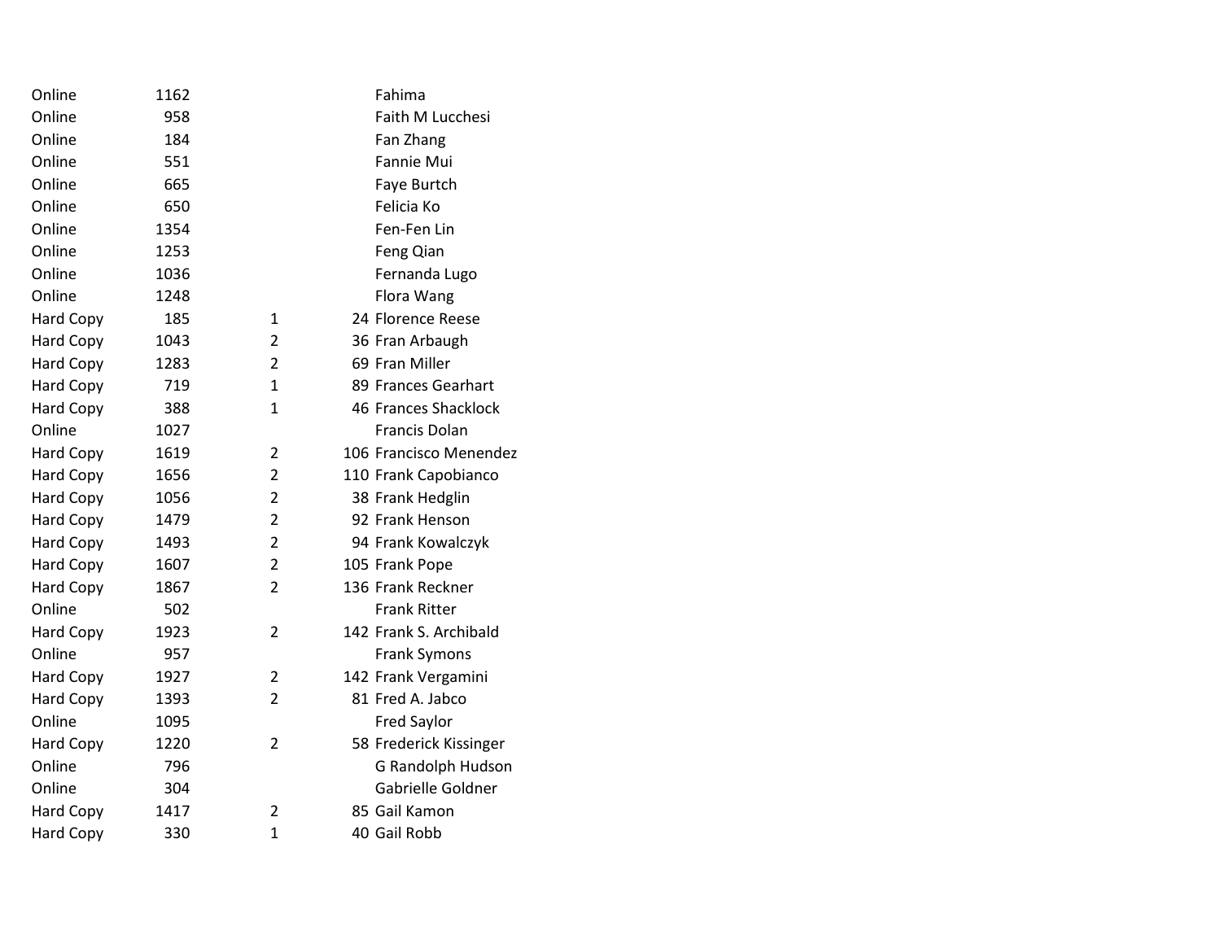| | | | | |
|---|---|---|---|---|
| Online | 1162 | | | Fahima |
| Online | 958 | | | Faith M Lucchesi |
| Online | 184 | | | Fan Zhang |
| Online | 551 | | | Fannie Mui |
| Online | 665 | | | Faye Burtch |
| Online | 650 | | | Felicia Ko |
| Online | 1354 | | | Fen-Fen Lin |
| Online | 1253 | | | Feng Qian |
| Online | 1036 | | | Fernanda Lugo |
| Online | 1248 | | | Flora Wang |
| Hard Copy | 185 | 1 | 24 | Florence Reese |
| Hard Copy | 1043 | 2 | 36 | Fran Arbaugh |
| Hard Copy | 1283 | 2 | 69 | Fran Miller |
| Hard Copy | 719 | 1 | 89 | Frances Gearhart |
| Hard Copy | 388 | 1 | 46 | Frances Shacklock |
| Online | 1027 | | | Francis Dolan |
| Hard Copy | 1619 | 2 | 106 | Francisco Menendez |
| Hard Copy | 1656 | 2 | 110 | Frank Capobianco |
| Hard Copy | 1056 | 2 | 38 | Frank Hedglin |
| Hard Copy | 1479 | 2 | 92 | Frank Henson |
| Hard Copy | 1493 | 2 | 94 | Frank Kowalczyk |
| Hard Copy | 1607 | 2 | 105 | Frank Pope |
| Hard Copy | 1867 | 2 | 136 | Frank Reckner |
| Online | 502 | | | Frank Ritter |
| Hard Copy | 1923 | 2 | 142 | Frank S. Archibald |
| Online | 957 | | | Frank Symons |
| Hard Copy | 1927 | 2 | 142 | Frank Vergamini |
| Hard Copy | 1393 | 2 | 81 | Fred A. Jabco |
| Online | 1095 | | | Fred Saylor |
| Hard Copy | 1220 | 2 | 58 | Frederick Kissinger |
| Online | 796 | | | G Randolph Hudson |
| Online | 304 | | | Gabrielle Goldner |
| Hard Copy | 1417 | 2 | 85 | Gail Kamon |
| Hard Copy | 330 | 1 | 40 | Gail Robb |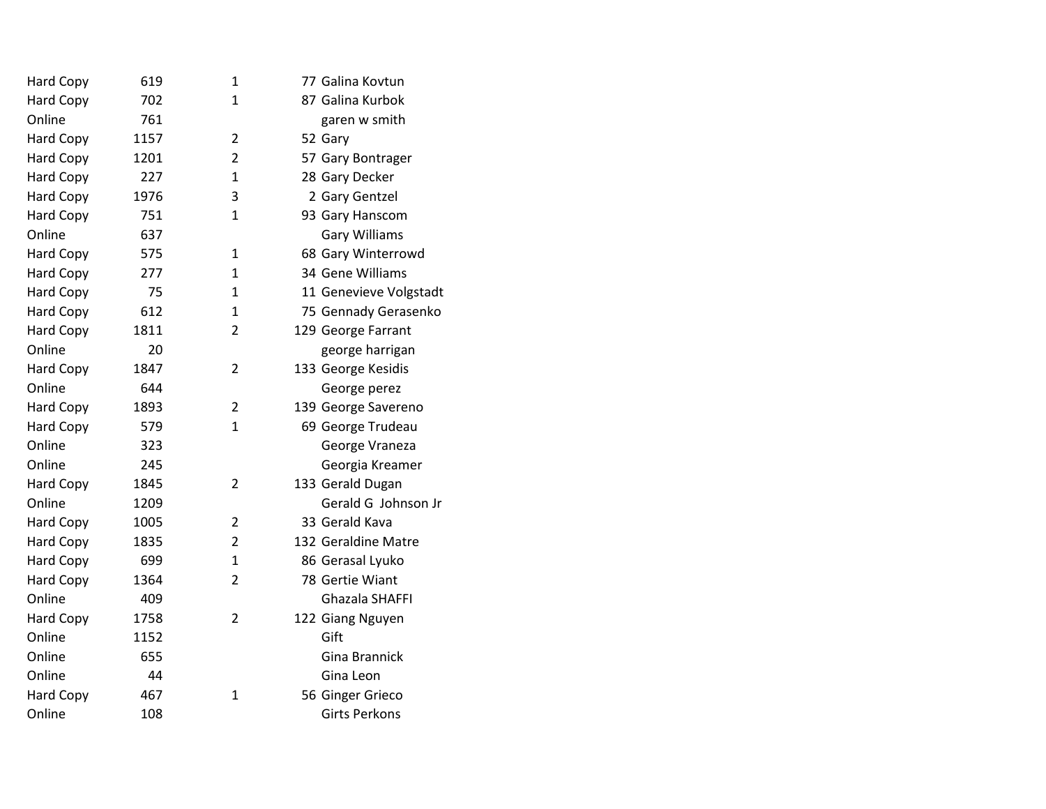| | | | | |
|---|---|---|---|---|
| Hard Copy | 619 | 1 | 77 | Galina Kovtun |
| Hard Copy | 702 | 1 | 87 | Galina Kurbok |
| Online | 761 | | | garen w smith |
| Hard Copy | 1157 | 2 | 52 | Gary |
| Hard Copy | 1201 | 2 | 57 | Gary Bontrager |
| Hard Copy | 227 | 1 | 28 | Gary Decker |
| Hard Copy | 1976 | 3 | 2 | Gary Gentzel |
| Hard Copy | 751 | 1 | 93 | Gary Hanscom |
| Online | 637 | | | Gary Williams |
| Hard Copy | 575 | 1 | 68 | Gary Winterrowd |
| Hard Copy | 277 | 1 | 34 | Gene Williams |
| Hard Copy | 75 | 1 | 11 | Genevieve Volgstadt |
| Hard Copy | 612 | 1 | 75 | Gennady Gerasenko |
| Hard Copy | 1811 | 2 | 129 | George Farrant |
| Online | 20 | | | george harrigan |
| Hard Copy | 1847 | 2 | 133 | George Kesidis |
| Online | 644 | | | George perez |
| Hard Copy | 1893 | 2 | 139 | George Savereno |
| Hard Copy | 579 | 1 | 69 | George Trudeau |
| Online | 323 | | | George Vraneza |
| Online | 245 | | | Georgia Kreamer |
| Hard Copy | 1845 | 2 | 133 | Gerald Dugan |
| Online | 1209 | | | Gerald G  Johnson Jr |
| Hard Copy | 1005 | 2 | 33 | Gerald Kava |
| Hard Copy | 1835 | 2 | 132 | Geraldine Matre |
| Hard Copy | 699 | 1 | 86 | Gerasal Lyuko |
| Hard Copy | 1364 | 2 | 78 | Gertie Wiant |
| Online | 409 | | | Ghazala SHAFFI |
| Hard Copy | 1758 | 2 | 122 | Giang Nguyen |
| Online | 1152 | | | Gift |
| Online | 655 | | | Gina Brannick |
| Online | 44 | | | Gina Leon |
| Hard Copy | 467 | 1 | 56 | Ginger Grieco |
| Online | 108 | | | Girts Perkons |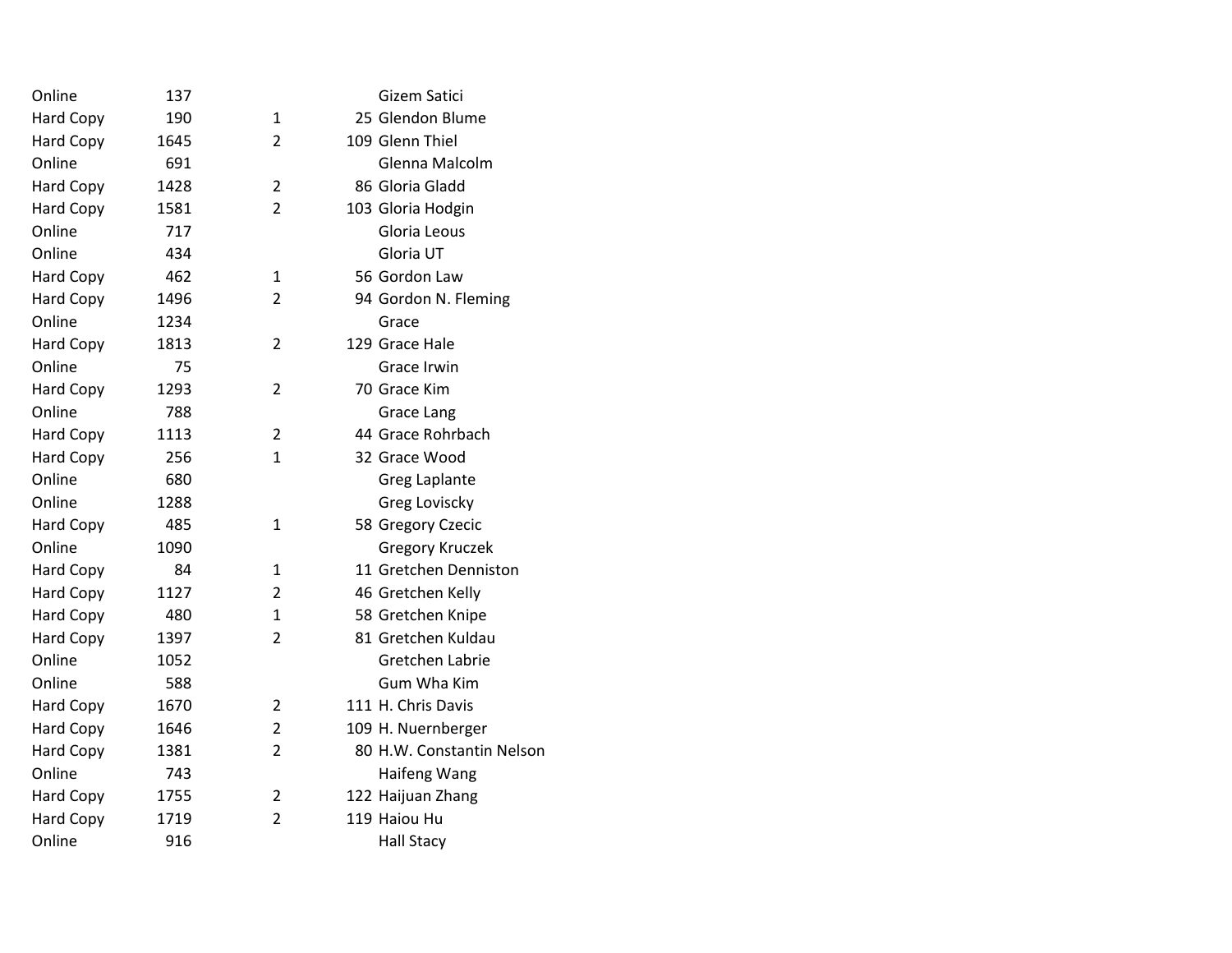| | | | | |
|---|---|---|---|---|
| Online | 137 | | | Gizem Satici |
| Hard Copy | 190 | 1 | 25 | Glendon Blume |
| Hard Copy | 1645 | 2 | 109 | Glenn Thiel |
| Online | 691 | | | Glenna Malcolm |
| Hard Copy | 1428 | 2 | 86 | Gloria Gladd |
| Hard Copy | 1581 | 2 | 103 | Gloria Hodgin |
| Online | 717 | | | Gloria Leous |
| Online | 434 | | | Gloria UT |
| Hard Copy | 462 | 1 | 56 | Gordon Law |
| Hard Copy | 1496 | 2 | 94 | Gordon N. Fleming |
| Online | 1234 | | | Grace |
| Hard Copy | 1813 | 2 | 129 | Grace Hale |
| Online | 75 | | | Grace Irwin |
| Hard Copy | 1293 | 2 | 70 | Grace Kim |
| Online | 788 | | | Grace Lang |
| Hard Copy | 1113 | 2 | 44 | Grace Rohrbach |
| Hard Copy | 256 | 1 | 32 | Grace Wood |
| Online | 680 | | | Greg Laplante |
| Online | 1288 | | | Greg Loviscky |
| Hard Copy | 485 | 1 | 58 | Gregory Czecic |
| Online | 1090 | | | Gregory Kruczek |
| Hard Copy | 84 | 1 | 11 | Gretchen Denniston |
| Hard Copy | 1127 | 2 | 46 | Gretchen Kelly |
| Hard Copy | 480 | 1 | 58 | Gretchen Knipe |
| Hard Copy | 1397 | 2 | 81 | Gretchen Kuldau |
| Online | 1052 | | | Gretchen Labrie |
| Online | 588 | | | Gum Wha Kim |
| Hard Copy | 1670 | 2 | 111 | H. Chris Davis |
| Hard Copy | 1646 | 2 | 109 | H. Nuernberger |
| Hard Copy | 1381 | 2 | 80 | H.W. Constantin Nelson |
| Online | 743 | | | Haifeng Wang |
| Hard Copy | 1755 | 2 | 122 | Haijuan Zhang |
| Hard Copy | 1719 | 2 | 119 | Haiou Hu |
| Online | 916 | | | Hall Stacy |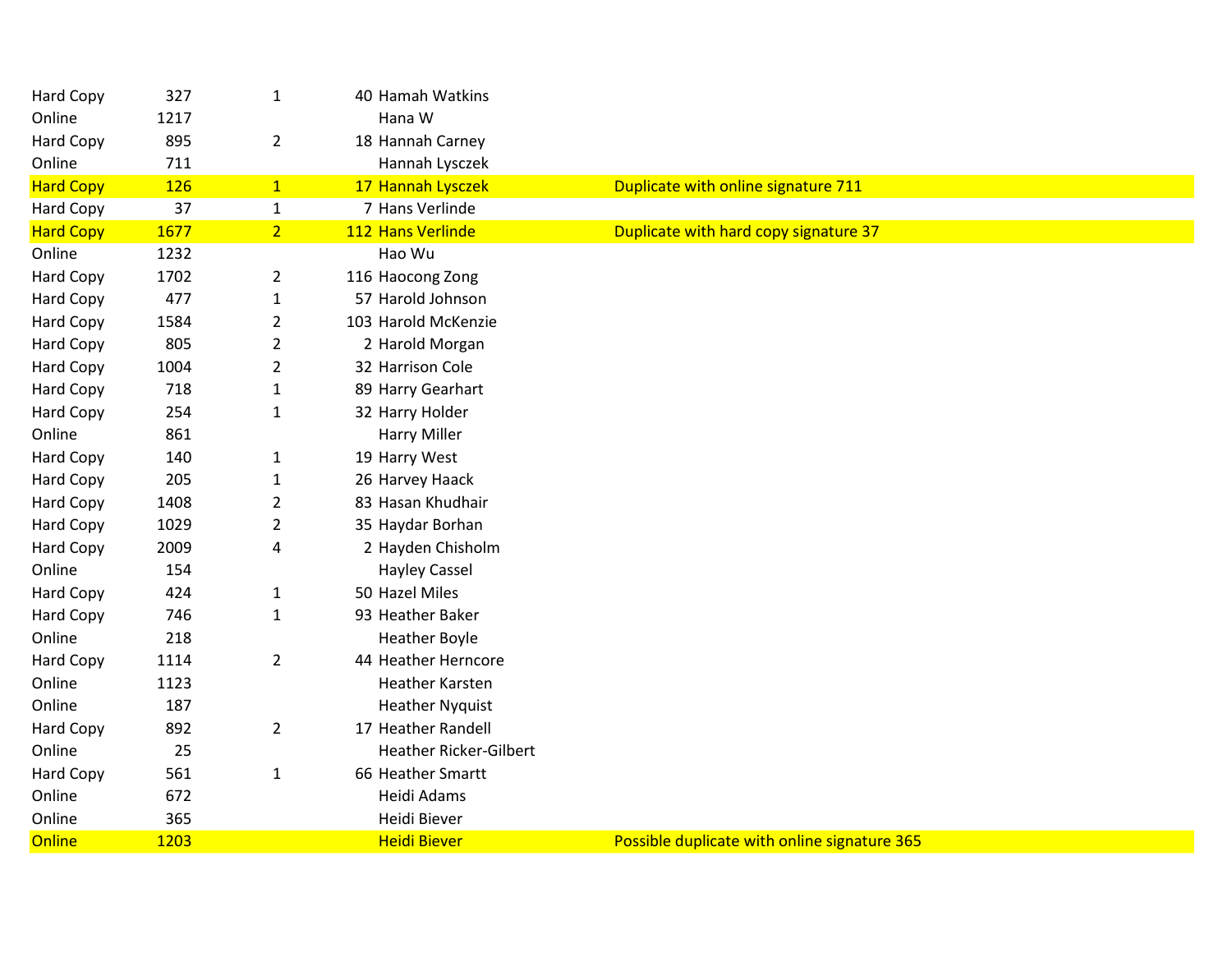| | | | | | |
|---|---|---|---|---|---|
| Hard Copy | 327 | 1 | 40 | Hamah Watkins | |
| Online | 1217 | | | Hana W | |
| Hard Copy | 895 | 2 | 18 | Hannah Carney | |
| Online | 711 | | | Hannah Lysczek | |
| Hard Copy | 126 | 1 | 17 | Hannah Lysczek | Duplicate with online signature 711 |
| Hard Copy | 37 | 1 | 7 | Hans Verlinde | |
| Hard Copy | 1677 | 2 | 112 | Hans Verlinde | Duplicate with hard copy signature 37 |
| Online | 1232 | | | Hao Wu | |
| Hard Copy | 1702 | 2 | 116 | Haocong Zong | |
| Hard Copy | 477 | 1 | 57 | Harold Johnson | |
| Hard Copy | 1584 | 2 | 103 | Harold McKenzie | |
| Hard Copy | 805 | 2 | 2 | Harold Morgan | |
| Hard Copy | 1004 | 2 | 32 | Harrison Cole | |
| Hard Copy | 718 | 1 | 89 | Harry Gearhart | |
| Hard Copy | 254 | 1 | 32 | Harry Holder | |
| Online | 861 | | | Harry Miller | |
| Hard Copy | 140 | 1 | 19 | Harry West | |
| Hard Copy | 205 | 1 | 26 | Harvey Haack | |
| Hard Copy | 1408 | 2 | 83 | Hasan Khudhair | |
| Hard Copy | 1029 | 2 | 35 | Haydar Borhan | |
| Hard Copy | 2009 | 4 | 2 | Hayden Chisholm | |
| Online | 154 | | | Hayley Cassel | |
| Hard Copy | 424 | 1 | 50 | Hazel Miles | |
| Hard Copy | 746 | 1 | 93 | Heather Baker | |
| Online | 218 | | | Heather Boyle | |
| Hard Copy | 1114 | 2 | 44 | Heather Herncore | |
| Online | 1123 | | | Heather Karsten | |
| Online | 187 | | | Heather Nyquist | |
| Hard Copy | 892 | 2 | 17 | Heather Randell | |
| Online | 25 | | | Heather Ricker-Gilbert | |
| Hard Copy | 561 | 1 | 66 | Heather Smartt | |
| Online | 672 | | | Heidi Adams | |
| Online | 365 | | | Heidi Biever | |
| Online | 1203 | | | Heidi Biever | Possible duplicate with online signature 365 |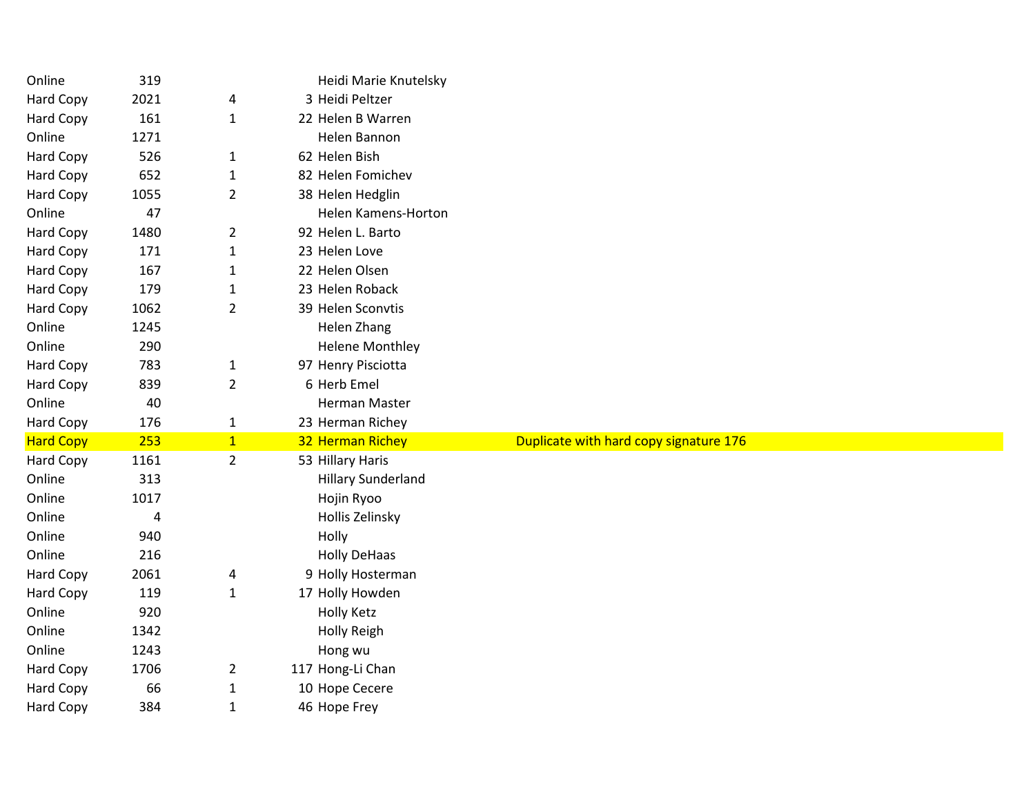| | | | | | |
|---|---|---|---|---|---|
| Online | 319 | | | Heidi Marie Knutelsky | |
| Hard Copy | 2021 | 4 | 3 | Heidi Peltzer | |
| Hard Copy | 161 | 1 | 22 | Helen B Warren | |
| Online | 1271 | | | Helen Bannon | |
| Hard Copy | 526 | 1 | 62 | Helen Bish | |
| Hard Copy | 652 | 1 | 82 | Helen Fomichev | |
| Hard Copy | 1055 | 2 | 38 | Helen Hedglin | |
| Online | 47 | | | Helen Kamens-Horton | |
| Hard Copy | 1480 | 2 | 92 | Helen L. Barto | |
| Hard Copy | 171 | 1 | 23 | Helen Love | |
| Hard Copy | 167 | 1 | 22 | Helen Olsen | |
| Hard Copy | 179 | 1 | 23 | Helen Roback | |
| Hard Copy | 1062 | 2 | 39 | Helen Sconvtis | |
| Online | 1245 | | | Helen Zhang | |
| Online | 290 | | | Helene Monthley | |
| Hard Copy | 783 | 1 | 97 | Henry Pisciotta | |
| Hard Copy | 839 | 2 | 6 | Herb Emel | |
| Online | 40 | | | Herman Master | |
| Hard Copy | 176 | 1 | 23 | Herman Richey | |
| Hard Copy | 253 | 1 | 32 | Herman Richey | Duplicate with hard copy signature 176 |
| Hard Copy | 1161 | 2 | 53 | Hillary Haris | |
| Online | 313 | | | Hillary Sunderland | |
| Online | 1017 | | | Hojin Ryoo | |
| Online | 4 | | | Hollis Zelinsky | |
| Online | 940 | | | Holly | |
| Online | 216 | | | Holly DeHaas | |
| Hard Copy | 2061 | 4 | 9 | Holly Hosterman | |
| Hard Copy | 119 | 1 | 17 | Holly Howden | |
| Online | 920 | | | Holly Ketz | |
| Online | 1342 | | | Holly Reigh | |
| Online | 1243 | | | Hong wu | |
| Hard Copy | 1706 | 2 | 117 | Hong-Li Chan | |
| Hard Copy | 66 | 1 | 10 | Hope Cecere | |
| Hard Copy | 384 | 1 | 46 | Hope Frey | |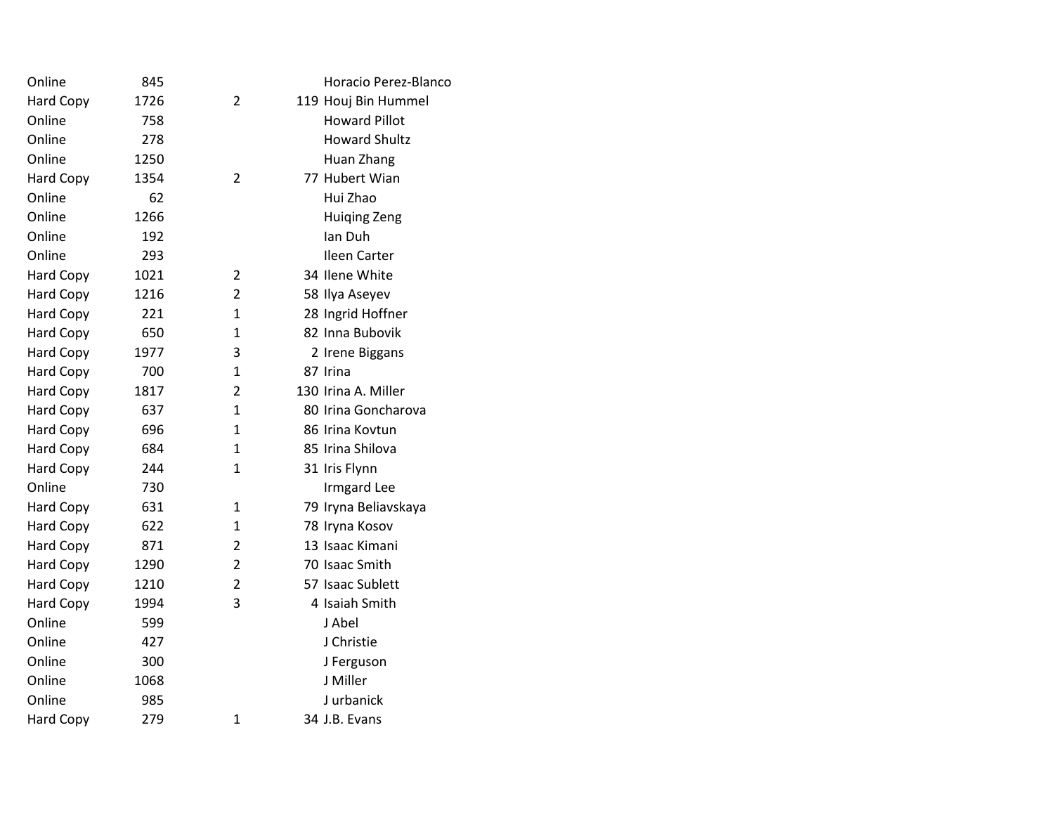| | | | | |
|---|---|---|---|---|
| Online | 845 | | | Horacio Perez-Blanco |
| Hard Copy | 1726 | 2 | 119 | Houj Bin Hummel |
| Online | 758 | | | Howard Pillot |
| Online | 278 | | | Howard Shultz |
| Online | 1250 | | | Huan Zhang |
| Hard Copy | 1354 | 2 | 77 | Hubert Wian |
| Online | 62 | | | Hui Zhao |
| Online | 1266 | | | Huiqing Zeng |
| Online | 192 | | | Ian Duh |
| Online | 293 | | | Ileen Carter |
| Hard Copy | 1021 | 2 | 34 | Ilene White |
| Hard Copy | 1216 | 2 | 58 | Ilya Aseyev |
| Hard Copy | 221 | 1 | 28 | Ingrid Hoffner |
| Hard Copy | 650 | 1 | 82 | Inna Bubovik |
| Hard Copy | 1977 | 3 | 2 | Irene Biggans |
| Hard Copy | 700 | 1 | 87 | Irina |
| Hard Copy | 1817 | 2 | 130 | Irina A. Miller |
| Hard Copy | 637 | 1 | 80 | Irina Goncharova |
| Hard Copy | 696 | 1 | 86 | Irina Kovtun |
| Hard Copy | 684 | 1 | 85 | Irina Shilova |
| Hard Copy | 244 | 1 | 31 | Iris Flynn |
| Online | 730 | | | Irmgard Lee |
| Hard Copy | 631 | 1 | 79 | Iryna Beliavskaya |
| Hard Copy | 622 | 1 | 78 | Iryna Kosov |
| Hard Copy | 871 | 2 | 13 | Isaac Kimani |
| Hard Copy | 1290 | 2 | 70 | Isaac Smith |
| Hard Copy | 1210 | 2 | 57 | Isaac Sublett |
| Hard Copy | 1994 | 3 | 4 | Isaiah Smith |
| Online | 599 | | | J Abel |
| Online | 427 | | | J Christie |
| Online | 300 | | | J Ferguson |
| Online | 1068 | | | J Miller |
| Online | 985 | | | J urbanick |
| Hard Copy | 279 | 1 | 34 | J.B. Evans |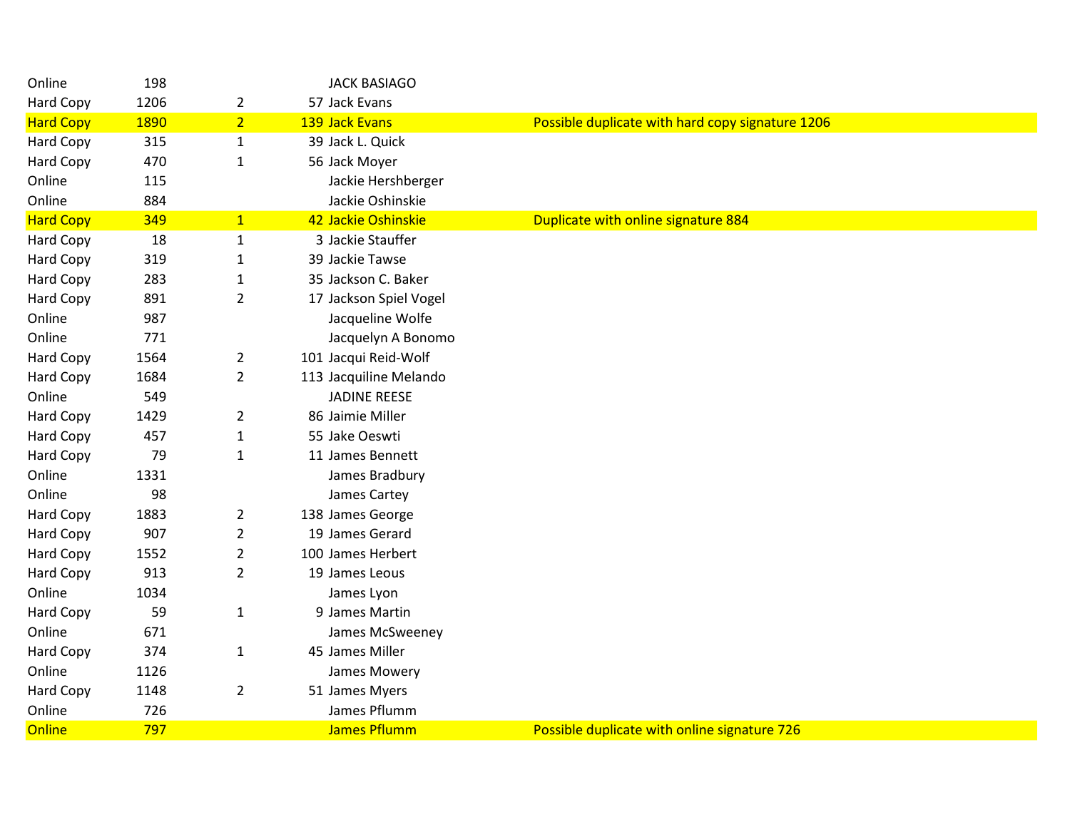| | | | | | |
|---|---|---|---|---|---|
| Online | 198 | | | JACK BASIAGO | |
| Hard Copy | 1206 | 2 | 57 | Jack Evans | |
| Hard Copy | 1890 | 2 | 139 | Jack Evans | Possible duplicate with hard copy signature 1206 |
| Hard Copy | 315 | 1 | 39 | Jack L. Quick | |
| Hard Copy | 470 | 1 | 56 | Jack Moyer | |
| Online | 115 | | | Jackie Hershberger | |
| Online | 884 | | | Jackie Oshinskie | |
| Hard Copy | 349 | 1 | 42 | Jackie Oshinskie | Duplicate with online signature 884 |
| Hard Copy | 18 | 1 | 3 | Jackie Stauffer | |
| Hard Copy | 319 | 1 | 39 | Jackie Tawse | |
| Hard Copy | 283 | 1 | 35 | Jackson C. Baker | |
| Hard Copy | 891 | 2 | 17 | Jackson Spiel Vogel | |
| Online | 987 | | | Jacqueline Wolfe | |
| Online | 771 | | | Jacquelyn A Bonomo | |
| Hard Copy | 1564 | 2 | 101 | Jacqui Reid-Wolf | |
| Hard Copy | 1684 | 2 | 113 | Jacquiline Melando | |
| Online | 549 | | | JADINE REESE | |
| Hard Copy | 1429 | 2 | 86 | Jaimie Miller | |
| Hard Copy | 457 | 1 | 55 | Jake Oeswti | |
| Hard Copy | 79 | 1 | 11 | James Bennett | |
| Online | 1331 | | | James Bradbury | |
| Online | 98 | | | James Cartey | |
| Hard Copy | 1883 | 2 | 138 | James George | |
| Hard Copy | 907 | 2 | 19 | James Gerard | |
| Hard Copy | 1552 | 2 | 100 | James Herbert | |
| Hard Copy | 913 | 2 | 19 | James Leous | |
| Online | 1034 | | | James Lyon | |
| Hard Copy | 59 | 1 | 9 | James Martin | |
| Online | 671 | | | James McSweeney | |
| Hard Copy | 374 | 1 | 45 | James Miller | |
| Online | 1126 | | | James Mowery | |
| Hard Copy | 1148 | 2 | 51 | James Myers | |
| Online | 726 | | | James Pflumm | |
| Online | 797 | | | James Pflumm | Possible duplicate with online signature 726 |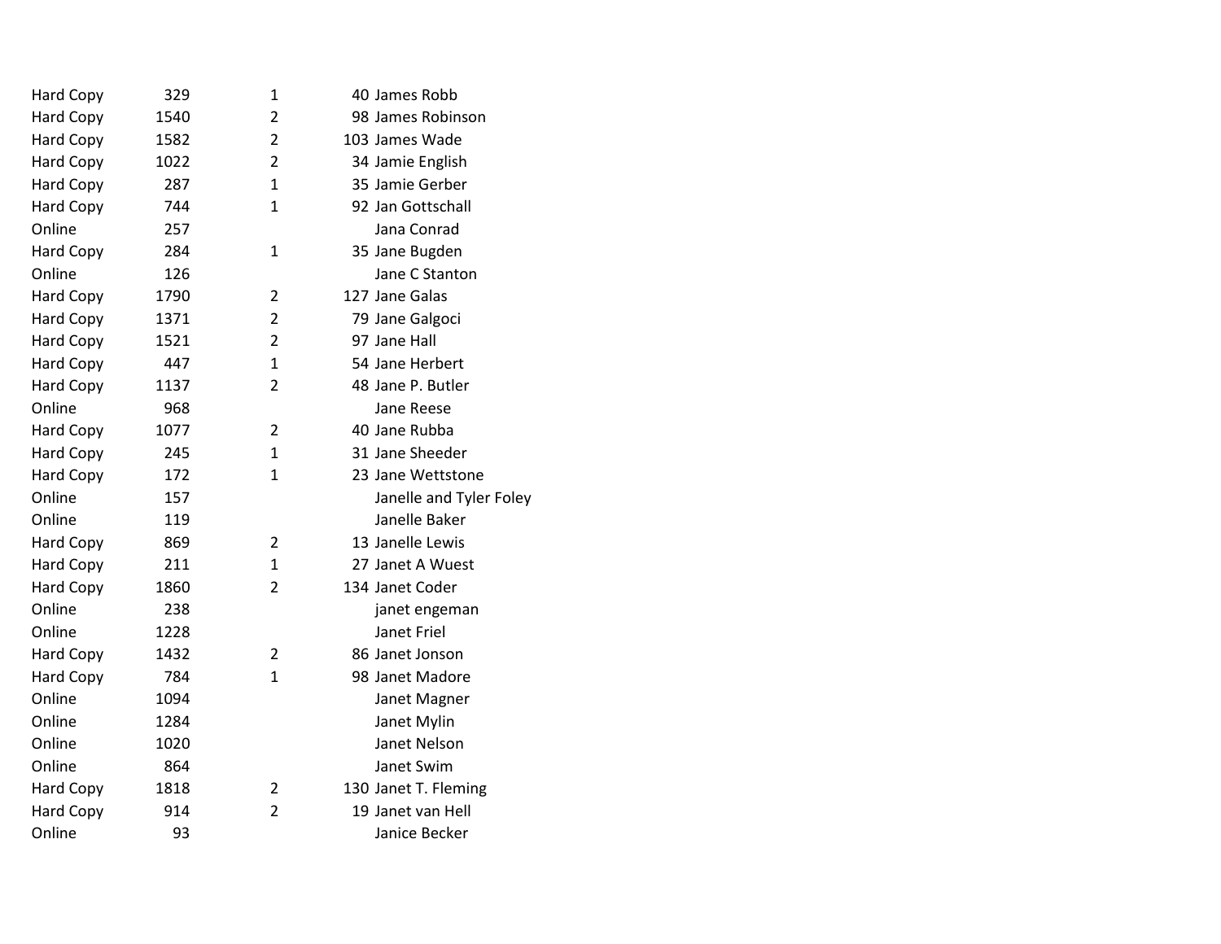| | | | | |
|---|---|---|---|---|
| Hard Copy | 329 | 1 | 40 | James Robb |
| Hard Copy | 1540 | 2 | 98 | James Robinson |
| Hard Copy | 1582 | 2 | 103 | James Wade |
| Hard Copy | 1022 | 2 | 34 | Jamie English |
| Hard Copy | 287 | 1 | 35 | Jamie Gerber |
| Hard Copy | 744 | 1 | 92 | Jan Gottschall |
| Online | 257 | | | Jana Conrad |
| Hard Copy | 284 | 1 | 35 | Jane Bugden |
| Online | 126 | | | Jane C Stanton |
| Hard Copy | 1790 | 2 | 127 | Jane Galas |
| Hard Copy | 1371 | 2 | 79 | Jane Galgoci |
| Hard Copy | 1521 | 2 | 97 | Jane Hall |
| Hard Copy | 447 | 1 | 54 | Jane Herbert |
| Hard Copy | 1137 | 2 | 48 | Jane P. Butler |
| Online | 968 | | | Jane Reese |
| Hard Copy | 1077 | 2 | 40 | Jane Rubba |
| Hard Copy | 245 | 1 | 31 | Jane Sheeder |
| Hard Copy | 172 | 1 | 23 | Jane Wettstone |
| Online | 157 | | | Janelle and Tyler Foley |
| Online | 119 | | | Janelle Baker |
| Hard Copy | 869 | 2 | 13 | Janelle Lewis |
| Hard Copy | 211 | 1 | 27 | Janet A Wuest |
| Hard Copy | 1860 | 2 | 134 | Janet Coder |
| Online | 238 | | | janet engeman |
| Online | 1228 | | | Janet Friel |
| Hard Copy | 1432 | 2 | 86 | Janet Jonson |
| Hard Copy | 784 | 1 | 98 | Janet Madore |
| Online | 1094 | | | Janet Magner |
| Online | 1284 | | | Janet Mylin |
| Online | 1020 | | | Janet Nelson |
| Online | 864 | | | Janet Swim |
| Hard Copy | 1818 | 2 | 130 | Janet T. Fleming |
| Hard Copy | 914 | 2 | 19 | Janet van Hell |
| Online | 93 | | | Janice Becker |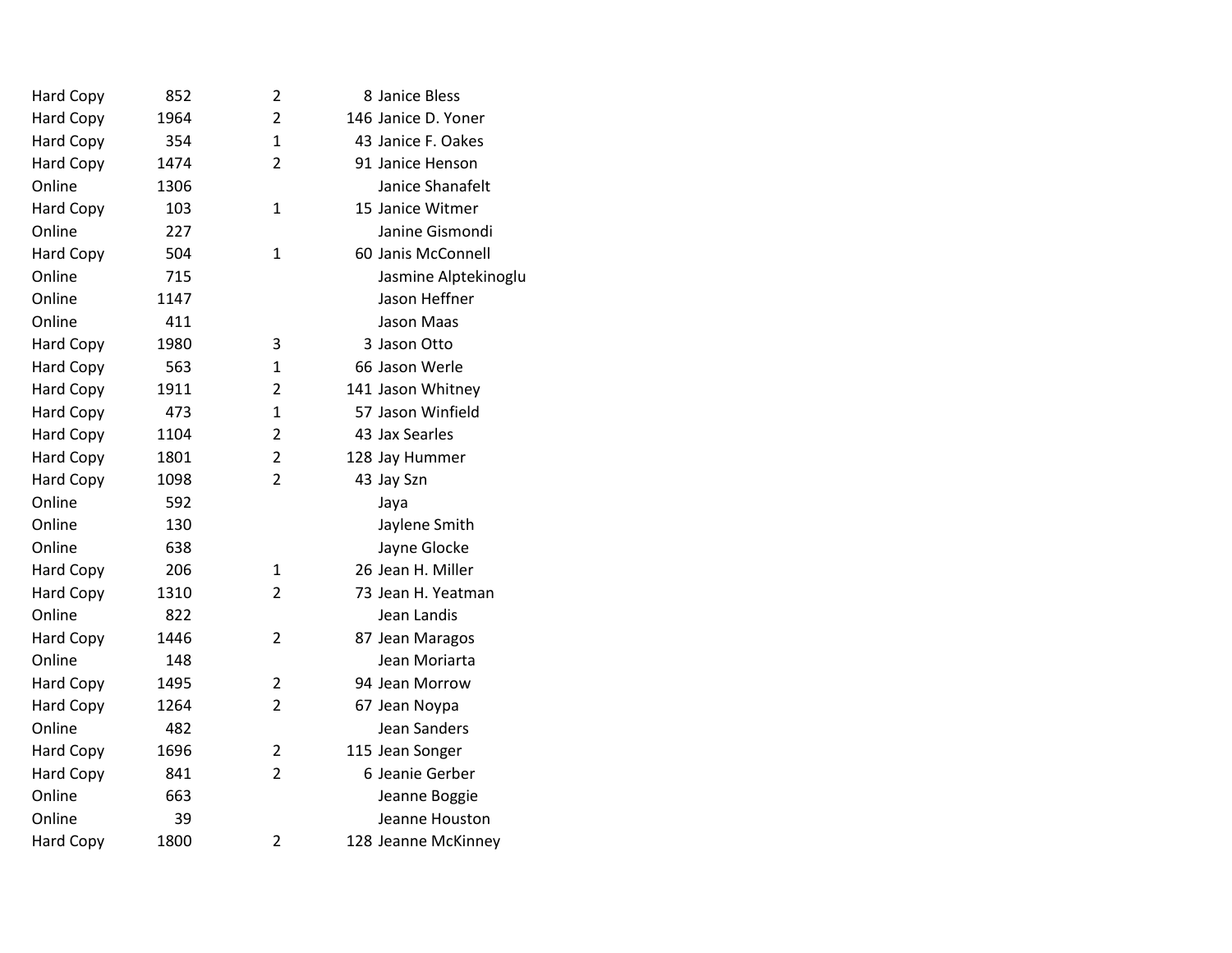| | | | | |
|---|---|---|---|---|
| Hard Copy | 852 | 2 | 8 | Janice Bless |
| Hard Copy | 1964 | 2 | 146 | Janice D. Yoner |
| Hard Copy | 354 | 1 | 43 | Janice F. Oakes |
| Hard Copy | 1474 | 2 | 91 | Janice Henson |
| Online | 1306 | | | Janice Shanafelt |
| Hard Copy | 103 | 1 | 15 | Janice Witmer |
| Online | 227 | | | Janine Gismondi |
| Hard Copy | 504 | 1 | 60 | Janis McConnell |
| Online | 715 | | | Jasmine Alptekinoglu |
| Online | 1147 | | | Jason Heffner |
| Online | 411 | | | Jason Maas |
| Hard Copy | 1980 | 3 | 3 | Jason Otto |
| Hard Copy | 563 | 1 | 66 | Jason Werle |
| Hard Copy | 1911 | 2 | 141 | Jason Whitney |
| Hard Copy | 473 | 1 | 57 | Jason Winfield |
| Hard Copy | 1104 | 2 | 43 | Jax Searles |
| Hard Copy | 1801 | 2 | 128 | Jay Hummer |
| Hard Copy | 1098 | 2 | 43 | Jay Szn |
| Online | 592 | | | Jaya |
| Online | 130 | | | Jaylene Smith |
| Online | 638 | | | Jayne Glocke |
| Hard Copy | 206 | 1 | 26 | Jean H. Miller |
| Hard Copy | 1310 | 2 | 73 | Jean H. Yeatman |
| Online | 822 | | | Jean Landis |
| Hard Copy | 1446 | 2 | 87 | Jean Maragos |
| Online | 148 | | | Jean Moriarta |
| Hard Copy | 1495 | 2 | 94 | Jean Morrow |
| Hard Copy | 1264 | 2 | 67 | Jean Noypa |
| Online | 482 | | | Jean Sanders |
| Hard Copy | 1696 | 2 | 115 | Jean Songer |
| Hard Copy | 841 | 2 | 6 | Jeanie Gerber |
| Online | 663 | | | Jeanne Boggie |
| Online | 39 | | | Jeanne Houston |
| Hard Copy | 1800 | 2 | 128 | Jeanne McKinney |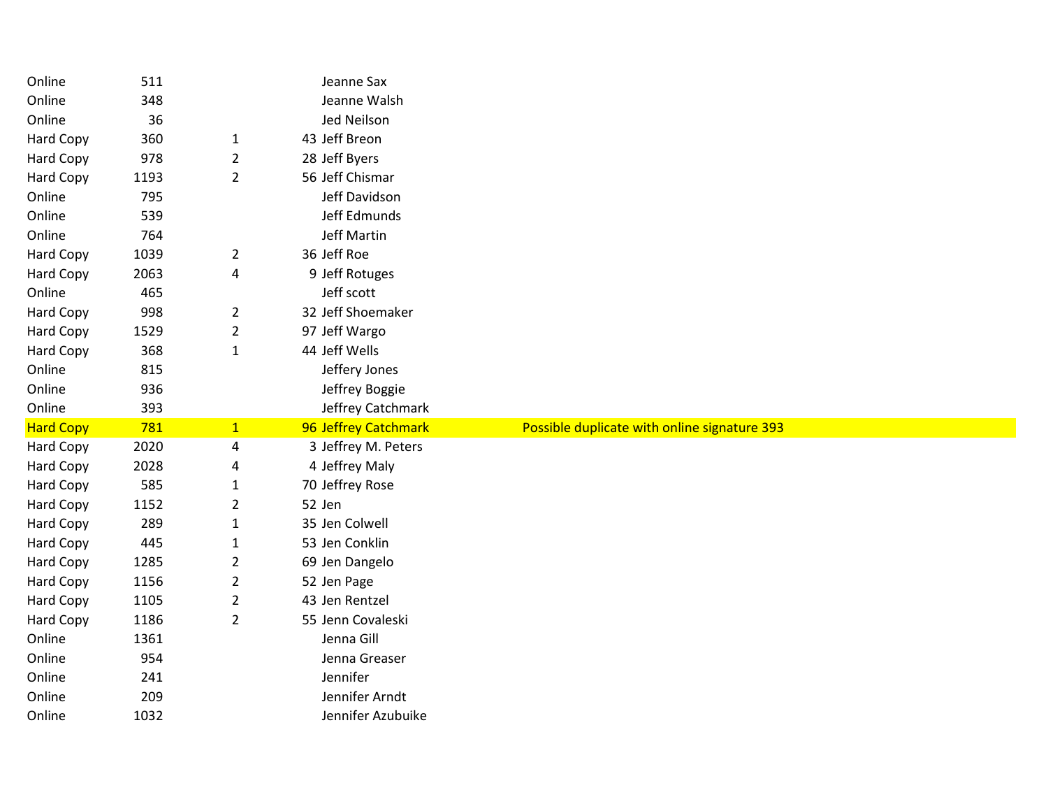| | | | | |
|---|---|---|---|---|
| Online | 511 | | Jeanne Sax | |
| Online | 348 | | Jeanne Walsh | |
| Online | 36 | | Jed Neilson | |
| Hard Copy | 360 | 1 | 43 Jeff Breon | |
| Hard Copy | 978 | 2 | 28 Jeff Byers | |
| Hard Copy | 1193 | 2 | 56 Jeff Chismar | |
| Online | 795 | | Jeff Davidson | |
| Online | 539 | | Jeff Edmunds | |
| Online | 764 | | Jeff Martin | |
| Hard Copy | 1039 | 2 | 36 Jeff Roe | |
| Hard Copy | 2063 | 4 | 9 Jeff Rotuges | |
| Online | 465 | | Jeff scott | |
| Hard Copy | 998 | 2 | 32 Jeff Shoemaker | |
| Hard Copy | 1529 | 2 | 97 Jeff Wargo | |
| Hard Copy | 368 | 1 | 44 Jeff Wells | |
| Online | 815 | | Jeffery Jones | |
| Online | 936 | | Jeffrey Boggie | |
| Online | 393 | | Jeffrey Catchmark | |
| Hard Copy | 781 | 1 | 96 Jeffrey Catchmark | Possible duplicate with online signature 393 |
| Hard Copy | 2020 | 4 | 3 Jeffrey M. Peters | |
| Hard Copy | 2028 | 4 | 4 Jeffrey Maly | |
| Hard Copy | 585 | 1 | 70 Jeffrey Rose | |
| Hard Copy | 1152 | 2 | 52 Jen | |
| Hard Copy | 289 | 1 | 35 Jen Colwell | |
| Hard Copy | 445 | 1 | 53 Jen Conklin | |
| Hard Copy | 1285 | 2 | 69 Jen Dangelo | |
| Hard Copy | 1156 | 2 | 52 Jen Page | |
| Hard Copy | 1105 | 2 | 43 Jen Rentzel | |
| Hard Copy | 1186 | 2 | 55 Jenn Covaleski | |
| Online | 1361 | | Jenna Gill | |
| Online | 954 | | Jenna Greaser | |
| Online | 241 | | Jennifer | |
| Online | 209 | | Jennifer Arndt | |
| Online | 1032 | | Jennifer Azubuike | |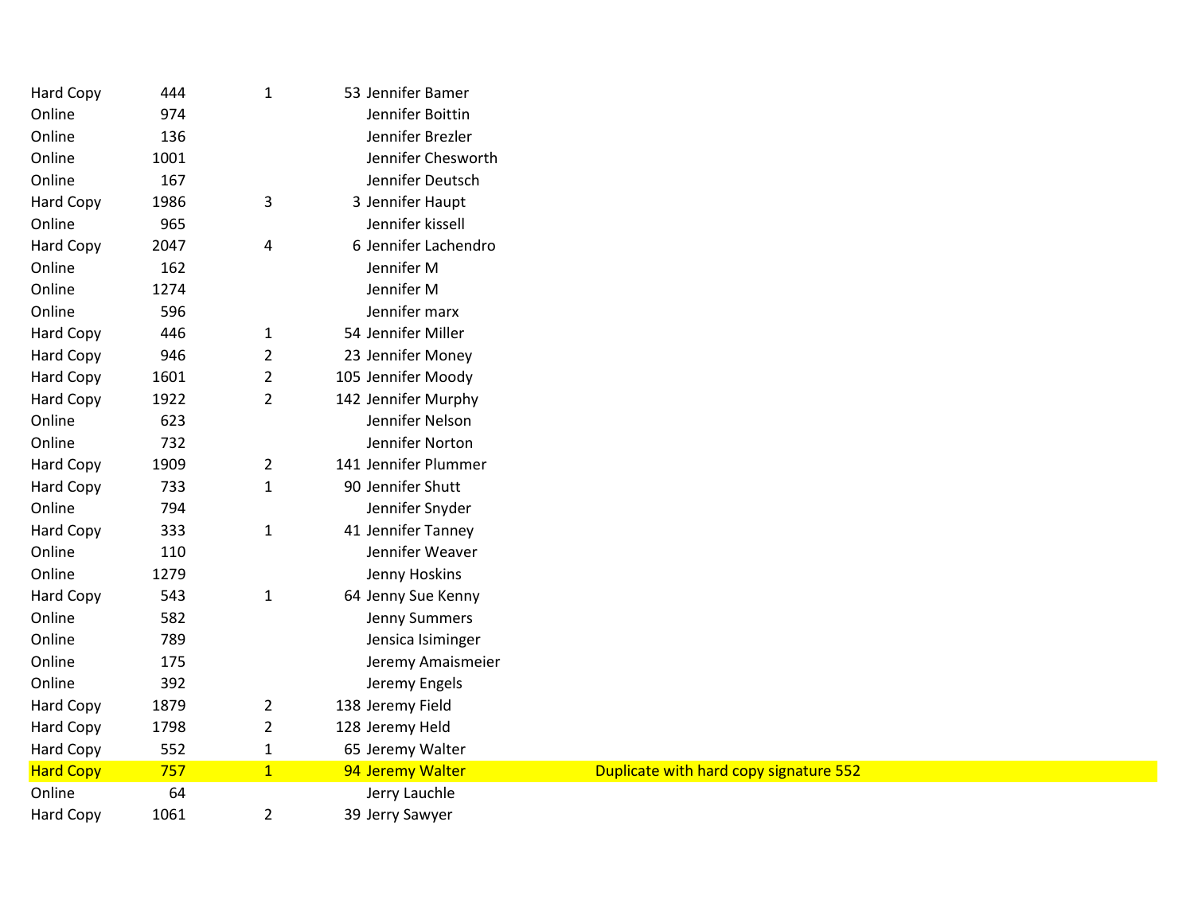| | | | | | |
|---|---|---|---|---|---|
| Hard Copy | 444 | 1 | 53 | Jennifer Bamer | |
| Online | 974 | | | Jennifer Boittin | |
| Online | 136 | | | Jennifer Brezler | |
| Online | 1001 | | | Jennifer Chesworth | |
| Online | 167 | | | Jennifer Deutsch | |
| Hard Copy | 1986 | 3 | 3 | Jennifer Haupt | |
| Online | 965 | | | Jennifer kissell | |
| Hard Copy | 2047 | 4 | 6 | Jennifer Lachendro | |
| Online | 162 | | | Jennifer M | |
| Online | 1274 | | | Jennifer M | |
| Online | 596 | | | Jennifer marx | |
| Hard Copy | 446 | 1 | 54 | Jennifer Miller | |
| Hard Copy | 946 | 2 | 23 | Jennifer Money | |
| Hard Copy | 1601 | 2 | 105 | Jennifer Moody | |
| Hard Copy | 1922 | 2 | 142 | Jennifer Murphy | |
| Online | 623 | | | Jennifer Nelson | |
| Online | 732 | | | Jennifer Norton | |
| Hard Copy | 1909 | 2 | 141 | Jennifer Plummer | |
| Hard Copy | 733 | 1 | 90 | Jennifer Shutt | |
| Online | 794 | | | Jennifer Snyder | |
| Hard Copy | 333 | 1 | 41 | Jennifer Tanney | |
| Online | 110 | | | Jennifer Weaver | |
| Online | 1279 | | | Jenny Hoskins | |
| Hard Copy | 543 | 1 | 64 | Jenny Sue Kenny | |
| Online | 582 | | | Jenny Summers | |
| Online | 789 | | | Jensica Isiminger | |
| Online | 175 | | | Jeremy Amaismeier | |
| Online | 392 | | | Jeremy Engels | |
| Hard Copy | 1879 | 2 | 138 | Jeremy Field | |
| Hard Copy | 1798 | 2 | 128 | Jeremy Held | |
| Hard Copy | 552 | 1 | 65 | Jeremy Walter | |
| Hard Copy | 757 | 1 | 94 | Jeremy Walter | Duplicate with hard copy signature 552 |
| Online | 64 | | | Jerry Lauchle | |
| Hard Copy | 1061 | 2 | 39 | Jerry Sawyer | |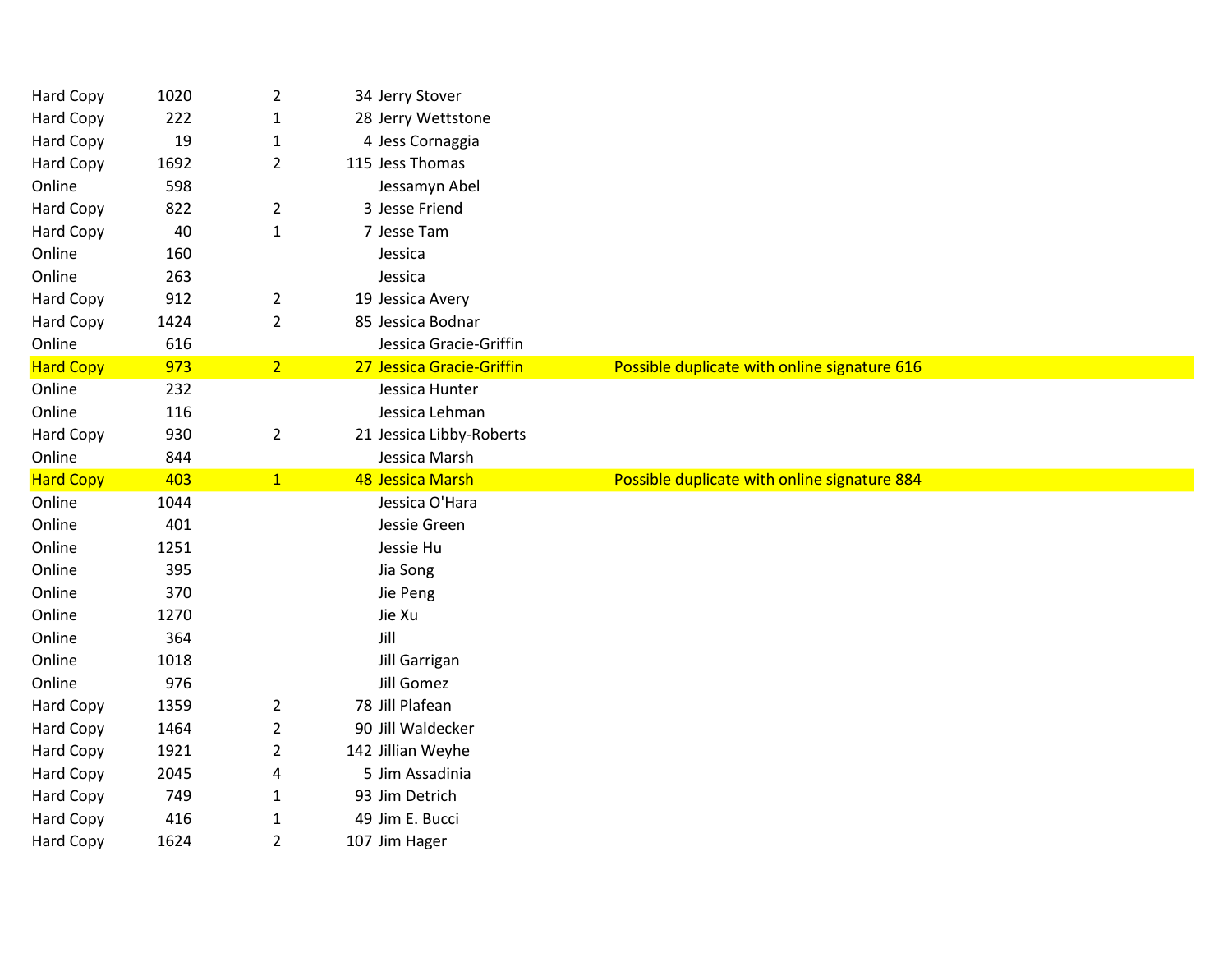| | | | | | |
|---|---|---|---|---|---|
| Hard Copy | 1020 | 2 | 34 | Jerry Stover | |
| Hard Copy | 222 | 1 | 28 | Jerry Wettstone | |
| Hard Copy | 19 | 1 | 4 | Jess Cornaggia | |
| Hard Copy | 1692 | 2 | 115 | Jess Thomas | |
| Online | 598 | | | Jessamyn Abel | |
| Hard Copy | 822 | 2 | 3 | Jesse Friend | |
| Hard Copy | 40 | 1 | 7 | Jesse Tam | |
| Online | 160 | | | Jessica | |
| Online | 263 | | | Jessica | |
| Hard Copy | 912 | 2 | 19 | Jessica Avery | |
| Hard Copy | 1424 | 2 | 85 | Jessica Bodnar | |
| Online | 616 | | | Jessica Gracie-Griffin | |
| Hard Copy | 973 | 2 | 27 | Jessica Gracie-Griffin | Possible duplicate with online signature 616 |
| Online | 232 | | | Jessica Hunter | |
| Online | 116 | | | Jessica Lehman | |
| Hard Copy | 930 | 2 | 21 | Jessica Libby-Roberts | |
| Online | 844 | | | Jessica Marsh | |
| Hard Copy | 403 | 1 | 48 | Jessica Marsh | Possible duplicate with online signature 884 |
| Online | 1044 | | | Jessica O'Hara | |
| Online | 401 | | | Jessie Green | |
| Online | 1251 | | | Jessie Hu | |
| Online | 395 | | | Jia Song | |
| Online | 370 | | | Jie Peng | |
| Online | 1270 | | | Jie Xu | |
| Online | 364 | | | Jill | |
| Online | 1018 | | | Jill Garrigan | |
| Online | 976 | | | Jill Gomez | |
| Hard Copy | 1359 | 2 | 78 | Jill Plafean | |
| Hard Copy | 1464 | 2 | 90 | Jill Waldecker | |
| Hard Copy | 1921 | 2 | 142 | Jillian Weyhe | |
| Hard Copy | 2045 | 4 | 5 | Jim Assadinia | |
| Hard Copy | 749 | 1 | 93 | Jim Detrich | |
| Hard Copy | 416 | 1 | 49 | Jim E. Bucci | |
| Hard Copy | 1624 | 2 | 107 | Jim Hager | |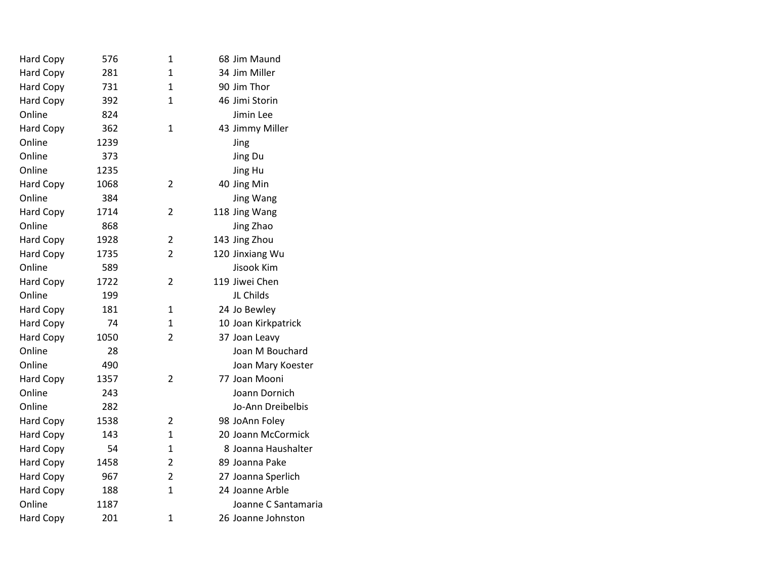| | | | | |
|---|---|---|---|---|
| Hard Copy | 576 | 1 | 68 | Jim Maund |
| Hard Copy | 281 | 1 | 34 | Jim Miller |
| Hard Copy | 731 | 1 | 90 | Jim Thor |
| Hard Copy | 392 | 1 | 46 | Jimi Storin |
| Online | 824 | | | Jimin Lee |
| Hard Copy | 362 | 1 | 43 | Jimmy Miller |
| Online | 1239 | | | Jing |
| Online | 373 | | | Jing Du |
| Online | 1235 | | | Jing Hu |
| Hard Copy | 1068 | 2 | 40 | Jing Min |
| Online | 384 | | | Jing Wang |
| Hard Copy | 1714 | 2 | 118 | Jing Wang |
| Online | 868 | | | Jing Zhao |
| Hard Copy | 1928 | 2 | 143 | Jing Zhou |
| Hard Copy | 1735 | 2 | 120 | Jinxiang Wu |
| Online | 589 | | | Jisook Kim |
| Hard Copy | 1722 | 2 | 119 | Jiwei Chen |
| Online | 199 | | | JL Childs |
| Hard Copy | 181 | 1 | 24 | Jo Bewley |
| Hard Copy | 74 | 1 | 10 | Joan Kirkpatrick |
| Hard Copy | 1050 | 2 | 37 | Joan Leavy |
| Online | 28 | | | Joan M Bouchard |
| Online | 490 | | | Joan Mary Koester |
| Hard Copy | 1357 | 2 | 77 | Joan Mooni |
| Online | 243 | | | Joann Dornich |
| Online | 282 | | | Jo-Ann Dreibelbis |
| Hard Copy | 1538 | 2 | 98 | JoAnn Foley |
| Hard Copy | 143 | 1 | 20 | Joann McCormick |
| Hard Copy | 54 | 1 | 8 | Joanna Haushalter |
| Hard Copy | 1458 | 2 | 89 | Joanna Pake |
| Hard Copy | 967 | 2 | 27 | Joanna Sperlich |
| Hard Copy | 188 | 1 | 24 | Joanne Arble |
| Online | 1187 | | | Joanne C Santamaria |
| Hard Copy | 201 | 1 | 26 | Joanne Johnston |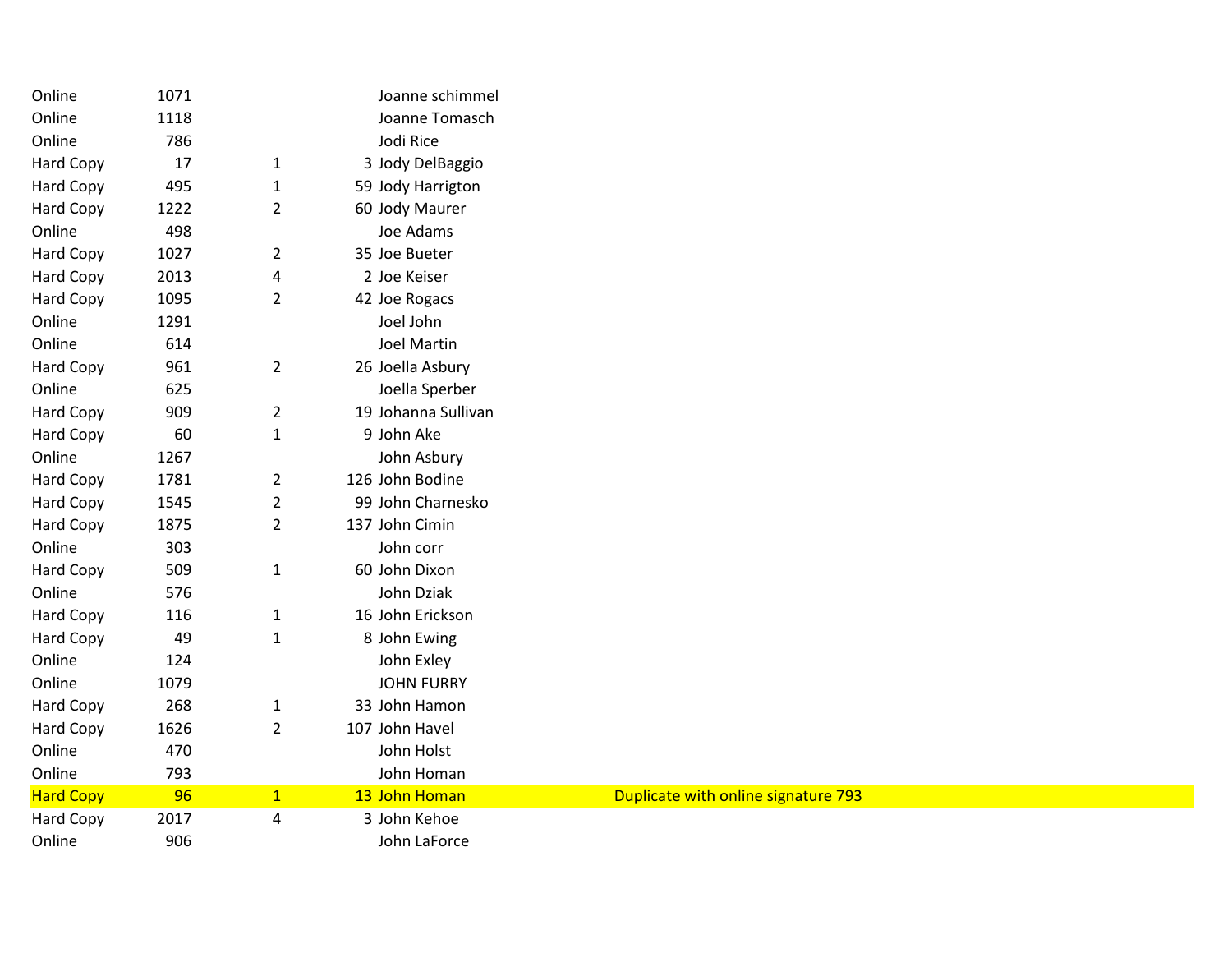| | | | | | |
|---|---|---|---|---|---|
| Online | 1071 | | | Joanne schimmel | |
| Online | 1118 | | | Joanne Tomasch | |
| Online | 786 | | | Jodi Rice | |
| Hard Copy | 17 | 1 | 3 | Jody DelBaggio | |
| Hard Copy | 495 | 1 | 59 | Jody Harrigton | |
| Hard Copy | 1222 | 2 | 60 | Jody Maurer | |
| Online | 498 | | | Joe Adams | |
| Hard Copy | 1027 | 2 | 35 | Joe Bueter | |
| Hard Copy | 2013 | 4 | 2 | Joe Keiser | |
| Hard Copy | 1095 | 2 | 42 | Joe Rogacs | |
| Online | 1291 | | | Joel John | |
| Online | 614 | | | Joel Martin | |
| Hard Copy | 961 | 2 | 26 | Joella Asbury | |
| Online | 625 | | | Joella Sperber | |
| Hard Copy | 909 | 2 | 19 | Johanna Sullivan | |
| Hard Copy | 60 | 1 | 9 | John Ake | |
| Online | 1267 | | | John Asbury | |
| Hard Copy | 1781 | 2 | 126 | John Bodine | |
| Hard Copy | 1545 | 2 | 99 | John Charnesko | |
| Hard Copy | 1875 | 2 | 137 | John Cimin | |
| Online | 303 | | | John corr | |
| Hard Copy | 509 | 1 | 60 | John Dixon | |
| Online | 576 | | | John Dziak | |
| Hard Copy | 116 | 1 | 16 | John Erickson | |
| Hard Copy | 49 | 1 | 8 | John Ewing | |
| Online | 124 | | | John Exley | |
| Online | 1079 | | | JOHN FURRY | |
| Hard Copy | 268 | 1 | 33 | John Hamon | |
| Hard Copy | 1626 | 2 | 107 | John Havel | |
| Online | 470 | | | John Holst | |
| Online | 793 | | | John Homan | |
| Hard Copy | 96 | 1 | 13 | John Homan | Duplicate with online signature 793 |
| Hard Copy | 2017 | 4 | 3 | John Kehoe | |
| Online | 906 | | | John LaForce | |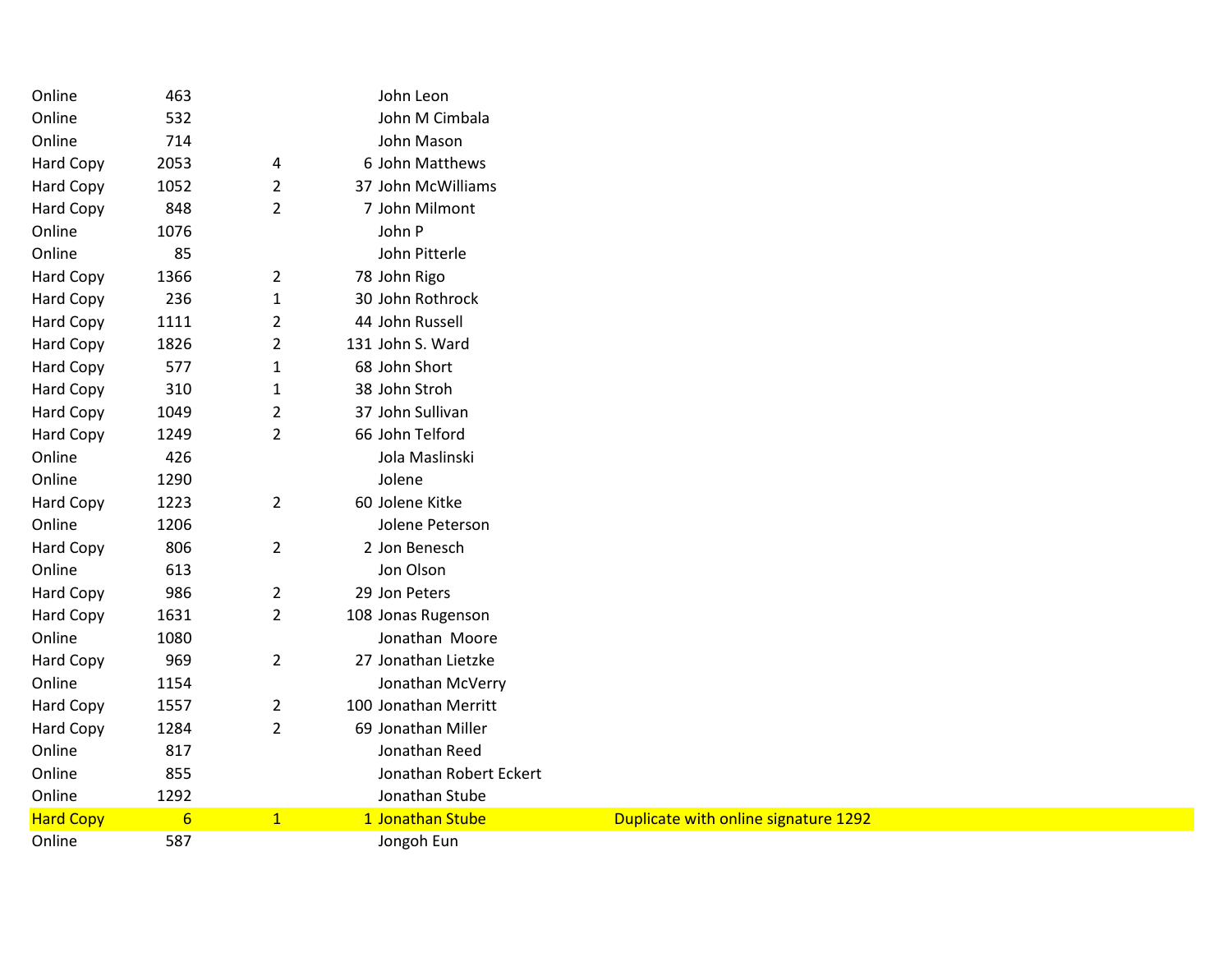| | | | | | |
|---|---|---|---|---|---|
| Online | 463 | | | John Leon | |
| Online | 532 | | | John M Cimbala | |
| Online | 714 | | | John Mason | |
| Hard Copy | 2053 | 4 | 6 | John Matthews | |
| Hard Copy | 1052 | 2 | 37 | John McWilliams | |
| Hard Copy | 848 | 2 | 7 | John Milmont | |
| Online | 1076 | | | John P | |
| Online | 85 | | | John Pitterle | |
| Hard Copy | 1366 | 2 | 78 | John Rigo | |
| Hard Copy | 236 | 1 | 30 | John Rothrock | |
| Hard Copy | 1111 | 2 | 44 | John Russell | |
| Hard Copy | 1826 | 2 | 131 | John S. Ward | |
| Hard Copy | 577 | 1 | 68 | John Short | |
| Hard Copy | 310 | 1 | 38 | John Stroh | |
| Hard Copy | 1049 | 2 | 37 | John Sullivan | |
| Hard Copy | 1249 | 2 | 66 | John Telford | |
| Online | 426 | | | Jola Maslinski | |
| Online | 1290 | | | Jolene | |
| Hard Copy | 1223 | 2 | 60 | Jolene Kitke | |
| Online | 1206 | | | Jolene Peterson | |
| Hard Copy | 806 | 2 | 2 | Jon Benesch | |
| Online | 613 | | | Jon Olson | |
| Hard Copy | 986 | 2 | 29 | Jon Peters | |
| Hard Copy | 1631 | 2 | 108 | Jonas Rugenson | |
| Online | 1080 | | | Jonathan Moore | |
| Hard Copy | 969 | 2 | 27 | Jonathan Lietzke | |
| Online | 1154 | | | Jonathan McVerry | |
| Hard Copy | 1557 | 2 | 100 | Jonathan Merritt | |
| Hard Copy | 1284 | 2 | 69 | Jonathan Miller | |
| Online | 817 | | | Jonathan Reed | |
| Online | 855 | | | Jonathan Robert Eckert | |
| Online | 1292 | | | Jonathan Stube | |
| Hard Copy | 6 | 1 | 1 | Jonathan Stube | Duplicate with online signature 1292 |
| Online | 587 | | | Jongoh Eun | |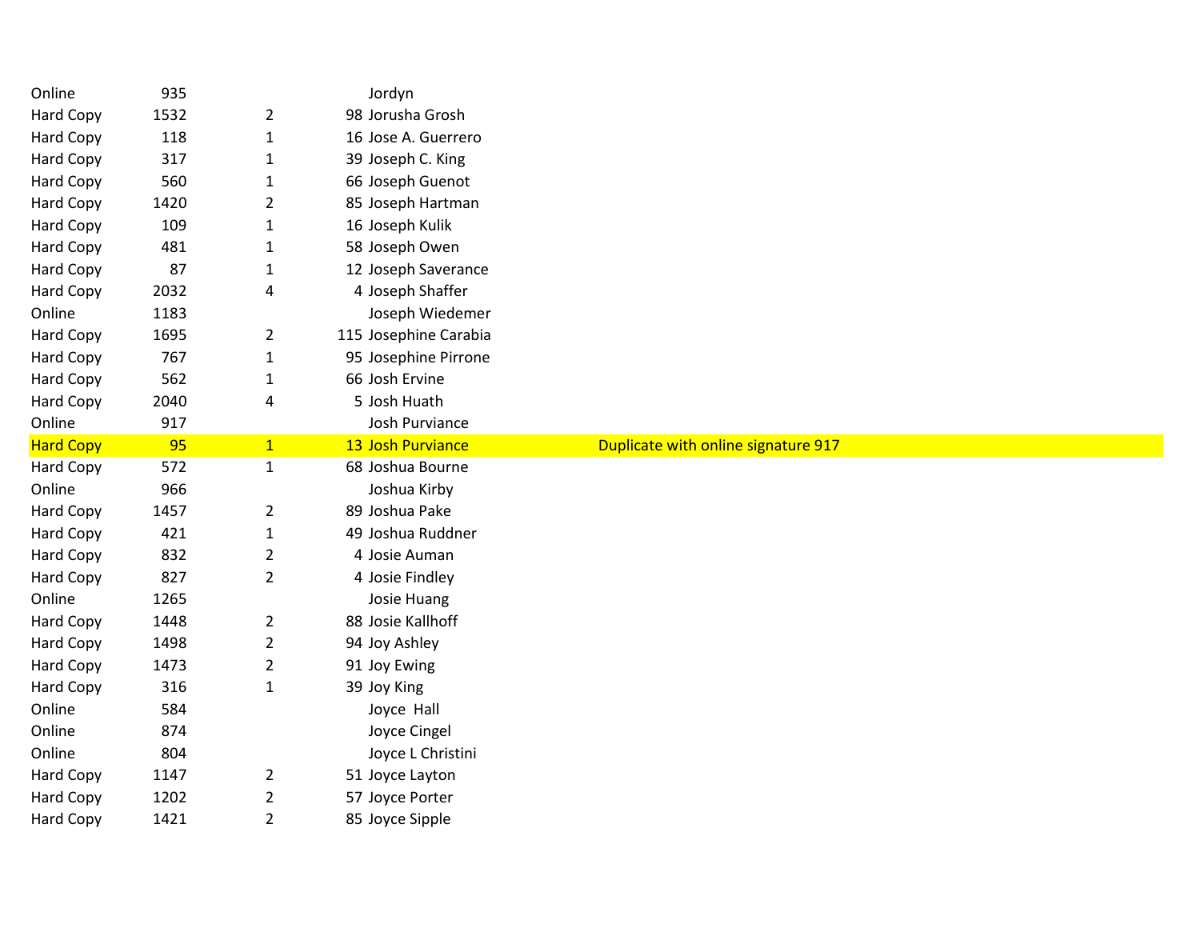| | | | | | |
|---|---|---|---|---|---|
| Online | 935 | | | Jordyn | |
| Hard Copy | 1532 | 2 | 98 | Jorusha Grosh | |
| Hard Copy | 118 | 1 | 16 | Jose A. Guerrero | |
| Hard Copy | 317 | 1 | 39 | Joseph C. King | |
| Hard Copy | 560 | 1 | 66 | Joseph Guenot | |
| Hard Copy | 1420 | 2 | 85 | Joseph Hartman | |
| Hard Copy | 109 | 1 | 16 | Joseph Kulik | |
| Hard Copy | 481 | 1 | 58 | Joseph Owen | |
| Hard Copy | 87 | 1 | 12 | Joseph Saverance | |
| Hard Copy | 2032 | 4 | 4 | Joseph Shaffer | |
| Online | 1183 | | | Joseph Wiedemer | |
| Hard Copy | 1695 | 2 | 115 | Josephine Carabia | |
| Hard Copy | 767 | 1 | 95 | Josephine Pirrone | |
| Hard Copy | 562 | 1 | 66 | Josh Ervine | |
| Hard Copy | 2040 | 4 | 5 | Josh Huath | |
| Online | 917 | | | Josh Purviance | |
| Hard Copy | 95 | 1 | 13 | Josh Purviance | Duplicate with online signature 917 |
| Hard Copy | 572 | 1 | 68 | Joshua Bourne | |
| Online | 966 | | | Joshua Kirby | |
| Hard Copy | 1457 | 2 | 89 | Joshua Pake | |
| Hard Copy | 421 | 1 | 49 | Joshua Ruddner | |
| Hard Copy | 832 | 2 | 4 | Josie Auman | |
| Hard Copy | 827 | 2 | 4 | Josie Findley | |
| Online | 1265 | | | Josie Huang | |
| Hard Copy | 1448 | 2 | 88 | Josie Kallhoff | |
| Hard Copy | 1498 | 2 | 94 | Joy Ashley | |
| Hard Copy | 1473 | 2 | 91 | Joy Ewing | |
| Hard Copy | 316 | 1 | 39 | Joy King | |
| Online | 584 | | | Joyce Hall | |
| Online | 874 | | | Joyce Cingel | |
| Online | 804 | | | Joyce L Christini | |
| Hard Copy | 1147 | 2 | 51 | Joyce Layton | |
| Hard Copy | 1202 | 2 | 57 | Joyce Porter | |
| Hard Copy | 1421 | 2 | 85 | Joyce Sipple | |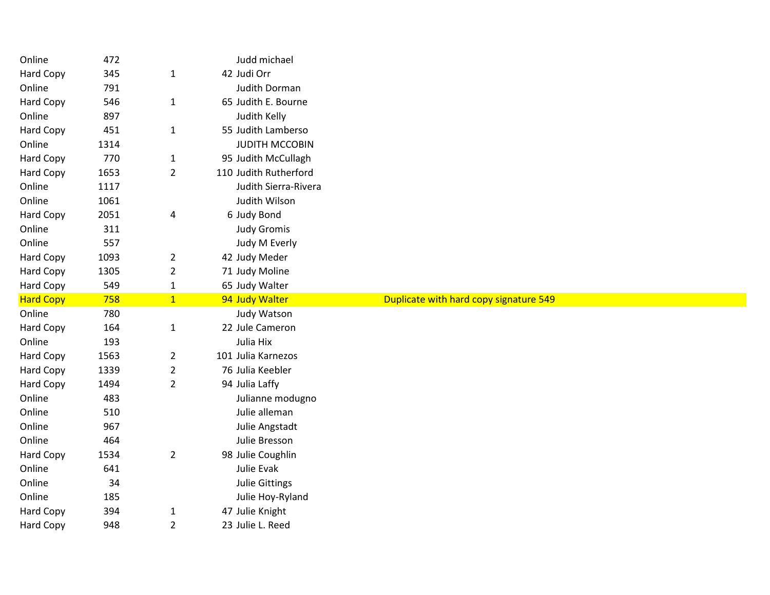| | | | | | |
|---|---|---|---|---|---|
| Online | 472 | | | Judd michael | |
| Hard Copy | 345 | 1 | 42 | Judi Orr | |
| Online | 791 | | | Judith Dorman | |
| Hard Copy | 546 | 1 | 65 | Judith E. Bourne | |
| Online | 897 | | | Judith Kelly | |
| Hard Copy | 451 | 1 | 55 | Judith Lamberso | |
| Online | 1314 | | | JUDITH MCCOBIN | |
| Hard Copy | 770 | 1 | 95 | Judith McCullagh | |
| Hard Copy | 1653 | 2 | 110 | Judith Rutherford | |
| Online | 1117 | | | Judith Sierra-Rivera | |
| Online | 1061 | | | Judith Wilson | |
| Hard Copy | 2051 | 4 | 6 | Judy Bond | |
| Online | 311 | | | Judy Gromis | |
| Online | 557 | | | Judy M Everly | |
| Hard Copy | 1093 | 2 | 42 | Judy Meder | |
| Hard Copy | 1305 | 2 | 71 | Judy Moline | |
| Hard Copy | 549 | 1 | 65 | Judy Walter | |
| Hard Copy | 758 | 1 | 94 | Judy Walter | Duplicate with hard copy signature 549 |
| Online | 780 | | | Judy Watson | |
| Hard Copy | 164 | 1 | 22 | Jule Cameron | |
| Online | 193 | | | Julia Hix | |
| Hard Copy | 1563 | 2 | 101 | Julia Karnezos | |
| Hard Copy | 1339 | 2 | 76 | Julia Keebler | |
| Hard Copy | 1494 | 2 | 94 | Julia Laffy | |
| Online | 483 | | | Julianne modugno | |
| Online | 510 | | | Julie alleman | |
| Online | 967 | | | Julie Angstadt | |
| Online | 464 | | | Julie Bresson | |
| Hard Copy | 1534 | 2 | 98 | Julie Coughlin | |
| Online | 641 | | | Julie Evak | |
| Online | 34 | | | Julie Gittings | |
| Online | 185 | | | Julie Hoy-Ryland | |
| Hard Copy | 394 | 1 | 47 | Julie Knight | |
| Hard Copy | 948 | 2 | 23 | Julie L. Reed | |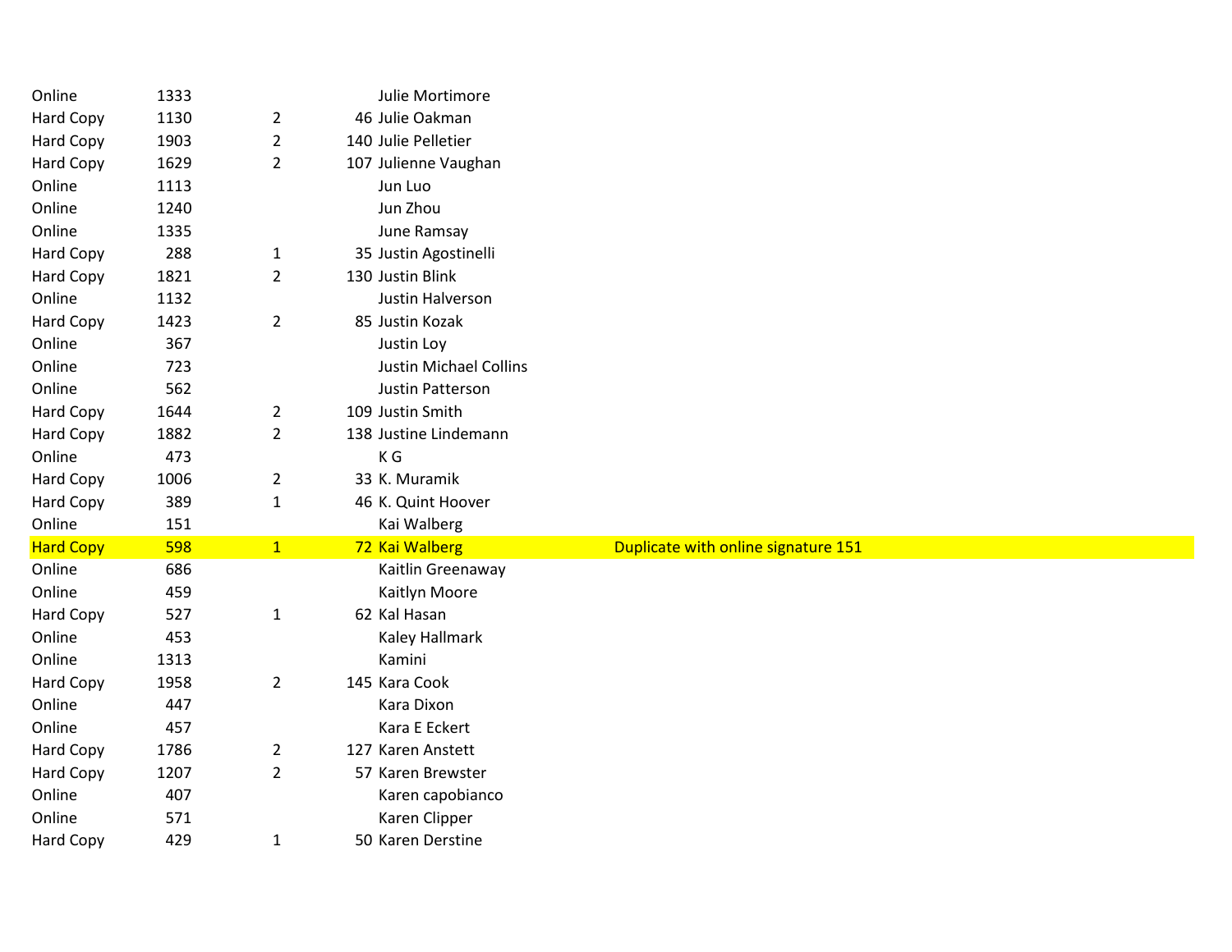| | | | | | |
|---|---|---|---|---|---|
| Online | 1333 | | | Julie Mortimore | |
| Hard Copy | 1130 | 2 | 46 | Julie Oakman | |
| Hard Copy | 1903 | 2 | 140 | Julie Pelletier | |
| Hard Copy | 1629 | 2 | 107 | Julienne Vaughan | |
| Online | 1113 | | | Jun Luo | |
| Online | 1240 | | | Jun Zhou | |
| Online | 1335 | | | June Ramsay | |
| Hard Copy | 288 | 1 | 35 | Justin Agostinelli | |
| Hard Copy | 1821 | 2 | 130 | Justin Blink | |
| Online | 1132 | | | Justin Halverson | |
| Hard Copy | 1423 | 2 | 85 | Justin Kozak | |
| Online | 367 | | | Justin Loy | |
| Online | 723 | | | Justin Michael Collins | |
| Online | 562 | | | Justin Patterson | |
| Hard Copy | 1644 | 2 | 109 | Justin Smith | |
| Hard Copy | 1882 | 2 | 138 | Justine Lindemann | |
| Online | 473 | | | K G | |
| Hard Copy | 1006 | 2 | 33 | K. Muramik | |
| Hard Copy | 389 | 1 | 46 | K. Quint Hoover | |
| Online | 151 | | | Kai Walberg | |
| Hard Copy | 598 | 1 | 72 | Kai Walberg | Duplicate with online signature 151 |
| Online | 686 | | | Kaitlin Greenaway | |
| Online | 459 | | | Kaitlyn Moore | |
| Hard Copy | 527 | 1 | 62 | Kal Hasan | |
| Online | 453 | | | Kaley Hallmark | |
| Online | 1313 | | | Kamini | |
| Hard Copy | 1958 | 2 | 145 | Kara Cook | |
| Online | 447 | | | Kara Dixon | |
| Online | 457 | | | Kara E Eckert | |
| Hard Copy | 1786 | 2 | 127 | Karen Anstett | |
| Hard Copy | 1207 | 2 | 57 | Karen Brewster | |
| Online | 407 | | | Karen capobianco | |
| Online | 571 | | | Karen Clipper | |
| Hard Copy | 429 | 1 | 50 | Karen Derstine | |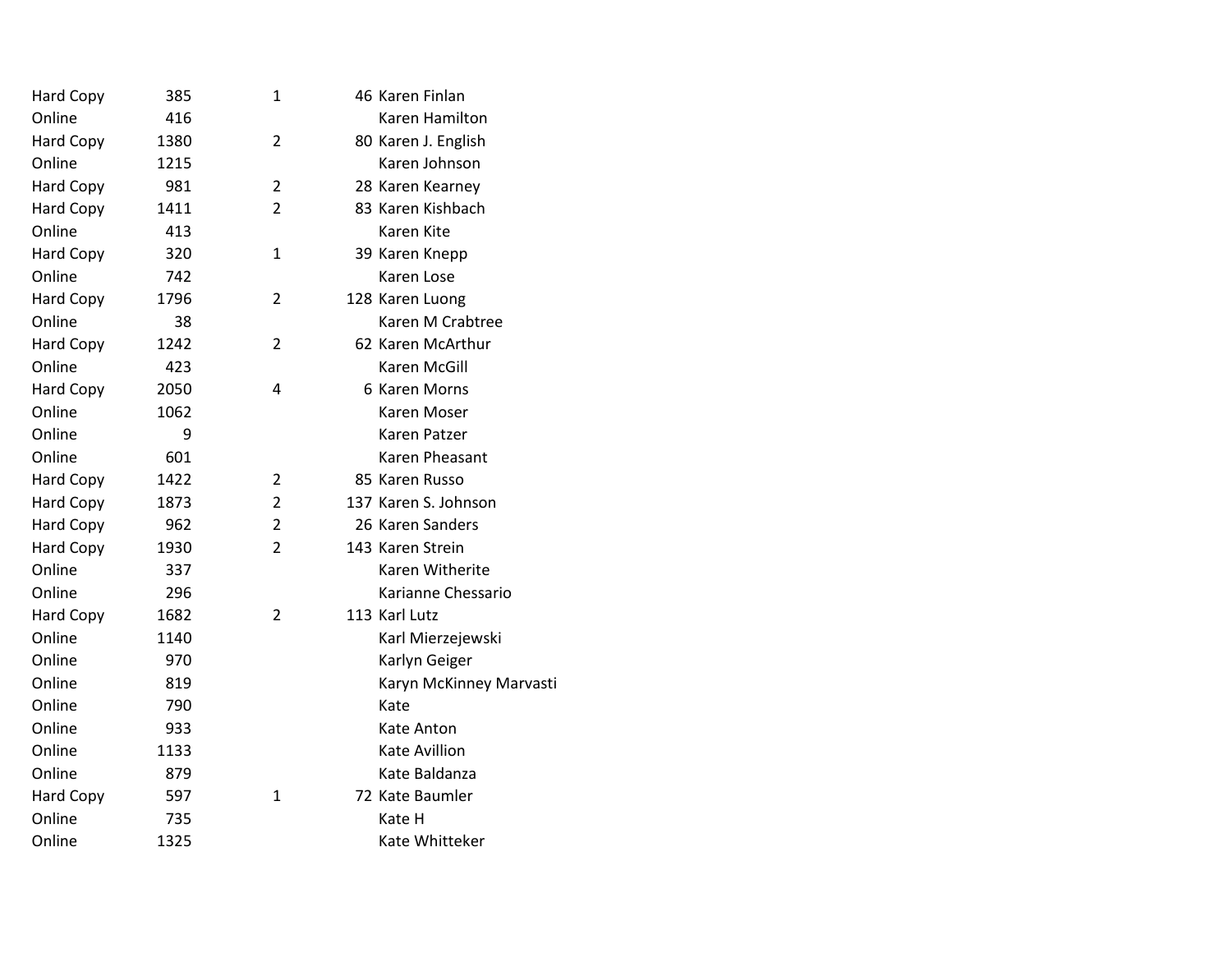| | | | | |
|---|---|---|---|---|
| Hard Copy | 385 | 1 | 46 | Karen Finlan |
| Online | 416 | | | Karen Hamilton |
| Hard Copy | 1380 | 2 | 80 | Karen J. English |
| Online | 1215 | | | Karen Johnson |
| Hard Copy | 981 | 2 | 28 | Karen Kearney |
| Hard Copy | 1411 | 2 | 83 | Karen Kishbach |
| Online | 413 | | | Karen Kite |
| Hard Copy | 320 | 1 | 39 | Karen Knepp |
| Online | 742 | | | Karen Lose |
| Hard Copy | 1796 | 2 | 128 | Karen Luong |
| Online | 38 | | | Karen M Crabtree |
| Hard Copy | 1242 | 2 | 62 | Karen McArthur |
| Online | 423 | | | Karen McGill |
| Hard Copy | 2050 | 4 | 6 | Karen Morns |
| Online | 1062 | | | Karen Moser |
| Online | 9 | | | Karen Patzer |
| Online | 601 | | | Karen Pheasant |
| Hard Copy | 1422 | 2 | 85 | Karen Russo |
| Hard Copy | 1873 | 2 | 137 | Karen S. Johnson |
| Hard Copy | 962 | 2 | 26 | Karen Sanders |
| Hard Copy | 1930 | 2 | 143 | Karen Strein |
| Online | 337 | | | Karen Witherite |
| Online | 296 | | | Karianne Chessario |
| Hard Copy | 1682 | 2 | 113 | Karl Lutz |
| Online | 1140 | | | Karl Mierzejewski |
| Online | 970 | | | Karlyn Geiger |
| Online | 819 | | | Karyn McKinney Marvasti |
| Online | 790 | | | Kate |
| Online | 933 | | | Kate Anton |
| Online | 1133 | | | Kate Avillion |
| Online | 879 | | | Kate Baldanza |
| Hard Copy | 597 | 1 | 72 | Kate Baumler |
| Online | 735 | | | Kate H |
| Online | 1325 | | | Kate Whitteker |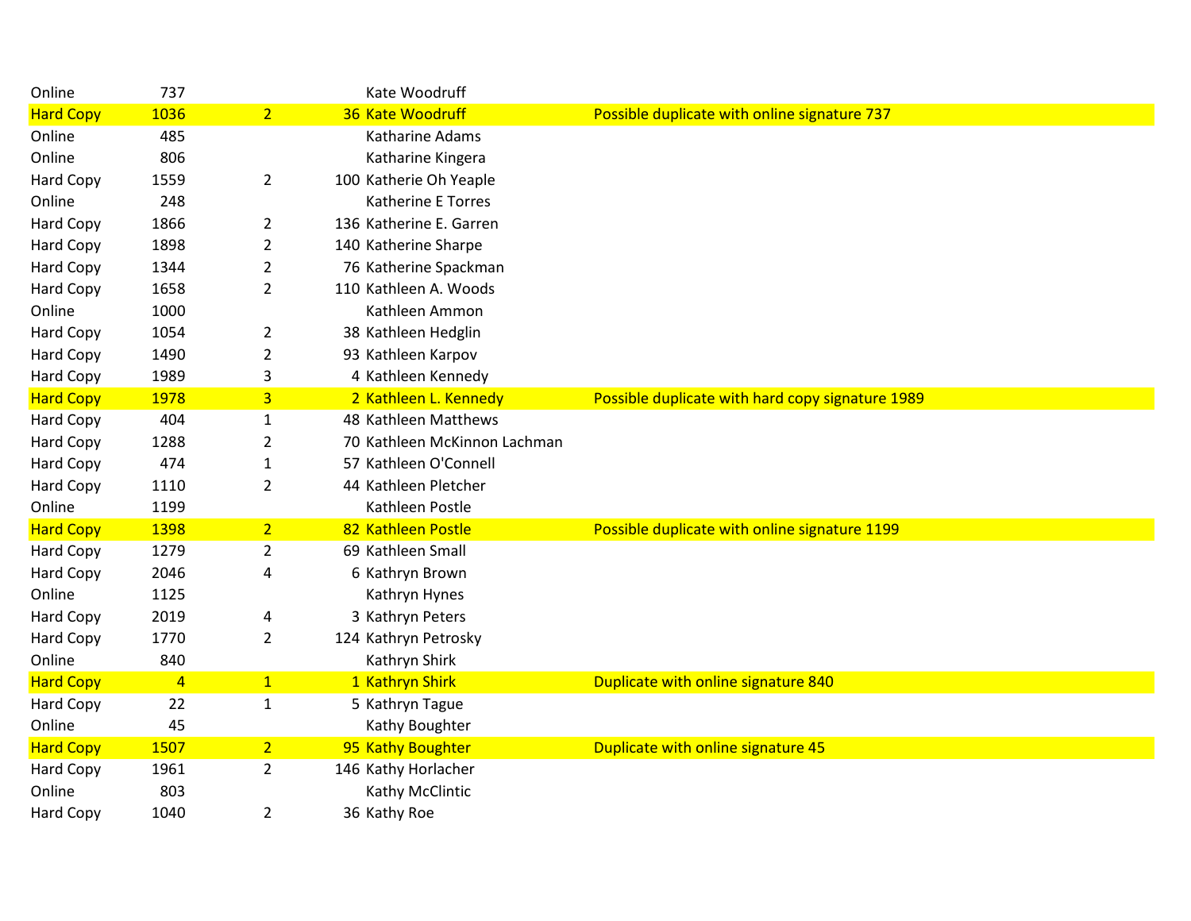| | | | | | |
|---|---|---|---|---|---|
| Online | 737 | | | Kate Woodruff | |
| Hard Copy | 1036 | 2 | 36 | Kate Woodruff | Possible duplicate with online signature 737 |
| Online | 485 | | | Katharine Adams | |
| Online | 806 | | | Katharine Kingera | |
| Hard Copy | 1559 | 2 | 100 | Katherie Oh Yeaple | |
| Online | 248 | | | Katherine E Torres | |
| Hard Copy | 1866 | 2 | 136 | Katherine E. Garren | |
| Hard Copy | 1898 | 2 | 140 | Katherine Sharpe | |
| Hard Copy | 1344 | 2 | 76 | Katherine Spackman | |
| Hard Copy | 1658 | 2 | 110 | Kathleen A. Woods | |
| Online | 1000 | | | Kathleen Ammon | |
| Hard Copy | 1054 | 2 | 38 | Kathleen Hedglin | |
| Hard Copy | 1490 | 2 | 93 | Kathleen Karpov | |
| Hard Copy | 1989 | 3 | 4 | Kathleen Kennedy | |
| Hard Copy | 1978 | 3 | 2 | Kathleen L. Kennedy | Possible duplicate with hard copy signature 1989 |
| Hard Copy | 404 | 1 | 48 | Kathleen Matthews | |
| Hard Copy | 1288 | 2 | 70 | Kathleen McKinnon Lachman | |
| Hard Copy | 474 | 1 | 57 | Kathleen O'Connell | |
| Hard Copy | 1110 | 2 | 44 | Kathleen Pletcher | |
| Online | 1199 | | | Kathleen Postle | |
| Hard Copy | 1398 | 2 | 82 | Kathleen Postle | Possible duplicate with online signature 1199 |
| Hard Copy | 1279 | 2 | 69 | Kathleen Small | |
| Hard Copy | 2046 | 4 | 6 | Kathryn Brown | |
| Online | 1125 | | | Kathryn Hynes | |
| Hard Copy | 2019 | 4 | 3 | Kathryn Peters | |
| Hard Copy | 1770 | 2 | 124 | Kathryn Petrosky | |
| Online | 840 | | | Kathryn Shirk | |
| Hard Copy | 4 | 1 | 1 | Kathryn Shirk | Duplicate with online signature 840 |
| Hard Copy | 22 | 1 | 5 | Kathryn Tague | |
| Online | 45 | | | Kathy Boughter | |
| Hard Copy | 1507 | 2 | 95 | Kathy Boughter | Duplicate with online signature 45 |
| Hard Copy | 1961 | 2 | 146 | Kathy Horlacher | |
| Online | 803 | | | Kathy McClintic | |
| Hard Copy | 1040 | 2 | 36 | Kathy Roe | |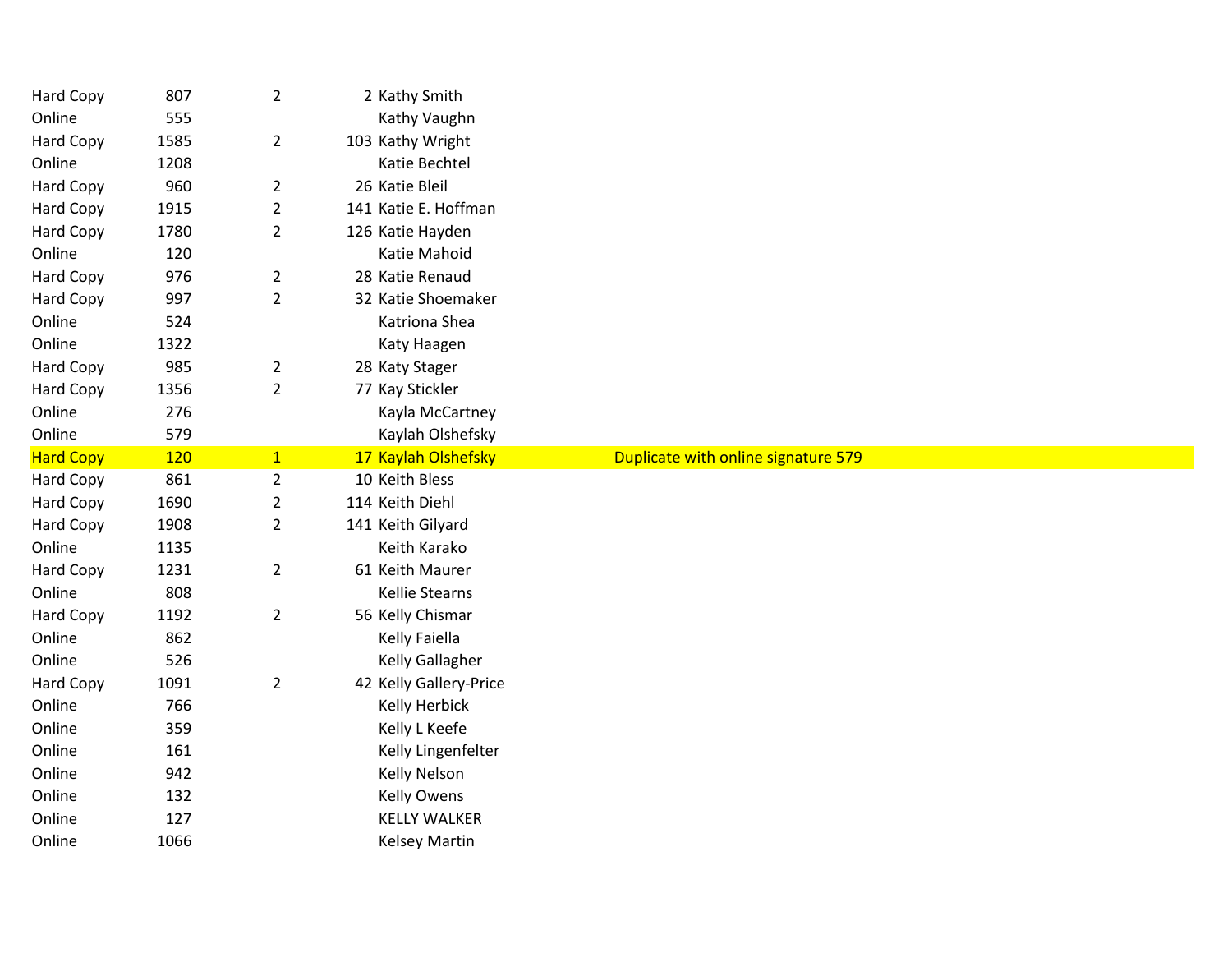| | | | | | |
|---|---|---|---|---|---|
| Hard Copy | 807 | 2 | 2 | Kathy Smith | |
| Online | 555 | | | Kathy Vaughn | |
| Hard Copy | 1585 | 2 | 103 | Kathy Wright | |
| Online | 1208 | | | Katie Bechtel | |
| Hard Copy | 960 | 2 | 26 | Katie Bleil | |
| Hard Copy | 1915 | 2 | 141 | Katie E. Hoffman | |
| Hard Copy | 1780 | 2 | 126 | Katie Hayden | |
| Online | 120 | | | Katie Mahoid | |
| Hard Copy | 976 | 2 | 28 | Katie Renaud | |
| Hard Copy | 997 | 2 | 32 | Katie Shoemaker | |
| Online | 524 | | | Katriona Shea | |
| Online | 1322 | | | Katy Haagen | |
| Hard Copy | 985 | 2 | 28 | Katy Stager | |
| Hard Copy | 1356 | 2 | 77 | Kay Stickler | |
| Online | 276 | | | Kayla McCartney | |
| Online | 579 | | | Kaylah Olshefsky | |
| Hard Copy | 120 | 1 | 17 | Kaylah Olshefsky | Duplicate with online signature 579 |
| Hard Copy | 861 | 2 | 10 | Keith Bless | |
| Hard Copy | 1690 | 2 | 114 | Keith Diehl | |
| Hard Copy | 1908 | 2 | 141 | Keith Gilyard | |
| Online | 1135 | | | Keith Karako | |
| Hard Copy | 1231 | 2 | 61 | Keith Maurer | |
| Online | 808 | | | Kellie Stearns | |
| Hard Copy | 1192 | 2 | 56 | Kelly Chismar | |
| Online | 862 | | | Kelly Faiella | |
| Online | 526 | | | Kelly Gallagher | |
| Hard Copy | 1091 | 2 | 42 | Kelly Gallery-Price | |
| Online | 766 | | | Kelly Herbick | |
| Online | 359 | | | Kelly L Keefe | |
| Online | 161 | | | Kelly Lingenfelter | |
| Online | 942 | | | Kelly Nelson | |
| Online | 132 | | | Kelly Owens | |
| Online | 127 | | | KELLY WALKER | |
| Online | 1066 | | | Kelsey Martin | |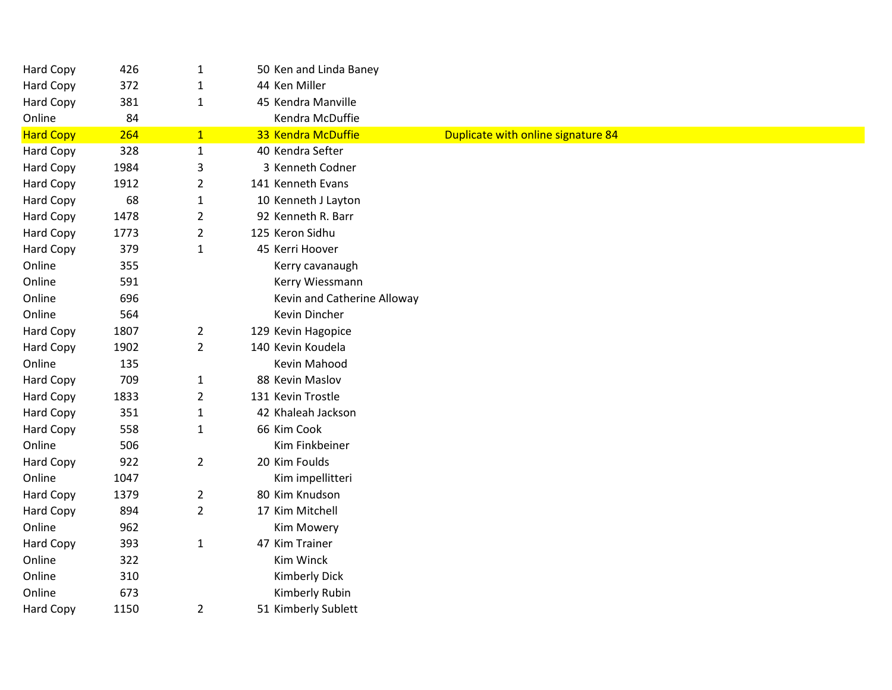| | | | | | |
|---|---|---|---|---|---|
| Hard Copy | 426 | 1 | 50 | Ken and Linda Baney | |
| Hard Copy | 372 | 1 | 44 | Ken Miller | |
| Hard Copy | 381 | 1 | 45 | Kendra Manville | |
| Online | 84 | | | Kendra McDuffie | |
| Hard Copy | 264 | 1 | 33 | Kendra McDuffie | Duplicate with online signature 84 |
| Hard Copy | 328 | 1 | 40 | Kendra Sefter | |
| Hard Copy | 1984 | 3 | 3 | Kenneth Codner | |
| Hard Copy | 1912 | 2 | 141 | Kenneth Evans | |
| Hard Copy | 68 | 1 | 10 | Kenneth J Layton | |
| Hard Copy | 1478 | 2 | 92 | Kenneth R. Barr | |
| Hard Copy | 1773 | 2 | 125 | Keron Sidhu | |
| Hard Copy | 379 | 1 | 45 | Kerri Hoover | |
| Online | 355 | | | Kerry cavanaugh | |
| Online | 591 | | | Kerry Wiessmann | |
| Online | 696 | | | Kevin and Catherine Alloway | |
| Online | 564 | | | Kevin Dincher | |
| Hard Copy | 1807 | 2 | 129 | Kevin Hagopice | |
| Hard Copy | 1902 | 2 | 140 | Kevin Koudela | |
| Online | 135 | | | Kevin Mahood | |
| Hard Copy | 709 | 1 | 88 | Kevin Maslov | |
| Hard Copy | 1833 | 2 | 131 | Kevin Trostle | |
| Hard Copy | 351 | 1 | 42 | Khaleah Jackson | |
| Hard Copy | 558 | 1 | 66 | Kim Cook | |
| Online | 506 | | | Kim Finkbeiner | |
| Hard Copy | 922 | 2 | 20 | Kim Foulds | |
| Online | 1047 | | | Kim impellitteri | |
| Hard Copy | 1379 | 2 | 80 | Kim Knudson | |
| Hard Copy | 894 | 2 | 17 | Kim Mitchell | |
| Online | 962 | | | Kim Mowery | |
| Hard Copy | 393 | 1 | 47 | Kim Trainer | |
| Online | 322 | | | Kim Winck | |
| Online | 310 | | | Kimberly Dick | |
| Online | 673 | | | Kimberly Rubin | |
| Hard Copy | 1150 | 2 | 51 | Kimberly Sublett | |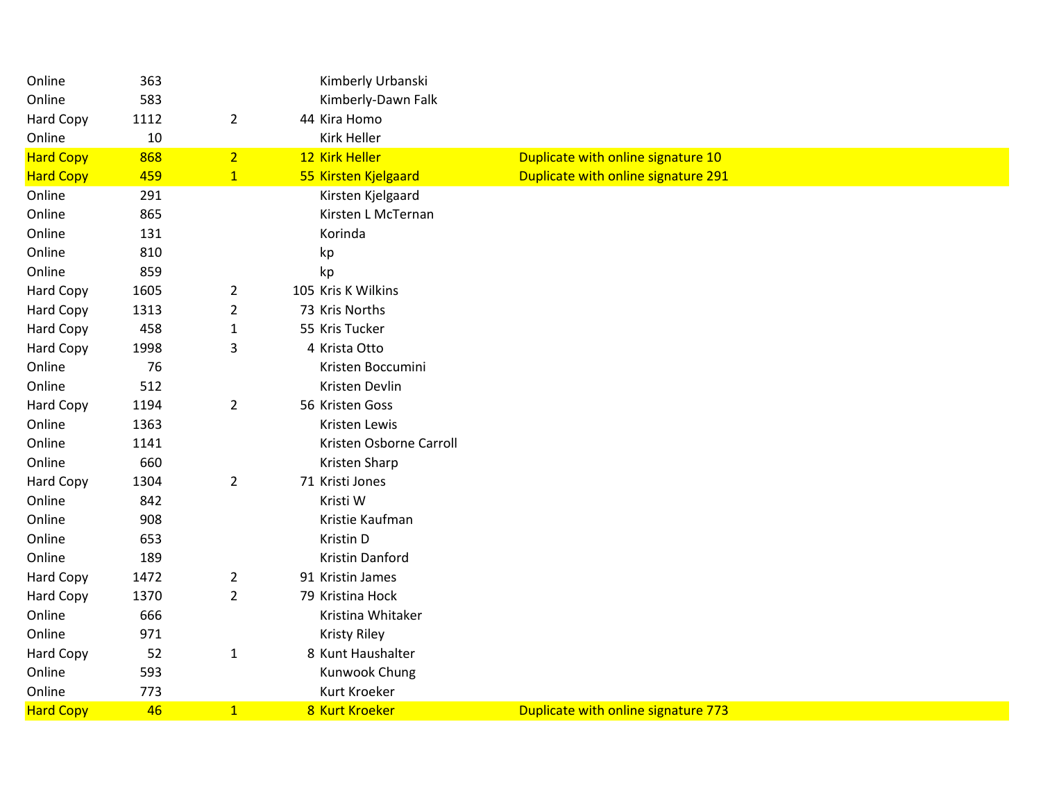| | | | | | |
|---|---|---|---|---|---|
| Online | 363 | | | Kimberly Urbanski | |
| Online | 583 | | | Kimberly-Dawn Falk | |
| Hard Copy | 1112 | 2 | 44 | Kira Homo | |
| Online | 10 | | | Kirk Heller | |
| Hard Copy | 868 | 2 | 12 | Kirk Heller | Duplicate with online signature 10 |
| Hard Copy | 459 | 1 | 55 | Kirsten Kjelgaard | Duplicate with online signature 291 |
| Online | 291 | | | Kirsten Kjelgaard | |
| Online | 865 | | | Kirsten L McTernan | |
| Online | 131 | | | Korinda | |
| Online | 810 | | | kp | |
| Online | 859 | | | kp | |
| Hard Copy | 1605 | 2 | 105 | Kris K Wilkins | |
| Hard Copy | 1313 | 2 | 73 | Kris Norths | |
| Hard Copy | 458 | 1 | 55 | Kris Tucker | |
| Hard Copy | 1998 | 3 | 4 | Krista Otto | |
| Online | 76 | | | Kristen Boccumini | |
| Online | 512 | | | Kristen Devlin | |
| Hard Copy | 1194 | 2 | 56 | Kristen Goss | |
| Online | 1363 | | | Kristen Lewis | |
| Online | 1141 | | | Kristen Osborne Carroll | |
| Online | 660 | | | Kristen Sharp | |
| Hard Copy | 1304 | 2 | 71 | Kristi Jones | |
| Online | 842 | | | Kristi W | |
| Online | 908 | | | Kristie Kaufman | |
| Online | 653 | | | Kristin D | |
| Online | 189 | | | Kristin Danford | |
| Hard Copy | 1472 | 2 | 91 | Kristin James | |
| Hard Copy | 1370 | 2 | 79 | Kristina Hock | |
| Online | 666 | | | Kristina Whitaker | |
| Online | 971 | | | Kristy Riley | |
| Hard Copy | 52 | 1 | 8 | Kunt Haushalter | |
| Online | 593 | | | Kunwook Chung | |
| Online | 773 | | | Kurt Kroeker | |
| Hard Copy | 46 | 1 | 8 | Kurt Kroeker | Duplicate with online signature 773 |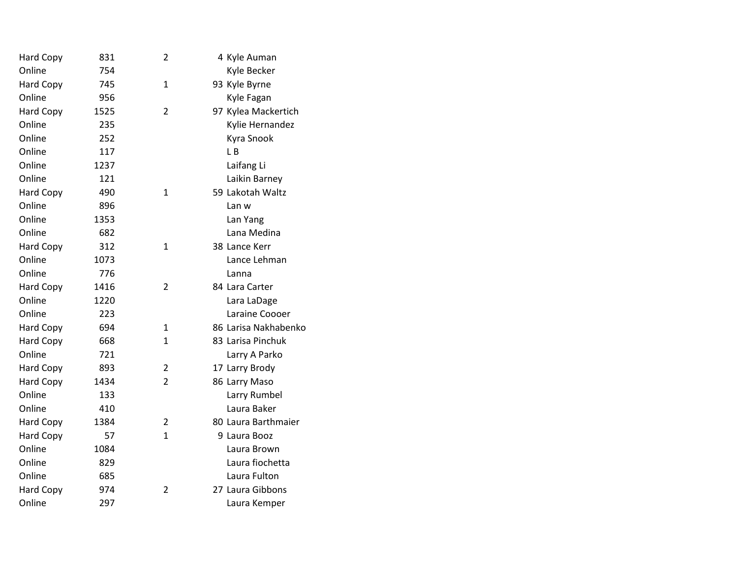| | | | | |
|---|---|---|---|---|
| Hard Copy | 831 | 2 | 4 | Kyle Auman |
| Online | 754 | | | Kyle Becker |
| Hard Copy | 745 | 1 | 93 | Kyle Byrne |
| Online | 956 | | | Kyle Fagan |
| Hard Copy | 1525 | 2 | 97 | Kylea Mackertich |
| Online | 235 | | | Kylie Hernandez |
| Online | 252 | | | Kyra Snook |
| Online | 117 | | | L B |
| Online | 1237 | | | Laifang Li |
| Online | 121 | | | Laikin Barney |
| Hard Copy | 490 | 1 | 59 | Lakotah Waltz |
| Online | 896 | | | Lan w |
| Online | 1353 | | | Lan Yang |
| Online | 682 | | | Lana Medina |
| Hard Copy | 312 | 1 | 38 | Lance Kerr |
| Online | 1073 | | | Lance Lehman |
| Online | 776 | | | Lanna |
| Hard Copy | 1416 | 2 | 84 | Lara Carter |
| Online | 1220 | | | Lara LaDage |
| Online | 223 | | | Laraine Coooer |
| Hard Copy | 694 | 1 | 86 | Larisa Nakhabenko |
| Hard Copy | 668 | 1 | 83 | Larisa Pinchuk |
| Online | 721 | | | Larry A Parko |
| Hard Copy | 893 | 2 | 17 | Larry Brody |
| Hard Copy | 1434 | 2 | 86 | Larry Maso |
| Online | 133 | | | Larry Rumbel |
| Online | 410 | | | Laura Baker |
| Hard Copy | 1384 | 2 | 80 | Laura Barthmaier |
| Hard Copy | 57 | 1 | 9 | Laura Booz |
| Online | 1084 | | | Laura Brown |
| Online | 829 | | | Laura fiochetta |
| Online | 685 | | | Laura Fulton |
| Hard Copy | 974 | 2 | 27 | Laura Gibbons |
| Online | 297 | | | Laura Kemper |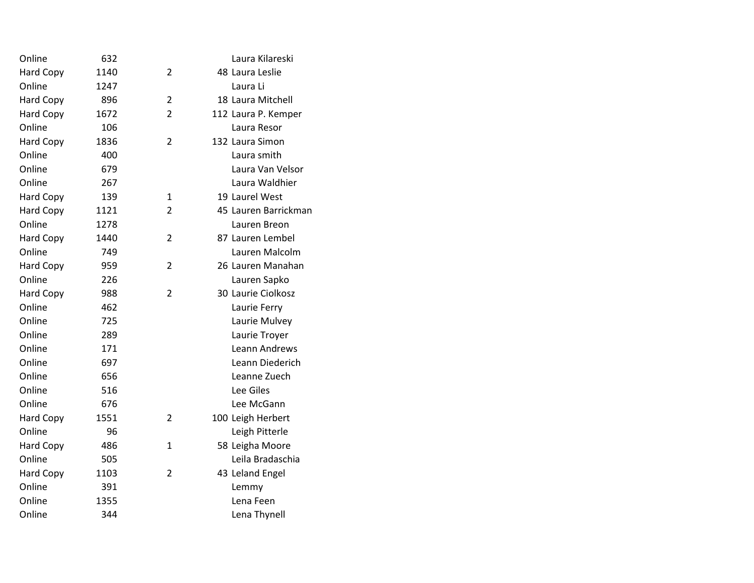| | | | | |
|---|---|---|---|---|
| Online | 632 | | | Laura Kilareski |
| Hard Copy | 1140 | 2 | 48 | Laura Leslie |
| Online | 1247 | | | Laura Li |
| Hard Copy | 896 | 2 | 18 | Laura Mitchell |
| Hard Copy | 1672 | 2 | 112 | Laura P. Kemper |
| Online | 106 | | | Laura Resor |
| Hard Copy | 1836 | 2 | 132 | Laura Simon |
| Online | 400 | | | Laura smith |
| Online | 679 | | | Laura Van Velsor |
| Online | 267 | | | Laura Waldhier |
| Hard Copy | 139 | 1 | 19 | Laurel West |
| Hard Copy | 1121 | 2 | 45 | Lauren Barrickman |
| Online | 1278 | | | Lauren Breon |
| Hard Copy | 1440 | 2 | 87 | Lauren Lembel |
| Online | 749 | | | Lauren Malcolm |
| Hard Copy | 959 | 2 | 26 | Lauren Manahan |
| Online | 226 | | | Lauren Sapko |
| Hard Copy | 988 | 2 | 30 | Laurie Ciolkosz |
| Online | 462 | | | Laurie Ferry |
| Online | 725 | | | Laurie Mulvey |
| Online | 289 | | | Laurie Troyer |
| Online | 171 | | | Leann Andrews |
| Online | 697 | | | Leann Diederich |
| Online | 656 | | | Leanne Zuech |
| Online | 516 | | | Lee Giles |
| Online | 676 | | | Lee McGann |
| Hard Copy | 1551 | 2 | 100 | Leigh Herbert |
| Online | 96 | | | Leigh Pitterle |
| Hard Copy | 486 | 1 | 58 | Leigha Moore |
| Online | 505 | | | Leila Bradaschia |
| Hard Copy | 1103 | 2 | 43 | Leland Engel |
| Online | 391 | | | Lemmy |
| Online | 1355 | | | Lena Feen |
| Online | 344 | | | Lena Thynell |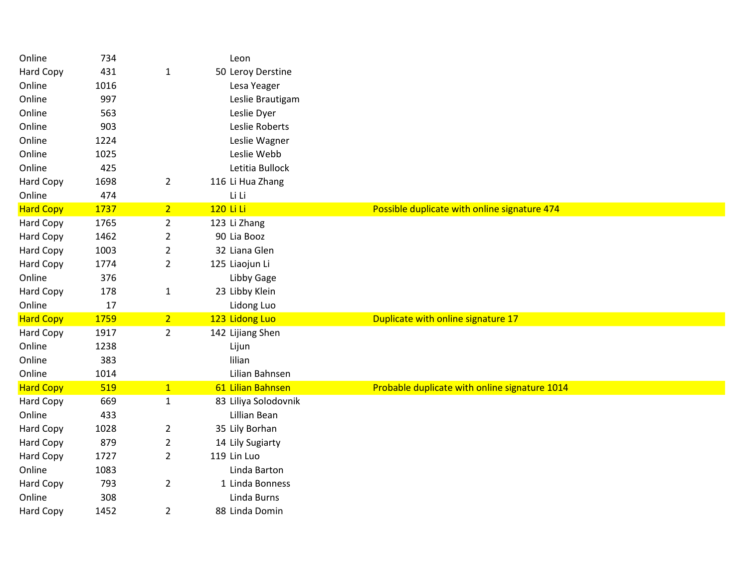| | | | | | |
|---|---|---|---|---|---|
| Online | 734 | | | Leon | |
| Hard Copy | 431 | 1 | 50 | Leroy Derstine | |
| Online | 1016 | | | Lesa Yeager | |
| Online | 997 | | | Leslie Brautigam | |
| Online | 563 | | | Leslie Dyer | |
| Online | 903 | | | Leslie Roberts | |
| Online | 1224 | | | Leslie Wagner | |
| Online | 1025 | | | Leslie Webb | |
| Online | 425 | | | Letitia Bullock | |
| Hard Copy | 1698 | 2 | 116 | Li Hua Zhang | |
| Online | 474 | | | Li Li | |
| Hard Copy | 1737 | 2 | 120 | Li Li | Possible duplicate with online signature 474 |
| Hard Copy | 1765 | 2 | 123 | Li Zhang | |
| Hard Copy | 1462 | 2 | 90 | Lia Booz | |
| Hard Copy | 1003 | 2 | 32 | Liana Glen | |
| Hard Copy | 1774 | 2 | 125 | Liaojun Li | |
| Online | 376 | | | Libby Gage | |
| Hard Copy | 178 | 1 | 23 | Libby Klein | |
| Online | 17 | | | Lidong Luo | |
| Hard Copy | 1759 | 2 | 123 | Lidong Luo | Duplicate with online signature 17 |
| Hard Copy | 1917 | 2 | 142 | Lijiang Shen | |
| Online | 1238 | | | Lijun | |
| Online | 383 | | | lilian | |
| Online | 1014 | | | Lilian Bahnsen | |
| Hard Copy | 519 | 1 | 61 | Lilian Bahnsen | Probable duplicate with online signature 1014 |
| Hard Copy | 669 | 1 | 83 | Liliya Solodovnik | |
| Online | 433 | | | Lillian Bean | |
| Hard Copy | 1028 | 2 | 35 | Lily Borhan | |
| Hard Copy | 879 | 2 | 14 | Lily Sugiarty | |
| Hard Copy | 1727 | 2 | 119 | Lin Luo | |
| Online | 1083 | | | Linda Barton | |
| Hard Copy | 793 | 2 | 1 | Linda Bonness | |
| Online | 308 | | | Linda Burns | |
| Hard Copy | 1452 | 2 | 88 | Linda Domin | |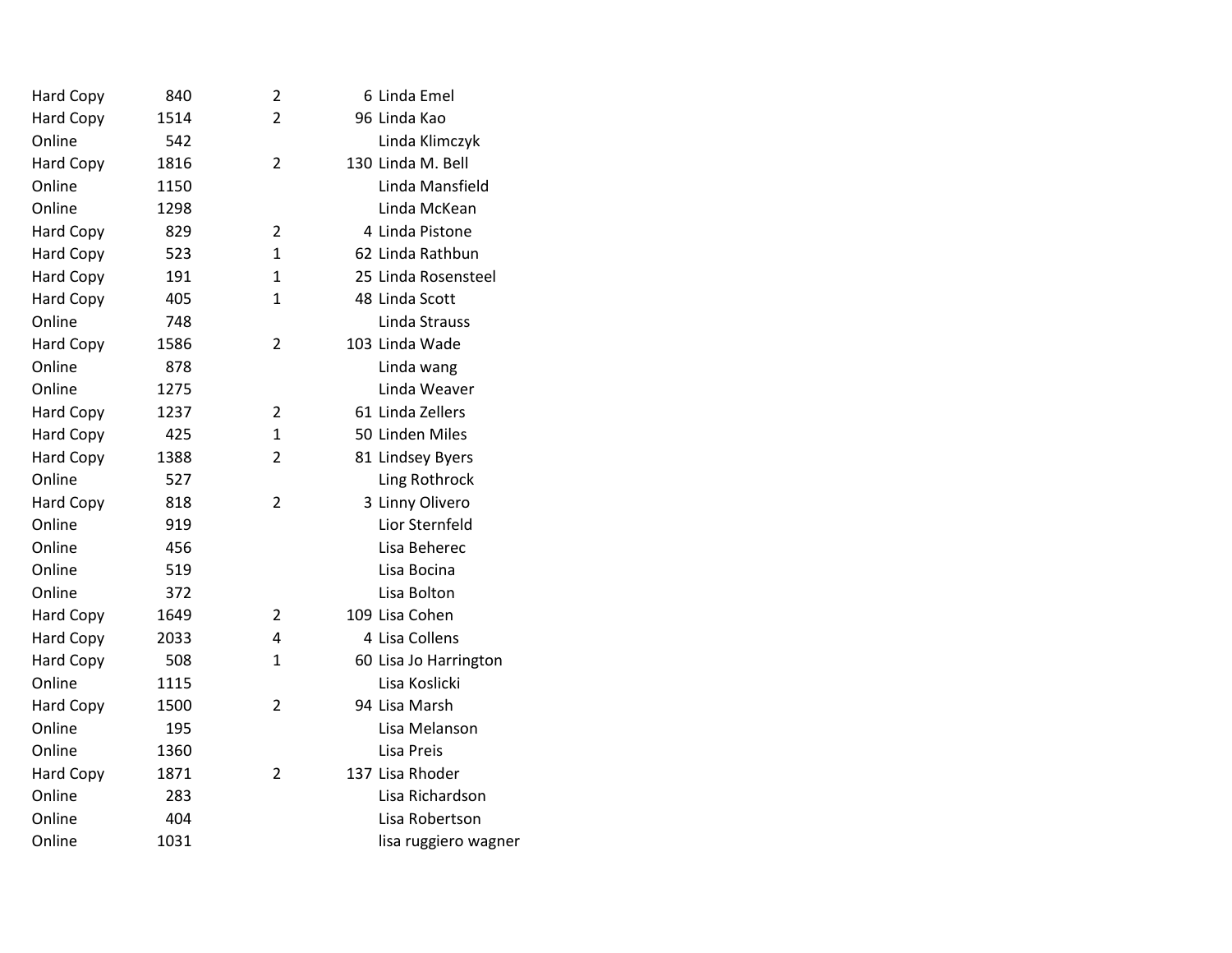| | | | | |
|---|---|---|---|---|
| Hard Copy | 840 | 2 | 6 | Linda Emel |
| Hard Copy | 1514 | 2 | 96 | Linda Kao |
| Online | 542 | | | Linda Klimczyk |
| Hard Copy | 1816 | 2 | 130 | Linda M. Bell |
| Online | 1150 | | | Linda Mansfield |
| Online | 1298 | | | Linda McKean |
| Hard Copy | 829 | 2 | 4 | Linda Pistone |
| Hard Copy | 523 | 1 | 62 | Linda Rathbun |
| Hard Copy | 191 | 1 | 25 | Linda Rosensteel |
| Hard Copy | 405 | 1 | 48 | Linda Scott |
| Online | 748 | | | Linda Strauss |
| Hard Copy | 1586 | 2 | 103 | Linda Wade |
| Online | 878 | | | Linda wang |
| Online | 1275 | | | Linda Weaver |
| Hard Copy | 1237 | 2 | 61 | Linda Zellers |
| Hard Copy | 425 | 1 | 50 | Linden Miles |
| Hard Copy | 1388 | 2 | 81 | Lindsey Byers |
| Online | 527 | | | Ling Rothrock |
| Hard Copy | 818 | 2 | 3 | Linny Olivero |
| Online | 919 | | | Lior Sternfeld |
| Online | 456 | | | Lisa Beherec |
| Online | 519 | | | Lisa Bocina |
| Online | 372 | | | Lisa Bolton |
| Hard Copy | 1649 | 2 | 109 | Lisa Cohen |
| Hard Copy | 2033 | 4 | 4 | Lisa Collens |
| Hard Copy | 508 | 1 | 60 | Lisa Jo Harrington |
| Online | 1115 | | | Lisa Koslicki |
| Hard Copy | 1500 | 2 | 94 | Lisa Marsh |
| Online | 195 | | | Lisa Melanson |
| Online | 1360 | | | Lisa Preis |
| Hard Copy | 1871 | 2 | 137 | Lisa Rhoder |
| Online | 283 | | | Lisa Richardson |
| Online | 404 | | | Lisa Robertson |
| Online | 1031 | | | lisa ruggiero wagner |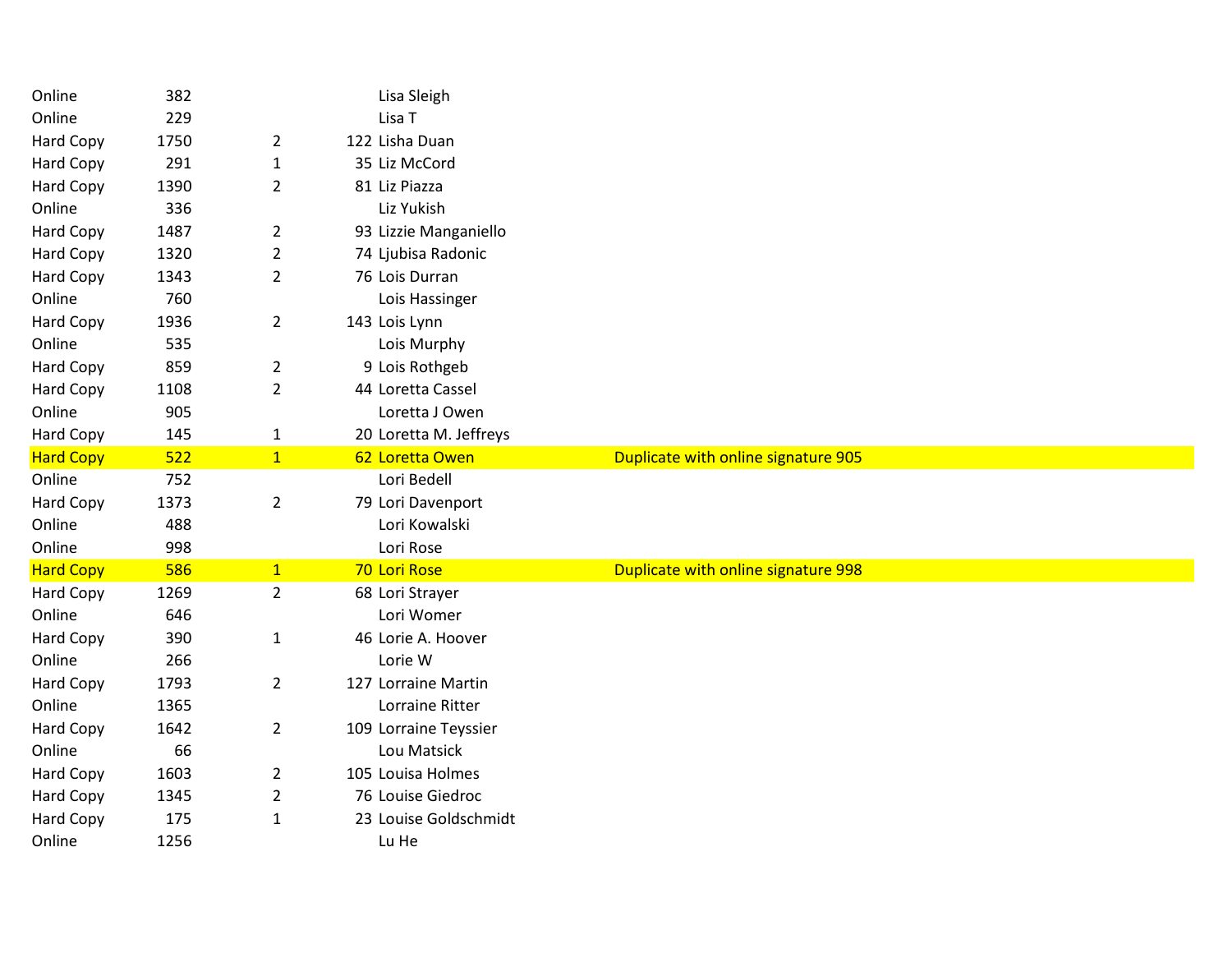| | | | | | |
|---|---|---|---|---|---|
| Online | 382 | | | Lisa Sleigh | |
| Online | 229 | | | Lisa T | |
| Hard Copy | 1750 | 2 | 122 | Lisha Duan | |
| Hard Copy | 291 | 1 | 35 | Liz McCord | |
| Hard Copy | 1390 | 2 | 81 | Liz Piazza | |
| Online | 336 | | | Liz Yukish | |
| Hard Copy | 1487 | 2 | 93 | Lizzie Manganiello | |
| Hard Copy | 1320 | 2 | 74 | Ljubisa Radonic | |
| Hard Copy | 1343 | 2 | 76 | Lois Durran | |
| Online | 760 | | | Lois Hassinger | |
| Hard Copy | 1936 | 2 | 143 | Lois Lynn | |
| Online | 535 | | | Lois Murphy | |
| Hard Copy | 859 | 2 | 9 | Lois Rothgeb | |
| Hard Copy | 1108 | 2 | 44 | Loretta Cassel | |
| Online | 905 | | | Loretta J Owen | |
| Hard Copy | 145 | 1 | 20 | Loretta M. Jeffreys | |
| Hard Copy | 522 | 1 | 62 | Loretta Owen | Duplicate with online signature 905 |
| Online | 752 | | | Lori Bedell | |
| Hard Copy | 1373 | 2 | 79 | Lori Davenport | |
| Online | 488 | | | Lori Kowalski | |
| Online | 998 | | | Lori Rose | |
| Hard Copy | 586 | 1 | 70 | Lori Rose | Duplicate with online signature 998 |
| Hard Copy | 1269 | 2 | 68 | Lori Strayer | |
| Online | 646 | | | Lori Womer | |
| Hard Copy | 390 | 1 | 46 | Lorie A. Hoover | |
| Online | 266 | | | Lorie W | |
| Hard Copy | 1793 | 2 | 127 | Lorraine Martin | |
| Online | 1365 | | | Lorraine Ritter | |
| Hard Copy | 1642 | 2 | 109 | Lorraine Teyssier | |
| Online | 66 | | | Lou Matsick | |
| Hard Copy | 1603 | 2 | 105 | Louisa Holmes | |
| Hard Copy | 1345 | 2 | 76 | Louise Giedroc | |
| Hard Copy | 175 | 1 | 23 | Louise Goldschmidt | |
| Online | 1256 | | | Lu He | |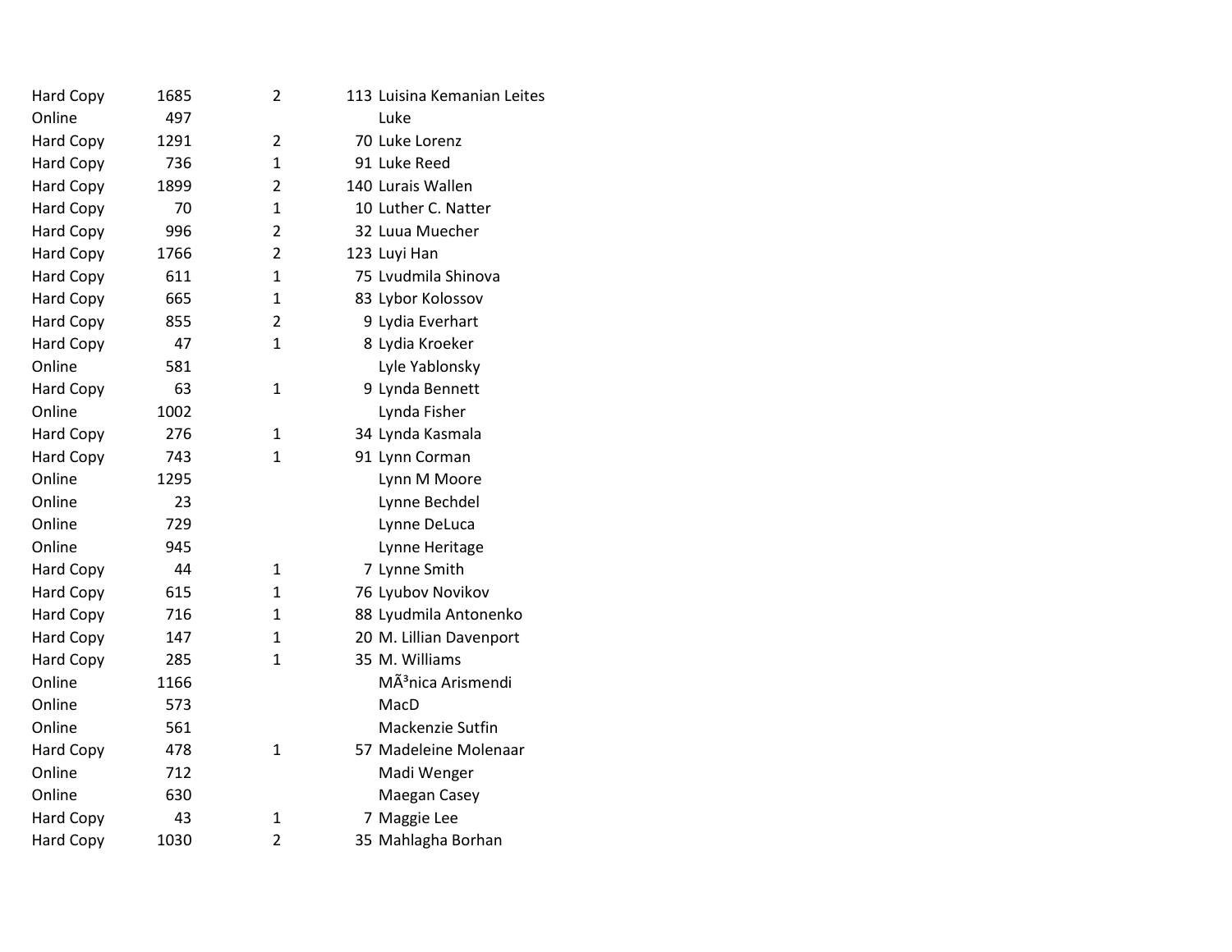| | | | | |
|---|---|---|---|---|
| Hard Copy | 1685 | 2 | 113 | Luisina Kemanian Leites |
| Online | 497 | | | Luke |
| Hard Copy | 1291 | 2 | 70 | Luke Lorenz |
| Hard Copy | 736 | 1 | 91 | Luke Reed |
| Hard Copy | 1899 | 2 | 140 | Lurais Wallen |
| Hard Copy | 70 | 1 | 10 | Luther C. Natter |
| Hard Copy | 996 | 2 | 32 | Luua Muecher |
| Hard Copy | 1766 | 2 | 123 | Luyi Han |
| Hard Copy | 611 | 1 | 75 | Lvudmila Shinova |
| Hard Copy | 665 | 1 | 83 | Lybor Kolossov |
| Hard Copy | 855 | 2 | 9 | Lydia Everhart |
| Hard Copy | 47 | 1 | 8 | Lydia Kroeker |
| Online | 581 | | | Lyle Yablonsky |
| Hard Copy | 63 | 1 | 9 | Lynda Bennett |
| Online | 1002 | | | Lynda Fisher |
| Hard Copy | 276 | 1 | 34 | Lynda Kasmala |
| Hard Copy | 743 | 1 | 91 | Lynn Corman |
| Online | 1295 | | | Lynn M Moore |
| Online | 23 | | | Lynne Bechdel |
| Online | 729 | | | Lynne DeLuca |
| Online | 945 | | | Lynne Heritage |
| Hard Copy | 44 | 1 | 7 | Lynne Smith |
| Hard Copy | 615 | 1 | 76 | Lyubov Novikov |
| Hard Copy | 716 | 1 | 88 | Lyudmila Antonenko |
| Hard Copy | 147 | 1 | 20 | M. Lillian Davenport |
| Hard Copy | 285 | 1 | 35 | M. Williams |
| Online | 1166 | | | MÃ³nica Arismendi |
| Online | 573 | | | MacD |
| Online | 561 | | | Mackenzie Sutfin |
| Hard Copy | 478 | 1 | 57 | Madeleine Molenaar |
| Online | 712 | | | Madi Wenger |
| Online | 630 | | | Maegan Casey |
| Hard Copy | 43 | 1 | 7 | Maggie Lee |
| Hard Copy | 1030 | 2 | 35 | Mahlagha Borhan |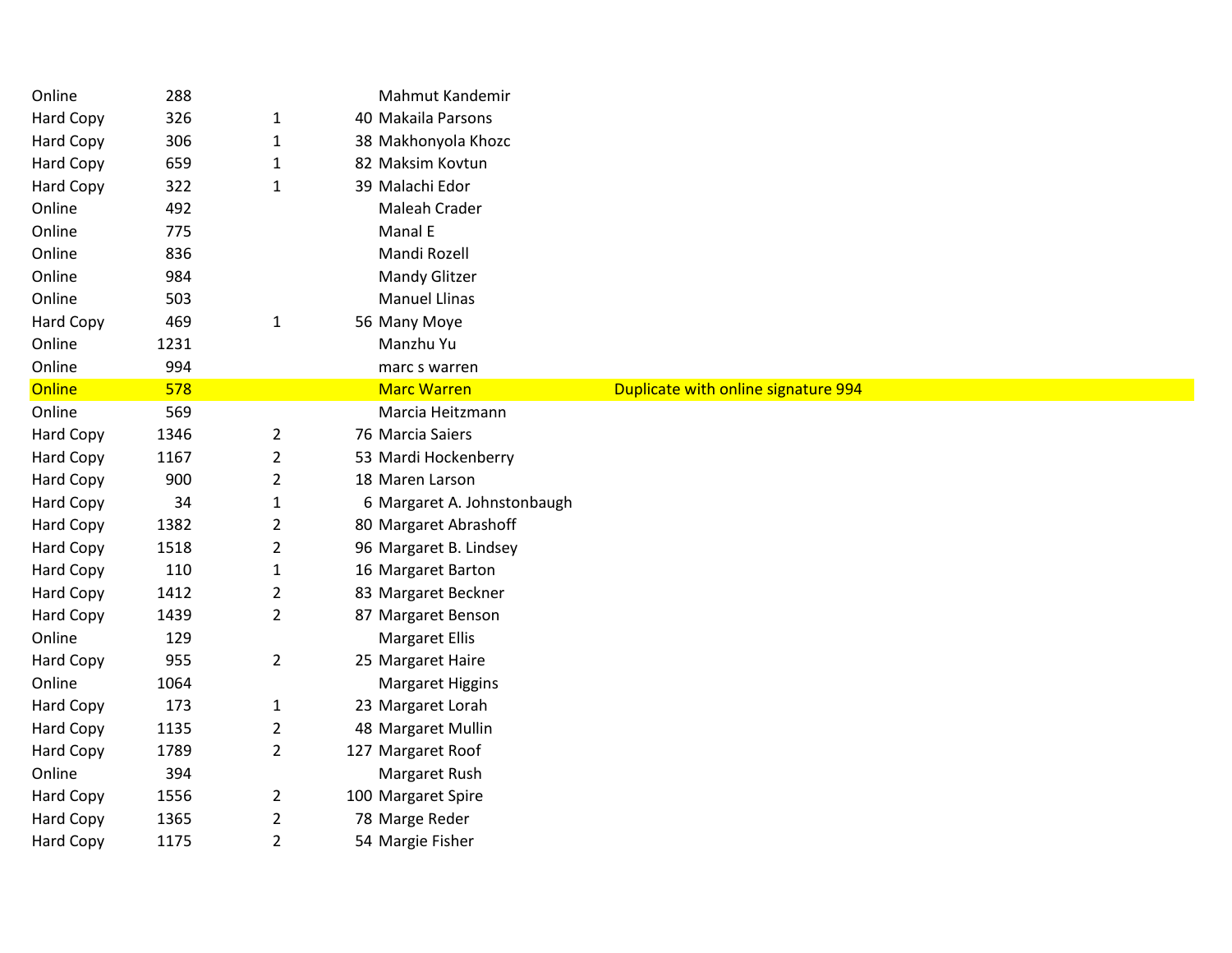| | | | | | |
|---|---|---|---|---|---|
| Online | 288 | | | Mahmut Kandemir | |
| Hard Copy | 326 | 1 | 40 | Makaila Parsons | |
| Hard Copy | 306 | 1 | 38 | Makhonyola Khozc | |
| Hard Copy | 659 | 1 | 82 | Maksim Kovtun | |
| Hard Copy | 322 | 1 | 39 | Malachi Edor | |
| Online | 492 | | | Maleah Crader | |
| Online | 775 | | | Manal E | |
| Online | 836 | | | Mandi Rozell | |
| Online | 984 | | | Mandy Glitzer | |
| Online | 503 | | | Manuel Llinas | |
| Hard Copy | 469 | 1 | 56 | Many Moye | |
| Online | 1231 | | | Manzhu Yu | |
| Online | 994 | | | marc s warren | |
| Online | 578 | | | Marc Warren | Duplicate with online signature 994 |
| Online | 569 | | | Marcia Heitzmann | |
| Hard Copy | 1346 | 2 | 76 | Marcia Saiers | |
| Hard Copy | 1167 | 2 | 53 | Mardi Hockenberry | |
| Hard Copy | 900 | 2 | 18 | Maren Larson | |
| Hard Copy | 34 | 1 | 6 | Margaret A. Johnstonbaugh | |
| Hard Copy | 1382 | 2 | 80 | Margaret Abrashoff | |
| Hard Copy | 1518 | 2 | 96 | Margaret B. Lindsey | |
| Hard Copy | 110 | 1 | 16 | Margaret Barton | |
| Hard Copy | 1412 | 2 | 83 | Margaret Beckner | |
| Hard Copy | 1439 | 2 | 87 | Margaret Benson | |
| Online | 129 | | | Margaret Ellis | |
| Hard Copy | 955 | 2 | 25 | Margaret Haire | |
| Online | 1064 | | | Margaret Higgins | |
| Hard Copy | 173 | 1 | 23 | Margaret Lorah | |
| Hard Copy | 1135 | 2 | 48 | Margaret Mullin | |
| Hard Copy | 1789 | 2 | 127 | Margaret Roof | |
| Online | 394 | | | Margaret Rush | |
| Hard Copy | 1556 | 2 | 100 | Margaret Spire | |
| Hard Copy | 1365 | 2 | 78 | Marge Reder | |
| Hard Copy | 1175 | 2 | 54 | Margie Fisher | |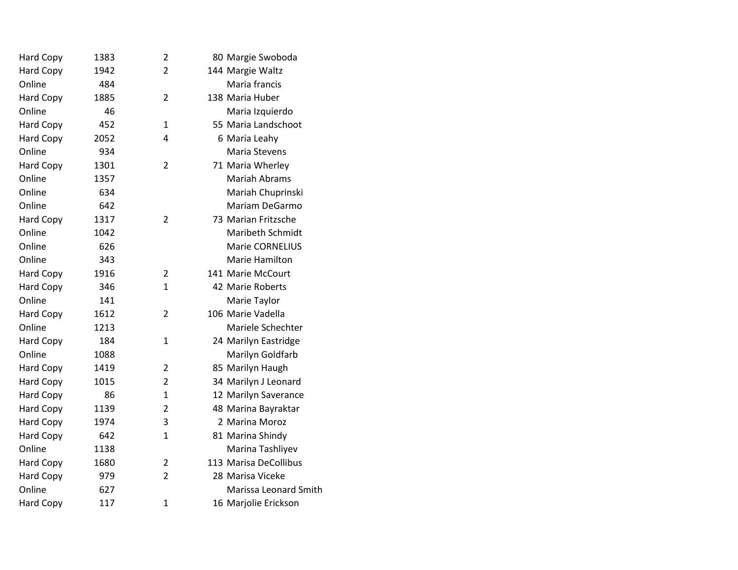| | | | | |
|---|---|---|---|---|
| Hard Copy | 1383 | 2 | 80 | Margie Swoboda |
| Hard Copy | 1942 | 2 | 144 | Margie Waltz |
| Online | 484 | | | Maria francis |
| Hard Copy | 1885 | 2 | 138 | Maria Huber |
| Online | 46 | | | Maria Izquierdo |
| Hard Copy | 452 | 1 | 55 | Maria Landschoot |
| Hard Copy | 2052 | 4 | 6 | Maria Leahy |
| Online | 934 | | | Maria Stevens |
| Hard Copy | 1301 | 2 | 71 | Maria Wherley |
| Online | 1357 | | | Mariah Abrams |
| Online | 634 | | | Mariah Chuprinski |
| Online | 642 | | | Mariam DeGarmo |
| Hard Copy | 1317 | 2 | 73 | Marian Fritzsche |
| Online | 1042 | | | Maribeth Schmidt |
| Online | 626 | | | Marie CORNELIUS |
| Online | 343 | | | Marie Hamilton |
| Hard Copy | 1916 | 2 | 141 | Marie McCourt |
| Hard Copy | 346 | 1 | 42 | Marie Roberts |
| Online | 141 | | | Marie Taylor |
| Hard Copy | 1612 | 2 | 106 | Marie Vadella |
| Online | 1213 | | | Mariele Schechter |
| Hard Copy | 184 | 1 | 24 | Marilyn Eastridge |
| Online | 1088 | | | Marilyn Goldfarb |
| Hard Copy | 1419 | 2 | 85 | Marilyn Haugh |
| Hard Copy | 1015 | 2 | 34 | Marilyn J Leonard |
| Hard Copy | 86 | 1 | 12 | Marilyn Saverance |
| Hard Copy | 1139 | 2 | 48 | Marina Bayraktar |
| Hard Copy | 1974 | 3 | 2 | Marina Moroz |
| Hard Copy | 642 | 1 | 81 | Marina Shindy |
| Online | 1138 | | | Marina Tashliyev |
| Hard Copy | 1680 | 2 | 113 | Marisa DeCollibus |
| Hard Copy | 979 | 2 | 28 | Marisa Viceke |
| Online | 627 | | | Marissa Leonard Smith |
| Hard Copy | 117 | 1 | 16 | Marjolie Erickson |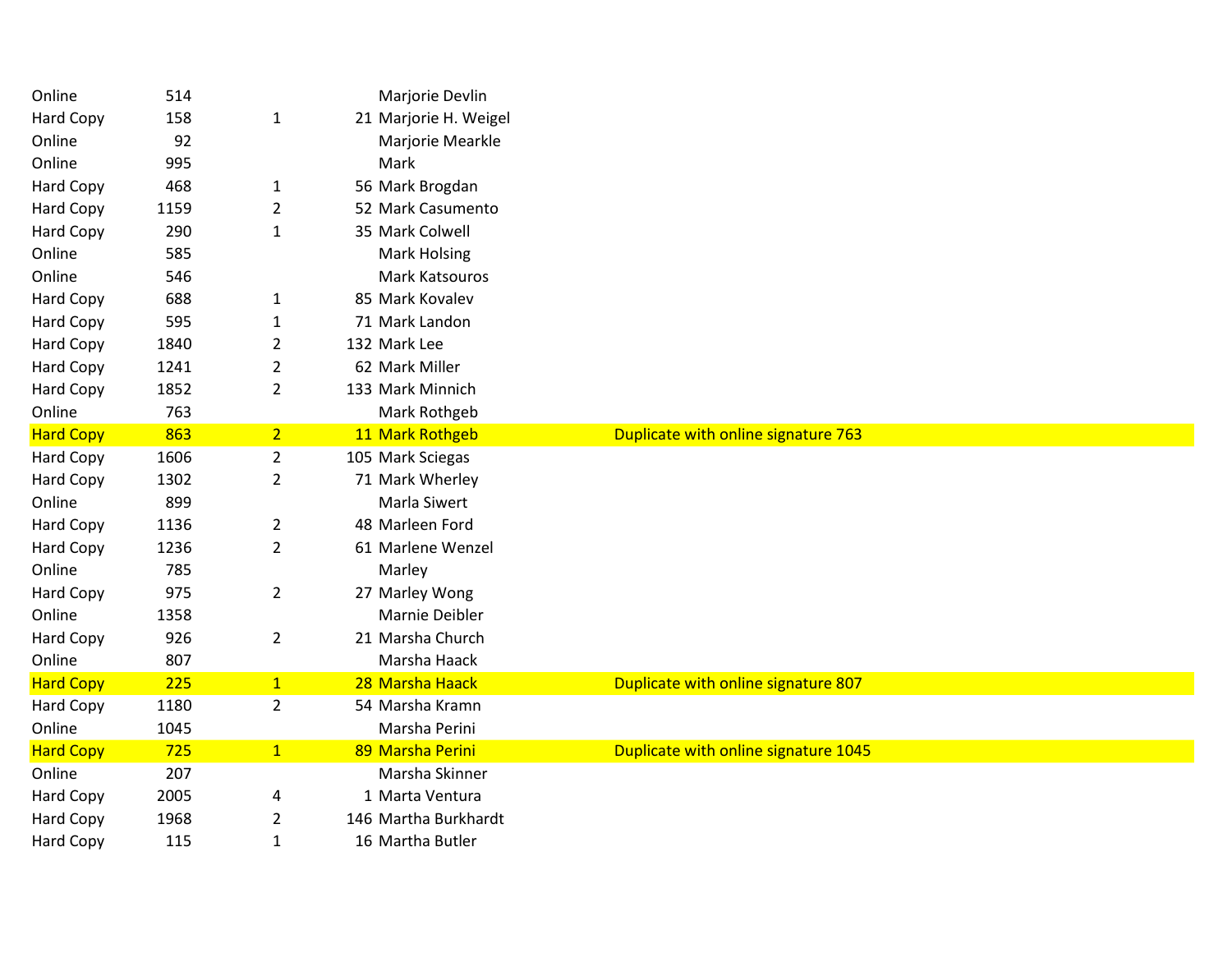| | | | | | |
|---|---|---|---|---|---|
| Online | 514 | | | Marjorie Devlin | |
| Hard Copy | 158 | 1 | 21 | Marjorie H. Weigel | |
| Online | 92 | | | Marjorie Mearkle | |
| Online | 995 | | | Mark | |
| Hard Copy | 468 | 1 | 56 | Mark Brogdan | |
| Hard Copy | 1159 | 2 | 52 | Mark Casumento | |
| Hard Copy | 290 | 1 | 35 | Mark Colwell | |
| Online | 585 | | | Mark Holsing | |
| Online | 546 | | | Mark Katsouros | |
| Hard Copy | 688 | 1 | 85 | Mark Kovalev | |
| Hard Copy | 595 | 1 | 71 | Mark Landon | |
| Hard Copy | 1840 | 2 | 132 | Mark Lee | |
| Hard Copy | 1241 | 2 | 62 | Mark Miller | |
| Hard Copy | 1852 | 2 | 133 | Mark Minnich | |
| Online | 763 | | | Mark Rothgeb | |
| Hard Copy | 863 | 2 | 11 | Mark Rothgeb | Duplicate with online signature 763 |
| Hard Copy | 1606 | 2 | 105 | Mark Sciegas | |
| Hard Copy | 1302 | 2 | 71 | Mark Wherley | |
| Online | 899 | | | Marla Siwert | |
| Hard Copy | 1136 | 2 | 48 | Marleen Ford | |
| Hard Copy | 1236 | 2 | 61 | Marlene Wenzel | |
| Online | 785 | | | Marley | |
| Hard Copy | 975 | 2 | 27 | Marley Wong | |
| Online | 1358 | | | Marnie Deibler | |
| Hard Copy | 926 | 2 | 21 | Marsha Church | |
| Online | 807 | | | Marsha Haack | |
| Hard Copy | 225 | 1 | 28 | Marsha Haack | Duplicate with online signature 807 |
| Hard Copy | 1180 | 2 | 54 | Marsha Kramn | |
| Online | 1045 | | | Marsha Perini | |
| Hard Copy | 725 | 1 | 89 | Marsha Perini | Duplicate with online signature 1045 |
| Online | 207 | | | Marsha Skinner | |
| Hard Copy | 2005 | 4 | 1 | Marta Ventura | |
| Hard Copy | 1968 | 2 | 146 | Martha Burkhardt | |
| Hard Copy | 115 | 1 | 16 | Martha Butler | |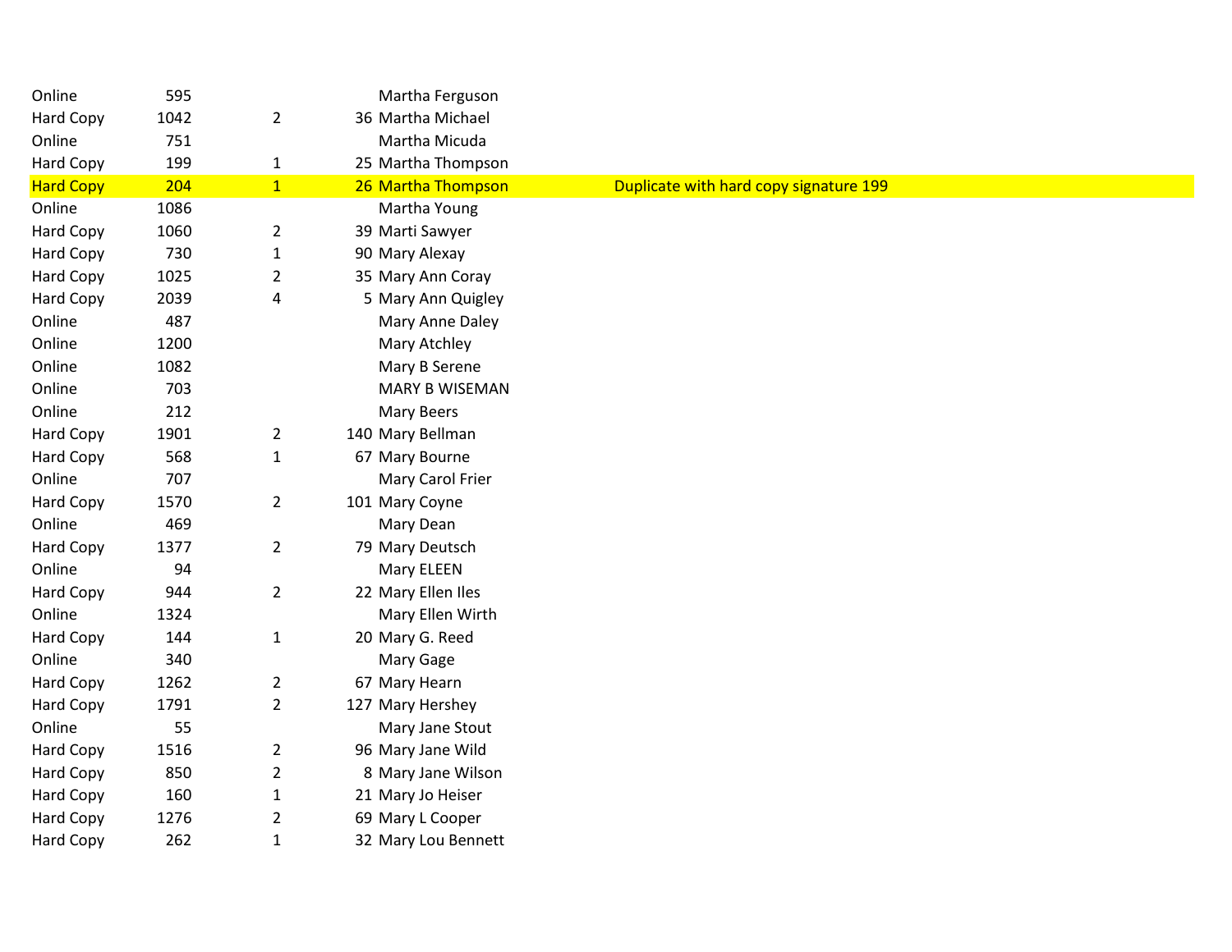| | | | | | |
|---|---|---|---|---|---|
| Online | 595 | | | Martha Ferguson | |
| Hard Copy | 1042 | 2 | 36 | Martha Michael | |
| Online | 751 | | | Martha Micuda | |
| Hard Copy | 199 | 1 | 25 | Martha Thompson | |
| Hard Copy | 204 | 1 | 26 | Martha Thompson | Duplicate with hard copy signature 199 |
| Online | 1086 | | | Martha Young | |
| Hard Copy | 1060 | 2 | 39 | Marti Sawyer | |
| Hard Copy | 730 | 1 | 90 | Mary Alexay | |
| Hard Copy | 1025 | 2 | 35 | Mary Ann Coray | |
| Hard Copy | 2039 | 4 | 5 | Mary Ann Quigley | |
| Online | 487 | | | Mary Anne Daley | |
| Online | 1200 | | | Mary Atchley | |
| Online | 1082 | | | Mary B Serene | |
| Online | 703 | | | MARY B WISEMAN | |
| Online | 212 | | | Mary Beers | |
| Hard Copy | 1901 | 2 | 140 | Mary Bellman | |
| Hard Copy | 568 | 1 | 67 | Mary Bourne | |
| Online | 707 | | | Mary Carol Frier | |
| Hard Copy | 1570 | 2 | 101 | Mary Coyne | |
| Online | 469 | | | Mary Dean | |
| Hard Copy | 1377 | 2 | 79 | Mary Deutsch | |
| Online | 94 | | | Mary ELEEN | |
| Hard Copy | 944 | 2 | 22 | Mary Ellen Iles | |
| Online | 1324 | | | Mary Ellen Wirth | |
| Hard Copy | 144 | 1 | 20 | Mary G. Reed | |
| Online | 340 | | | Mary Gage | |
| Hard Copy | 1262 | 2 | 67 | Mary Hearn | |
| Hard Copy | 1791 | 2 | 127 | Mary Hershey | |
| Online | 55 | | | Mary Jane Stout | |
| Hard Copy | 1516 | 2 | 96 | Mary Jane Wild | |
| Hard Copy | 850 | 2 | 8 | Mary Jane Wilson | |
| Hard Copy | 160 | 1 | 21 | Mary Jo Heiser | |
| Hard Copy | 1276 | 2 | 69 | Mary L Cooper | |
| Hard Copy | 262 | 1 | 32 | Mary Lou Bennett | |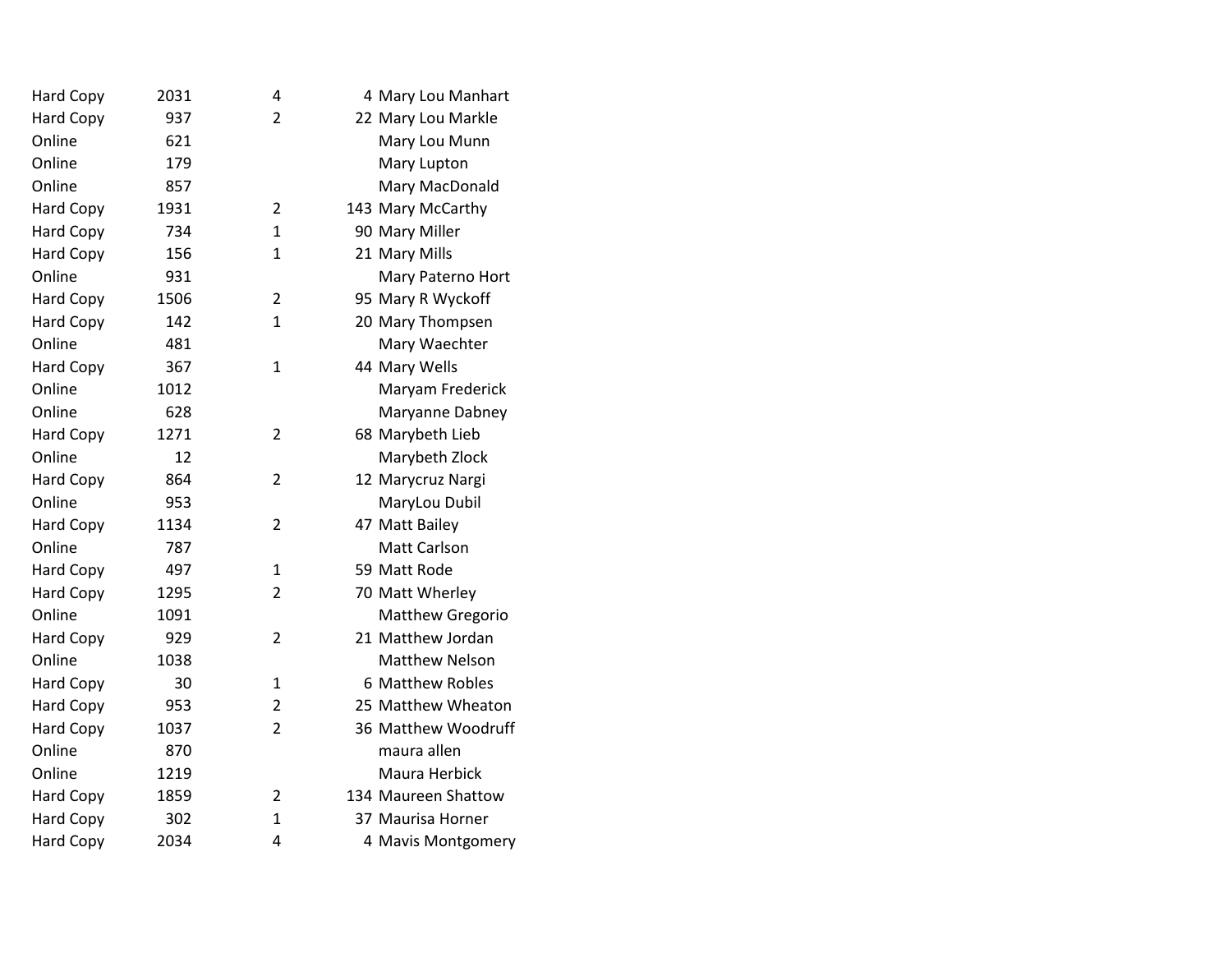| | | | | |
|---|---|---|---|---|
| Hard Copy | 2031 | 4 | 4 | Mary Lou Manhart |
| Hard Copy | 937 | 2 | 22 | Mary Lou Markle |
| Online | 621 | | | Mary Lou Munn |
| Online | 179 | | | Mary Lupton |
| Online | 857 | | | Mary MacDonald |
| Hard Copy | 1931 | 2 | 143 | Mary McCarthy |
| Hard Copy | 734 | 1 | 90 | Mary Miller |
| Hard Copy | 156 | 1 | 21 | Mary Mills |
| Online | 931 | | | Mary Paterno Hort |
| Hard Copy | 1506 | 2 | 95 | Mary R Wyckoff |
| Hard Copy | 142 | 1 | 20 | Mary Thompsen |
| Online | 481 | | | Mary Waechter |
| Hard Copy | 367 | 1 | 44 | Mary Wells |
| Online | 1012 | | | Maryam Frederick |
| Online | 628 | | | Maryanne Dabney |
| Hard Copy | 1271 | 2 | 68 | Marybeth Lieb |
| Online | 12 | | | Marybeth Zlock |
| Hard Copy | 864 | 2 | 12 | Marycruz Nargi |
| Online | 953 | | | MaryLou Dubil |
| Hard Copy | 1134 | 2 | 47 | Matt Bailey |
| Online | 787 | | | Matt Carlson |
| Hard Copy | 497 | 1 | 59 | Matt Rode |
| Hard Copy | 1295 | 2 | 70 | Matt Wherley |
| Online | 1091 | | | Matthew Gregorio |
| Hard Copy | 929 | 2 | 21 | Matthew Jordan |
| Online | 1038 | | | Matthew Nelson |
| Hard Copy | 30 | 1 | 6 | Matthew Robles |
| Hard Copy | 953 | 2 | 25 | Matthew Wheaton |
| Hard Copy | 1037 | 2 | 36 | Matthew Woodruff |
| Online | 870 | | | maura allen |
| Online | 1219 | | | Maura Herbick |
| Hard Copy | 1859 | 2 | 134 | Maureen Shattow |
| Hard Copy | 302 | 1 | 37 | Maurisa Horner |
| Hard Copy | 2034 | 4 | 4 | Mavis Montgomery |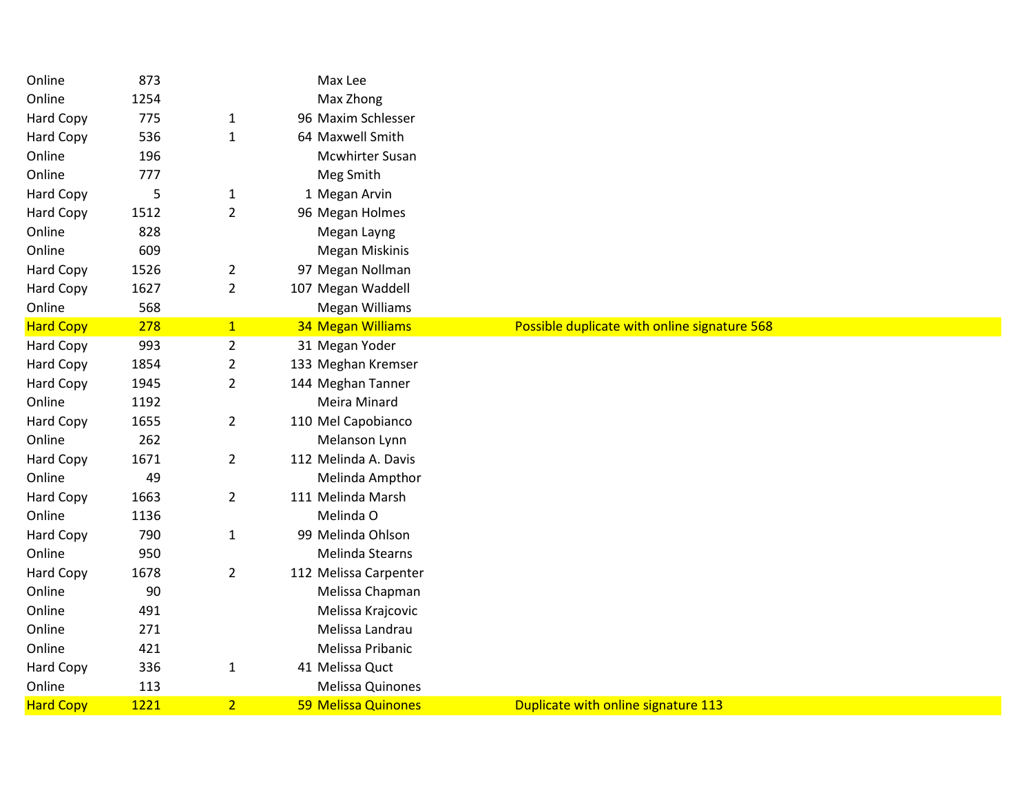| | | | | | |
|---|---|---|---|---|---|
| Online | 873 | | | Max Lee | |
| Online | 1254 | | | Max Zhong | |
| Hard Copy | 775 | 1 | 96 | Maxim Schlesser | |
| Hard Copy | 536 | 1 | 64 | Maxwell Smith | |
| Online | 196 | | | Mcwhirter Susan | |
| Online | 777 | | | Meg Smith | |
| Hard Copy | 5 | 1 | 1 | Megan Arvin | |
| Hard Copy | 1512 | 2 | 96 | Megan Holmes | |
| Online | 828 | | | Megan Layng | |
| Online | 609 | | | Megan Miskinis | |
| Hard Copy | 1526 | 2 | 97 | Megan Nollman | |
| Hard Copy | 1627 | 2 | 107 | Megan Waddell | |
| Online | 568 | | | Megan Williams | |
| Hard Copy | 278 | 1 | 34 | Megan Williams | Possible duplicate with online signature 568 |
| Hard Copy | 993 | 2 | 31 | Megan Yoder | |
| Hard Copy | 1854 | 2 | 133 | Meghan Kremser | |
| Hard Copy | 1945 | 2 | 144 | Meghan Tanner | |
| Online | 1192 | | | Meira Minard | |
| Hard Copy | 1655 | 2 | 110 | Mel Capobianco | |
| Online | 262 | | | Melanson Lynn | |
| Hard Copy | 1671 | 2 | 112 | Melinda A. Davis | |
| Online | 49 | | | Melinda Ampthor | |
| Hard Copy | 1663 | 2 | 111 | Melinda Marsh | |
| Online | 1136 | | | Melinda O | |
| Hard Copy | 790 | 1 | 99 | Melinda Ohlson | |
| Online | 950 | | | Melinda Stearns | |
| Hard Copy | 1678 | 2 | 112 | Melissa Carpenter | |
| Online | 90 | | | Melissa Chapman | |
| Online | 491 | | | Melissa Krajcovic | |
| Online | 271 | | | Melissa Landrau | |
| Online | 421 | | | Melissa Pribanic | |
| Hard Copy | 336 | 1 | 41 | Melissa Quct | |
| Online | 113 | | | Melissa Quinones | |
| Hard Copy | 1221 | 2 | 59 | Melissa Quinones | Duplicate with online signature 113 |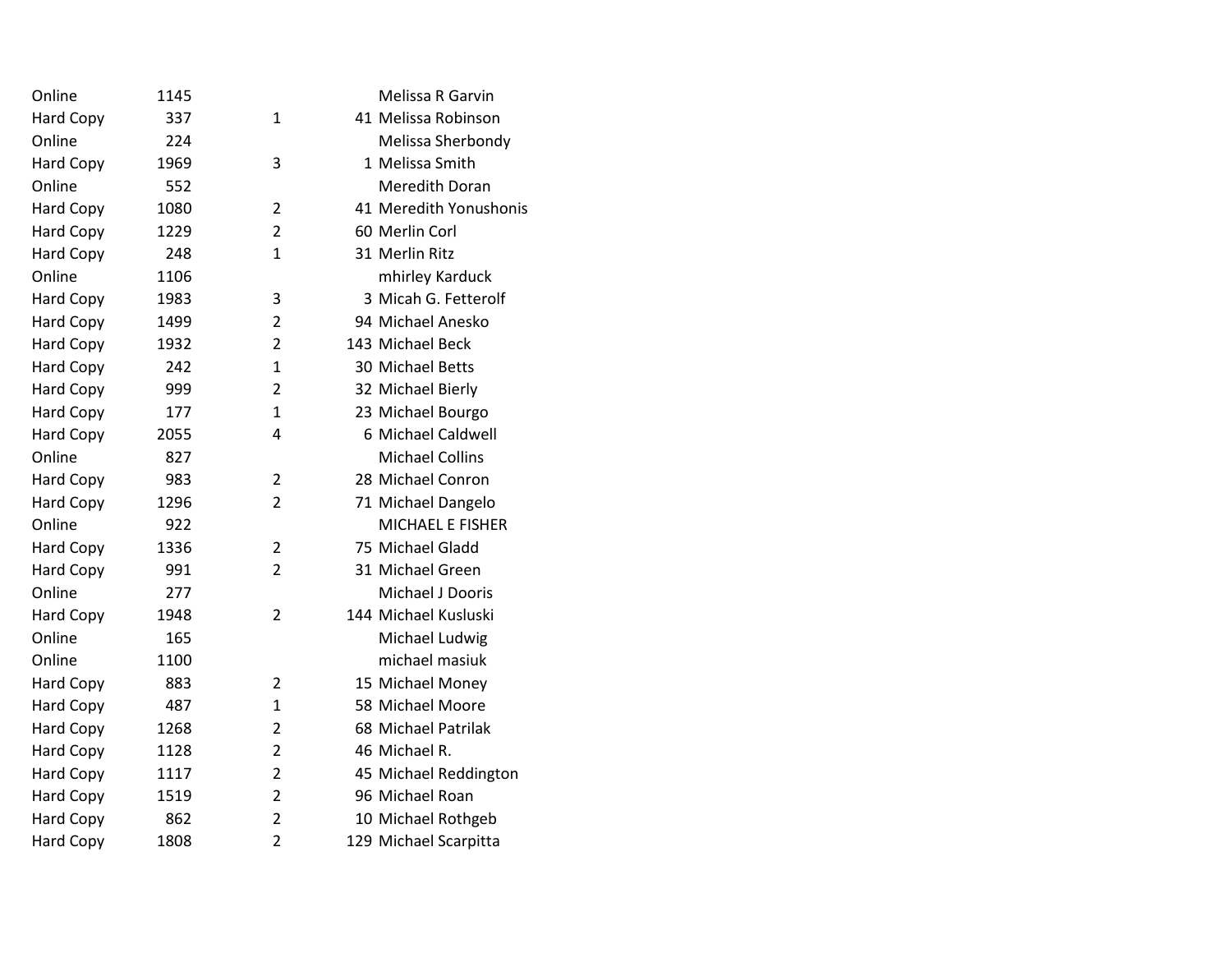| | | | | |
|---|---|---|---|---|
| Online | 1145 | | | Melissa R Garvin |
| Hard Copy | 337 | 1 | 41 | Melissa Robinson |
| Online | 224 | | | Melissa Sherbondy |
| Hard Copy | 1969 | 3 | 1 | Melissa Smith |
| Online | 552 | | | Meredith Doran |
| Hard Copy | 1080 | 2 | 41 | Meredith Yonushonis |
| Hard Copy | 1229 | 2 | 60 | Merlin Corl |
| Hard Copy | 248 | 1 | 31 | Merlin Ritz |
| Online | 1106 | | | mhirley Karduck |
| Hard Copy | 1983 | 3 | 3 | Micah G. Fetterolf |
| Hard Copy | 1499 | 2 | 94 | Michael Anesko |
| Hard Copy | 1932 | 2 | 143 | Michael Beck |
| Hard Copy | 242 | 1 | 30 | Michael Betts |
| Hard Copy | 999 | 2 | 32 | Michael Bierly |
| Hard Copy | 177 | 1 | 23 | Michael Bourgo |
| Hard Copy | 2055 | 4 | 6 | Michael Caldwell |
| Online | 827 | | | Michael Collins |
| Hard Copy | 983 | 2 | 28 | Michael Conron |
| Hard Copy | 1296 | 2 | 71 | Michael Dangelo |
| Online | 922 | | | MICHAEL E FISHER |
| Hard Copy | 1336 | 2 | 75 | Michael Gladd |
| Hard Copy | 991 | 2 | 31 | Michael Green |
| Online | 277 | | | Michael J Dooris |
| Hard Copy | 1948 | 2 | 144 | Michael Kusluski |
| Online | 165 | | | Michael Ludwig |
| Online | 1100 | | | michael masiuk |
| Hard Copy | 883 | 2 | 15 | Michael Money |
| Hard Copy | 487 | 1 | 58 | Michael Moore |
| Hard Copy | 1268 | 2 | 68 | Michael Patrilak |
| Hard Copy | 1128 | 2 | 46 | Michael R. |
| Hard Copy | 1117 | 2 | 45 | Michael Reddington |
| Hard Copy | 1519 | 2 | 96 | Michael Roan |
| Hard Copy | 862 | 2 | 10 | Michael Rothgeb |
| Hard Copy | 1808 | 2 | 129 | Michael Scarpitta |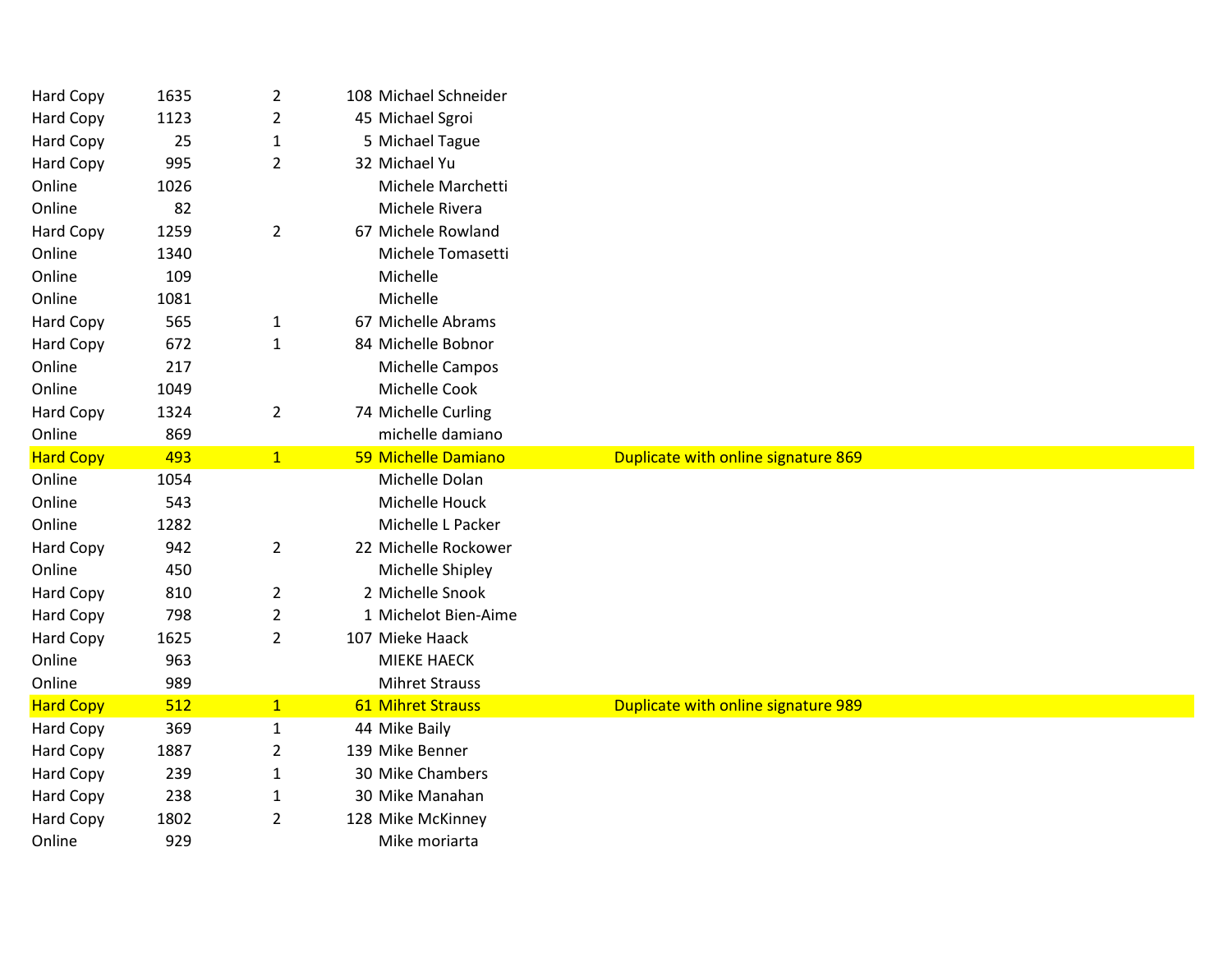| | | | | | |
|---|---|---|---|---|---|
| Hard Copy | 1635 | 2 | 108 | Michael Schneider | |
| Hard Copy | 1123 | 2 | 45 | Michael Sgroi | |
| Hard Copy | 25 | 1 | 5 | Michael Tague | |
| Hard Copy | 995 | 2 | 32 | Michael Yu | |
| Online | 1026 | | | Michele Marchetti | |
| Online | 82 | | | Michele Rivera | |
| Hard Copy | 1259 | 2 | 67 | Michele Rowland | |
| Online | 1340 | | | Michele Tomasetti | |
| Online | 109 | | | Michelle | |
| Online | 1081 | | | Michelle | |
| Hard Copy | 565 | 1 | 67 | Michelle Abrams | |
| Hard Copy | 672 | 1 | 84 | Michelle Bobnor | |
| Online | 217 | | | Michelle Campos | |
| Online | 1049 | | | Michelle Cook | |
| Hard Copy | 1324 | 2 | 74 | Michelle Curling | |
| Online | 869 | | | michelle damiano | |
| Hard Copy | 493 | 1 | 59 | Michelle Damiano | Duplicate with online signature 869 |
| Online | 1054 | | | Michelle Dolan | |
| Online | 543 | | | Michelle Houck | |
| Online | 1282 | | | Michelle L Packer | |
| Hard Copy | 942 | 2 | 22 | Michelle Rockower | |
| Online | 450 | | | Michelle Shipley | |
| Hard Copy | 810 | 2 | 2 | Michelle Snook | |
| Hard Copy | 798 | 2 | 1 | Michelot Bien-Aime | |
| Hard Copy | 1625 | 2 | 107 | Mieke Haack | |
| Online | 963 | | | MIEKE HAECK | |
| Online | 989 | | | Mihret Strauss | |
| Hard Copy | 512 | 1 | 61 | Mihret Strauss | Duplicate with online signature 989 |
| Hard Copy | 369 | 1 | 44 | Mike Baily | |
| Hard Copy | 1887 | 2 | 139 | Mike Benner | |
| Hard Copy | 239 | 1 | 30 | Mike Chambers | |
| Hard Copy | 238 | 1 | 30 | Mike Manahan | |
| Hard Copy | 1802 | 2 | 128 | Mike McKinney | |
| Online | 929 | | | Mike moriarta | |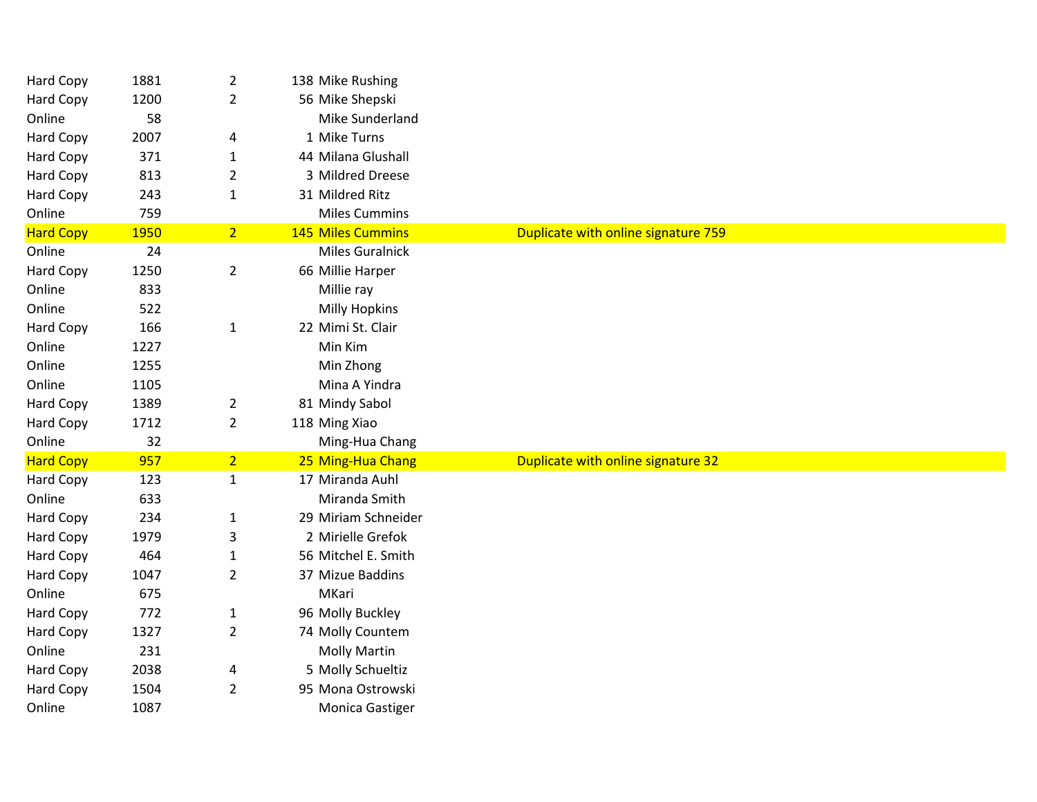| | | | | | |
|---|---|---|---|---|---|
| Hard Copy | 1881 | 2 | 138 | Mike Rushing | |
| Hard Copy | 1200 | 2 | 56 | Mike Shepski | |
| Online | 58 | | | Mike Sunderland | |
| Hard Copy | 2007 | 4 | 1 | Mike Turns | |
| Hard Copy | 371 | 1 | 44 | Milana Glushall | |
| Hard Copy | 813 | 2 | 3 | Mildred Dreese | |
| Hard Copy | 243 | 1 | 31 | Mildred Ritz | |
| Online | 759 | | | Miles Cummins | |
| Hard Copy | 1950 | 2 | 145 | Miles Cummins | Duplicate with online signature 759 |
| Online | 24 | | | Miles Guralnick | |
| Hard Copy | 1250 | 2 | 66 | Millie Harper | |
| Online | 833 | | | Millie ray | |
| Online | 522 | | | Milly Hopkins | |
| Hard Copy | 166 | 1 | 22 | Mimi St. Clair | |
| Online | 1227 | | | Min Kim | |
| Online | 1255 | | | Min Zhong | |
| Online | 1105 | | | Mina A Yindra | |
| Hard Copy | 1389 | 2 | 81 | Mindy Sabol | |
| Hard Copy | 1712 | 2 | 118 | Ming Xiao | |
| Online | 32 | | | Ming-Hua Chang | |
| Hard Copy | 957 | 2 | 25 | Ming-Hua Chang | Duplicate with online signature 32 |
| Hard Copy | 123 | 1 | 17 | Miranda Auhl | |
| Online | 633 | | | Miranda Smith | |
| Hard Copy | 234 | 1 | 29 | Miriam Schneider | |
| Hard Copy | 1979 | 3 | 2 | Mirielle Grefok | |
| Hard Copy | 464 | 1 | 56 | Mitchel E. Smith | |
| Hard Copy | 1047 | 2 | 37 | Mizue Baddins | |
| Online | 675 | | | MKari | |
| Hard Copy | 772 | 1 | 96 | Molly Buckley | |
| Hard Copy | 1327 | 2 | 74 | Molly Countem | |
| Online | 231 | | | Molly Martin | |
| Hard Copy | 2038 | 4 | 5 | Molly Schueltiz | |
| Hard Copy | 1504 | 2 | 95 | Mona Ostrowski | |
| Online | 1087 | | | Monica Gastiger | |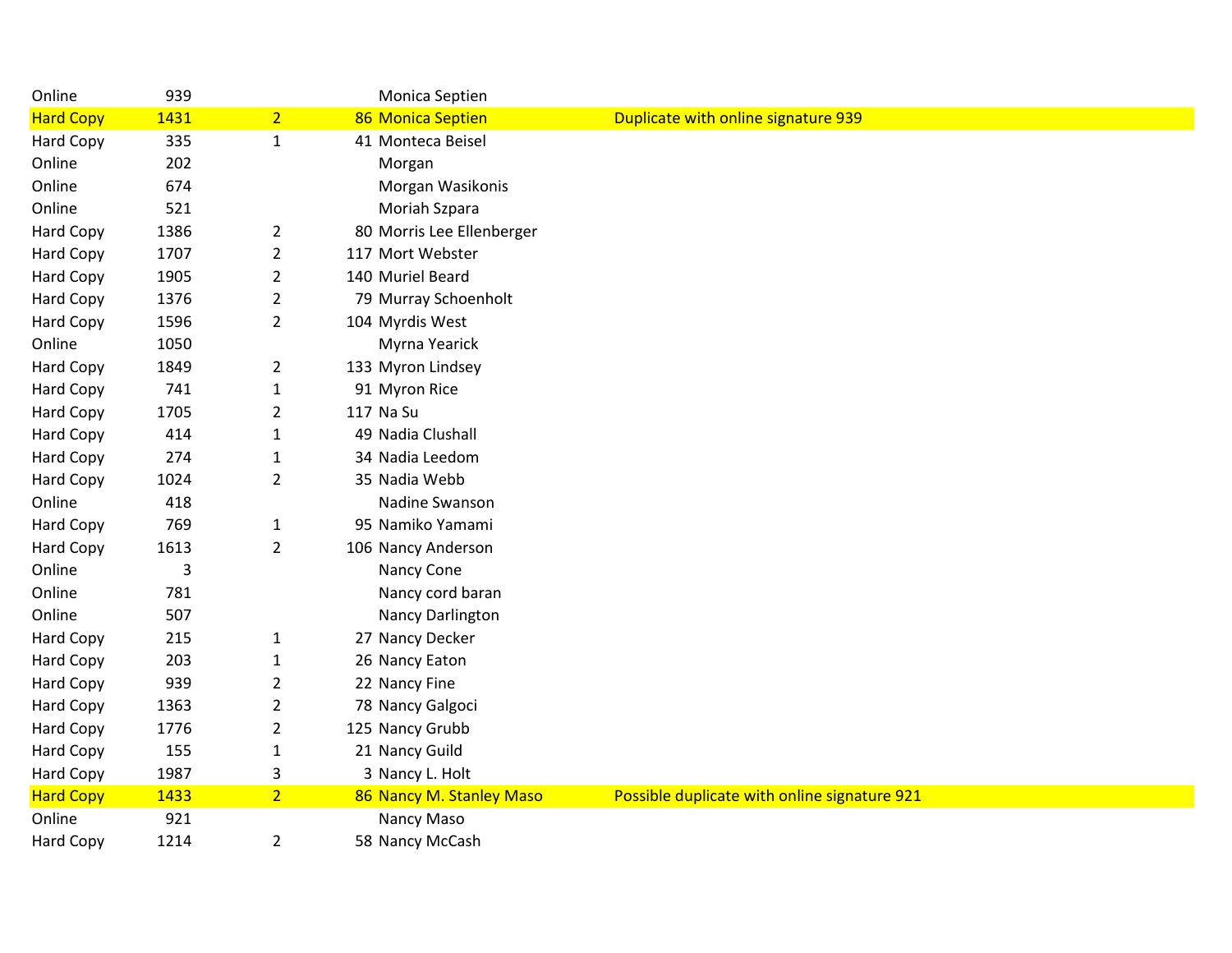| | | | | | |
|---|---|---|---|---|---|
| Online | 939 | | | Monica Septien | |
| Hard Copy | 1431 | 2 | 86 | Monica Septien | Duplicate with online signature 939 |
| Hard Copy | 335 | 1 | 41 | Monteca Beisel | |
| Online | 202 | | | Morgan | |
| Online | 674 | | | Morgan Wasikonis | |
| Online | 521 | | | Moriah Szpara | |
| Hard Copy | 1386 | 2 | 80 | Morris Lee Ellenberger | |
| Hard Copy | 1707 | 2 | 117 | Mort Webster | |
| Hard Copy | 1905 | 2 | 140 | Muriel Beard | |
| Hard Copy | 1376 | 2 | 79 | Murray Schoenholt | |
| Hard Copy | 1596 | 2 | 104 | Myrdis West | |
| Online | 1050 | | | Myrna Yearick | |
| Hard Copy | 1849 | 2 | 133 | Myron Lindsey | |
| Hard Copy | 741 | 1 | 91 | Myron Rice | |
| Hard Copy | 1705 | 2 | 117 | Na Su | |
| Hard Copy | 414 | 1 | 49 | Nadia Clushall | |
| Hard Copy | 274 | 1 | 34 | Nadia Leedom | |
| Hard Copy | 1024 | 2 | 35 | Nadia Webb | |
| Online | 418 | | | Nadine Swanson | |
| Hard Copy | 769 | 1 | 95 | Namiko Yamami | |
| Hard Copy | 1613 | 2 | 106 | Nancy Anderson | |
| Online | 3 | | | Nancy Cone | |
| Online | 781 | | | Nancy cord baran | |
| Online | 507 | | | Nancy Darlington | |
| Hard Copy | 215 | 1 | 27 | Nancy Decker | |
| Hard Copy | 203 | 1 | 26 | Nancy Eaton | |
| Hard Copy | 939 | 2 | 22 | Nancy Fine | |
| Hard Copy | 1363 | 2 | 78 | Nancy Galgoci | |
| Hard Copy | 1776 | 2 | 125 | Nancy Grubb | |
| Hard Copy | 155 | 1 | 21 | Nancy Guild | |
| Hard Copy | 1987 | 3 | 3 | Nancy L. Holt | |
| Hard Copy | 1433 | 2 | 86 | Nancy M. Stanley Maso | Possible duplicate with online signature 921 |
| Online | 921 | | | Nancy Maso | |
| Hard Copy | 1214 | 2 | 58 | Nancy McCash | |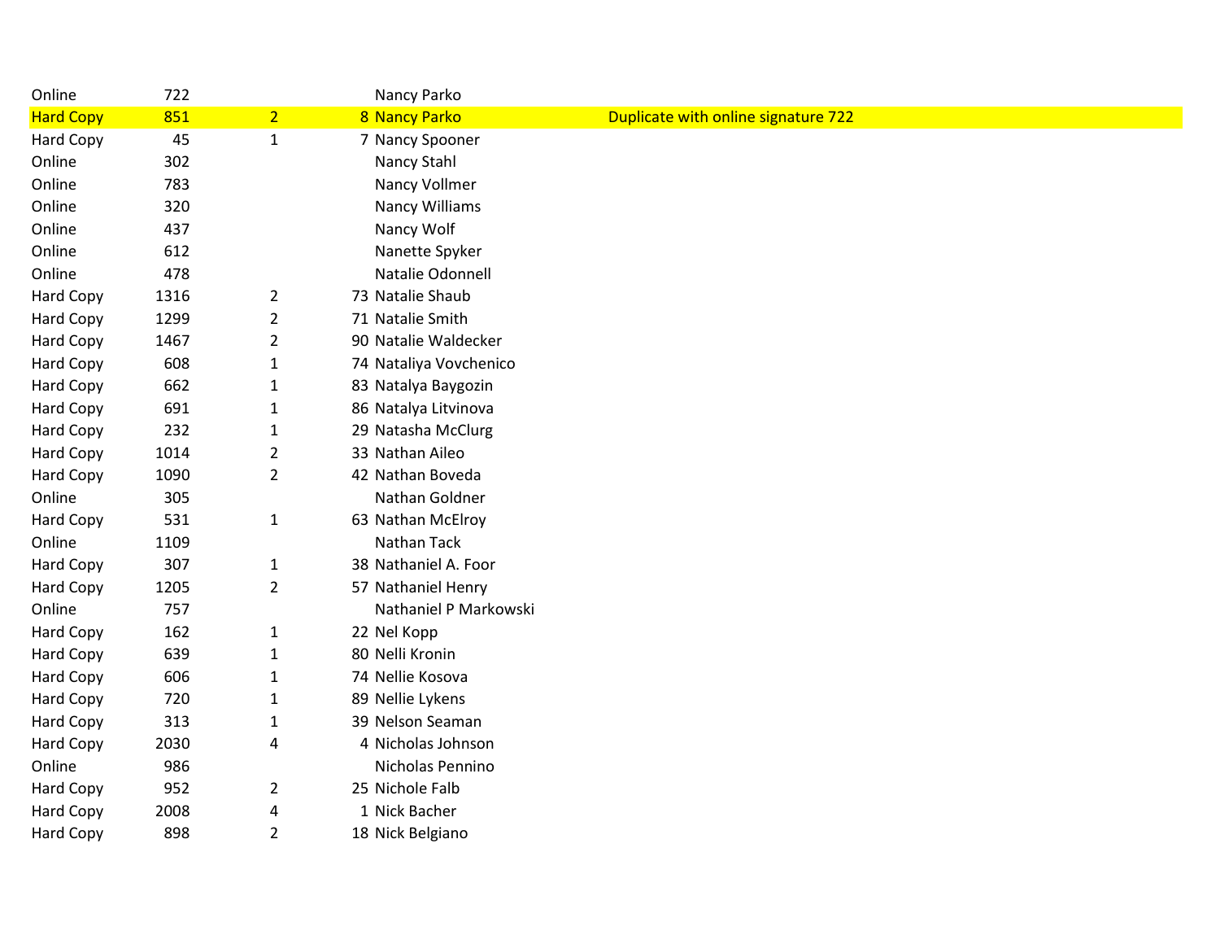| | | | | | |
|---|---|---|---|---|---|
| Online | 722 | | | Nancy Parko | |
| Hard Copy | 851 | 2 | 8 | Nancy Parko | Duplicate with online signature 722 |
| Hard Copy | 45 | 1 | 7 | Nancy Spooner | |
| Online | 302 | | | Nancy Stahl | |
| Online | 783 | | | Nancy Vollmer | |
| Online | 320 | | | Nancy Williams | |
| Online | 437 | | | Nancy Wolf | |
| Online | 612 | | | Nanette Spyker | |
| Online | 478 | | | Natalie Odonnell | |
| Hard Copy | 1316 | 2 | 73 | Natalie Shaub | |
| Hard Copy | 1299 | 2 | 71 | Natalie Smith | |
| Hard Copy | 1467 | 2 | 90 | Natalie Waldecker | |
| Hard Copy | 608 | 1 | 74 | Nataliya Vovchenico | |
| Hard Copy | 662 | 1 | 83 | Natalya Baygozin | |
| Hard Copy | 691 | 1 | 86 | Natalya Litvinova | |
| Hard Copy | 232 | 1 | 29 | Natasha McClurg | |
| Hard Copy | 1014 | 2 | 33 | Nathan Aileo | |
| Hard Copy | 1090 | 2 | 42 | Nathan Boveda | |
| Online | 305 | | | Nathan Goldner | |
| Hard Copy | 531 | 1 | 63 | Nathan McElroy | |
| Online | 1109 | | | Nathan Tack | |
| Hard Copy | 307 | 1 | 38 | Nathaniel A. Foor | |
| Hard Copy | 1205 | 2 | 57 | Nathaniel Henry | |
| Online | 757 | | | Nathaniel P Markowski | |
| Hard Copy | 162 | 1 | 22 | Nel Kopp | |
| Hard Copy | 639 | 1 | 80 | Nelli Kronin | |
| Hard Copy | 606 | 1 | 74 | Nellie Kosova | |
| Hard Copy | 720 | 1 | 89 | Nellie Lykens | |
| Hard Copy | 313 | 1 | 39 | Nelson Seaman | |
| Hard Copy | 2030 | 4 | 4 | Nicholas Johnson | |
| Online | 986 | | | Nicholas Pennino | |
| Hard Copy | 952 | 2 | 25 | Nichole Falb | |
| Hard Copy | 2008 | 4 | 1 | Nick Bacher | |
| Hard Copy | 898 | 2 | 18 | Nick Belgiano | |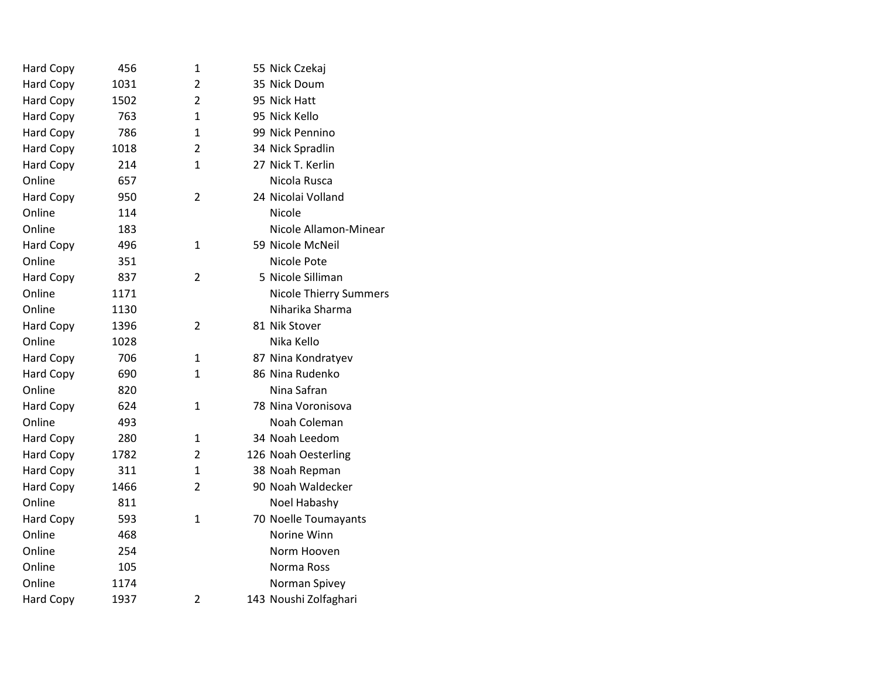| | | | | |
|---|---|---|---|---|
| Hard Copy | 456 | 1 | 55 | Nick Czekaj |
| Hard Copy | 1031 | 2 | 35 | Nick Doum |
| Hard Copy | 1502 | 2 | 95 | Nick Hatt |
| Hard Copy | 763 | 1 | 95 | Nick Kello |
| Hard Copy | 786 | 1 | 99 | Nick Pennino |
| Hard Copy | 1018 | 2 | 34 | Nick Spradlin |
| Hard Copy | 214 | 1 | 27 | Nick T. Kerlin |
| Online | 657 | | | Nicola Rusca |
| Hard Copy | 950 | 2 | 24 | Nicolai Volland |
| Online | 114 | | | Nicole |
| Online | 183 | | | Nicole Allamon-Minear |
| Hard Copy | 496 | 1 | 59 | Nicole McNeil |
| Online | 351 | | | Nicole Pote |
| Hard Copy | 837 | 2 | 5 | Nicole Silliman |
| Online | 1171 | | | Nicole Thierry Summers |
| Online | 1130 | | | Niharika Sharma |
| Hard Copy | 1396 | 2 | 81 | Nik Stover |
| Online | 1028 | | | Nika Kello |
| Hard Copy | 706 | 1 | 87 | Nina Kondratyev |
| Hard Copy | 690 | 1 | 86 | Nina Rudenko |
| Online | 820 | | | Nina Safran |
| Hard Copy | 624 | 1 | 78 | Nina Voronisova |
| Online | 493 | | | Noah Coleman |
| Hard Copy | 280 | 1 | 34 | Noah Leedom |
| Hard Copy | 1782 | 2 | 126 | Noah Oesterling |
| Hard Copy | 311 | 1 | 38 | Noah Repman |
| Hard Copy | 1466 | 2 | 90 | Noah Waldecker |
| Online | 811 | | | Noel Habashy |
| Hard Copy | 593 | 1 | 70 | Noelle Toumayants |
| Online | 468 | | | Norine Winn |
| Online | 254 | | | Norm Hooven |
| Online | 105 | | | Norma Ross |
| Online | 1174 | | | Norman Spivey |
| Hard Copy | 1937 | 2 | 143 | Noushi Zolfaghari |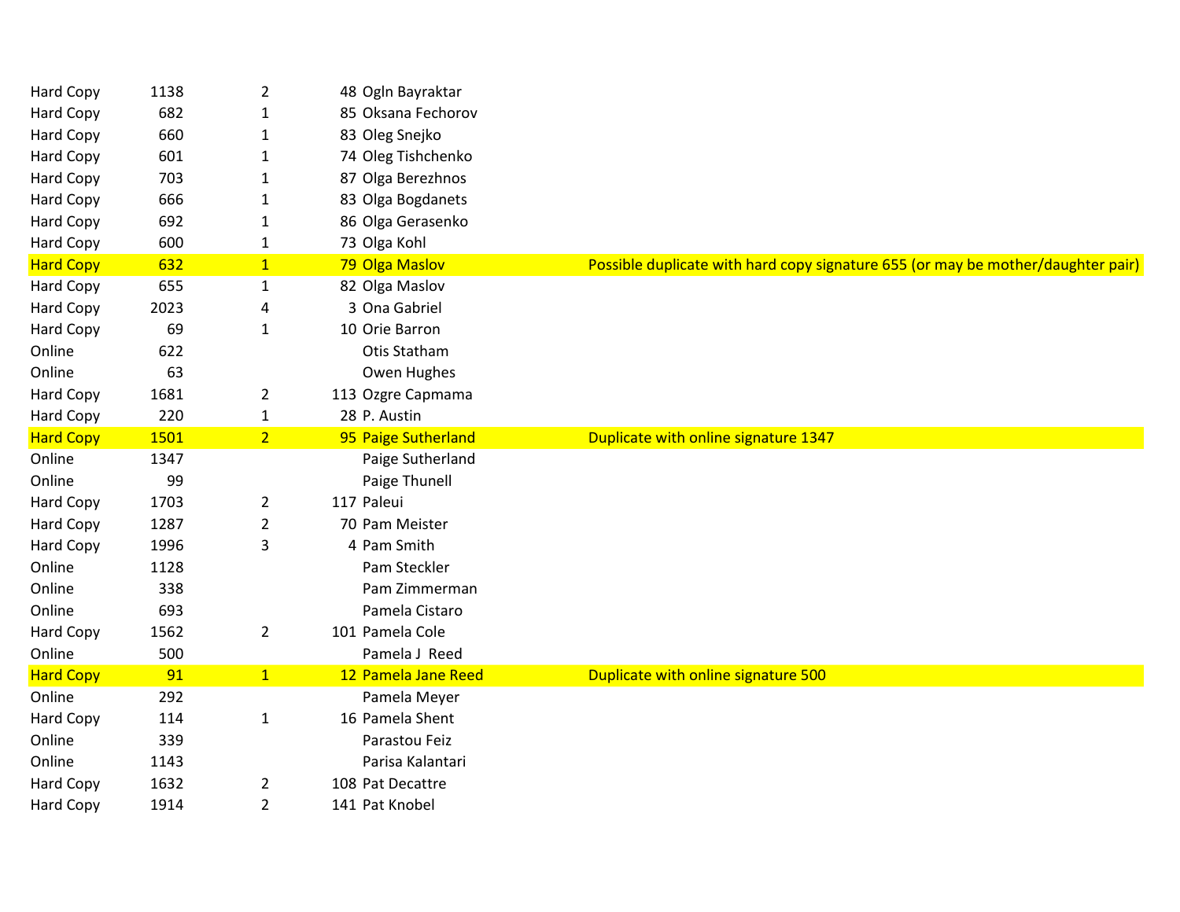| | | | | | |
|---|---|---|---|---|---|
| Hard Copy | 1138 | 2 | 48 | Ogln Bayraktar | |
| Hard Copy | 682 | 1 | 85 | Oksana Fechorov | |
| Hard Copy | 660 | 1 | 83 | Oleg Snejko | |
| Hard Copy | 601 | 1 | 74 | Oleg Tishchenko | |
| Hard Copy | 703 | 1 | 87 | Olga Berezhnos | |
| Hard Copy | 666 | 1 | 83 | Olga Bogdanets | |
| Hard Copy | 692 | 1 | 86 | Olga Gerasenko | |
| Hard Copy | 600 | 1 | 73 | Olga Kohl | |
| Hard Copy | 632 | 1 | 79 | Olga Maslov | Possible duplicate with hard copy signature 655 (or may be mother/daughter pair) |
| Hard Copy | 655 | 1 | 82 | Olga Maslov | |
| Hard Copy | 2023 | 4 | 3 | Ona Gabriel | |
| Hard Copy | 69 | 1 | 10 | Orie Barron | |
| Online | 622 | | | Otis Statham | |
| Online | 63 | | | Owen Hughes | |
| Hard Copy | 1681 | 2 | 113 | Ozgre Capmama | |
| Hard Copy | 220 | 1 | 28 | P. Austin | |
| Hard Copy | 1501 | 2 | 95 | Paige Sutherland | Duplicate with online signature 1347 |
| Online | 1347 | | | Paige Sutherland | |
| Online | 99 | | | Paige Thunell | |
| Hard Copy | 1703 | 2 | 117 | Paleui | |
| Hard Copy | 1287 | 2 | 70 | Pam Meister | |
| Hard Copy | 1996 | 3 | 4 | Pam Smith | |
| Online | 1128 | | | Pam Steckler | |
| Online | 338 | | | Pam Zimmerman | |
| Online | 693 | | | Pamela Cistaro | |
| Hard Copy | 1562 | 2 | 101 | Pamela Cole | |
| Online | 500 | | | Pamela J Reed | |
| Hard Copy | 91 | 1 | 12 | Pamela Jane Reed | Duplicate with online signature 500 |
| Online | 292 | | | Pamela Meyer | |
| Hard Copy | 114 | 1 | 16 | Pamela Shent | |
| Online | 339 | | | Parastou Feiz | |
| Online | 1143 | | | Parisa Kalantari | |
| Hard Copy | 1632 | 2 | 108 | Pat Decattre | |
| Hard Copy | 1914 | 2 | 141 | Pat Knobel | |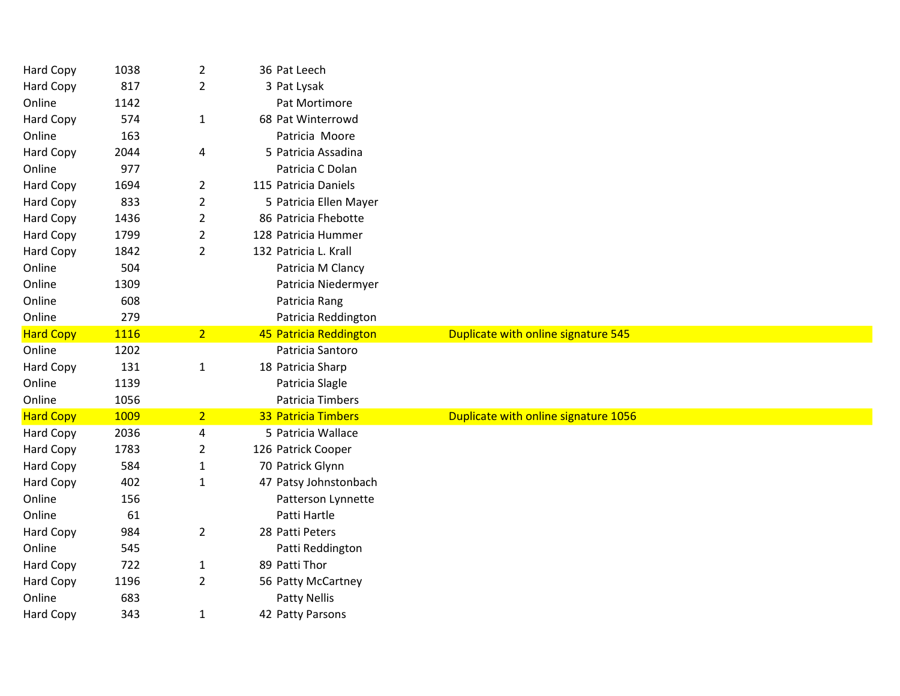| | | | | | |
|---|---|---|---|---|---|
| Hard Copy | 1038 | 2 | 36 | Pat Leech | |
| Hard Copy | 817 | 2 | 3 | Pat Lysak | |
| Online | 1142 | | | Pat Mortimore | |
| Hard Copy | 574 | 1 | 68 | Pat Winterrowd | |
| Online | 163 | | | Patricia  Moore | |
| Hard Copy | 2044 | 4 | 5 | Patricia Assadina | |
| Online | 977 | | | Patricia C Dolan | |
| Hard Copy | 1694 | 2 | 115 | Patricia Daniels | |
| Hard Copy | 833 | 2 | 5 | Patricia Ellen Mayer | |
| Hard Copy | 1436 | 2 | 86 | Patricia Fhebotte | |
| Hard Copy | 1799 | 2 | 128 | Patricia Hummer | |
| Hard Copy | 1842 | 2 | 132 | Patricia L. Krall | |
| Online | 504 | | | Patricia M Clancy | |
| Online | 1309 | | | Patricia Niedermyer | |
| Online | 608 | | | Patricia Rang | |
| Online | 279 | | | Patricia Reddington | |
| Hard Copy | 1116 | 2 | 45 | Patricia Reddington | Duplicate with online signature 545 |
| Online | 1202 | | | Patricia Santoro | |
| Hard Copy | 131 | 1 | 18 | Patricia Sharp | |
| Online | 1139 | | | Patricia Slagle | |
| Online | 1056 | | | Patricia Timbers | |
| Hard Copy | 1009 | 2 | 33 | Patricia Timbers | Duplicate with online signature 1056 |
| Hard Copy | 2036 | 4 | 5 | Patricia Wallace | |
| Hard Copy | 1783 | 2 | 126 | Patrick Cooper | |
| Hard Copy | 584 | 1 | 70 | Patrick Glynn | |
| Hard Copy | 402 | 1 | 47 | Patsy Johnstonbach | |
| Online | 156 | | | Patterson Lynnette | |
| Online | 61 | | | Patti Hartle | |
| Hard Copy | 984 | 2 | 28 | Patti Peters | |
| Online | 545 | | | Patti Reddington | |
| Hard Copy | 722 | 1 | 89 | Patti Thor | |
| Hard Copy | 1196 | 2 | 56 | Patty McCartney | |
| Online | 683 | | | Patty Nellis | |
| Hard Copy | 343 | 1 | 42 | Patty Parsons | |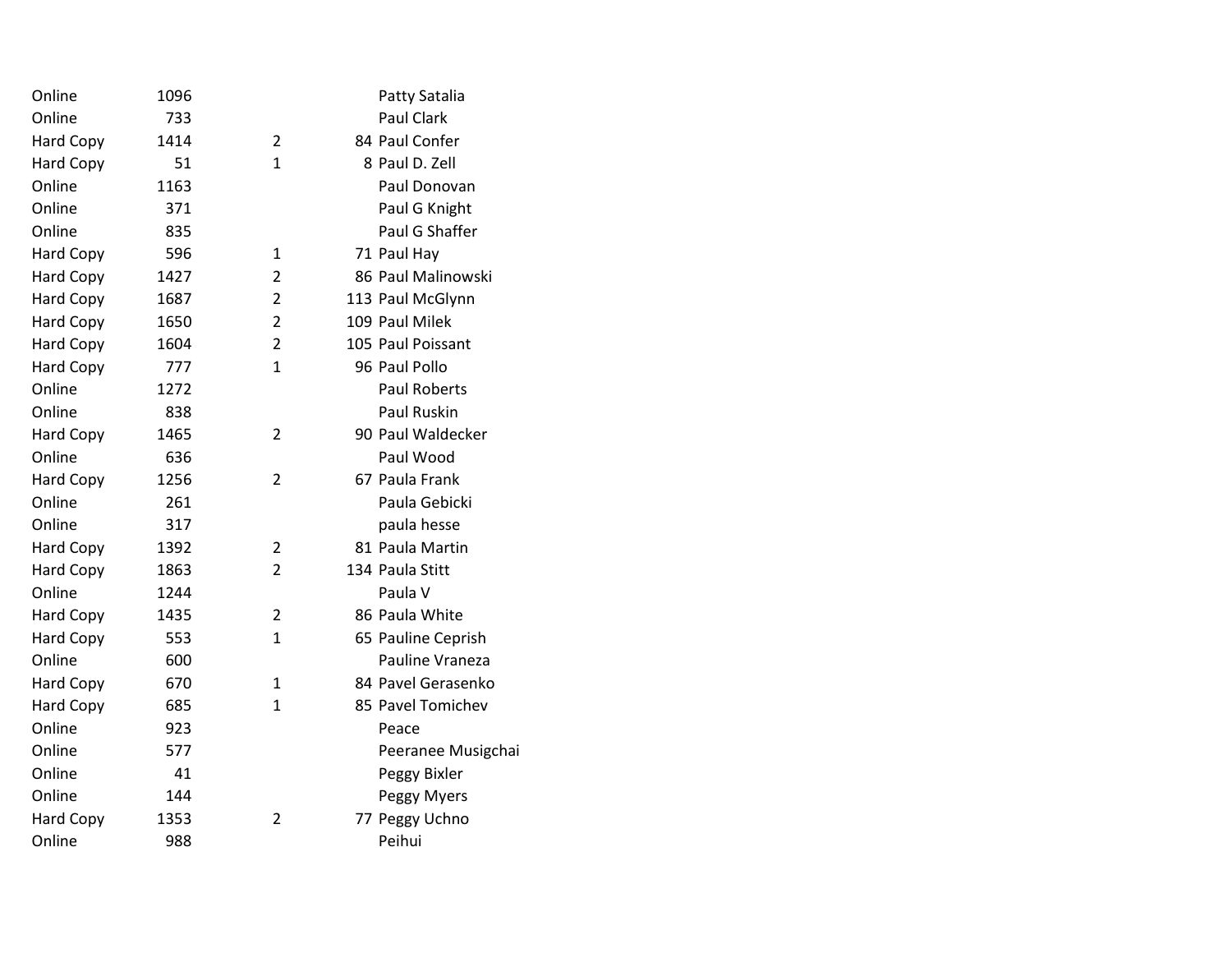| | | | | |
|---|---|---|---|---|
| Online | 1096 | | | Patty Satalia |
| Online | 733 | | | Paul Clark |
| Hard Copy | 1414 | 2 | 84 | Paul Confer |
| Hard Copy | 51 | 1 | 8 | Paul D. Zell |
| Online | 1163 | | | Paul Donovan |
| Online | 371 | | | Paul G Knight |
| Online | 835 | | | Paul G Shaffer |
| Hard Copy | 596 | 1 | 71 | Paul Hay |
| Hard Copy | 1427 | 2 | 86 | Paul Malinowski |
| Hard Copy | 1687 | 2 | 113 | Paul McGlynn |
| Hard Copy | 1650 | 2 | 109 | Paul Milek |
| Hard Copy | 1604 | 2 | 105 | Paul Poissant |
| Hard Copy | 777 | 1 | 96 | Paul Pollo |
| Online | 1272 | | | Paul Roberts |
| Online | 838 | | | Paul Ruskin |
| Hard Copy | 1465 | 2 | 90 | Paul Waldecker |
| Online | 636 | | | Paul Wood |
| Hard Copy | 1256 | 2 | 67 | Paula Frank |
| Online | 261 | | | Paula Gebicki |
| Online | 317 | | | paula hesse |
| Hard Copy | 1392 | 2 | 81 | Paula Martin |
| Hard Copy | 1863 | 2 | 134 | Paula Stitt |
| Online | 1244 | | | Paula V |
| Hard Copy | 1435 | 2 | 86 | Paula White |
| Hard Copy | 553 | 1 | 65 | Pauline Ceprish |
| Online | 600 | | | Pauline Vraneza |
| Hard Copy | 670 | 1 | 84 | Pavel Gerasenko |
| Hard Copy | 685 | 1 | 85 | Pavel Tomichev |
| Online | 923 | | | Peace |
| Online | 577 | | | Peeranee Musigchai |
| Online | 41 | | | Peggy Bixler |
| Online | 144 | | | Peggy Myers |
| Hard Copy | 1353 | 2 | 77 | Peggy Uchno |
| Online | 988 | | | Peihui |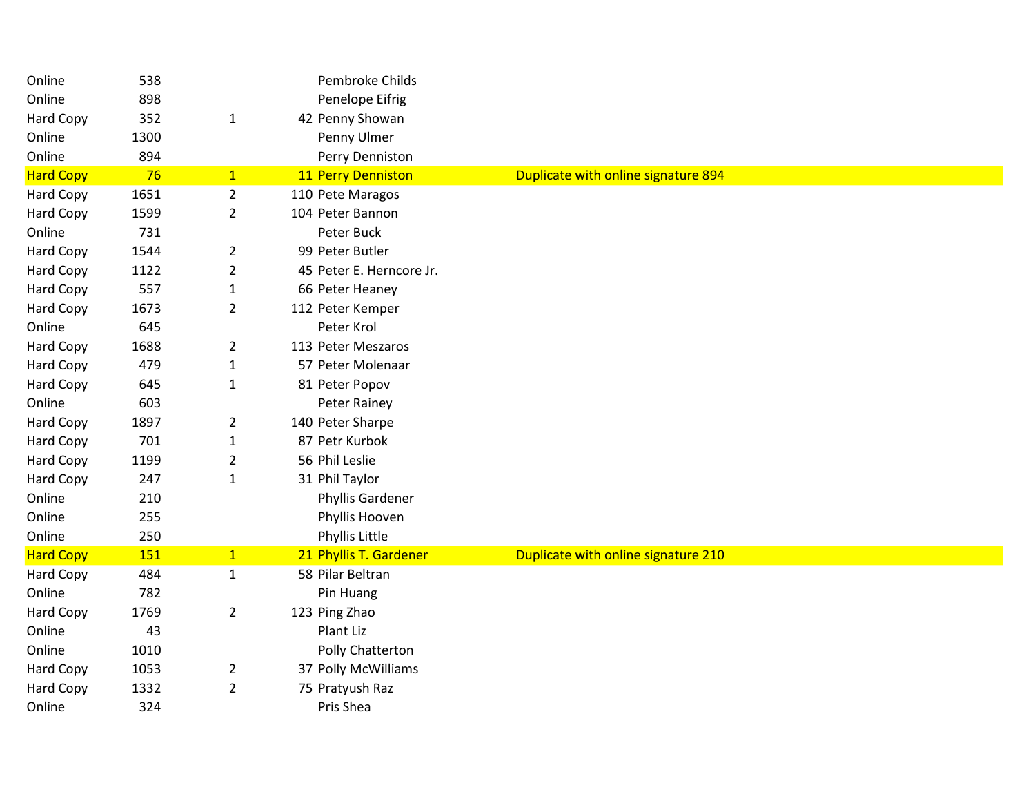| | | | | | |
|---|---|---|---|---|---|
| Online | 538 | | | Pembroke Childs | |
| Online | 898 | | | Penelope Eifrig | |
| Hard Copy | 352 | 1 | 42 | Penny Showan | |
| Online | 1300 | | | Penny Ulmer | |
| Online | 894 | | | Perry Denniston | |
| Hard Copy | 76 | 1 | 11 | Perry Denniston | Duplicate with online signature 894 |
| Hard Copy | 1651 | 2 | 110 | Pete Maragos | |
| Hard Copy | 1599 | 2 | 104 | Peter Bannon | |
| Online | 731 | | | Peter Buck | |
| Hard Copy | 1544 | 2 | 99 | Peter Butler | |
| Hard Copy | 1122 | 2 | 45 | Peter E. Herncore Jr. | |
| Hard Copy | 557 | 1 | 66 | Peter Heaney | |
| Hard Copy | 1673 | 2 | 112 | Peter Kemper | |
| Online | 645 | | | Peter Krol | |
| Hard Copy | 1688 | 2 | 113 | Peter Meszaros | |
| Hard Copy | 479 | 1 | 57 | Peter Molenaar | |
| Hard Copy | 645 | 1 | 81 | Peter Popov | |
| Online | 603 | | | Peter Rainey | |
| Hard Copy | 1897 | 2 | 140 | Peter Sharpe | |
| Hard Copy | 701 | 1 | 87 | Petr Kurbok | |
| Hard Copy | 1199 | 2 | 56 | Phil Leslie | |
| Hard Copy | 247 | 1 | 31 | Phil Taylor | |
| Online | 210 | | | Phyllis Gardener | |
| Online | 255 | | | Phyllis Hooven | |
| Online | 250 | | | Phyllis Little | |
| Hard Copy | 151 | 1 | 21 | Phyllis T. Gardener | Duplicate with online signature 210 |
| Hard Copy | 484 | 1 | 58 | Pilar Beltran | |
| Online | 782 | | | Pin Huang | |
| Hard Copy | 1769 | 2 | 123 | Ping Zhao | |
| Online | 43 | | | Plant Liz | |
| Online | 1010 | | | Polly Chatterton | |
| Hard Copy | 1053 | 2 | 37 | Polly McWilliams | |
| Hard Copy | 1332 | 2 | 75 | Pratyush Raz | |
| Online | 324 | | | Pris Shea | |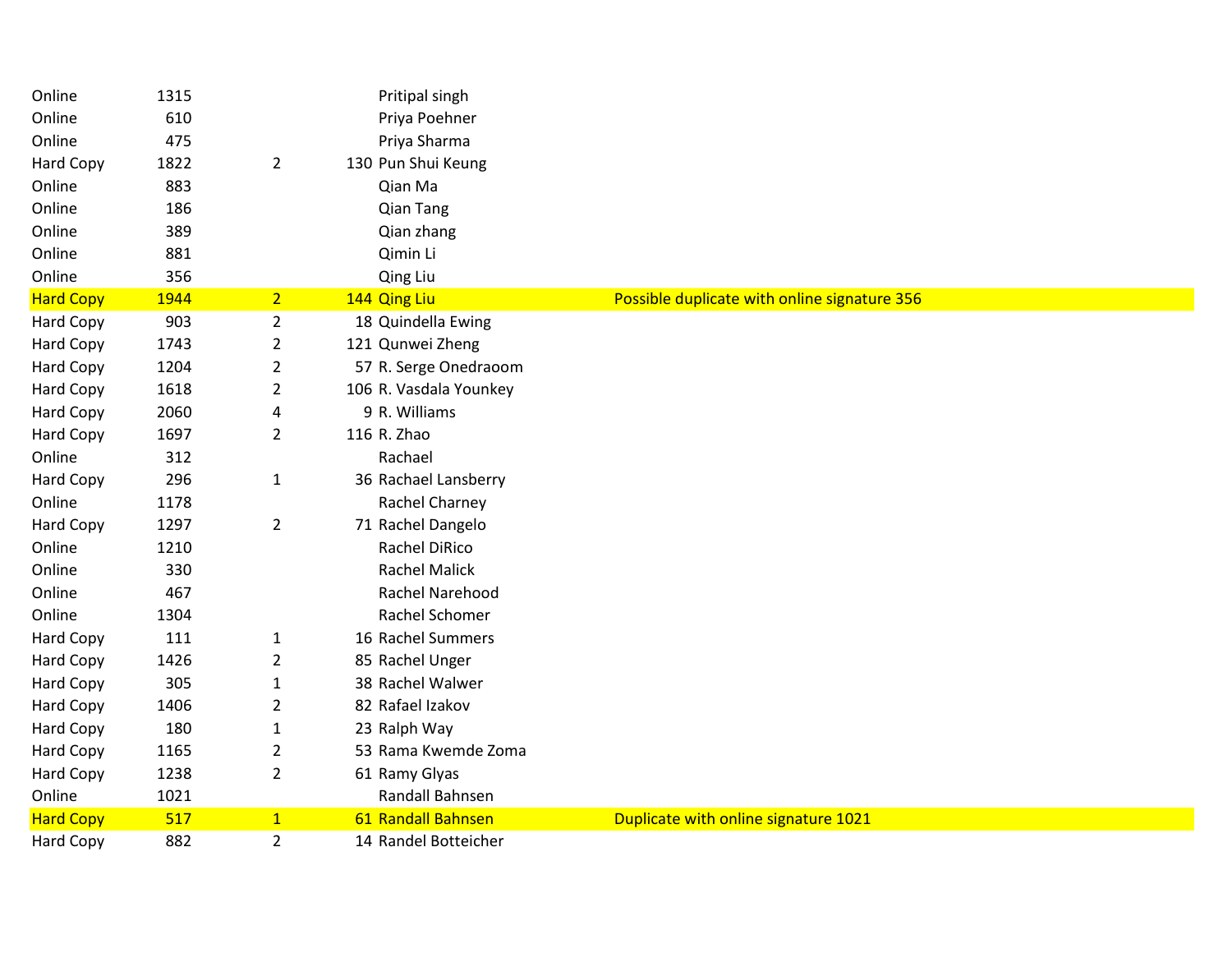| | | | | | |
|---|---|---|---|---|---|
| Online | 1315 | | | Pritipal singh | |
| Online | 610 | | | Priya Poehner | |
| Online | 475 | | | Priya Sharma | |
| Hard Copy | 1822 | 2 | 130 | Pun Shui Keung | |
| Online | 883 | | | Qian Ma | |
| Online | 186 | | | Qian Tang | |
| Online | 389 | | | Qian zhang | |
| Online | 881 | | | Qimin Li | |
| Online | 356 | | | Qing Liu | |
| Hard Copy | 1944 | 2 | 144 | Qing Liu | Possible duplicate with online signature 356 |
| Hard Copy | 903 | 2 | 18 | Quindella Ewing | |
| Hard Copy | 1743 | 2 | 121 | Qunwei Zheng | |
| Hard Copy | 1204 | 2 | 57 | R. Serge Onedraoom | |
| Hard Copy | 1618 | 2 | 106 | R. Vasdala Younkey | |
| Hard Copy | 2060 | 4 | 9 | R. Williams | |
| Hard Copy | 1697 | 2 | 116 | R. Zhao | |
| Online | 312 | | | Rachael | |
| Hard Copy | 296 | 1 | 36 | Rachael Lansberry | |
| Online | 1178 | | | Rachel Charney | |
| Hard Copy | 1297 | 2 | 71 | Rachel Dangelo | |
| Online | 1210 | | | Rachel DiRico | |
| Online | 330 | | | Rachel Malick | |
| Online | 467 | | | Rachel Narehood | |
| Online | 1304 | | | Rachel Schomer | |
| Hard Copy | 111 | 1 | 16 | Rachel Summers | |
| Hard Copy | 1426 | 2 | 85 | Rachel Unger | |
| Hard Copy | 305 | 1 | 38 | Rachel Walwer | |
| Hard Copy | 1406 | 2 | 82 | Rafael Izakov | |
| Hard Copy | 180 | 1 | 23 | Ralph Way | |
| Hard Copy | 1165 | 2 | 53 | Rama Kwemde Zoma | |
| Hard Copy | 1238 | 2 | 61 | Ramy Glyas | |
| Online | 1021 | | | Randall Bahnsen | |
| Hard Copy | 517 | 1 | 61 | Randall Bahnsen | Duplicate with online signature 1021 |
| Hard Copy | 882 | 2 | 14 | Randel Botteicher | |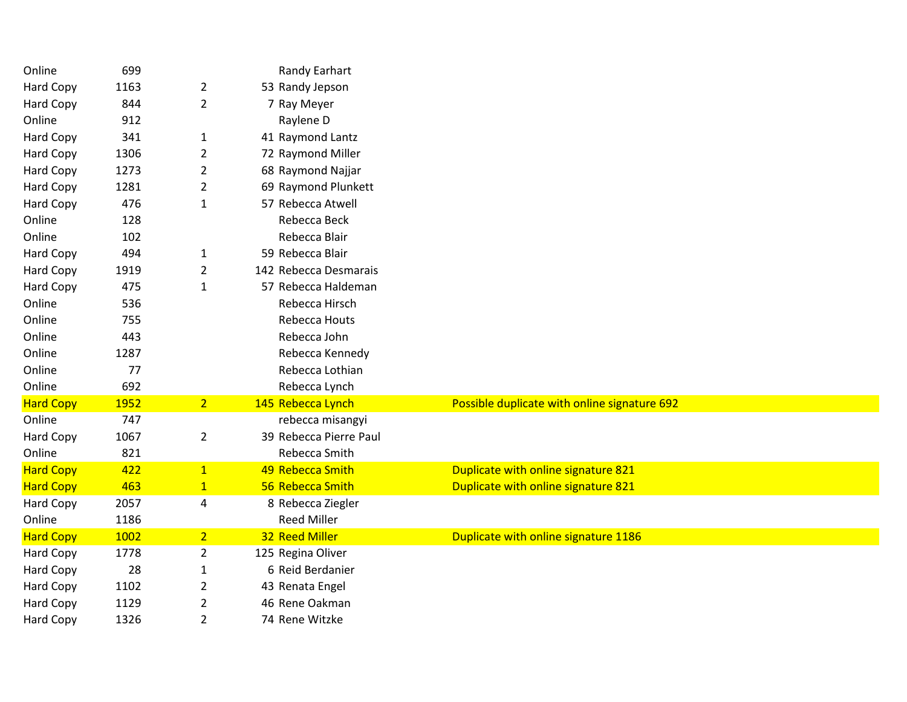| | | | | | |
|---|---|---|---|---|---|
| Online | 699 | | | Randy Earhart | |
| Hard Copy | 1163 | 2 | 53 | Randy Jepson | |
| Hard Copy | 844 | 2 | 7 | Ray Meyer | |
| Online | 912 | | | Raylene D | |
| Hard Copy | 341 | 1 | 41 | Raymond Lantz | |
| Hard Copy | 1306 | 2 | 72 | Raymond Miller | |
| Hard Copy | 1273 | 2 | 68 | Raymond Najjar | |
| Hard Copy | 1281 | 2 | 69 | Raymond Plunkett | |
| Hard Copy | 476 | 1 | 57 | Rebecca Atwell | |
| Online | 128 | | | Rebecca Beck | |
| Online | 102 | | | Rebecca Blair | |
| Hard Copy | 494 | 1 | 59 | Rebecca Blair | |
| Hard Copy | 1919 | 2 | 142 | Rebecca Desmarais | |
| Hard Copy | 475 | 1 | 57 | Rebecca Haldeman | |
| Online | 536 | | | Rebecca Hirsch | |
| Online | 755 | | | Rebecca Houts | |
| Online | 443 | | | Rebecca John | |
| Online | 1287 | | | Rebecca Kennedy | |
| Online | 77 | | | Rebecca Lothian | |
| Online | 692 | | | Rebecca Lynch | |
| Hard Copy | 1952 | 2 | 145 | Rebecca Lynch | Possible duplicate with online signature 692 |
| Online | 747 | | | rebecca misangyi | |
| Hard Copy | 1067 | 2 | 39 | Rebecca Pierre Paul | |
| Online | 821 | | | Rebecca Smith | |
| Hard Copy | 422 | 1 | 49 | Rebecca Smith | Duplicate with online signature 821 |
| Hard Copy | 463 | 1 | 56 | Rebecca Smith | Duplicate with online signature 821 |
| Hard Copy | 2057 | 4 | 8 | Rebecca Ziegler | |
| Online | 1186 | | | Reed Miller | |
| Hard Copy | 1002 | 2 | 32 | Reed Miller | Duplicate with online signature 1186 |
| Hard Copy | 1778 | 2 | 125 | Regina Oliver | |
| Hard Copy | 28 | 1 | 6 | Reid Berdanier | |
| Hard Copy | 1102 | 2 | 43 | Renata Engel | |
| Hard Copy | 1129 | 2 | 46 | Rene Oakman | |
| Hard Copy | 1326 | 2 | 74 | Rene Witzke | |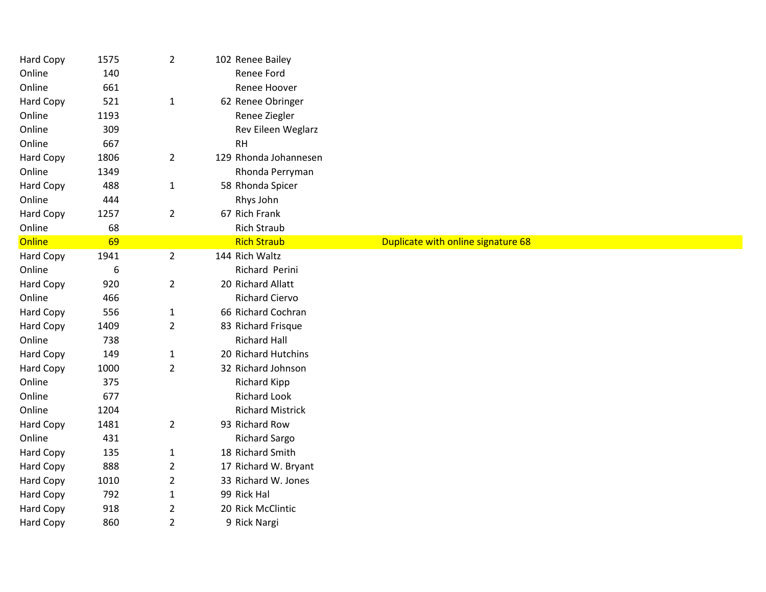| | | | | | |
|---|---|---|---|---|---|
| Hard Copy | 1575 | 2 | 102 | Renee Bailey | |
| Online | 140 | | | Renee Ford | |
| Online | 661 | | | Renee Hoover | |
| Hard Copy | 521 | 1 | 62 | Renee Obringer | |
| Online | 1193 | | | Renee Ziegler | |
| Online | 309 | | | Rev Eileen Weglarz | |
| Online | 667 | | | RH | |
| Hard Copy | 1806 | 2 | 129 | Rhonda Johannesen | |
| Online | 1349 | | | Rhonda Perryman | |
| Hard Copy | 488 | 1 | 58 | Rhonda Spicer | |
| Online | 444 | | | Rhys John | |
| Hard Copy | 1257 | 2 | 67 | Rich Frank | |
| Online | 68 | | | Rich Straub | |
| Online | 69 | | | Rich Straub | Duplicate with online signature 68 |
| Hard Copy | 1941 | 2 | 144 | Rich Waltz | |
| Online | 6 | | | Richard Perini | |
| Hard Copy | 920 | 2 | 20 | Richard Allatt | |
| Online | 466 | | | Richard Ciervo | |
| Hard Copy | 556 | 1 | 66 | Richard Cochran | |
| Hard Copy | 1409 | 2 | 83 | Richard Frisque | |
| Online | 738 | | | Richard Hall | |
| Hard Copy | 149 | 1 | 20 | Richard Hutchins | |
| Hard Copy | 1000 | 2 | 32 | Richard Johnson | |
| Online | 375 | | | Richard Kipp | |
| Online | 677 | | | Richard Look | |
| Online | 1204 | | | Richard Mistrick | |
| Hard Copy | 1481 | 2 | 93 | Richard Row | |
| Online | 431 | | | Richard Sargo | |
| Hard Copy | 135 | 1 | 18 | Richard Smith | |
| Hard Copy | 888 | 2 | 17 | Richard W. Bryant | |
| Hard Copy | 1010 | 2 | 33 | Richard W. Jones | |
| Hard Copy | 792 | 1 | 99 | Rick Hal | |
| Hard Copy | 918 | 2 | 20 | Rick McClintic | |
| Hard Copy | 860 | 2 | 9 | Rick Nargi | |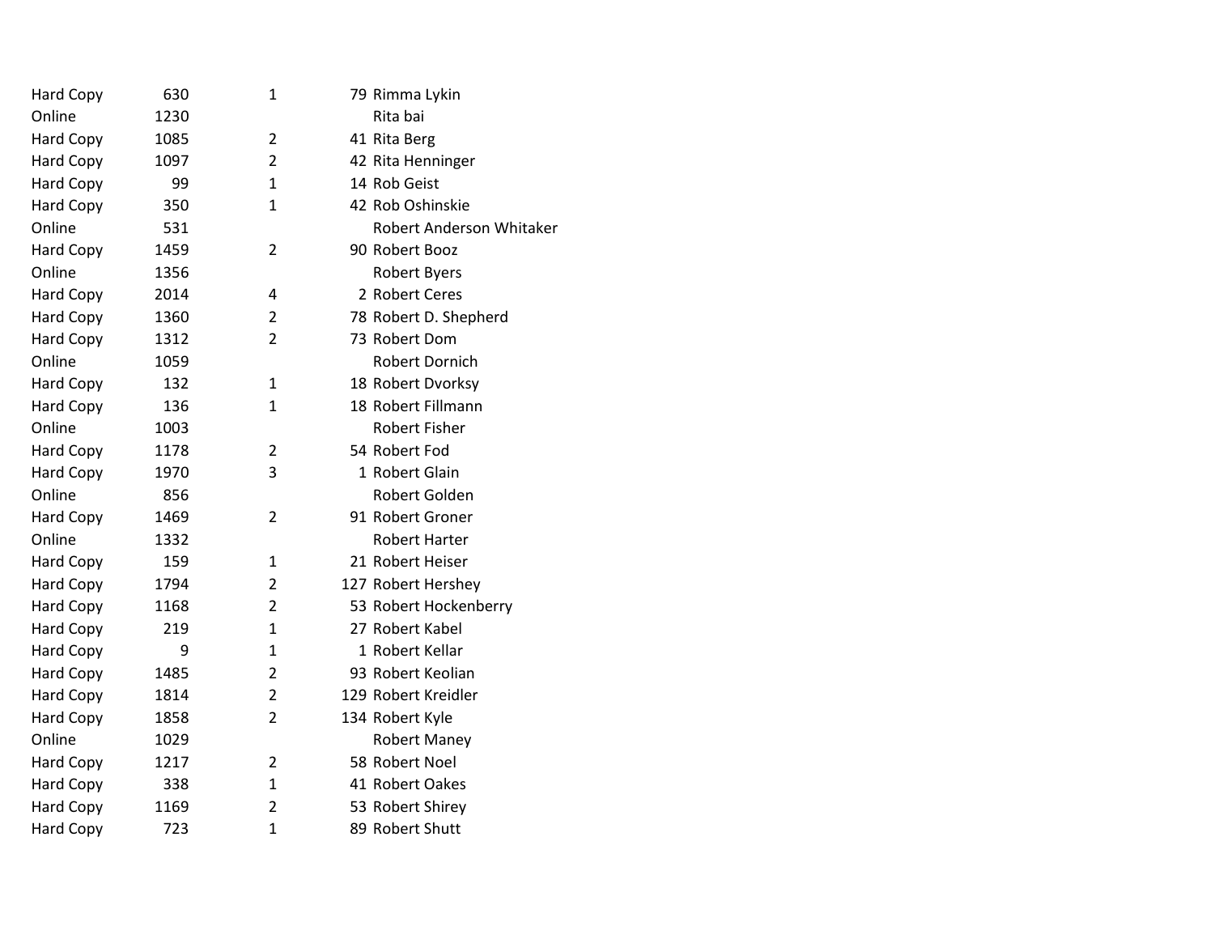| | | | | |
|---|---|---|---|---|
| Hard Copy | 630 | 1 | 79 | Rimma Lykin |
| Online | 1230 | | | Rita bai |
| Hard Copy | 1085 | 2 | 41 | Rita Berg |
| Hard Copy | 1097 | 2 | 42 | Rita Henninger |
| Hard Copy | 99 | 1 | 14 | Rob Geist |
| Hard Copy | 350 | 1 | 42 | Rob Oshinskie |
| Online | 531 | | | Robert Anderson Whitaker |
| Hard Copy | 1459 | 2 | 90 | Robert Booz |
| Online | 1356 | | | Robert Byers |
| Hard Copy | 2014 | 4 | 2 | Robert Ceres |
| Hard Copy | 1360 | 2 | 78 | Robert D. Shepherd |
| Hard Copy | 1312 | 2 | 73 | Robert Dom |
| Online | 1059 | | | Robert Dornich |
| Hard Copy | 132 | 1 | 18 | Robert Dvorksy |
| Hard Copy | 136 | 1 | 18 | Robert Fillmann |
| Online | 1003 | | | Robert Fisher |
| Hard Copy | 1178 | 2 | 54 | Robert Fod |
| Hard Copy | 1970 | 3 | 1 | Robert Glain |
| Online | 856 | | | Robert Golden |
| Hard Copy | 1469 | 2 | 91 | Robert Groner |
| Online | 1332 | | | Robert Harter |
| Hard Copy | 159 | 1 | 21 | Robert Heiser |
| Hard Copy | 1794 | 2 | 127 | Robert Hershey |
| Hard Copy | 1168 | 2 | 53 | Robert Hockenberry |
| Hard Copy | 219 | 1 | 27 | Robert Kabel |
| Hard Copy | 9 | 1 | 1 | Robert Kellar |
| Hard Copy | 1485 | 2 | 93 | Robert Keolian |
| Hard Copy | 1814 | 2 | 129 | Robert Kreidler |
| Hard Copy | 1858 | 2 | 134 | Robert Kyle |
| Online | 1029 | | | Robert Maney |
| Hard Copy | 1217 | 2 | 58 | Robert Noel |
| Hard Copy | 338 | 1 | 41 | Robert Oakes |
| Hard Copy | 1169 | 2 | 53 | Robert Shirey |
| Hard Copy | 723 | 1 | 89 | Robert Shutt |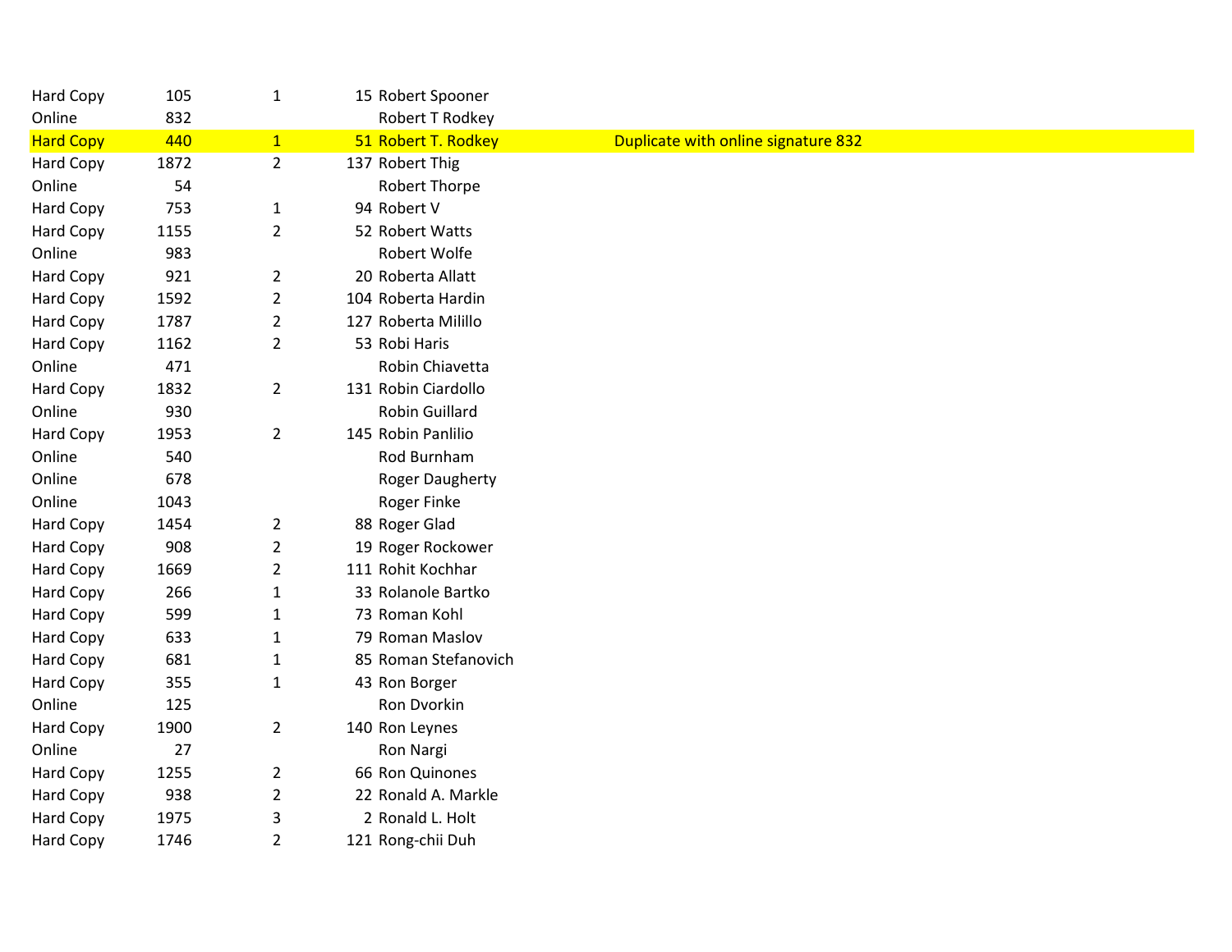| | | | | | |
|---|---|---|---|---|---|
| Hard Copy | 105 | 1 | 15 | Robert Spooner | |
| Online | 832 | | | Robert T Rodkey | |
| Hard Copy | 440 | 1 | 51 | Robert T. Rodkey | Duplicate with online signature 832 |
| Hard Copy | 1872 | 2 | 137 | Robert Thig | |
| Online | 54 | | | Robert Thorpe | |
| Hard Copy | 753 | 1 | 94 | Robert V | |
| Hard Copy | 1155 | 2 | 52 | Robert Watts | |
| Online | 983 | | | Robert Wolfe | |
| Hard Copy | 921 | 2 | 20 | Roberta Allatt | |
| Hard Copy | 1592 | 2 | 104 | Roberta Hardin | |
| Hard Copy | 1787 | 2 | 127 | Roberta Milillo | |
| Hard Copy | 1162 | 2 | 53 | Robi Haris | |
| Online | 471 | | | Robin Chiavetta | |
| Hard Copy | 1832 | 2 | 131 | Robin Ciardollo | |
| Online | 930 | | | Robin Guillard | |
| Hard Copy | 1953 | 2 | 145 | Robin Panlilio | |
| Online | 540 | | | Rod Burnham | |
| Online | 678 | | | Roger Daugherty | |
| Online | 1043 | | | Roger Finke | |
| Hard Copy | 1454 | 2 | 88 | Roger Glad | |
| Hard Copy | 908 | 2 | 19 | Roger Rockower | |
| Hard Copy | 1669 | 2 | 111 | Rohit Kochhar | |
| Hard Copy | 266 | 1 | 33 | Rolanole Bartko | |
| Hard Copy | 599 | 1 | 73 | Roman Kohl | |
| Hard Copy | 633 | 1 | 79 | Roman Maslov | |
| Hard Copy | 681 | 1 | 85 | Roman Stefanovich | |
| Hard Copy | 355 | 1 | 43 | Ron Borger | |
| Online | 125 | | | Ron Dvorkin | |
| Hard Copy | 1900 | 2 | 140 | Ron Leynes | |
| Online | 27 | | | Ron Nargi | |
| Hard Copy | 1255 | 2 | 66 | Ron Quinones | |
| Hard Copy | 938 | 2 | 22 | Ronald A. Markle | |
| Hard Copy | 1975 | 3 | 2 | Ronald L. Holt | |
| Hard Copy | 1746 | 2 | 121 | Rong-chii Duh | |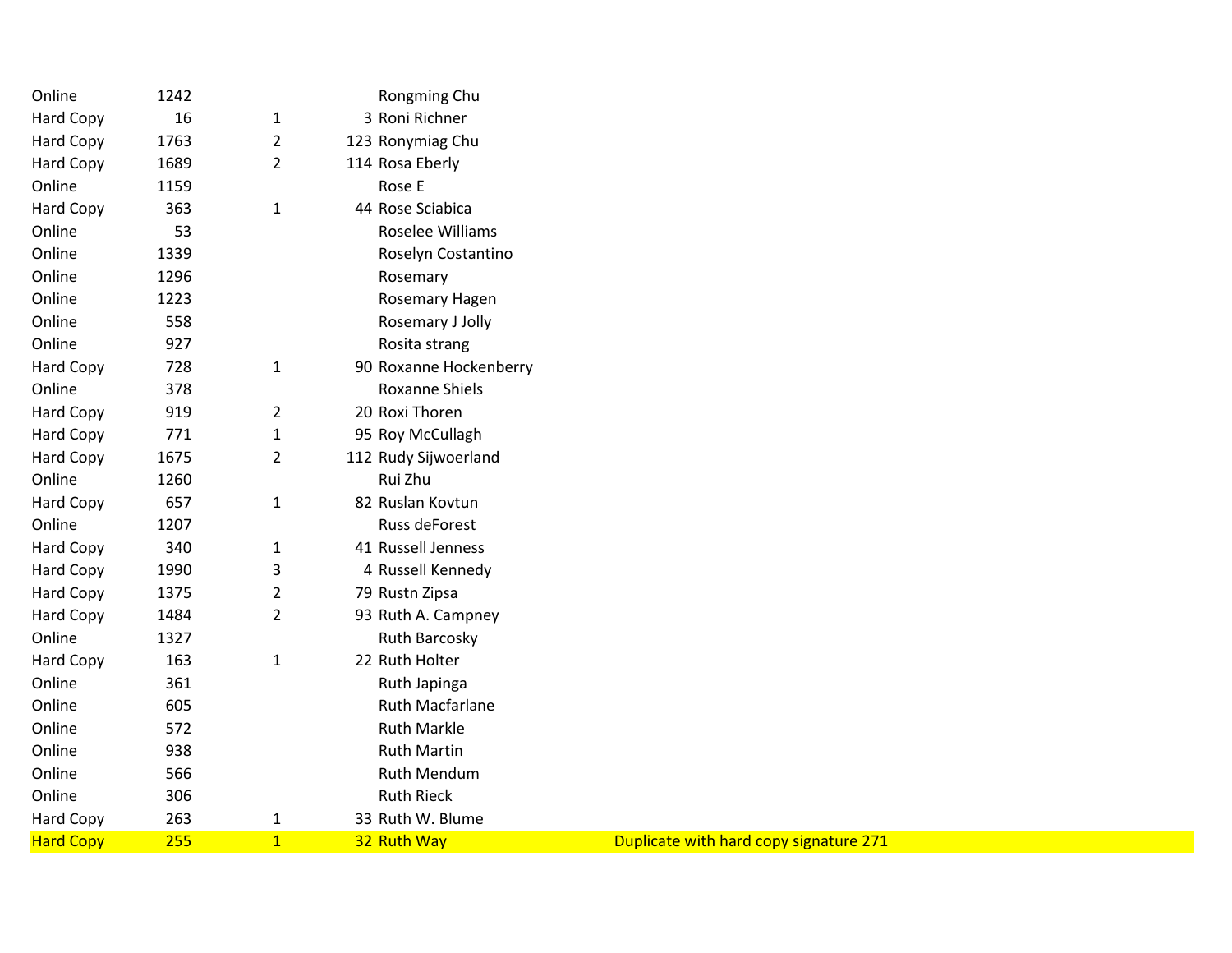| | | | | |
|---|---|---|---|---|
| Online | 1242 | | Rongming Chu | |
| Hard Copy | 16 | 1 | 3 Roni Richner | |
| Hard Copy | 1763 | 2 | 123 Ronymiag Chu | |
| Hard Copy | 1689 | 2 | 114 Rosa Eberly | |
| Online | 1159 | | Rose E | |
| Hard Copy | 363 | 1 | 44 Rose Sciabica | |
| Online | 53 | | Roselee Williams | |
| Online | 1339 | | Roselyn Costantino | |
| Online | 1296 | | Rosemary | |
| Online | 1223 | | Rosemary Hagen | |
| Online | 558 | | Rosemary J Jolly | |
| Online | 927 | | Rosita strang | |
| Hard Copy | 728 | 1 | 90 Roxanne Hockenberry | |
| Online | 378 | | Roxanne Shiels | |
| Hard Copy | 919 | 2 | 20 Roxi Thoren | |
| Hard Copy | 771 | 1 | 95 Roy McCullagh | |
| Hard Copy | 1675 | 2 | 112 Rudy Sijwoerland | |
| Online | 1260 | | Rui Zhu | |
| Hard Copy | 657 | 1 | 82 Ruslan Kovtun | |
| Online | 1207 | | Russ deForest | |
| Hard Copy | 340 | 1 | 41 Russell Jenness | |
| Hard Copy | 1990 | 3 | 4 Russell Kennedy | |
| Hard Copy | 1375 | 2 | 79 Rustn Zipsa | |
| Hard Copy | 1484 | 2 | 93 Ruth A. Campney | |
| Online | 1327 | | Ruth Barcosky | |
| Hard Copy | 163 | 1 | 22 Ruth Holter | |
| Online | 361 | | Ruth Japinga | |
| Online | 605 | | Ruth Macfarlane | |
| Online | 572 | | Ruth Markle | |
| Online | 938 | | Ruth Martin | |
| Online | 566 | | Ruth Mendum | |
| Online | 306 | | Ruth Rieck | |
| Hard Copy | 263 | 1 | 33 Ruth W. Blume | |
| Hard Copy | 255 | 1 | 32 Ruth Way | Duplicate with hard copy signature 271 |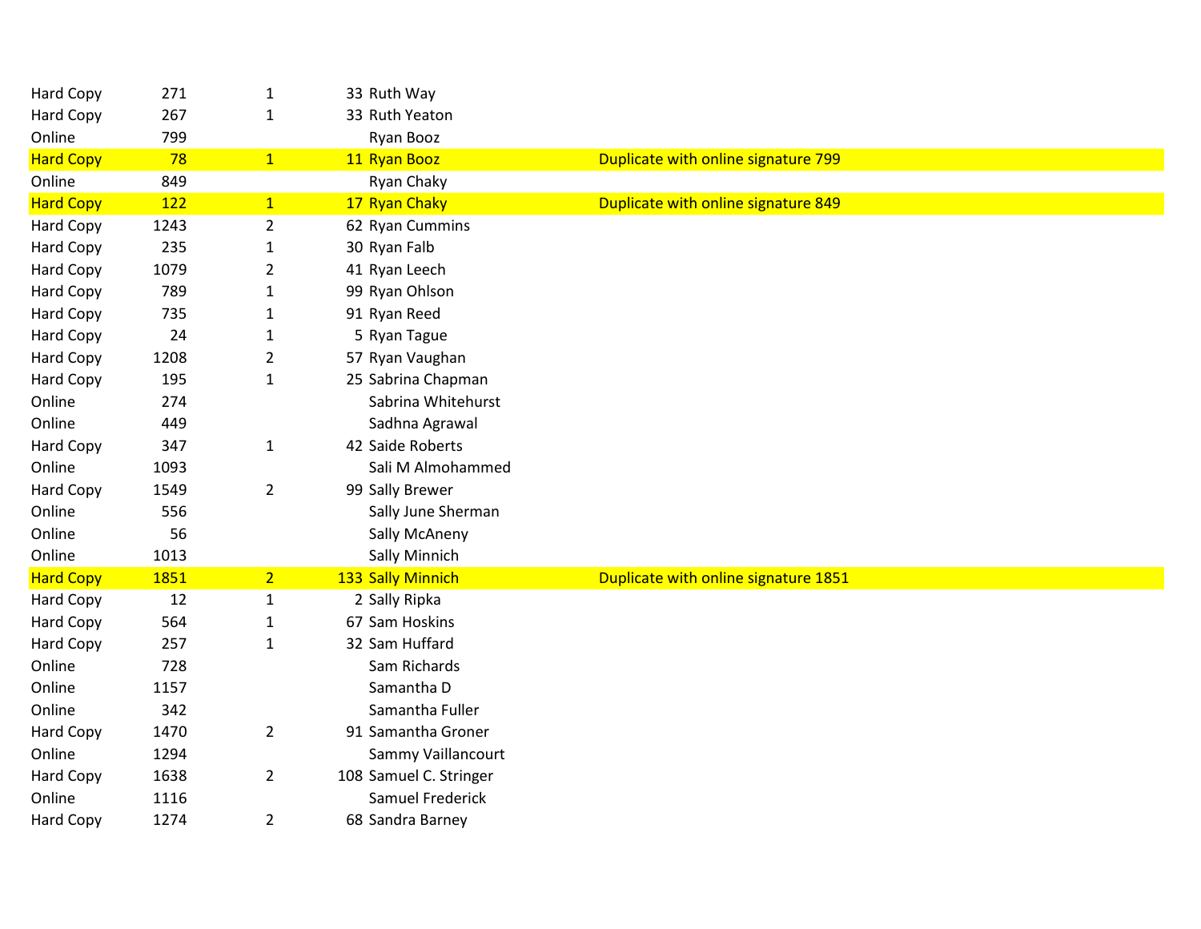| | | | | | |
|---|---|---|---|---|---|
| Hard Copy | 271 | 1 | 33 | Ruth Way | |
| Hard Copy | 267 | 1 | 33 | Ruth Yeaton | |
| Online | 799 | | | Ryan Booz | |
| Hard Copy | 78 | 1 | 11 | Ryan Booz | Duplicate with online signature 799 |
| Online | 849 | | | Ryan Chaky | |
| Hard Copy | 122 | 1 | 17 | Ryan Chaky | Duplicate with online signature 849 |
| Hard Copy | 1243 | 2 | 62 | Ryan Cummins | |
| Hard Copy | 235 | 1 | 30 | Ryan Falb | |
| Hard Copy | 1079 | 2 | 41 | Ryan Leech | |
| Hard Copy | 789 | 1 | 99 | Ryan Ohlson | |
| Hard Copy | 735 | 1 | 91 | Ryan Reed | |
| Hard Copy | 24 | 1 | 5 | Ryan Tague | |
| Hard Copy | 1208 | 2 | 57 | Ryan Vaughan | |
| Hard Copy | 195 | 1 | 25 | Sabrina Chapman | |
| Online | 274 | | | Sabrina Whitehurst | |
| Online | 449 | | | Sadhna Agrawal | |
| Hard Copy | 347 | 1 | 42 | Saide Roberts | |
| Online | 1093 | | | Sali M Almohammed | |
| Hard Copy | 1549 | 2 | 99 | Sally Brewer | |
| Online | 556 | | | Sally June Sherman | |
| Online | 56 | | | Sally McAneny | |
| Online | 1013 | | | Sally Minnich | |
| Hard Copy | 1851 | 2 | 133 | Sally Minnich | Duplicate with online signature 1851 |
| Hard Copy | 12 | 1 | 2 | Sally Ripka | |
| Hard Copy | 564 | 1 | 67 | Sam Hoskins | |
| Hard Copy | 257 | 1 | 32 | Sam Huffard | |
| Online | 728 | | | Sam Richards | |
| Online | 1157 | | | Samantha D | |
| Online | 342 | | | Samantha Fuller | |
| Hard Copy | 1470 | 2 | 91 | Samantha Groner | |
| Online | 1294 | | | Sammy Vaillancourt | |
| Hard Copy | 1638 | 2 | 108 | Samuel C. Stringer | |
| Online | 1116 | | | Samuel Frederick | |
| Hard Copy | 1274 | 2 | 68 | Sandra Barney | |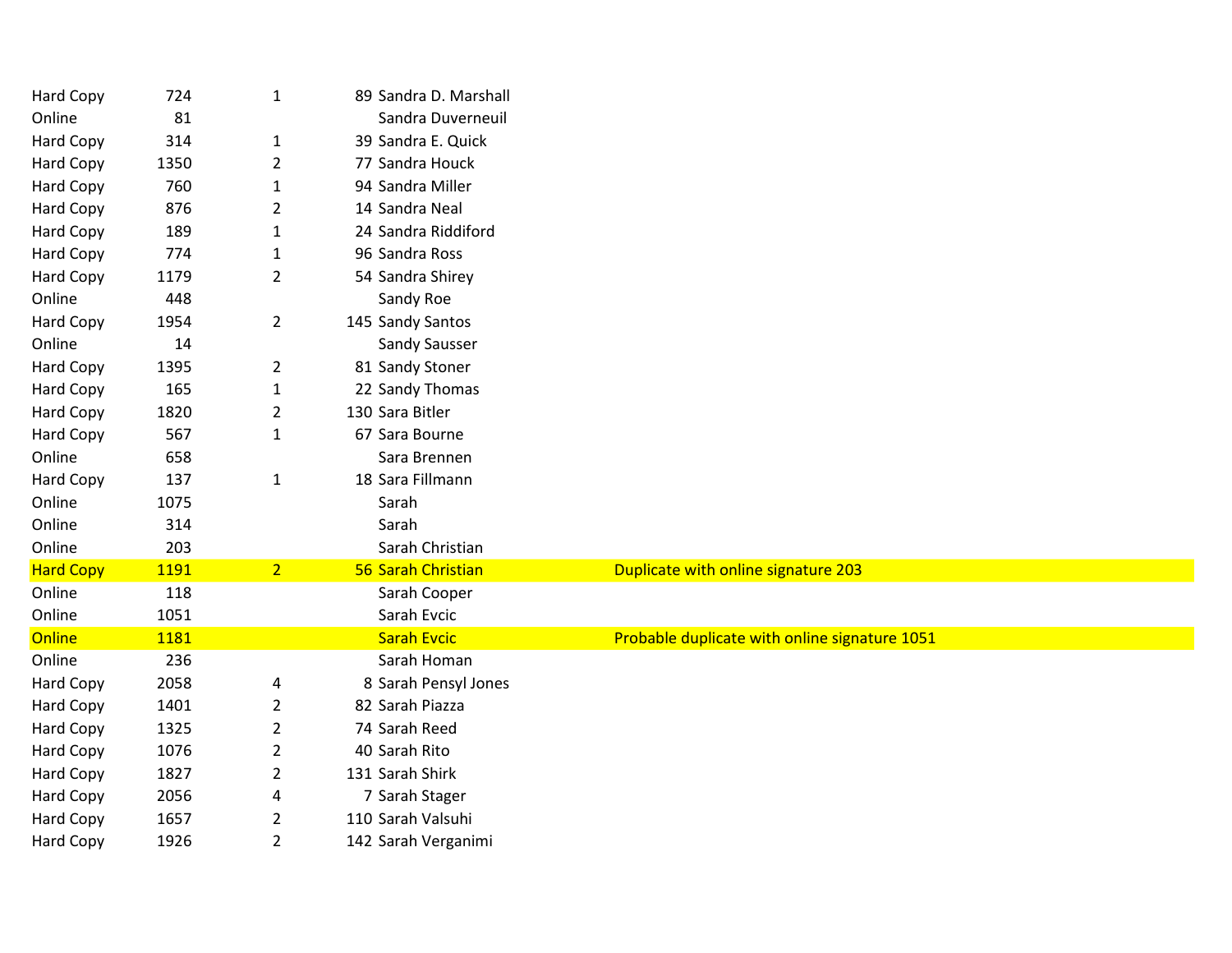| | | | | | |
|---|---|---|---|---|---|
| Hard Copy | 724 | 1 | 89 | Sandra D. Marshall | |
| Online | 81 | | | Sandra Duverneuil | |
| Hard Copy | 314 | 1 | 39 | Sandra E. Quick | |
| Hard Copy | 1350 | 2 | 77 | Sandra Houck | |
| Hard Copy | 760 | 1 | 94 | Sandra Miller | |
| Hard Copy | 876 | 2 | 14 | Sandra Neal | |
| Hard Copy | 189 | 1 | 24 | Sandra Riddiford | |
| Hard Copy | 774 | 1 | 96 | Sandra Ross | |
| Hard Copy | 1179 | 2 | 54 | Sandra Shirey | |
| Online | 448 | | | Sandy Roe | |
| Hard Copy | 1954 | 2 | 145 | Sandy Santos | |
| Online | 14 | | | Sandy Sausser | |
| Hard Copy | 1395 | 2 | 81 | Sandy Stoner | |
| Hard Copy | 165 | 1 | 22 | Sandy Thomas | |
| Hard Copy | 1820 | 2 | 130 | Sara Bitler | |
| Hard Copy | 567 | 1 | 67 | Sara Bourne | |
| Online | 658 | | | Sara Brennen | |
| Hard Copy | 137 | 1 | 18 | Sara Fillmann | |
| Online | 1075 | | | Sarah | |
| Online | 314 | | | Sarah | |
| Online | 203 | | | Sarah Christian | |
| Hard Copy | 1191 | 2 | 56 | Sarah Christian | Duplicate with online signature 203 |
| Online | 118 | | | Sarah Cooper | |
| Online | 1051 | | | Sarah Evcic | |
| Online | 1181 | | | Sarah Evcic | Probable duplicate with online signature 1051 |
| Online | 236 | | | Sarah Homan | |
| Hard Copy | 2058 | 4 | 8 | Sarah Pensyl Jones | |
| Hard Copy | 1401 | 2 | 82 | Sarah Piazza | |
| Hard Copy | 1325 | 2 | 74 | Sarah Reed | |
| Hard Copy | 1076 | 2 | 40 | Sarah Rito | |
| Hard Copy | 1827 | 2 | 131 | Sarah Shirk | |
| Hard Copy | 2056 | 4 | 7 | Sarah Stager | |
| Hard Copy | 1657 | 2 | 110 | Sarah Valsuhi | |
| Hard Copy | 1926 | 2 | 142 | Sarah Verganimi | |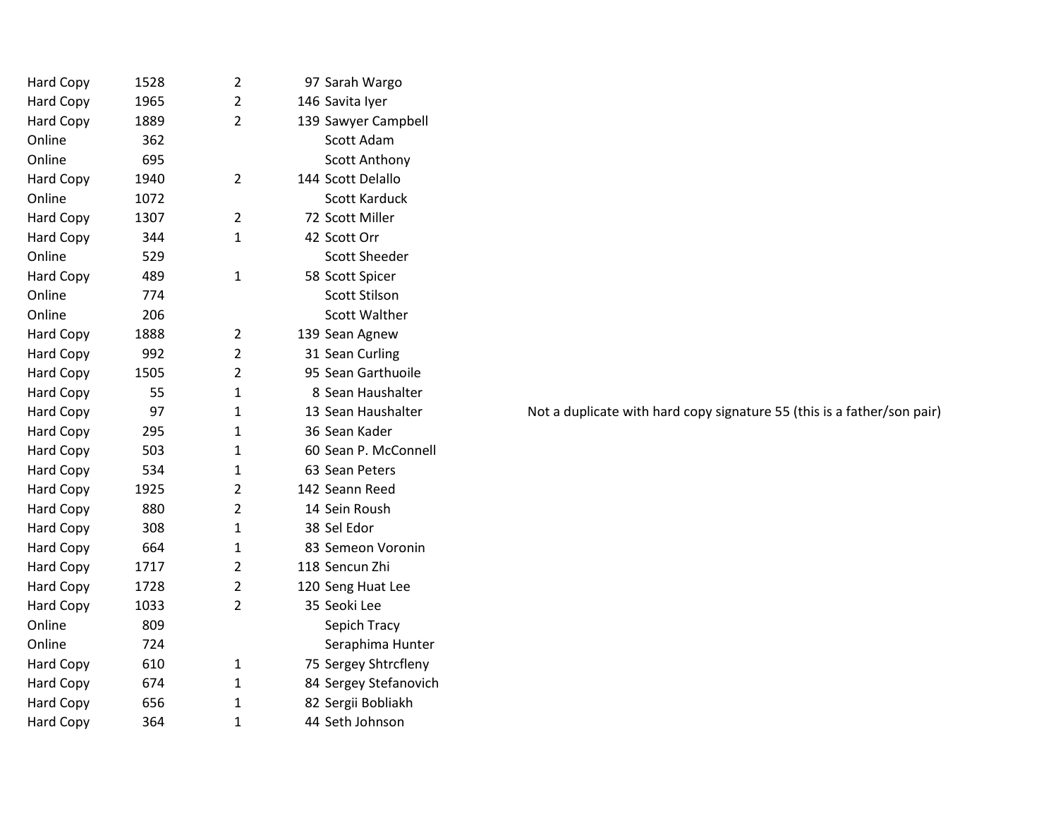| | | | | | |
|---|---|---|---|---|---|
| Hard Copy | 1528 | 2 | 97 | Sarah Wargo | |
| Hard Copy | 1965 | 2 | 146 | Savita Iyer | |
| Hard Copy | 1889 | 2 | 139 | Sawyer Campbell | |
| Online | 362 | | | Scott Adam | |
| Online | 695 | | | Scott Anthony | |
| Hard Copy | 1940 | 2 | 144 | Scott Delallo | |
| Online | 1072 | | | Scott Karduck | |
| Hard Copy | 1307 | 2 | 72 | Scott Miller | |
| Hard Copy | 344 | 1 | 42 | Scott Orr | |
| Online | 529 | | | Scott Sheeder | |
| Hard Copy | 489 | 1 | 58 | Scott Spicer | |
| Online | 774 | | | Scott Stilson | |
| Online | 206 | | | Scott Walther | |
| Hard Copy | 1888 | 2 | 139 | Sean Agnew | |
| Hard Copy | 992 | 2 | 31 | Sean Curling | |
| Hard Copy | 1505 | 2 | 95 | Sean Garthuoile | |
| Hard Copy | 55 | 1 | 8 | Sean Haushalter | |
| Hard Copy | 97 | 1 | 13 | Sean Haushalter | Not a duplicate with hard copy signature 55 (this is a father/son pair) |
| Hard Copy | 295 | 1 | 36 | Sean Kader | |
| Hard Copy | 503 | 1 | 60 | Sean P. McConnell | |
| Hard Copy | 534 | 1 | 63 | Sean Peters | |
| Hard Copy | 1925 | 2 | 142 | Seann Reed | |
| Hard Copy | 880 | 2 | 14 | Sein Roush | |
| Hard Copy | 308 | 1 | 38 | Sel Edor | |
| Hard Copy | 664 | 1 | 83 | Semeon Voronin | |
| Hard Copy | 1717 | 2 | 118 | Sencun Zhi | |
| Hard Copy | 1728 | 2 | 120 | Seng Huat Lee | |
| Hard Copy | 1033 | 2 | 35 | Seoki Lee | |
| Online | 809 | | | Sepich Tracy | |
| Online | 724 | | | Seraphima Hunter | |
| Hard Copy | 610 | 1 | 75 | Sergey Shtrcfleny | |
| Hard Copy | 674 | 1 | 84 | Sergey Stefanovich | |
| Hard Copy | 656 | 1 | 82 | Sergii Bobliakh | |
| Hard Copy | 364 | 1 | 44 | Seth Johnson | |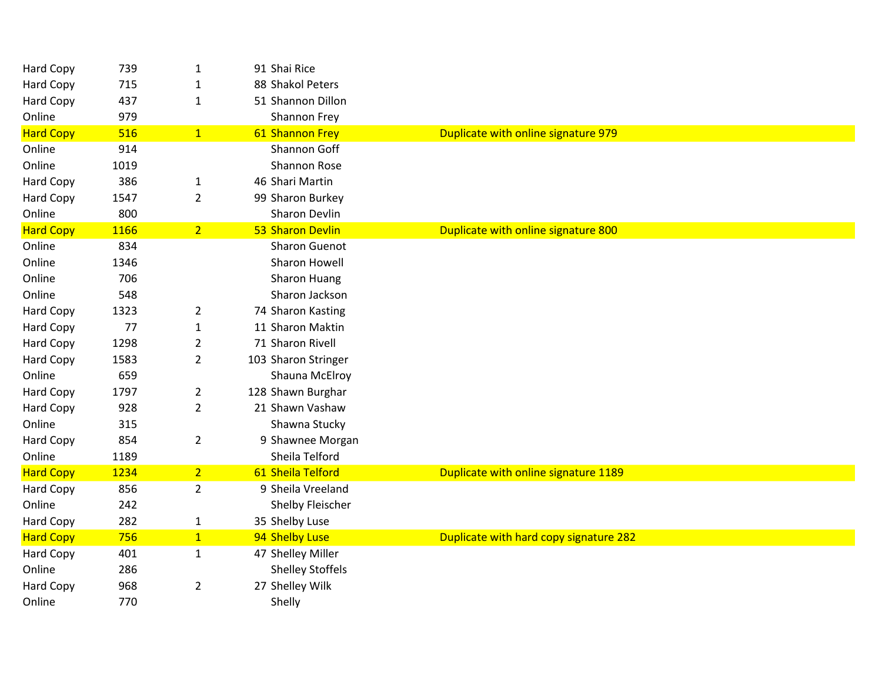| | | | | | |
|---|---|---|---|---|---|
| Hard Copy | 739 | 1 | 91 | Shai Rice | |
| Hard Copy | 715 | 1 | 88 | Shakol Peters | |
| Hard Copy | 437 | 1 | 51 | Shannon Dillon | |
| Online | 979 | | | Shannon Frey | |
| Hard Copy | 516 | 1 | 61 | Shannon Frey | Duplicate with online signature 979 |
| Online | 914 | | | Shannon Goff | |
| Online | 1019 | | | Shannon Rose | |
| Hard Copy | 386 | 1 | 46 | Shari Martin | |
| Hard Copy | 1547 | 2 | 99 | Sharon Burkey | |
| Online | 800 | | | Sharon Devlin | |
| Hard Copy | 1166 | 2 | 53 | Sharon Devlin | Duplicate with online signature 800 |
| Online | 834 | | | Sharon Guenot | |
| Online | 1346 | | | Sharon Howell | |
| Online | 706 | | | Sharon Huang | |
| Online | 548 | | | Sharon Jackson | |
| Hard Copy | 1323 | 2 | 74 | Sharon Kasting | |
| Hard Copy | 77 | 1 | 11 | Sharon Maktin | |
| Hard Copy | 1298 | 2 | 71 | Sharon Rivell | |
| Hard Copy | 1583 | 2 | 103 | Sharon Stringer | |
| Online | 659 | | | Shauna McElroy | |
| Hard Copy | 1797 | 2 | 128 | Shawn Burghar | |
| Hard Copy | 928 | 2 | 21 | Shawn Vashaw | |
| Online | 315 | | | Shawna Stucky | |
| Hard Copy | 854 | 2 | 9 | Shawnee Morgan | |
| Online | 1189 | | | Sheila Telford | |
| Hard Copy | 1234 | 2 | 61 | Sheila Telford | Duplicate with online signature 1189 |
| Hard Copy | 856 | 2 | 9 | Sheila Vreeland | |
| Online | 242 | | | Shelby Fleischer | |
| Hard Copy | 282 | 1 | 35 | Shelby Luse | |
| Hard Copy | 756 | 1 | 94 | Shelby Luse | Duplicate with hard copy signature 282 |
| Hard Copy | 401 | 1 | 47 | Shelley Miller | |
| Online | 286 | | | Shelley Stoffels | |
| Hard Copy | 968 | 2 | 27 | Shelley Wilk | |
| Online | 770 | | | Shelly | |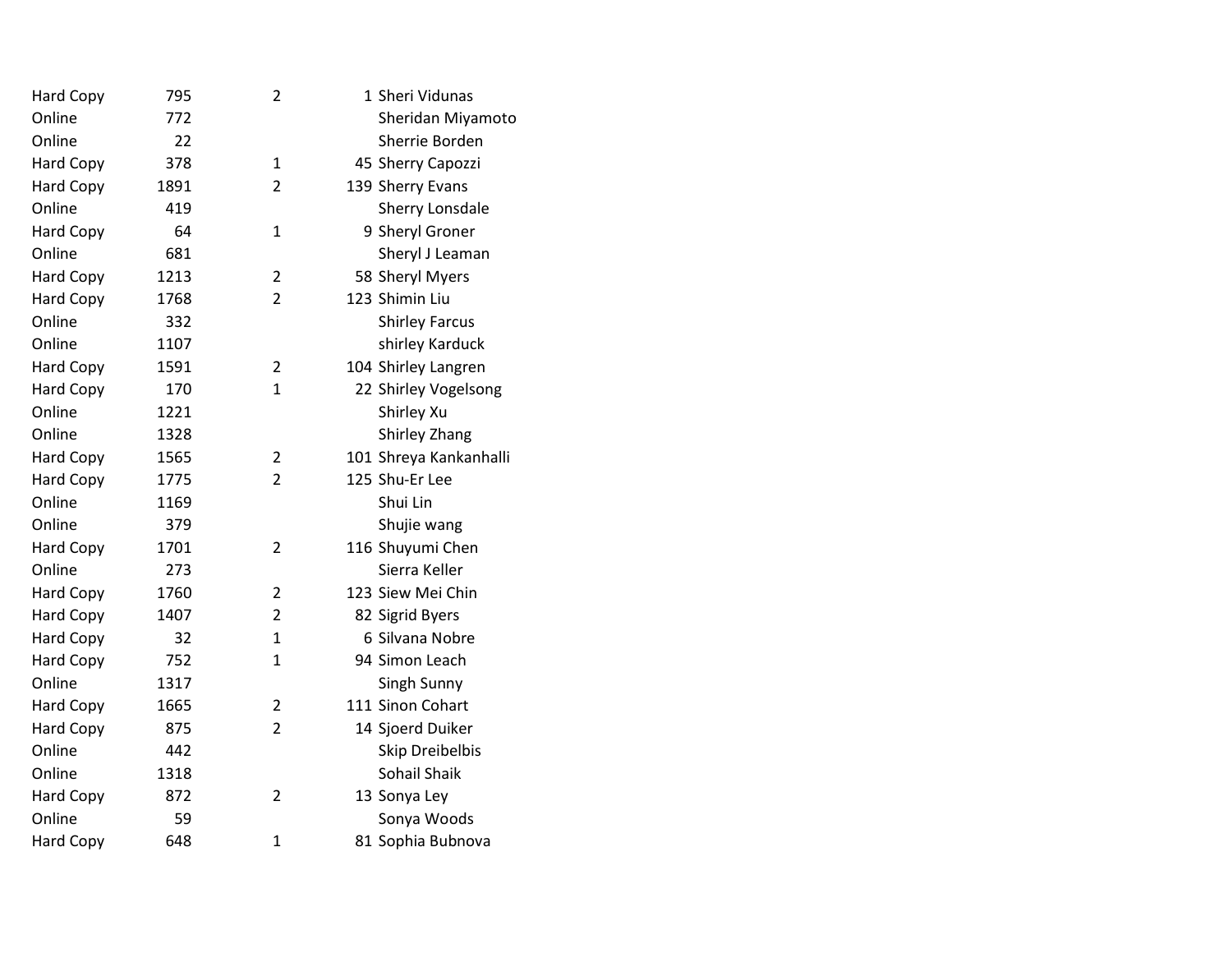| | | | | |
|---|---|---|---|---|
| Hard Copy | 795 | 2 | 1 | Sheri Vidunas |
| Online | 772 | | | Sheridan Miyamoto |
| Online | 22 | | | Sherrie Borden |
| Hard Copy | 378 | 1 | 45 | Sherry Capozzi |
| Hard Copy | 1891 | 2 | 139 | Sherry Evans |
| Online | 419 | | | Sherry Lonsdale |
| Hard Copy | 64 | 1 | 9 | Sheryl Groner |
| Online | 681 | | | Sheryl J Leaman |
| Hard Copy | 1213 | 2 | 58 | Sheryl Myers |
| Hard Copy | 1768 | 2 | 123 | Shimin Liu |
| Online | 332 | | | Shirley Farcus |
| Online | 1107 | | | shirley Karduck |
| Hard Copy | 1591 | 2 | 104 | Shirley Langren |
| Hard Copy | 170 | 1 | 22 | Shirley Vogelsong |
| Online | 1221 | | | Shirley Xu |
| Online | 1328 | | | Shirley Zhang |
| Hard Copy | 1565 | 2 | 101 | Shreya Kankanhalli |
| Hard Copy | 1775 | 2 | 125 | Shu-Er Lee |
| Online | 1169 | | | Shui Lin |
| Online | 379 | | | Shujie wang |
| Hard Copy | 1701 | 2 | 116 | Shuyumi Chen |
| Online | 273 | | | Sierra Keller |
| Hard Copy | 1760 | 2 | 123 | Siew Mei Chin |
| Hard Copy | 1407 | 2 | 82 | Sigrid Byers |
| Hard Copy | 32 | 1 | 6 | Silvana Nobre |
| Hard Copy | 752 | 1 | 94 | Simon Leach |
| Online | 1317 | | | Singh Sunny |
| Hard Copy | 1665 | 2 | 111 | Sinon Cohart |
| Hard Copy | 875 | 2 | 14 | Sjoerd Duiker |
| Online | 442 | | | Skip Dreibelbis |
| Online | 1318 | | | Sohail Shaik |
| Hard Copy | 872 | 2 | 13 | Sonya Ley |
| Online | 59 | | | Sonya Woods |
| Hard Copy | 648 | 1 | 81 | Sophia Bubnova |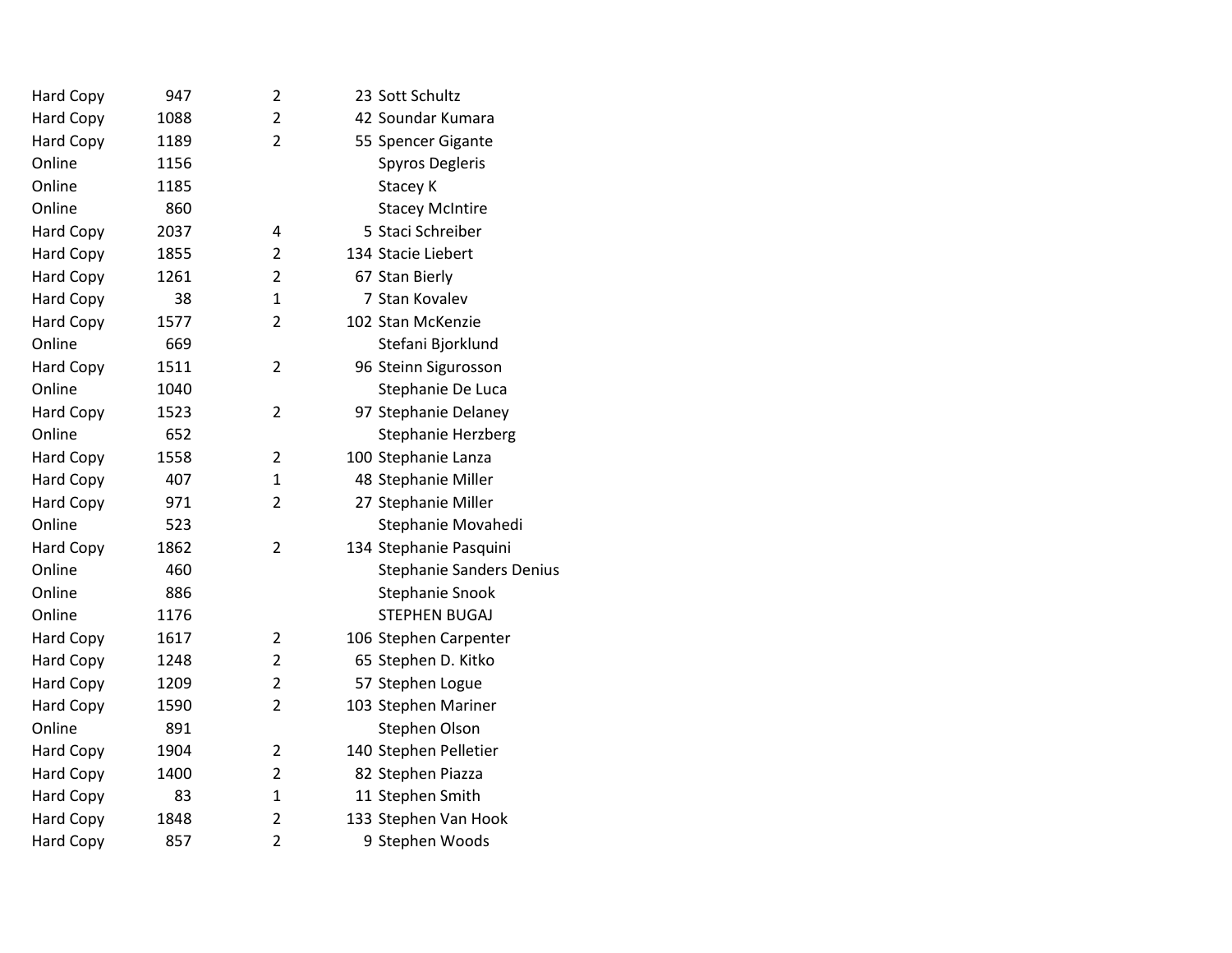| | | | | |
|---|---|---|---|---|
| Hard Copy | 947 | 2 | 23 | Sott Schultz |
| Hard Copy | 1088 | 2 | 42 | Soundar Kumara |
| Hard Copy | 1189 | 2 | 55 | Spencer Gigante |
| Online | 1156 | | | Spyros Degleris |
| Online | 1185 | | | Stacey K |
| Online | 860 | | | Stacey McIntire |
| Hard Copy | 2037 | 4 | 5 | Staci Schreiber |
| Hard Copy | 1855 | 2 | 134 | Stacie Liebert |
| Hard Copy | 1261 | 2 | 67 | Stan Bierly |
| Hard Copy | 38 | 1 | 7 | Stan Kovalev |
| Hard Copy | 1577 | 2 | 102 | Stan McKenzie |
| Online | 669 | | | Stefani Bjorklund |
| Hard Copy | 1511 | 2 | 96 | Steinn Sigurosson |
| Online | 1040 | | | Stephanie De Luca |
| Hard Copy | 1523 | 2 | 97 | Stephanie Delaney |
| Online | 652 | | | Stephanie Herzberg |
| Hard Copy | 1558 | 2 | 100 | Stephanie Lanza |
| Hard Copy | 407 | 1 | 48 | Stephanie Miller |
| Hard Copy | 971 | 2 | 27 | Stephanie Miller |
| Online | 523 | | | Stephanie Movahedi |
| Hard Copy | 1862 | 2 | 134 | Stephanie Pasquini |
| Online | 460 | | | Stephanie Sanders Denius |
| Online | 886 | | | Stephanie Snook |
| Online | 1176 | | | STEPHEN BUGAJ |
| Hard Copy | 1617 | 2 | 106 | Stephen Carpenter |
| Hard Copy | 1248 | 2 | 65 | Stephen D. Kitko |
| Hard Copy | 1209 | 2 | 57 | Stephen Logue |
| Hard Copy | 1590 | 2 | 103 | Stephen Mariner |
| Online | 891 | | | Stephen Olson |
| Hard Copy | 1904 | 2 | 140 | Stephen Pelletier |
| Hard Copy | 1400 | 2 | 82 | Stephen Piazza |
| Hard Copy | 83 | 1 | 11 | Stephen Smith |
| Hard Copy | 1848 | 2 | 133 | Stephen Van Hook |
| Hard Copy | 857 | 2 | 9 | Stephen Woods |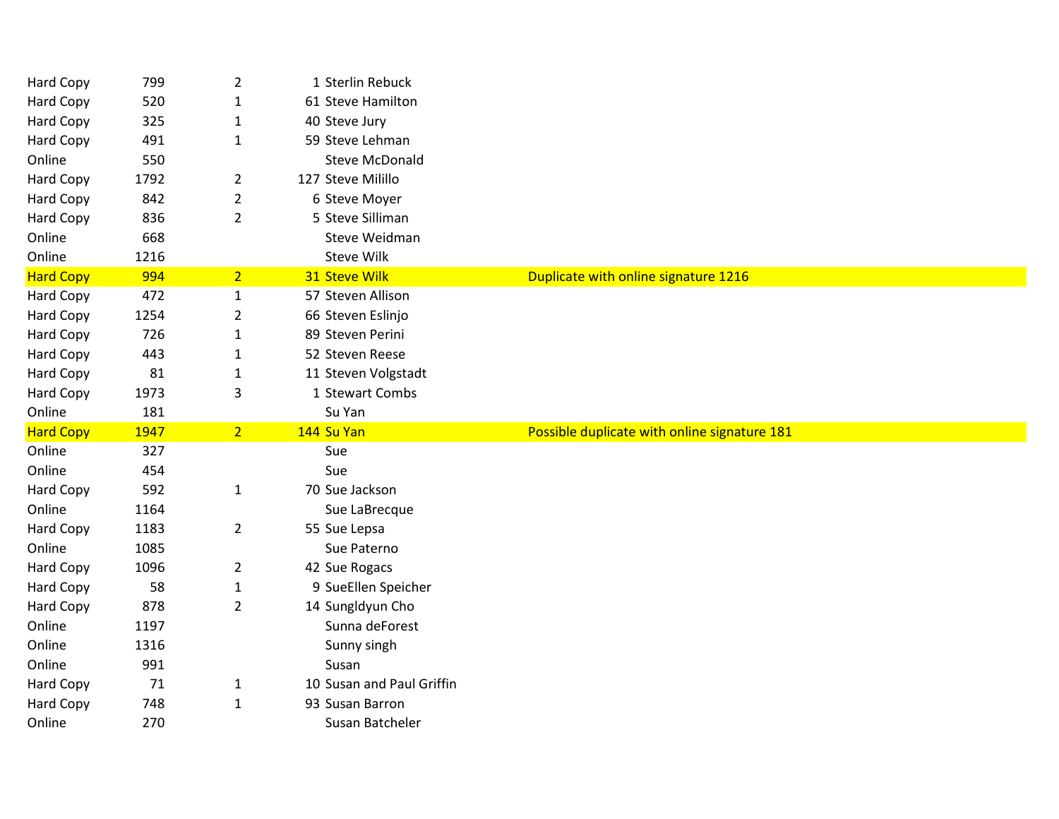| | | | | |
|---|---|---|---|---|
| Hard Copy | 799 | 2 | 1 | Sterlin Rebuck | |
| Hard Copy | 520 | 1 | 61 | Steve Hamilton | |
| Hard Copy | 325 | 1 | 40 | Steve Jury | |
| Hard Copy | 491 | 1 | 59 | Steve Lehman | |
| Online | 550 | | | Steve McDonald | |
| Hard Copy | 1792 | 2 | 127 | Steve Milillo | |
| Hard Copy | 842 | 2 | 6 | Steve Moyer | |
| Hard Copy | 836 | 2 | 5 | Steve Silliman | |
| Online | 668 | | | Steve Weidman | |
| Online | 1216 | | | Steve Wilk | |
| Hard Copy | 994 | 2 | 31 | Steve Wilk | Duplicate with online signature 1216 |
| Hard Copy | 472 | 1 | 57 | Steven Allison | |
| Hard Copy | 1254 | 2 | 66 | Steven Eslinjo | |
| Hard Copy | 726 | 1 | 89 | Steven Perini | |
| Hard Copy | 443 | 1 | 52 | Steven Reese | |
| Hard Copy | 81 | 1 | 11 | Steven Volgstadt | |
| Hard Copy | 1973 | 3 | 1 | Stewart Combs | |
| Online | 181 | | | Su Yan | |
| Hard Copy | 1947 | 2 | 144 | Su Yan | Possible duplicate with online signature 181 |
| Online | 327 | | | Sue | |
| Online | 454 | | | Sue | |
| Hard Copy | 592 | 1 | 70 | Sue Jackson | |
| Online | 1164 | | | Sue LaBrecque | |
| Hard Copy | 1183 | 2 | 55 | Sue Lepsa | |
| Online | 1085 | | | Sue Paterno | |
| Hard Copy | 1096 | 2 | 42 | Sue Rogacs | |
| Hard Copy | 58 | 1 | 9 | SueEllen Speicher | |
| Hard Copy | 878 | 2 | 14 | Sungldyun Cho | |
| Online | 1197 | | | Sunna deForest | |
| Online | 1316 | | | Sunny singh | |
| Online | 991 | | | Susan | |
| Hard Copy | 71 | 1 | 10 | Susan and Paul Griffin | |
| Hard Copy | 748 | 1 | 93 | Susan Barron | |
| Online | 270 | | | Susan Batcheler | |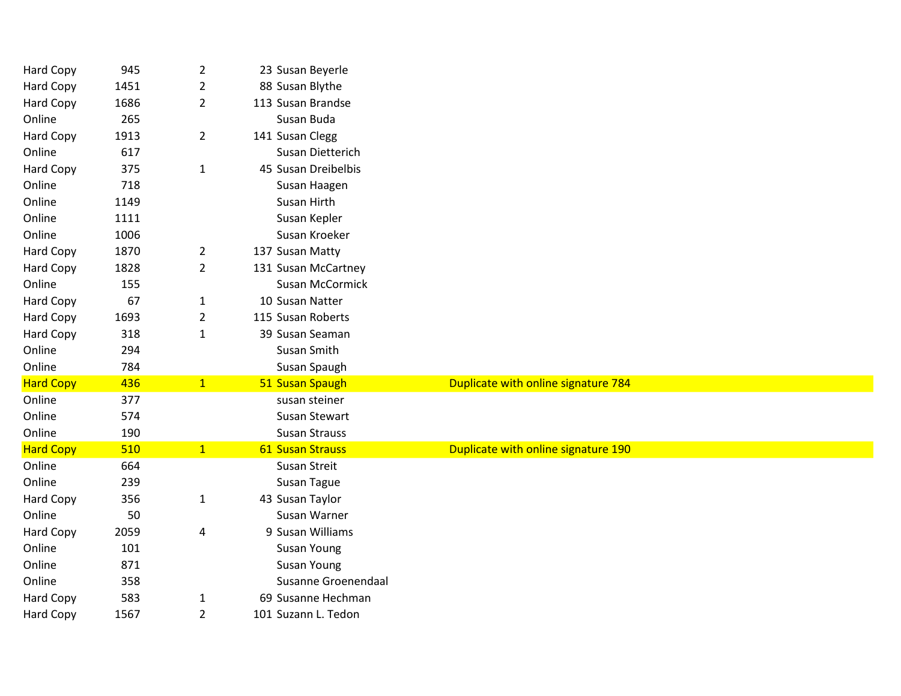| | | | | | |
|---|---|---|---|---|---|
| Hard Copy | 945 | 2 | 23 | Susan Beyerle | |
| Hard Copy | 1451 | 2 | 88 | Susan Blythe | |
| Hard Copy | 1686 | 2 | 113 | Susan Brandse | |
| Online | 265 | | | Susan Buda | |
| Hard Copy | 1913 | 2 | 141 | Susan Clegg | |
| Online | 617 | | | Susan Dietterich | |
| Hard Copy | 375 | 1 | 45 | Susan Dreibelbis | |
| Online | 718 | | | Susan Haagen | |
| Online | 1149 | | | Susan Hirth | |
| Online | 1111 | | | Susan Kepler | |
| Online | 1006 | | | Susan Kroeker | |
| Hard Copy | 1870 | 2 | 137 | Susan Matty | |
| Hard Copy | 1828 | 2 | 131 | Susan McCartney | |
| Online | 155 | | | Susan McCormick | |
| Hard Copy | 67 | 1 | 10 | Susan Natter | |
| Hard Copy | 1693 | 2 | 115 | Susan Roberts | |
| Hard Copy | 318 | 1 | 39 | Susan Seaman | |
| Online | 294 | | | Susan Smith | |
| Online | 784 | | | Susan Spaugh | |
| Hard Copy | 436 | 1 | 51 | Susan Spaugh | Duplicate with online signature 784 |
| Online | 377 | | | susan steiner | |
| Online | 574 | | | Susan Stewart | |
| Online | 190 | | | Susan Strauss | |
| Hard Copy | 510 | 1 | 61 | Susan Strauss | Duplicate with online signature 190 |
| Online | 664 | | | Susan Streit | |
| Online | 239 | | | Susan Tague | |
| Hard Copy | 356 | 1 | 43 | Susan Taylor | |
| Online | 50 | | | Susan Warner | |
| Hard Copy | 2059 | 4 | 9 | Susan Williams | |
| Online | 101 | | | Susan Young | |
| Online | 871 | | | Susan Young | |
| Online | 358 | | | Susanne Groenendaal | |
| Hard Copy | 583 | 1 | 69 | Susanne Hechman | |
| Hard Copy | 1567 | 2 | 101 | Suzann L. Tedon | |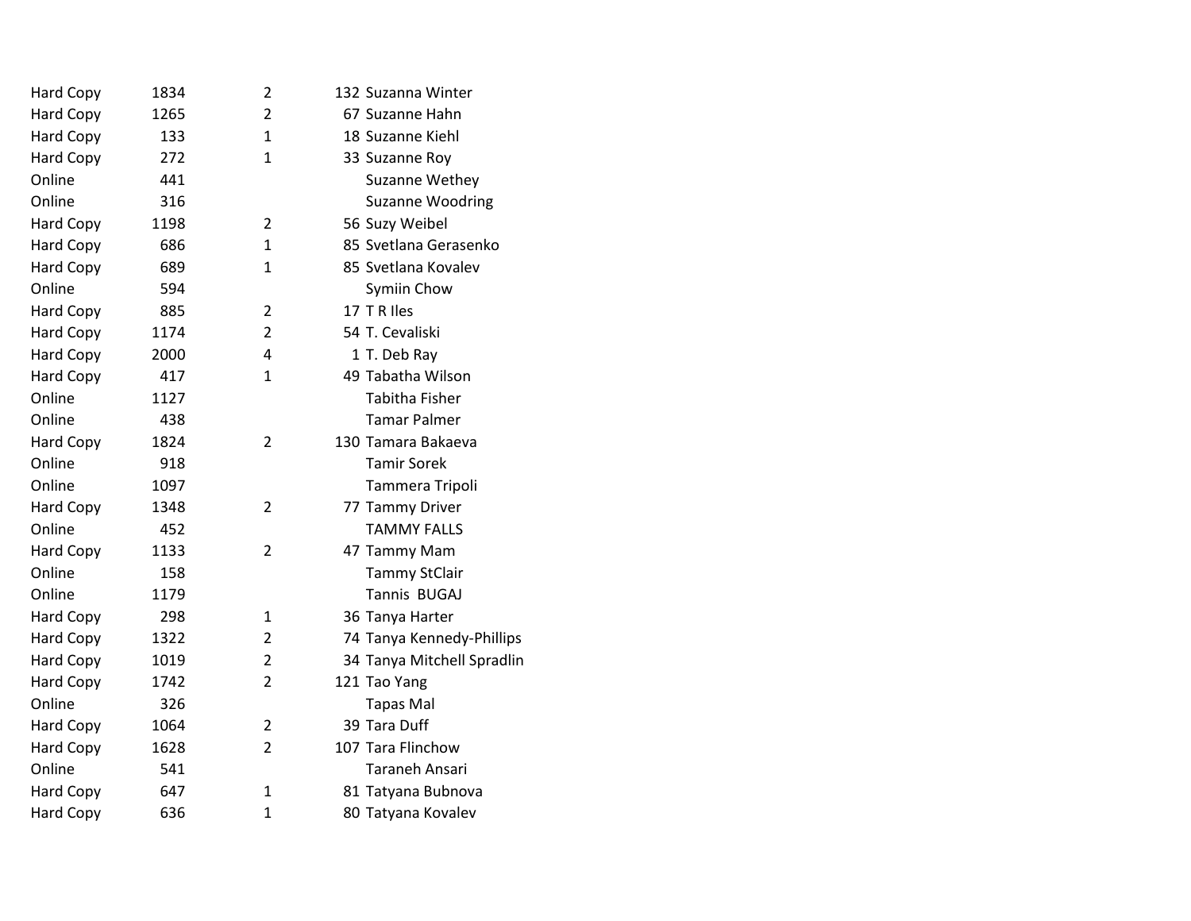| | | | | |
|---|---|---|---|---|
| Hard Copy | 1834 | 2 | 132 | Suzanna Winter |
| Hard Copy | 1265 | 2 | 67 | Suzanne Hahn |
| Hard Copy | 133 | 1 | 18 | Suzanne Kiehl |
| Hard Copy | 272 | 1 | 33 | Suzanne Roy |
| Online | 441 | | | Suzanne Wethey |
| Online | 316 | | | Suzanne Woodring |
| Hard Copy | 1198 | 2 | 56 | Suzy Weibel |
| Hard Copy | 686 | 1 | 85 | Svetlana Gerasenko |
| Hard Copy | 689 | 1 | 85 | Svetlana Kovalev |
| Online | 594 | | | Symiin Chow |
| Hard Copy | 885 | 2 | 17 | T R Iles |
| Hard Copy | 1174 | 2 | 54 | T. Cevaliski |
| Hard Copy | 2000 | 4 | 1 | T. Deb Ray |
| Hard Copy | 417 | 1 | 49 | Tabatha Wilson |
| Online | 1127 | | | Tabitha Fisher |
| Online | 438 | | | Tamar Palmer |
| Hard Copy | 1824 | 2 | 130 | Tamara Bakaeva |
| Online | 918 | | | Tamir Sorek |
| Online | 1097 | | | Tammera Tripoli |
| Hard Copy | 1348 | 2 | 77 | Tammy Driver |
| Online | 452 | | | TAMMY FALLS |
| Hard Copy | 1133 | 2 | 47 | Tammy Mam |
| Online | 158 | | | Tammy StClair |
| Online | 1179 | | | Tannis BUGAJ |
| Hard Copy | 298 | 1 | 36 | Tanya Harter |
| Hard Copy | 1322 | 2 | 74 | Tanya Kennedy-Phillips |
| Hard Copy | 1019 | 2 | 34 | Tanya Mitchell Spradlin |
| Hard Copy | 1742 | 2 | 121 | Tao Yang |
| Online | 326 | | | Tapas Mal |
| Hard Copy | 1064 | 2 | 39 | Tara Duff |
| Hard Copy | 1628 | 2 | 107 | Tara Flinchow |
| Online | 541 | | | Taraneh Ansari |
| Hard Copy | 647 | 1 | 81 | Tatyana Bubnova |
| Hard Copy | 636 | 1 | 80 | Tatyana Kovalev |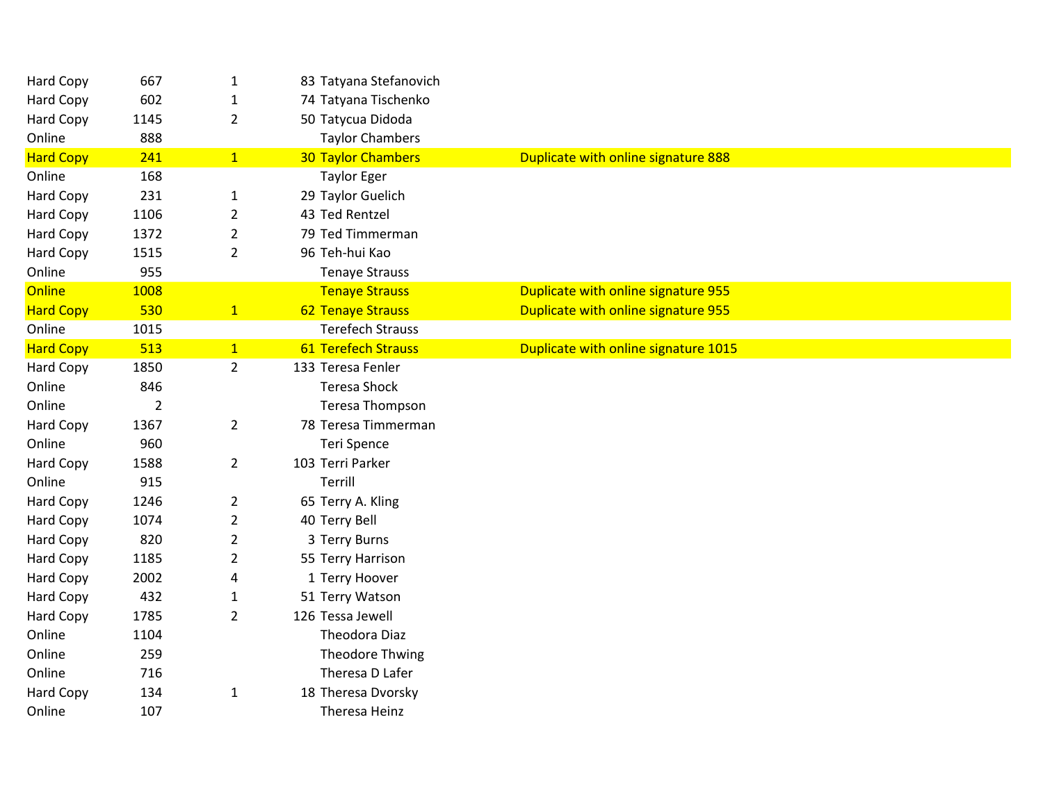| | | | | | |
|---|---|---|---|---|---|
| Hard Copy | 667 | 1 | 83 | Tatyana Stefanovich | |
| Hard Copy | 602 | 1 | 74 | Tatyana Tischenko | |
| Hard Copy | 1145 | 2 | 50 | Tatycua Didoda | |
| Online | 888 | | | Taylor Chambers | |
| Hard Copy | 241 | 1 | 30 | Taylor Chambers | Duplicate with online signature 888 |
| Online | 168 | | | Taylor Eger | |
| Hard Copy | 231 | 1 | 29 | Taylor Guelich | |
| Hard Copy | 1106 | 2 | 43 | Ted Rentzel | |
| Hard Copy | 1372 | 2 | 79 | Ted Timmerman | |
| Hard Copy | 1515 | 2 | 96 | Teh-hui Kao | |
| Online | 955 | | | Tenaye Strauss | |
| Online | 1008 | | | Tenaye Strauss | Duplicate with online signature 955 |
| Hard Copy | 530 | 1 | 62 | Tenaye Strauss | Duplicate with online signature 955 |
| Online | 1015 | | | Terefech Strauss | |
| Hard Copy | 513 | 1 | 61 | Terefech Strauss | Duplicate with online signature 1015 |
| Hard Copy | 1850 | 2 | 133 | Teresa Fenler | |
| Online | 846 | | | Teresa Shock | |
| Online | 2 | | | Teresa Thompson | |
| Hard Copy | 1367 | 2 | 78 | Teresa Timmerman | |
| Online | 960 | | | Teri Spence | |
| Hard Copy | 1588 | 2 | 103 | Terri Parker | |
| Online | 915 | | | Terrill | |
| Hard Copy | 1246 | 2 | 65 | Terry A. Kling | |
| Hard Copy | 1074 | 2 | 40 | Terry Bell | |
| Hard Copy | 820 | 2 | 3 | Terry Burns | |
| Hard Copy | 1185 | 2 | 55 | Terry Harrison | |
| Hard Copy | 2002 | 4 | 1 | Terry Hoover | |
| Hard Copy | 432 | 1 | 51 | Terry Watson | |
| Hard Copy | 1785 | 2 | 126 | Tessa Jewell | |
| Online | 1104 | | | Theodora Diaz | |
| Online | 259 | | | Theodore Thwing | |
| Online | 716 | | | Theresa D Lafer | |
| Hard Copy | 134 | 1 | 18 | Theresa Dvorsky | |
| Online | 107 | | | Theresa Heinz | |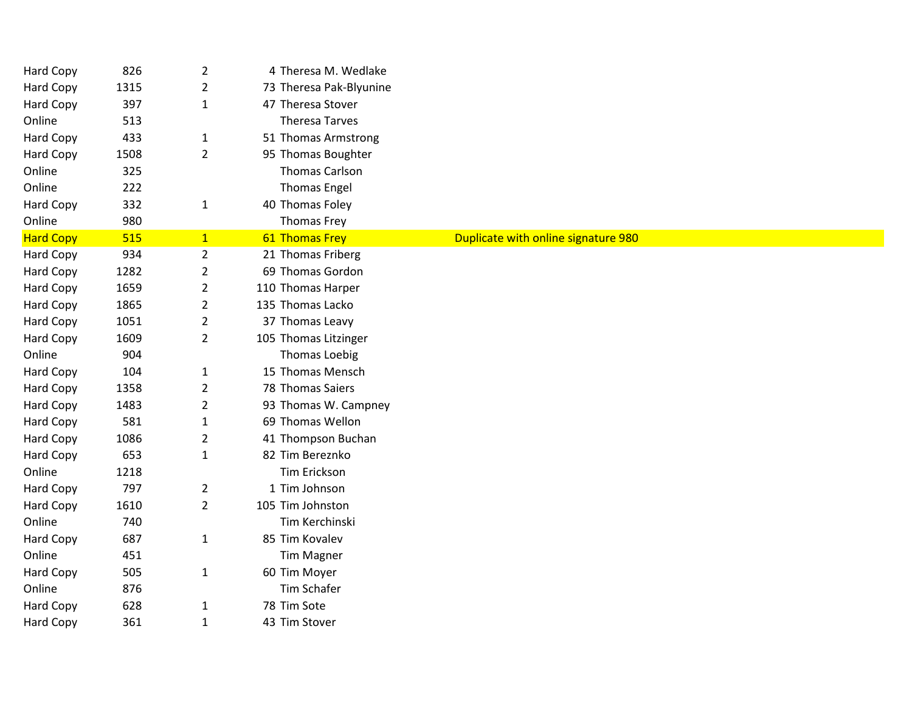| | | | | |
|---|---|---|---|---|
| Hard Copy | 826 | 2 | 4 | Theresa M. Wedlake | |
| Hard Copy | 1315 | 2 | 73 | Theresa Pak-Blyunine | |
| Hard Copy | 397 | 1 | 47 | Theresa Stover | |
| Online | 513 | | | Theresa Tarves | |
| Hard Copy | 433 | 1 | 51 | Thomas Armstrong | |
| Hard Copy | 1508 | 2 | 95 | Thomas Boughter | |
| Online | 325 | | | Thomas Carlson | |
| Online | 222 | | | Thomas Engel | |
| Hard Copy | 332 | 1 | 40 | Thomas Foley | |
| Online | 980 | | | Thomas Frey | |
| Hard Copy | 515 | 1 | 61 | Thomas Frey | Duplicate with online signature 980 |
| Hard Copy | 934 | 2 | 21 | Thomas Friberg | |
| Hard Copy | 1282 | 2 | 69 | Thomas Gordon | |
| Hard Copy | 1659 | 2 | 110 | Thomas Harper | |
| Hard Copy | 1865 | 2 | 135 | Thomas Lacko | |
| Hard Copy | 1051 | 2 | 37 | Thomas Leavy | |
| Hard Copy | 1609 | 2 | 105 | Thomas Litzinger | |
| Online | 904 | | | Thomas Loebig | |
| Hard Copy | 104 | 1 | 15 | Thomas Mensch | |
| Hard Copy | 1358 | 2 | 78 | Thomas Saiers | |
| Hard Copy | 1483 | 2 | 93 | Thomas W. Campney | |
| Hard Copy | 581 | 1 | 69 | Thomas Wellon | |
| Hard Copy | 1086 | 2 | 41 | Thompson Buchan | |
| Hard Copy | 653 | 1 | 82 | Tim Bereznko | |
| Online | 1218 | | | Tim Erickson | |
| Hard Copy | 797 | 2 | 1 | Tim Johnson | |
| Hard Copy | 1610 | 2 | 105 | Tim Johnston | |
| Online | 740 | | | Tim Kerchinski | |
| Hard Copy | 687 | 1 | 85 | Tim Kovalev | |
| Online | 451 | | | Tim Magner | |
| Hard Copy | 505 | 1 | 60 | Tim Moyer | |
| Online | 876 | | | Tim Schafer | |
| Hard Copy | 628 | 1 | 78 | Tim Sote | |
| Hard Copy | 361 | 1 | 43 | Tim Stover | |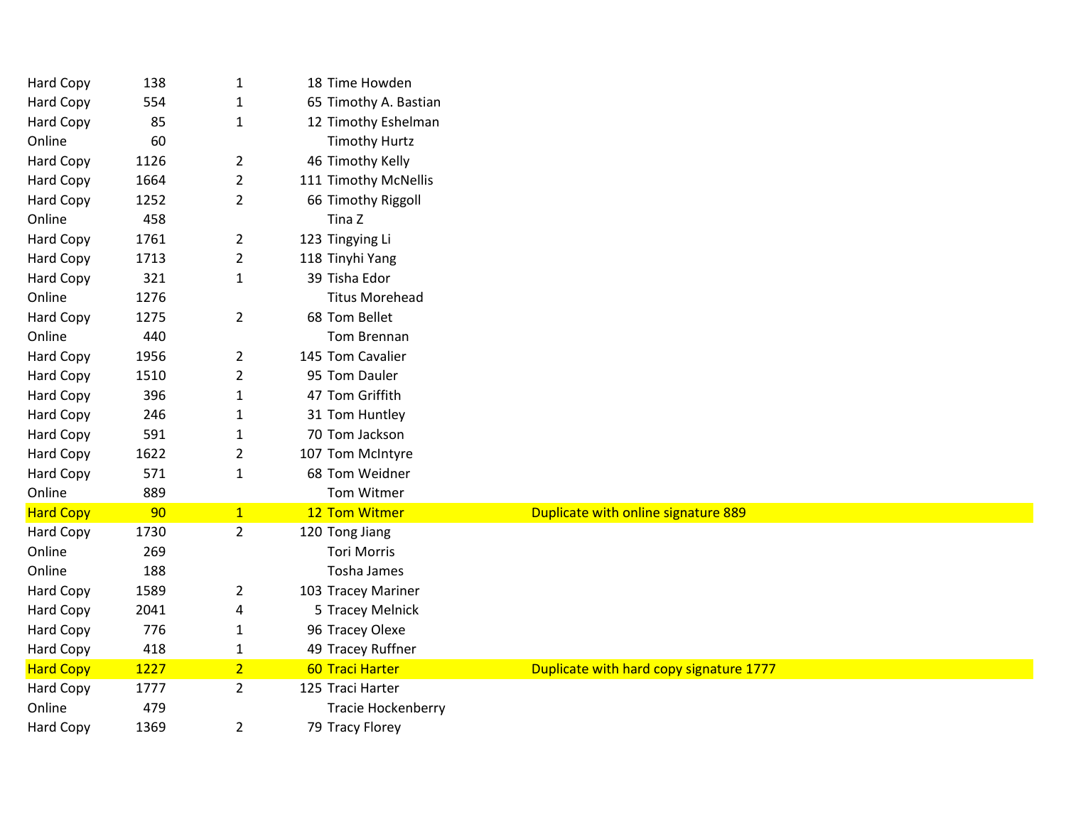| | | | | | |
|---|---|---|---|---|---|
| Hard Copy | 138 | 1 | 18 | Time Howden | |
| Hard Copy | 554 | 1 | 65 | Timothy A. Bastian | |
| Hard Copy | 85 | 1 | 12 | Timothy Eshelman | |
| Online | 60 | | | Timothy Hurtz | |
| Hard Copy | 1126 | 2 | 46 | Timothy Kelly | |
| Hard Copy | 1664 | 2 | 111 | Timothy McNellis | |
| Hard Copy | 1252 | 2 | 66 | Timothy Riggoll | |
| Online | 458 | | | Tina Z | |
| Hard Copy | 1761 | 2 | 123 | Tingying Li | |
| Hard Copy | 1713 | 2 | 118 | Tinyhi Yang | |
| Hard Copy | 321 | 1 | 39 | Tisha Edor | |
| Online | 1276 | | | Titus Morehead | |
| Hard Copy | 1275 | 2 | 68 | Tom Bellet | |
| Online | 440 | | | Tom Brennan | |
| Hard Copy | 1956 | 2 | 145 | Tom Cavalier | |
| Hard Copy | 1510 | 2 | 95 | Tom Dauler | |
| Hard Copy | 396 | 1 | 47 | Tom Griffith | |
| Hard Copy | 246 | 1 | 31 | Tom Huntley | |
| Hard Copy | 591 | 1 | 70 | Tom Jackson | |
| Hard Copy | 1622 | 2 | 107 | Tom McIntyre | |
| Hard Copy | 571 | 1 | 68 | Tom Weidner | |
| Online | 889 | | | Tom Witmer | |
| Hard Copy | 90 | 1 | 12 | Tom Witmer | Duplicate with online signature 889 |
| Hard Copy | 1730 | 2 | 120 | Tong Jiang | |
| Online | 269 | | | Tori Morris | |
| Online | 188 | | | Tosha James | |
| Hard Copy | 1589 | 2 | 103 | Tracey Mariner | |
| Hard Copy | 2041 | 4 | 5 | Tracey Melnick | |
| Hard Copy | 776 | 1 | 96 | Tracey Olexe | |
| Hard Copy | 418 | 1 | 49 | Tracey Ruffner | |
| Hard Copy | 1227 | 2 | 60 | Traci Harter | Duplicate with hard copy signature 1777 |
| Hard Copy | 1777 | 2 | 125 | Traci Harter | |
| Online | 479 | | | Tracie Hockenberry | |
| Hard Copy | 1369 | 2 | 79 | Tracy Florey | |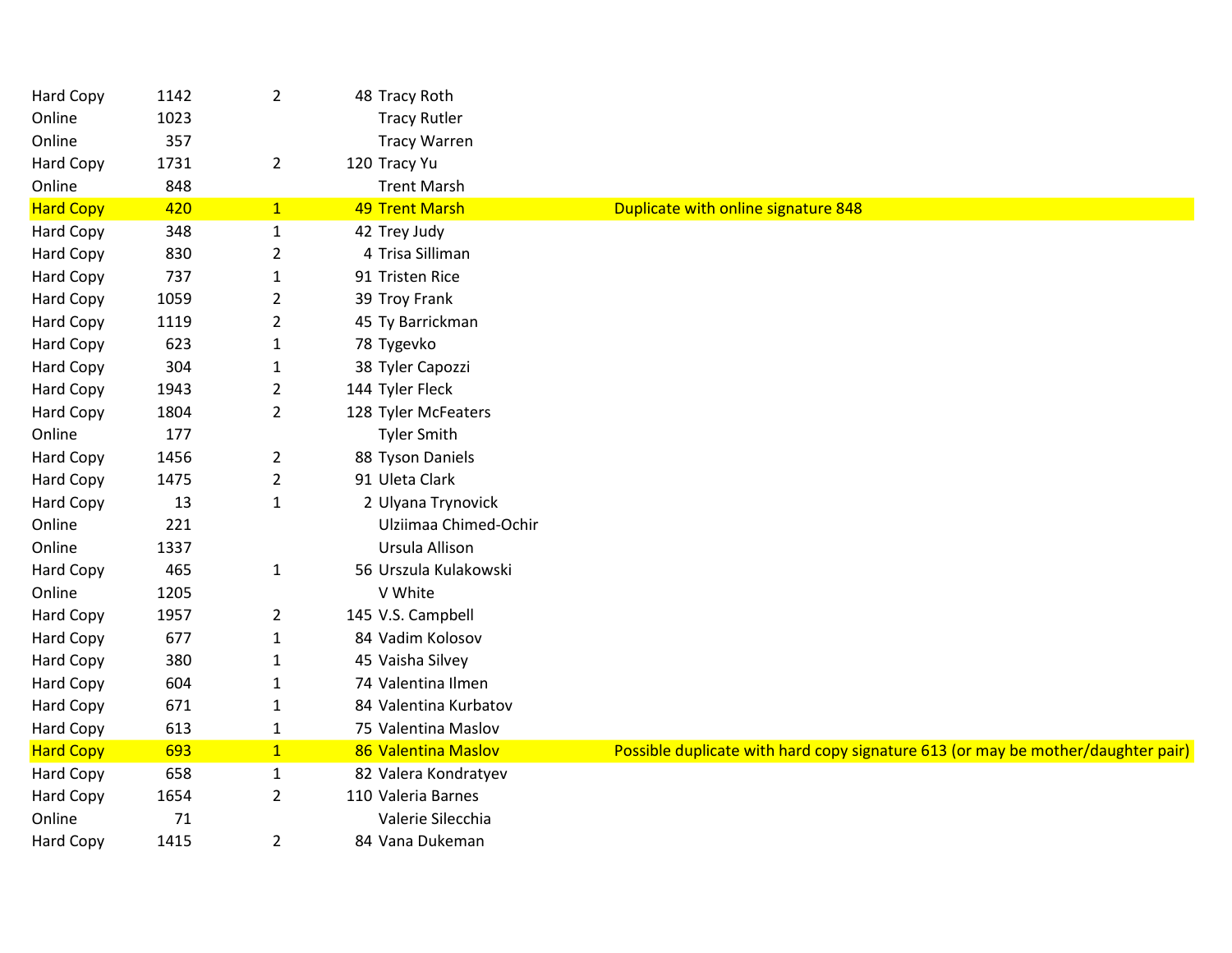| | | | | | |
|---|---|---|---|---|---|
| Hard Copy | 1142 | 2 | 48 | Tracy Roth | |
| Online | 1023 | | | Tracy Rutler | |
| Online | 357 | | | Tracy Warren | |
| Hard Copy | 1731 | 2 | 120 | Tracy Yu | |
| Online | 848 | | | Trent Marsh | |
| Hard Copy | 420 | 1 | 49 | Trent Marsh | Duplicate with online signature 848 |
| Hard Copy | 348 | 1 | 42 | Trey Judy | |
| Hard Copy | 830 | 2 | 4 | Trisa Silliman | |
| Hard Copy | 737 | 1 | 91 | Tristen Rice | |
| Hard Copy | 1059 | 2 | 39 | Troy Frank | |
| Hard Copy | 1119 | 2 | 45 | Ty Barrickman | |
| Hard Copy | 623 | 1 | 78 | Tygevko | |
| Hard Copy | 304 | 1 | 38 | Tyler Capozzi | |
| Hard Copy | 1943 | 2 | 144 | Tyler Fleck | |
| Hard Copy | 1804 | 2 | 128 | Tyler McFeaters | |
| Online | 177 | | | Tyler Smith | |
| Hard Copy | 1456 | 2 | 88 | Tyson Daniels | |
| Hard Copy | 1475 | 2 | 91 | Uleta Clark | |
| Hard Copy | 13 | 1 | 2 | Ulyana Trynovick | |
| Online | 221 | | | Ulziimaa Chimed-Ochir | |
| Online | 1337 | | | Ursula Allison | |
| Hard Copy | 465 | 1 | 56 | Urszula Kulakowski | |
| Online | 1205 | | | V White | |
| Hard Copy | 1957 | 2 | 145 | V.S. Campbell | |
| Hard Copy | 677 | 1 | 84 | Vadim Kolosov | |
| Hard Copy | 380 | 1 | 45 | Vaisha Silvey | |
| Hard Copy | 604 | 1 | 74 | Valentina Ilmen | |
| Hard Copy | 671 | 1 | 84 | Valentina Kurbatov | |
| Hard Copy | 613 | 1 | 75 | Valentina Maslov | |
| Hard Copy | 693 | 1 | 86 | Valentina Maslov | Possible duplicate with hard copy signature 613 (or may be mother/daughter pair) |
| Hard Copy | 658 | 1 | 82 | Valera Kondratyev | |
| Hard Copy | 1654 | 2 | 110 | Valeria Barnes | |
| Online | 71 | | | Valerie Silecchia | |
| Hard Copy | 1415 | 2 | 84 | Vana Dukeman | |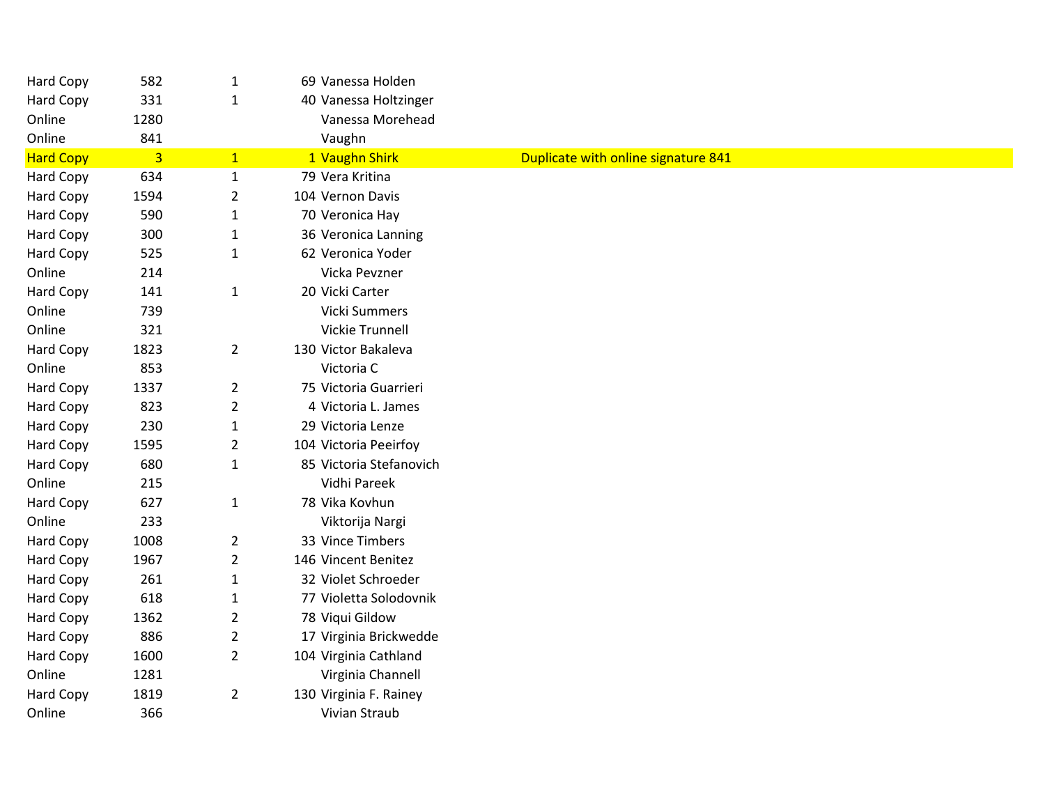| | | | | | |
|---|---|---|---|---|---|
| Hard Copy | 582 | 1 | 69 | Vanessa Holden | |
| Hard Copy | 331 | 1 | 40 | Vanessa Holtzinger | |
| Online | 1280 | | | Vanessa Morehead | |
| Online | 841 | | | Vaughn | |
| Hard Copy | 3 | 1 | 1 | Vaughn Shirk | Duplicate with online signature 841 |
| Hard Copy | 634 | 1 | 79 | Vera Kritina | |
| Hard Copy | 1594 | 2 | 104 | Vernon Davis | |
| Hard Copy | 590 | 1 | 70 | Veronica Hay | |
| Hard Copy | 300 | 1 | 36 | Veronica Lanning | |
| Hard Copy | 525 | 1 | 62 | Veronica Yoder | |
| Online | 214 | | | Vicka Pevzner | |
| Hard Copy | 141 | 1 | 20 | Vicki Carter | |
| Online | 739 | | | Vicki Summers | |
| Online | 321 | | | Vickie Trunnell | |
| Hard Copy | 1823 | 2 | 130 | Victor Bakaleva | |
| Online | 853 | | | Victoria C | |
| Hard Copy | 1337 | 2 | 75 | Victoria Guarrieri | |
| Hard Copy | 823 | 2 | 4 | Victoria L. James | |
| Hard Copy | 230 | 1 | 29 | Victoria Lenze | |
| Hard Copy | 1595 | 2 | 104 | Victoria Peeirfoy | |
| Hard Copy | 680 | 1 | 85 | Victoria Stefanovich | |
| Online | 215 | | | Vidhi Pareek | |
| Hard Copy | 627 | 1 | 78 | Vika Kovhun | |
| Online | 233 | | | Viktorija Nargi | |
| Hard Copy | 1008 | 2 | 33 | Vince Timbers | |
| Hard Copy | 1967 | 2 | 146 | Vincent Benitez | |
| Hard Copy | 261 | 1 | 32 | Violet Schroeder | |
| Hard Copy | 618 | 1 | 77 | Violetta Solodovnik | |
| Hard Copy | 1362 | 2 | 78 | Viqui Gildow | |
| Hard Copy | 886 | 2 | 17 | Virginia Brickwedde | |
| Hard Copy | 1600 | 2 | 104 | Virginia Cathland | |
| Online | 1281 | | | Virginia Channell | |
| Hard Copy | 1819 | 2 | 130 | Virginia F. Rainey | |
| Online | 366 | | | Vivian Straub | |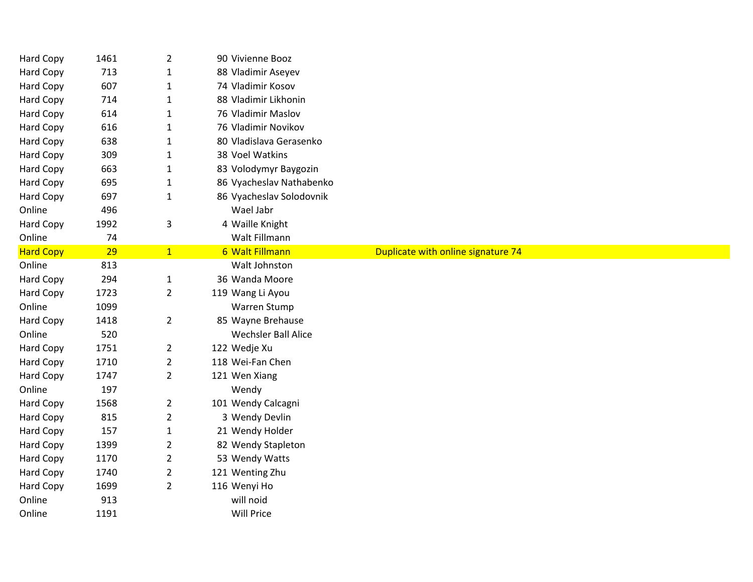| | | | | | |
|---|---|---|---|---|---|
| Hard Copy | 1461 | 2 | 90 | Vivienne Booz | |
| Hard Copy | 713 | 1 | 88 | Vladimir Aseyev | |
| Hard Copy | 607 | 1 | 74 | Vladimir Kosov | |
| Hard Copy | 714 | 1 | 88 | Vladimir Likhonin | |
| Hard Copy | 614 | 1 | 76 | Vladimir Maslov | |
| Hard Copy | 616 | 1 | 76 | Vladimir Novikov | |
| Hard Copy | 638 | 1 | 80 | Vladislava Gerasenko | |
| Hard Copy | 309 | 1 | 38 | Voel Watkins | |
| Hard Copy | 663 | 1 | 83 | Volodymyr Baygozin | |
| Hard Copy | 695 | 1 | 86 | Vyacheslav Nathabenko | |
| Hard Copy | 697 | 1 | 86 | Vyacheslav Solodovnik | |
| Online | 496 | | | Wael Jabr | |
| Hard Copy | 1992 | 3 | 4 | Waille Knight | |
| Online | 74 | | | Walt Fillmann | |
| Hard Copy | 29 | 1 | 6 | Walt Fillmann | Duplicate with online signature 74 |
| Online | 813 | | | Walt Johnston | |
| Hard Copy | 294 | 1 | 36 | Wanda Moore | |
| Hard Copy | 1723 | 2 | 119 | Wang Li Ayou | |
| Online | 1099 | | | Warren Stump | |
| Hard Copy | 1418 | 2 | 85 | Wayne Brehause | |
| Online | 520 | | | Wechsler Ball Alice | |
| Hard Copy | 1751 | 2 | 122 | Wedje Xu | |
| Hard Copy | 1710 | 2 | 118 | Wei-Fan Chen | |
| Hard Copy | 1747 | 2 | 121 | Wen Xiang | |
| Online | 197 | | | Wendy | |
| Hard Copy | 1568 | 2 | 101 | Wendy Calcagni | |
| Hard Copy | 815 | 2 | 3 | Wendy Devlin | |
| Hard Copy | 157 | 1 | 21 | Wendy Holder | |
| Hard Copy | 1399 | 2 | 82 | Wendy Stapleton | |
| Hard Copy | 1170 | 2 | 53 | Wendy Watts | |
| Hard Copy | 1740 | 2 | 121 | Wenting Zhu | |
| Hard Copy | 1699 | 2 | 116 | Wenyi Ho | |
| Online | 913 | | | will noid | |
| Online | 1191 | | | Will Price | |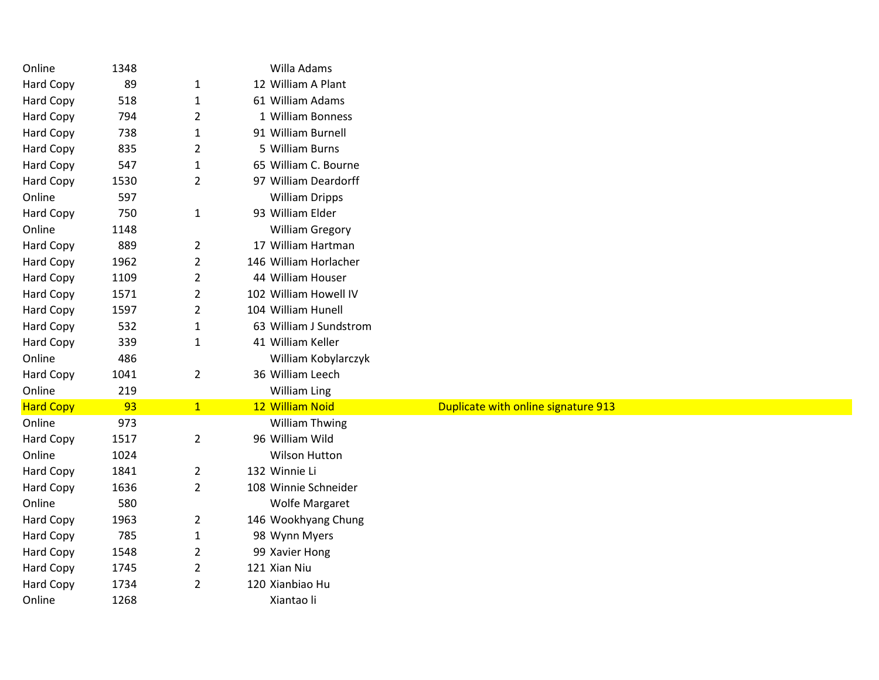| | | | | | |
|---|---|---|---|---|---|
| Online | 1348 | | | Willa Adams | |
| Hard Copy | 89 | 1 | 12 | William A Plant | |
| Hard Copy | 518 | 1 | 61 | William Adams | |
| Hard Copy | 794 | 2 | 1 | William Bonness | |
| Hard Copy | 738 | 1 | 91 | William Burnell | |
| Hard Copy | 835 | 2 | 5 | William Burns | |
| Hard Copy | 547 | 1 | 65 | William C. Bourne | |
| Hard Copy | 1530 | 2 | 97 | William Deardorff | |
| Online | 597 | | | William Dripps | |
| Hard Copy | 750 | 1 | 93 | William Elder | |
| Online | 1148 | | | William Gregory | |
| Hard Copy | 889 | 2 | 17 | William Hartman | |
| Hard Copy | 1962 | 2 | 146 | William Horlacher | |
| Hard Copy | 1109 | 2 | 44 | William Houser | |
| Hard Copy | 1571 | 2 | 102 | William Howell IV | |
| Hard Copy | 1597 | 2 | 104 | William Hunell | |
| Hard Copy | 532 | 1 | 63 | William J Sundstrom | |
| Hard Copy | 339 | 1 | 41 | William Keller | |
| Online | 486 | | | William Kobylarczyk | |
| Hard Copy | 1041 | 2 | 36 | William Leech | |
| Online | 219 | | | William Ling | |
| Hard Copy | 93 | 1 | 12 | William Noid | Duplicate with online signature 913 |
| Online | 973 | | | William Thwing | |
| Hard Copy | 1517 | 2 | 96 | William Wild | |
| Online | 1024 | | | Wilson Hutton | |
| Hard Copy | 1841 | 2 | 132 | Winnie Li | |
| Hard Copy | 1636 | 2 | 108 | Winnie Schneider | |
| Online | 580 | | | Wolfe Margaret | |
| Hard Copy | 1963 | 2 | 146 | Wookhyang Chung | |
| Hard Copy | 785 | 1 | 98 | Wynn Myers | |
| Hard Copy | 1548 | 2 | 99 | Xavier Hong | |
| Hard Copy | 1745 | 2 | 121 | Xian Niu | |
| Hard Copy | 1734 | 2 | 120 | Xianbiao Hu | |
| Online | 1268 | | | Xiantao li | |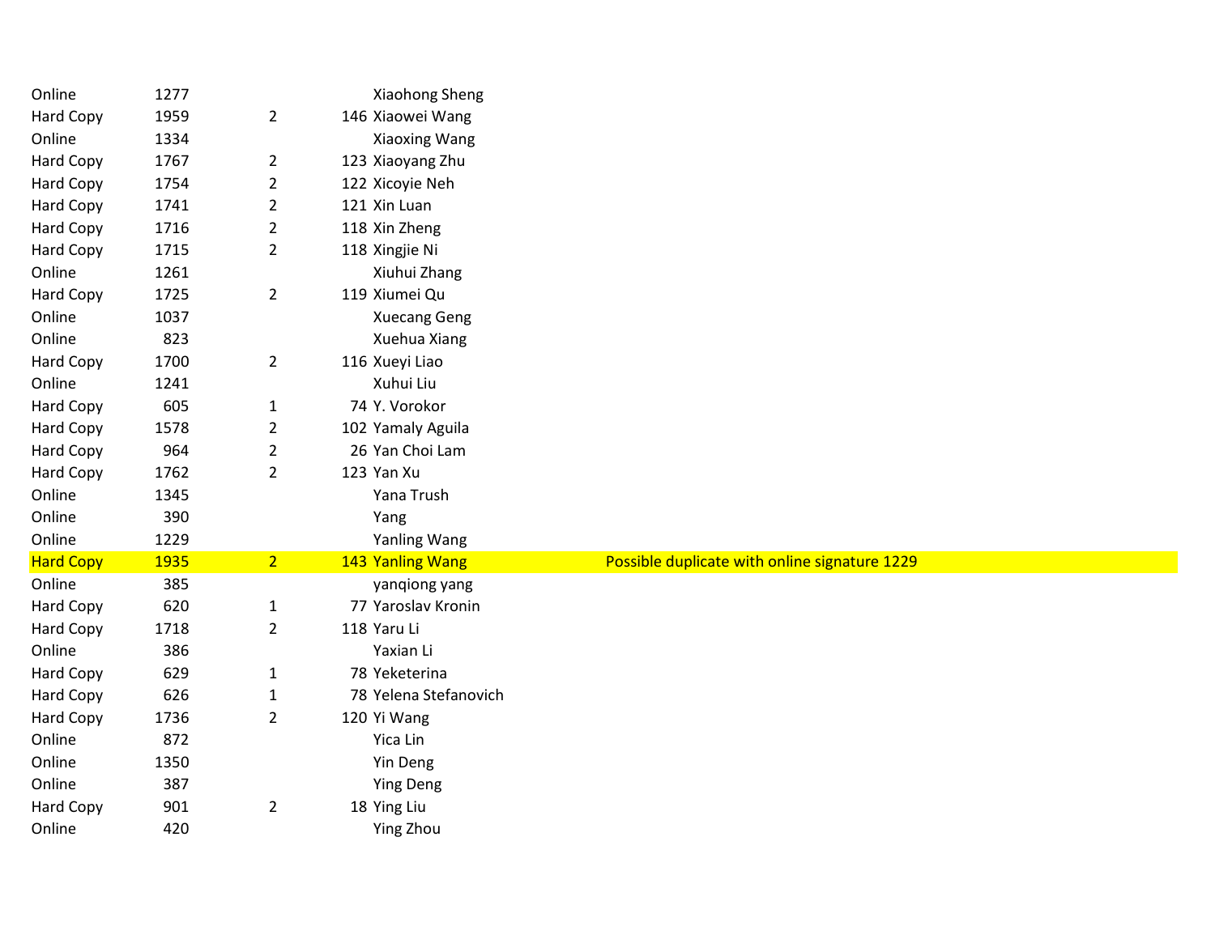| | | | | | |
|---|---|---|---|---|---|
| Online | 1277 | | | Xiaohong Sheng | |
| Hard Copy | 1959 | 2 | 146 | Xiaowei Wang | |
| Online | 1334 | | | Xiaoxing Wang | |
| Hard Copy | 1767 | 2 | 123 | Xiaoyang Zhu | |
| Hard Copy | 1754 | 2 | 122 | Xicoyie Neh | |
| Hard Copy | 1741 | 2 | 121 | Xin Luan | |
| Hard Copy | 1716 | 2 | 118 | Xin Zheng | |
| Hard Copy | 1715 | 2 | 118 | Xingjie Ni | |
| Online | 1261 | | | Xiuhui Zhang | |
| Hard Copy | 1725 | 2 | 119 | Xiumei Qu | |
| Online | 1037 | | | Xuecang Geng | |
| Online | 823 | | | Xuehua Xiang | |
| Hard Copy | 1700 | 2 | 116 | Xueyi Liao | |
| Online | 1241 | | | Xuhui Liu | |
| Hard Copy | 605 | 1 | 74 | Y. Vorokor | |
| Hard Copy | 1578 | 2 | 102 | Yamaly Aguila | |
| Hard Copy | 964 | 2 | 26 | Yan Choi Lam | |
| Hard Copy | 1762 | 2 | 123 | Yan Xu | |
| Online | 1345 | | | Yana Trush | |
| Online | 390 | | | Yang | |
| Online | 1229 | | | Yanling Wang | |
| Hard Copy | 1935 | 2 | 143 | Yanling Wang | Possible duplicate with online signature 1229 |
| Online | 385 | | | yanqiong yang | |
| Hard Copy | 620 | 1 | 77 | Yaroslav Kronin | |
| Hard Copy | 1718 | 2 | 118 | Yaru Li | |
| Online | 386 | | | Yaxian Li | |
| Hard Copy | 629 | 1 | 78 | Yeketerina | |
| Hard Copy | 626 | 1 | 78 | Yelena Stefanovich | |
| Hard Copy | 1736 | 2 | 120 | Yi Wang | |
| Online | 872 | | | Yica Lin | |
| Online | 1350 | | | Yin Deng | |
| Online | 387 | | | Ying Deng | |
| Hard Copy | 901 | 2 | 18 | Ying Liu | |
| Online | 420 | | | Ying Zhou | |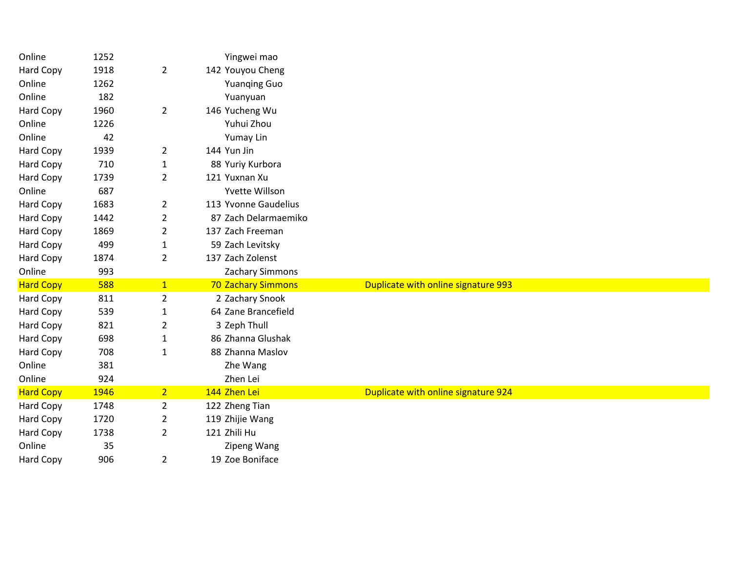| | | | | | |
|---|---|---|---|---|---|
| Online | 1252 | | | Yingwei mao | |
| Hard Copy | 1918 | 2 | 142 | Youyou Cheng | |
| Online | 1262 | | | Yuanqing Guo | |
| Online | 182 | | | Yuanyuan | |
| Hard Copy | 1960 | 2 | 146 | Yucheng Wu | |
| Online | 1226 | | | Yuhui Zhou | |
| Online | 42 | | | Yumay Lin | |
| Hard Copy | 1939 | 2 | 144 | Yun Jin | |
| Hard Copy | 710 | 1 | 88 | Yuriy Kurbora | |
| Hard Copy | 1739 | 2 | 121 | Yuxnan Xu | |
| Online | 687 | | | Yvette Willson | |
| Hard Copy | 1683 | 2 | 113 | Yvonne Gaudelius | |
| Hard Copy | 1442 | 2 | 87 | Zach Delarmaemiko | |
| Hard Copy | 1869 | 2 | 137 | Zach Freeman | |
| Hard Copy | 499 | 1 | 59 | Zach Levitsky | |
| Hard Copy | 1874 | 2 | 137 | Zach Zolenst | |
| Online | 993 | | | Zachary Simmons | |
| Hard Copy | 588 | 1 | 70 | Zachary Simmons | Duplicate with online signature 993 |
| Hard Copy | 811 | 2 | 2 | Zachary Snook | |
| Hard Copy | 539 | 1 | 64 | Zane Brancefield | |
| Hard Copy | 821 | 2 | 3 | Zeph Thull | |
| Hard Copy | 698 | 1 | 86 | Zhanna Glushak | |
| Hard Copy | 708 | 1 | 88 | Zhanna Maslov | |
| Online | 381 | | | Zhe Wang | |
| Online | 924 | | | Zhen Lei | |
| Hard Copy | 1946 | 2 | 144 | Zhen Lei | Duplicate with online signature 924 |
| Hard Copy | 1748 | 2 | 122 | Zheng Tian | |
| Hard Copy | 1720 | 2 | 119 | Zhijie Wang | |
| Hard Copy | 1738 | 2 | 121 | Zhili Hu | |
| Online | 35 | | | Zipeng Wang | |
| Hard Copy | 906 | 2 | 19 | Zoe Boniface | |